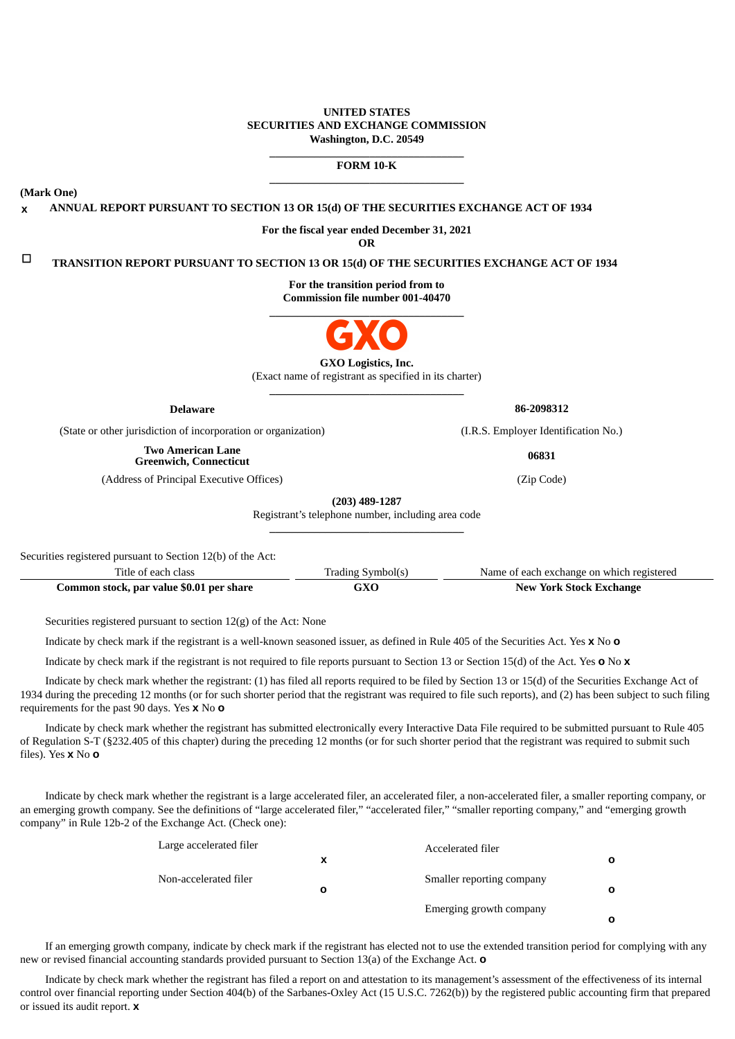**UNITED STATES**
**SECURITIES AND EXCHANGE COMMISSION**
**Washington, D.C. 20549**

---

**FORM 10-K**

---

**(Mark One)**

x **ANNUAL REPORT PURSUANT TO SECTION 13 OR 15(d) OF THE SECURITIES EXCHANGE ACT OF 1934**

**For the fiscal year ended December 31, 2021**
**OR**

☐ **TRANSITION REPORT PURSUANT TO SECTION 13 OR 15(d) OF THE SECURITIES EXCHANGE ACT OF 1934**

**For the transition period from to**
**Commission file number 001-40470**

---

GXO

**GXO Logistics, Inc.**
(Exact name of registrant as specified in its charter)

---

| **Delaware** | **86-2098312** |
|---|---|
| (State or other jurisdiction of incorporation or organization) | (I.R.S. Employer Identification No.) |
| **Two American Lane Greenwich, Connecticut** | **06831** |
| (Address of Principal Executive Offices) | (Zip Code) |

**(203) 489-1287**
Registrant's telephone number, including area code

---

Securities registered pursuant to Section 12(b) of the Act:

| Title of each class | Trading Symbol(s) | Name of each exchange on which registered |
|---|---|---|
| **Common stock, par value $0.01 per share** | **GXO** | **New York Stock Exchange** |

Securities registered pursuant to section 12(g) of the Act: None

Indicate by check mark if the registrant is a well-known seasoned issuer, as defined in Rule 405 of the Securities Act. Yes **x** No **o**

Indicate by check mark if the registrant is not required to file reports pursuant to Section 13 or Section 15(d) of the Act. Yes **o** No **x**

Indicate by check mark whether the registrant: (1) has filed all reports required to be filed by Section 13 or 15(d) of the Securities Exchange Act of 1934 during the preceding 12 months (or for such shorter period that the registrant was required to file such reports), and (2) has been subject to such filing requirements for the past 90 days. Yes **x** No **o**

Indicate by check mark whether the registrant has submitted electronically every Interactive Data File required to be submitted pursuant to Rule 405 of Regulation S-T (§232.405 of this chapter) during the preceding 12 months (or for such shorter period that the registrant was required to submit such files). Yes **x** No **o**

Indicate by check mark whether the registrant is a large accelerated filer, an accelerated filer, a non-accelerated filer, a smaller reporting company, or an emerging growth company. See the definitions of "large accelerated filer," "accelerated filer," "smaller reporting company," and "emerging growth company" in Rule 12b-2 of the Exchange Act. (Check one):

| | | | |
|---|---|---|---|
| Large accelerated filer | **x** | Accelerated filer | **o** |
| Non-accelerated filer | **o** | Smaller reporting company | **o** |
| | | Emerging growth company | **o** |

If an emerging growth company, indicate by check mark if the registrant has elected not to use the extended transition period for complying with any new or revised financial accounting standards provided pursuant to Section 13(a) of the Exchange Act. **o**

Indicate by check mark whether the registrant has filed a report on and attestation to its management's assessment of the effectiveness of its internal control over financial reporting under Section 404(b) of the Sarbanes-Oxley Act (15 U.S.C. 7262(b)) by the registered public accounting firm that prepared or issued its audit report. **x**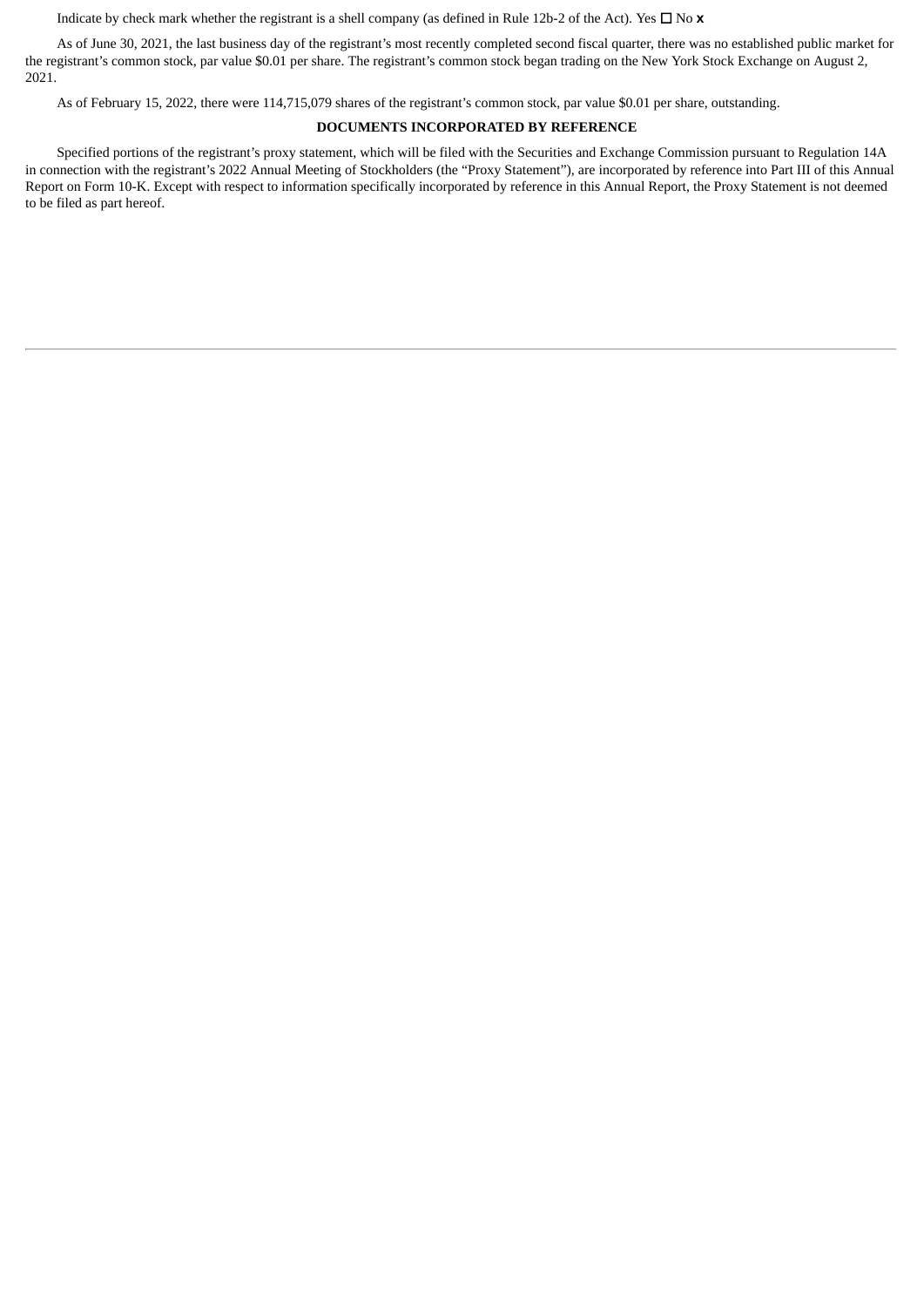Indicate by check mark whether the registrant is a shell company (as defined in Rule 12b-2 of the Act). Yes ☐ No x

As of June 30, 2021, the last business day of the registrant's most recently completed second fiscal quarter, there was no established public market for the registrant's common stock, par value $0.01 per share. The registrant's common stock began trading on the New York Stock Exchange on August 2, 2021.

As of February 15, 2022, there were 114,715,079 shares of the registrant's common stock, par value $0.01 per share, outstanding.

**DOCUMENTS INCORPORATED BY REFERENCE**

Specified portions of the registrant's proxy statement, which will be filed with the Securities and Exchange Commission pursuant to Regulation 14A in connection with the registrant's 2022 Annual Meeting of Stockholders (the "Proxy Statement"), are incorporated by reference into Part III of this Annual Report on Form 10-K. Except with respect to information specifically incorporated by reference in this Annual Report, the Proxy Statement is not deemed to be filed as part hereof.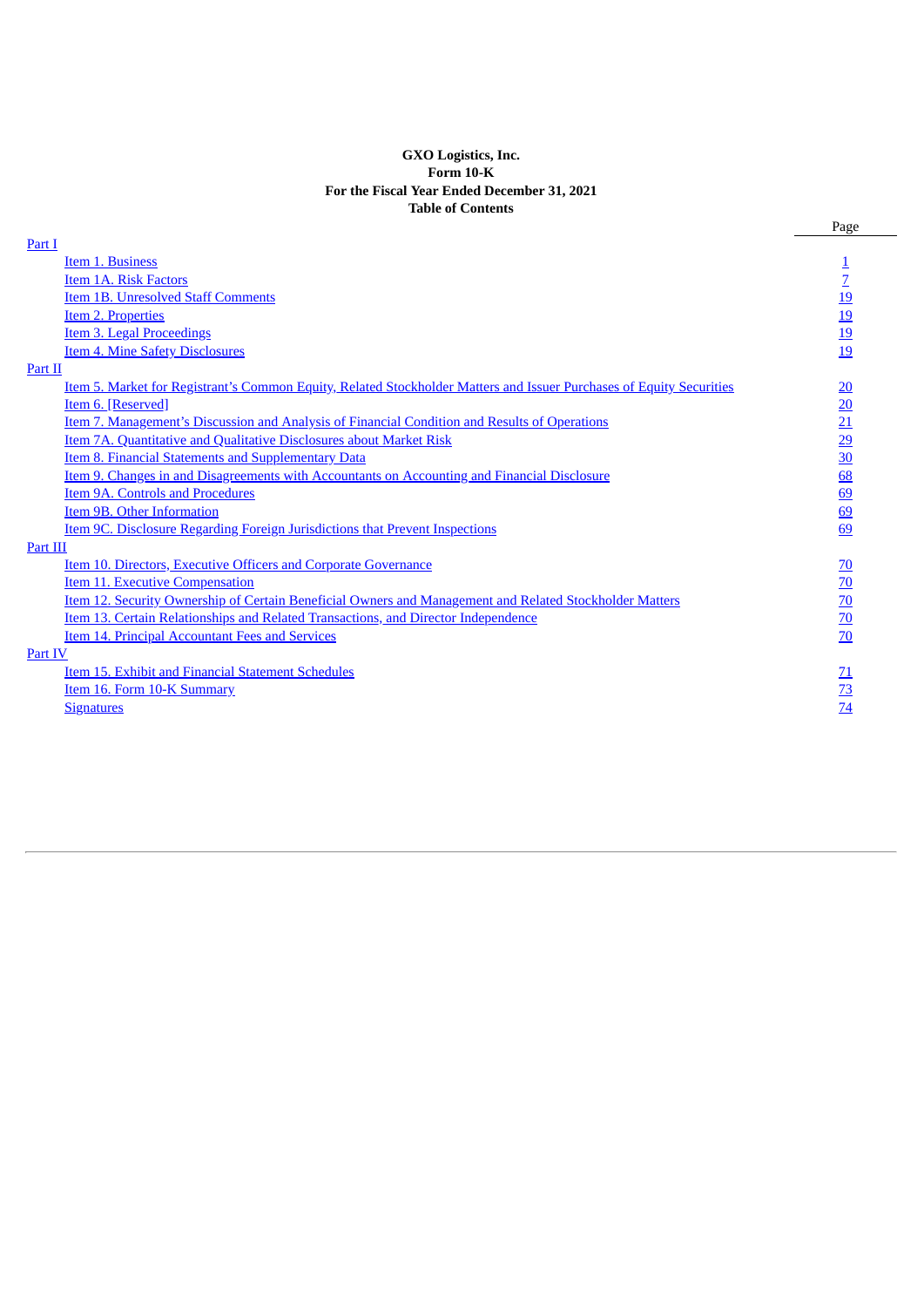**GXO Logistics, Inc.**
**Form 10-K**
**For the Fiscal Year Ended December 31, 2021**
**Table of Contents**

| | Page |
|---|---|
| Part I | |
| Item 1. Business | 1 |
| Item 1A. Risk Factors | 7 |
| Item 1B. Unresolved Staff Comments | 19 |
| Item 2. Properties | 19 |
| Item 3. Legal Proceedings | 19 |
| Item 4. Mine Safety Disclosures | 19 |
| Part II | |
| Item 5. Market for Registrant’s Common Equity, Related Stockholder Matters and Issuer Purchases of Equity Securities | 20 |
| Item 6. [Reserved] | 20 |
| Item 7. Management’s Discussion and Analysis of Financial Condition and Results of Operations | 21 |
| Item 7A. Quantitative and Qualitative Disclosures about Market Risk | 29 |
| Item 8. Financial Statements and Supplementary Data | 30 |
| Item 9. Changes in and Disagreements with Accountants on Accounting and Financial Disclosure | 68 |
| Item 9A. Controls and Procedures | 69 |
| Item 9B. Other Information | 69 |
| Item 9C. Disclosure Regarding Foreign Jurisdictions that Prevent Inspections | 69 |
| Part III | |
| Item 10. Directors, Executive Officers and Corporate Governance | 70 |
| Item 11. Executive Compensation | 70 |
| Item 12. Security Ownership of Certain Beneficial Owners and Management and Related Stockholder Matters | 70 |
| Item 13. Certain Relationships and Related Transactions, and Director Independence | 70 |
| Item 14. Principal Accountant Fees and Services | 70 |
| Part IV | |
| Item 15. Exhibit and Financial Statement Schedules | 71 |
| Item 16. Form 10-K Summary | 73 |
| Signatures | 74 |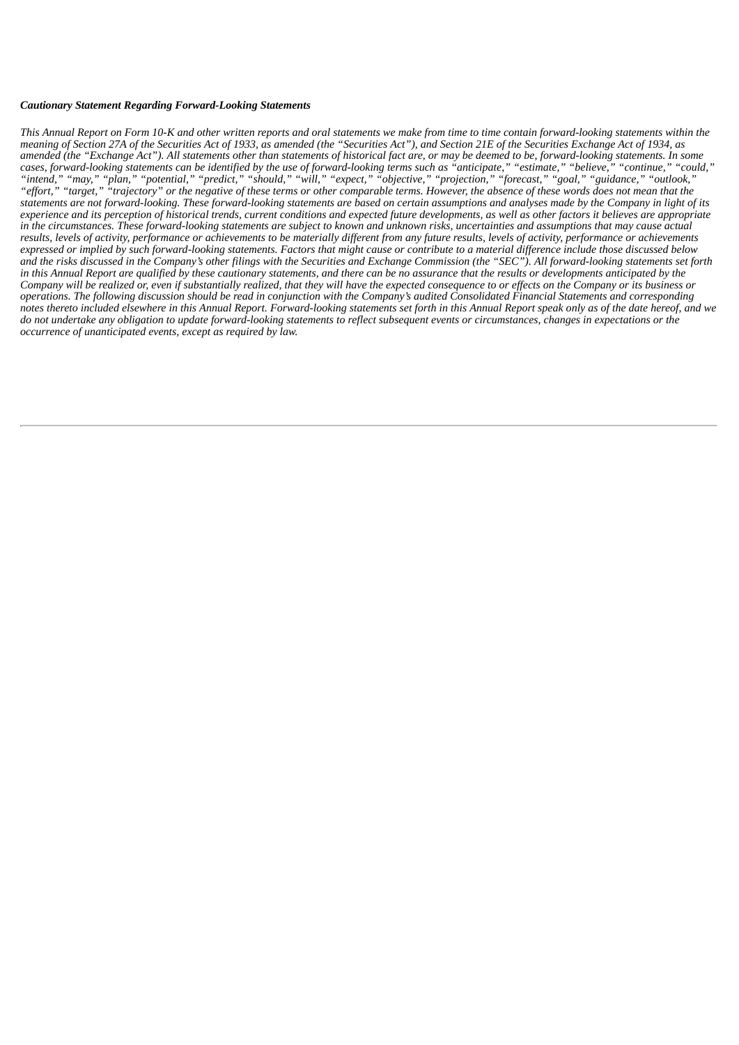***Cautionary Statement Regarding Forward-Looking Statements***

*This Annual Report on Form 10-K and other written reports and oral statements we make from time to time contain forward-looking statements within the meaning of Section 27A of the Securities Act of 1933, as amended (the "Securities Act"), and Section 21E of the Securities Exchange Act of 1934, as amended (the "Exchange Act"). All statements other than statements of historical fact are, or may be deemed to be, forward-looking statements. In some cases, forward-looking statements can be identified by the use of forward-looking terms such as "anticipate," "estimate," "believe," "continue," "could," "intend," "may," "plan," "potential," "predict," "should," "will," "expect," "objective," "projection," "forecast," "goal," "guidance," "outlook," "effort," "target," "trajectory" or the negative of these terms or other comparable terms. However, the absence of these words does not mean that the statements are not forward-looking. These forward-looking statements are based on certain assumptions and analyses made by the Company in light of its experience and its perception of historical trends, current conditions and expected future developments, as well as other factors it believes are appropriate in the circumstances. These forward-looking statements are subject to known and unknown risks, uncertainties and assumptions that may cause actual results, levels of activity, performance or achievements to be materially different from any future results, levels of activity, performance or achievements expressed or implied by such forward-looking statements. Factors that might cause or contribute to a material difference include those discussed below and the risks discussed in the Company's other filings with the Securities and Exchange Commission (the "SEC"). All forward-looking statements set forth in this Annual Report are qualified by these cautionary statements, and there can be no assurance that the results or developments anticipated by the Company will be realized or, even if substantially realized, that they will have the expected consequence to or effects on the Company or its business or operations. The following discussion should be read in conjunction with the Company's audited Consolidated Financial Statements and corresponding notes thereto included elsewhere in this Annual Report. Forward-looking statements set forth in this Annual Report speak only as of the date hereof, and we do not undertake any obligation to update forward-looking statements to reflect subsequent events or circumstances, changes in expectations or the occurrence of unanticipated events, except as required by law.*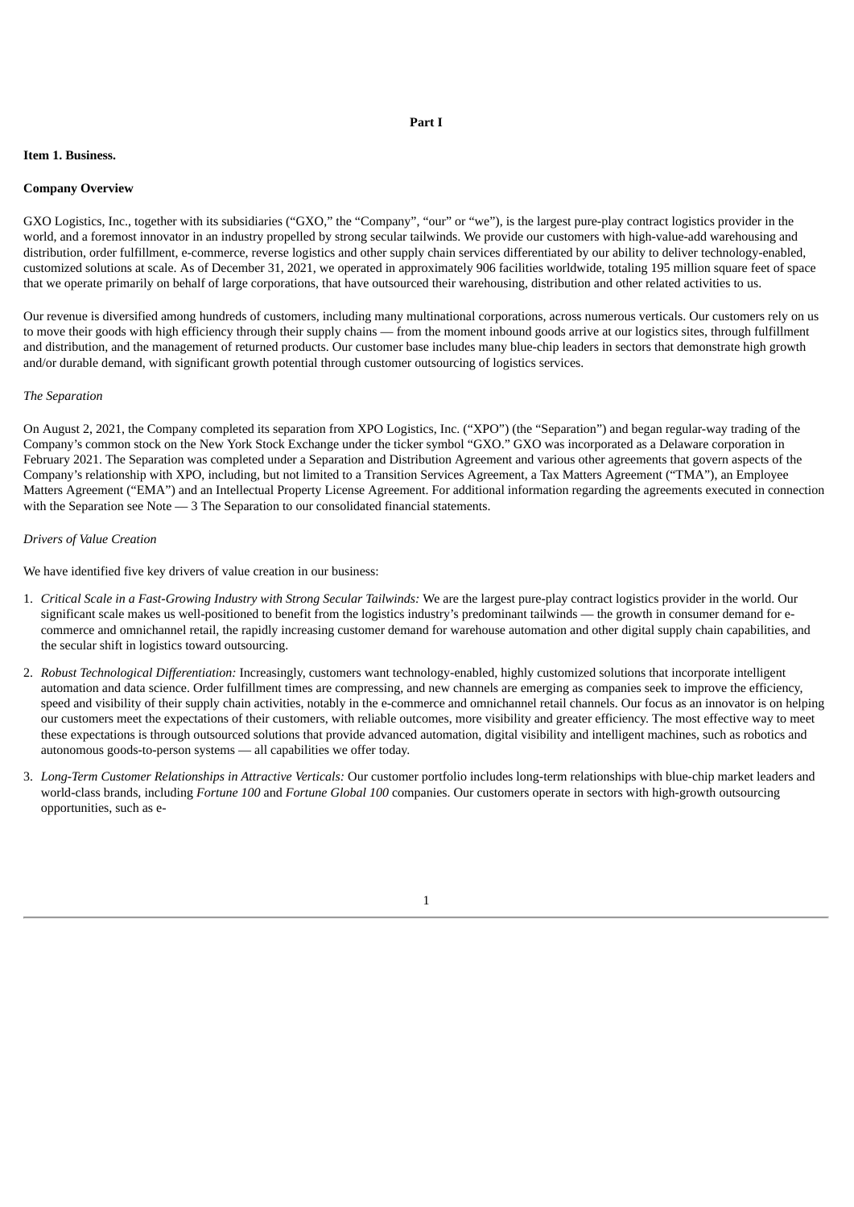**Part I**

**Item 1. Business.**

**Company Overview**

GXO Logistics, Inc., together with its subsidiaries ("GXO," the "Company", "our" or "we"), is the largest pure-play contract logistics provider in the world, and a foremost innovator in an industry propelled by strong secular tailwinds. We provide our customers with high-value-add warehousing and distribution, order fulfillment, e-commerce, reverse logistics and other supply chain services differentiated by our ability to deliver technology-enabled, customized solutions at scale. As of December 31, 2021, we operated in approximately 906 facilities worldwide, totaling 195 million square feet of space that we operate primarily on behalf of large corporations, that have outsourced their warehousing, distribution and other related activities to us.

Our revenue is diversified among hundreds of customers, including many multinational corporations, across numerous verticals. Our customers rely on us to move their goods with high efficiency through their supply chains — from the moment inbound goods arrive at our logistics sites, through fulfillment and distribution, and the management of returned products. Our customer base includes many blue-chip leaders in sectors that demonstrate high growth and/or durable demand, with significant growth potential through customer outsourcing of logistics services.

*The Separation*

On August 2, 2021, the Company completed its separation from XPO Logistics, Inc. ("XPO") (the "Separation") and began regular-way trading of the Company's common stock on the New York Stock Exchange under the ticker symbol "GXO." GXO was incorporated as a Delaware corporation in February 2021. The Separation was completed under a Separation and Distribution Agreement and various other agreements that govern aspects of the Company's relationship with XPO, including, but not limited to a Transition Services Agreement, a Tax Matters Agreement ("TMA"), an Employee Matters Agreement ("EMA") and an Intellectual Property License Agreement. For additional information regarding the agreements executed in connection with the Separation see Note — 3 The Separation to our consolidated financial statements.

*Drivers of Value Creation*

We have identified five key drivers of value creation in our business:

1. *Critical Scale in a Fast-Growing Industry with Strong Secular Tailwinds:* We are the largest pure-play contract logistics provider in the world. Our significant scale makes us well-positioned to benefit from the logistics industry's predominant tailwinds — the growth in consumer demand for e-commerce and omnichannel retail, the rapidly increasing customer demand for warehouse automation and other digital supply chain capabilities, and the secular shift in logistics toward outsourcing.

2. *Robust Technological Differentiation:* Increasingly, customers want technology-enabled, highly customized solutions that incorporate intelligent automation and data science. Order fulfillment times are compressing, and new channels are emerging as companies seek to improve the efficiency, speed and visibility of their supply chain activities, notably in the e-commerce and omnichannel retail channels. Our focus as an innovator is on helping our customers meet the expectations of their customers, with reliable outcomes, more visibility and greater efficiency. The most effective way to meet these expectations is through outsourced solutions that provide advanced automation, digital visibility and intelligent machines, such as robotics and autonomous goods-to-person systems — all capabilities we offer today.

3. *Long-Term Customer Relationships in Attractive Verticals:* Our customer portfolio includes long-term relationships with blue-chip market leaders and world-class brands, including *Fortune 100* and *Fortune Global 100* companies. Our customers operate in sectors with high-growth outsourcing opportunities, such as e-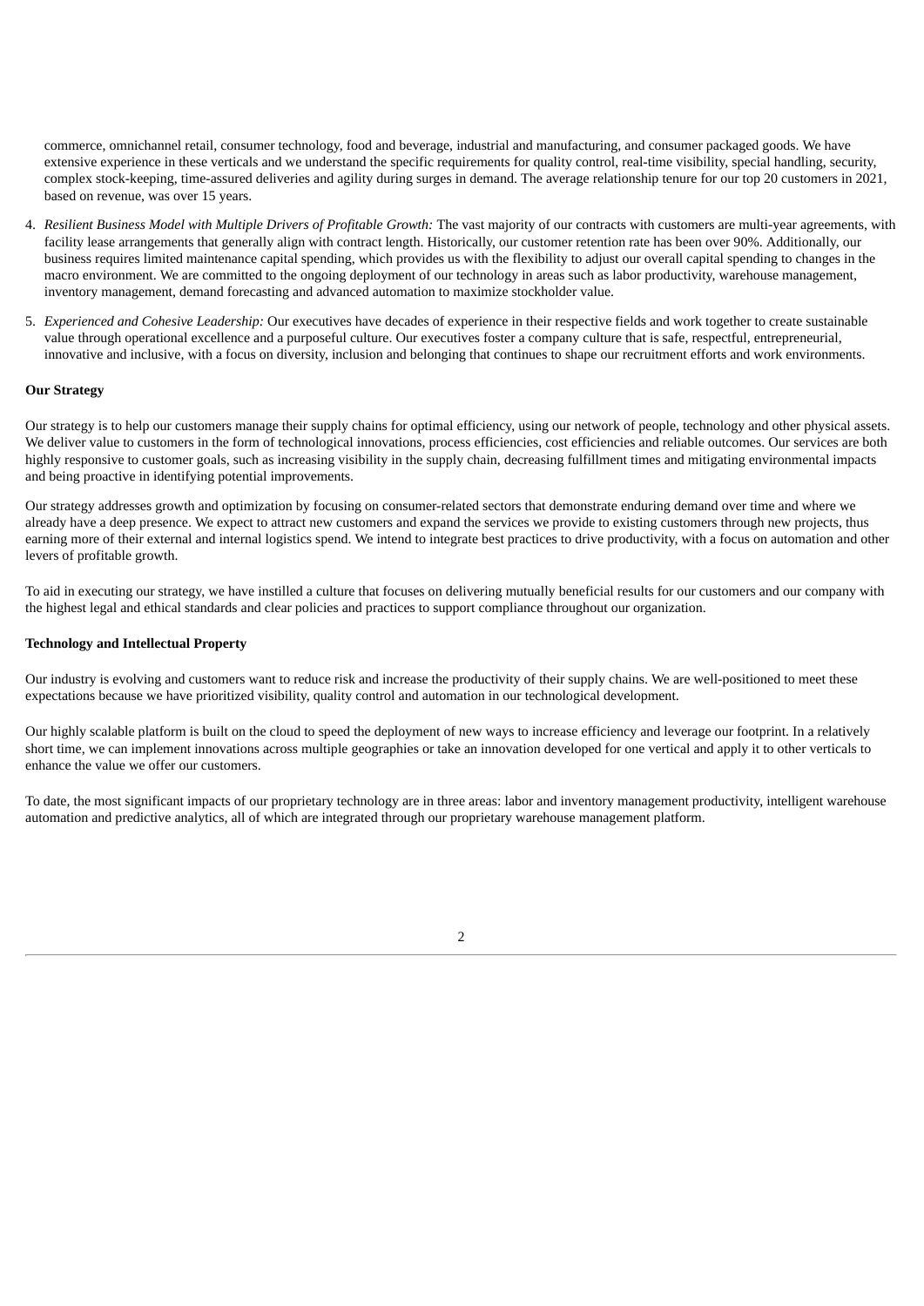commerce, omnichannel retail, consumer technology, food and beverage, industrial and manufacturing, and consumer packaged goods. We have extensive experience in these verticals and we understand the specific requirements for quality control, real-time visibility, special handling, security, complex stock-keeping, time-assured deliveries and agility during surges in demand. The average relationship tenure for our top 20 customers in 2021, based on revenue, was over 15 years.

4. *Resilient Business Model with Multiple Drivers of Profitable Growth:* The vast majority of our contracts with customers are multi-year agreements, with facility lease arrangements that generally align with contract length. Historically, our customer retention rate has been over 90%. Additionally, our business requires limited maintenance capital spending, which provides us with the flexibility to adjust our overall capital spending to changes in the macro environment. We are committed to the ongoing deployment of our technology in areas such as labor productivity, warehouse management, inventory management, demand forecasting and advanced automation to maximize stockholder value.

5. *Experienced and Cohesive Leadership:* Our executives have decades of experience in their respective fields and work together to create sustainable value through operational excellence and a purposeful culture. Our executives foster a company culture that is safe, respectful, entrepreneurial, innovative and inclusive, with a focus on diversity, inclusion and belonging that continues to shape our recruitment efforts and work environments.

**Our Strategy**

Our strategy is to help our customers manage their supply chains for optimal efficiency, using our network of people, technology and other physical assets. We deliver value to customers in the form of technological innovations, process efficiencies, cost efficiencies and reliable outcomes. Our services are both highly responsive to customer goals, such as increasing visibility in the supply chain, decreasing fulfillment times and mitigating environmental impacts and being proactive in identifying potential improvements.

Our strategy addresses growth and optimization by focusing on consumer-related sectors that demonstrate enduring demand over time and where we already have a deep presence. We expect to attract new customers and expand the services we provide to existing customers through new projects, thus earning more of their external and internal logistics spend. We intend to integrate best practices to drive productivity, with a focus on automation and other levers of profitable growth.

To aid in executing our strategy, we have instilled a culture that focuses on delivering mutually beneficial results for our customers and our company with the highest legal and ethical standards and clear policies and practices to support compliance throughout our organization.

**Technology and Intellectual Property**

Our industry is evolving and customers want to reduce risk and increase the productivity of their supply chains. We are well-positioned to meet these expectations because we have prioritized visibility, quality control and automation in our technological development.

Our highly scalable platform is built on the cloud to speed the deployment of new ways to increase efficiency and leverage our footprint. In a relatively short time, we can implement innovations across multiple geographies or take an innovation developed for one vertical and apply it to other verticals to enhance the value we offer our customers.

To date, the most significant impacts of our proprietary technology are in three areas: labor and inventory management productivity, intelligent warehouse automation and predictive analytics, all of which are integrated through our proprietary warehouse management platform.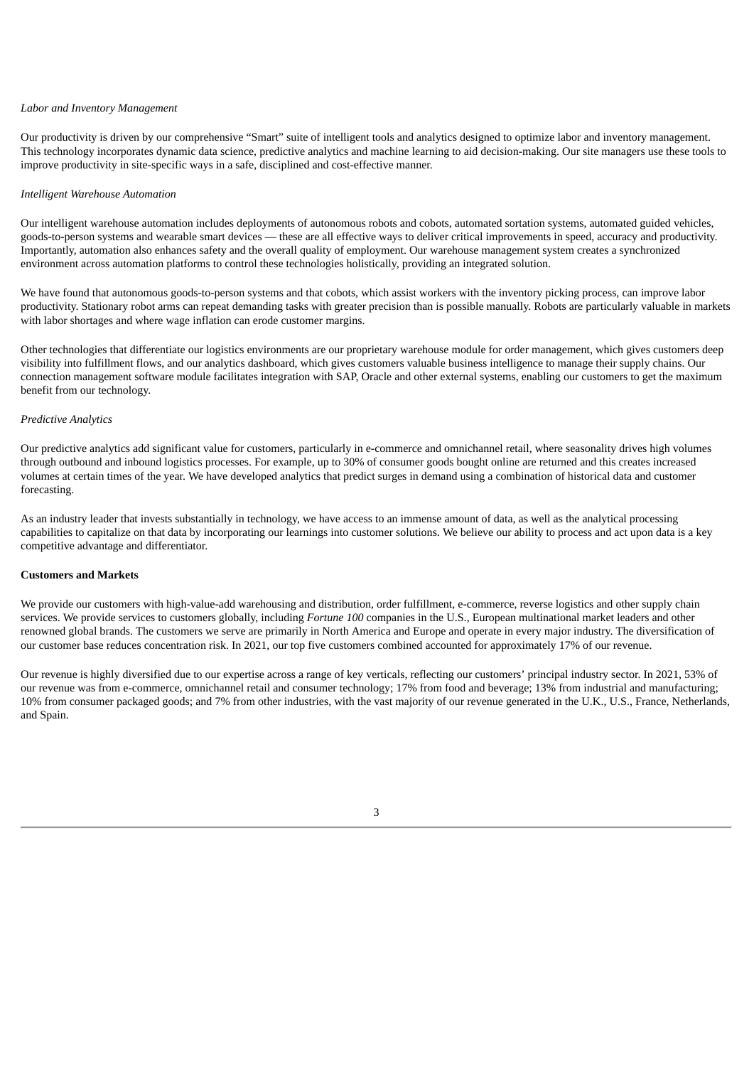*Labor and Inventory Management*

Our productivity is driven by our comprehensive “Smart” suite of intelligent tools and analytics designed to optimize labor and inventory management. This technology incorporates dynamic data science, predictive analytics and machine learning to aid decision-making. Our site managers use these tools to improve productivity in site-specific ways in a safe, disciplined and cost-effective manner.

*Intelligent Warehouse Automation*

Our intelligent warehouse automation includes deployments of autonomous robots and cobots, automated sortation systems, automated guided vehicles, goods-to-person systems and wearable smart devices — these are all effective ways to deliver critical improvements in speed, accuracy and productivity. Importantly, automation also enhances safety and the overall quality of employment. Our warehouse management system creates a synchronized environment across automation platforms to control these technologies holistically, providing an integrated solution.

We have found that autonomous goods-to-person systems and that cobots, which assist workers with the inventory picking process, can improve labor productivity. Stationary robot arms can repeat demanding tasks with greater precision than is possible manually. Robots are particularly valuable in markets with labor shortages and where wage inflation can erode customer margins.

Other technologies that differentiate our logistics environments are our proprietary warehouse module for order management, which gives customers deep visibility into fulfillment flows, and our analytics dashboard, which gives customers valuable business intelligence to manage their supply chains. Our connection management software module facilitates integration with SAP, Oracle and other external systems, enabling our customers to get the maximum benefit from our technology.

*Predictive Analytics*

Our predictive analytics add significant value for customers, particularly in e-commerce and omnichannel retail, where seasonality drives high volumes through outbound and inbound logistics processes. For example, up to 30% of consumer goods bought online are returned and this creates increased volumes at certain times of the year. We have developed analytics that predict surges in demand using a combination of historical data and customer forecasting.

As an industry leader that invests substantially in technology, we have access to an immense amount of data, as well as the analytical processing capabilities to capitalize on that data by incorporating our learnings into customer solutions. We believe our ability to process and act upon data is a key competitive advantage and differentiator.

**Customers and Markets**

We provide our customers with high-value-add warehousing and distribution, order fulfillment, e-commerce, reverse logistics and other supply chain services. We provide services to customers globally, including *Fortune 100* companies in the U.S., European multinational market leaders and other renowned global brands. The customers we serve are primarily in North America and Europe and operate in every major industry. The diversification of our customer base reduces concentration risk. In 2021, our top five customers combined accounted for approximately 17% of our revenue.

Our revenue is highly diversified due to our expertise across a range of key verticals, reflecting our customers’ principal industry sector. In 2021, 53% of our revenue was from e-commerce, omnichannel retail and consumer technology; 17% from food and beverage; 13% from industrial and manufacturing; 10% from consumer packaged goods; and 7% from other industries, with the vast majority of our revenue generated in the U.K., U.S., France, Netherlands, and Spain.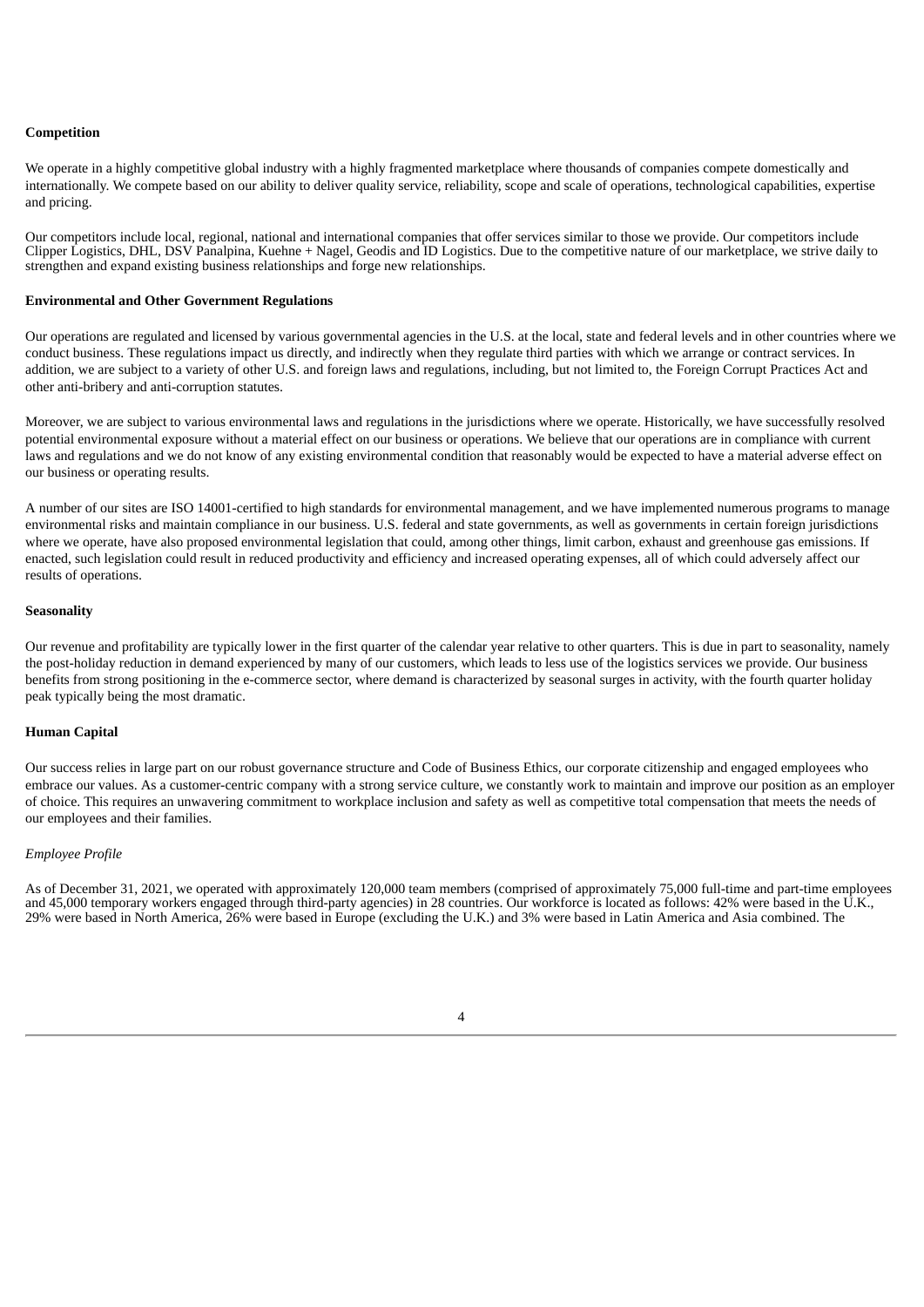**Competition**

We operate in a highly competitive global industry with a highly fragmented marketplace where thousands of companies compete domestically and internationally. We compete based on our ability to deliver quality service, reliability, scope and scale of operations, technological capabilities, expertise and pricing.

Our competitors include local, regional, national and international companies that offer services similar to those we provide. Our competitors include Clipper Logistics, DHL, DSV Panalpina, Kuehne + Nagel, Geodis and ID Logistics. Due to the competitive nature of our marketplace, we strive daily to strengthen and expand existing business relationships and forge new relationships.

**Environmental and Other Government Regulations**

Our operations are regulated and licensed by various governmental agencies in the U.S. at the local, state and federal levels and in other countries where we conduct business. These regulations impact us directly, and indirectly when they regulate third parties with which we arrange or contract services. In addition, we are subject to a variety of other U.S. and foreign laws and regulations, including, but not limited to, the Foreign Corrupt Practices Act and other anti-bribery and anti-corruption statutes.

Moreover, we are subject to various environmental laws and regulations in the jurisdictions where we operate. Historically, we have successfully resolved potential environmental exposure without a material effect on our business or operations. We believe that our operations are in compliance with current laws and regulations and we do not know of any existing environmental condition that reasonably would be expected to have a material adverse effect on our business or operating results.

A number of our sites are ISO 14001-certified to high standards for environmental management, and we have implemented numerous programs to manage environmental risks and maintain compliance in our business. U.S. federal and state governments, as well as governments in certain foreign jurisdictions where we operate, have also proposed environmental legislation that could, among other things, limit carbon, exhaust and greenhouse gas emissions. If enacted, such legislation could result in reduced productivity and efficiency and increased operating expenses, all of which could adversely affect our results of operations.

**Seasonality**

Our revenue and profitability are typically lower in the first quarter of the calendar year relative to other quarters. This is due in part to seasonality, namely the post-holiday reduction in demand experienced by many of our customers, which leads to less use of the logistics services we provide. Our business benefits from strong positioning in the e-commerce sector, where demand is characterized by seasonal surges in activity, with the fourth quarter holiday peak typically being the most dramatic.

**Human Capital**

Our success relies in large part on our robust governance structure and Code of Business Ethics, our corporate citizenship and engaged employees who embrace our values. As a customer-centric company with a strong service culture, we constantly work to maintain and improve our position as an employer of choice. This requires an unwavering commitment to workplace inclusion and safety as well as competitive total compensation that meets the needs of our employees and their families.

*Employee Profile*

As of December 31, 2021, we operated with approximately 120,000 team members (comprised of approximately 75,000 full-time and part-time employees and 45,000 temporary workers engaged through third-party agencies) in 28 countries. Our workforce is located as follows: 42% were based in the U.K., 29% were based in North America, 26% were based in Europe (excluding the U.K.) and 3% were based in Latin America and Asia combined. The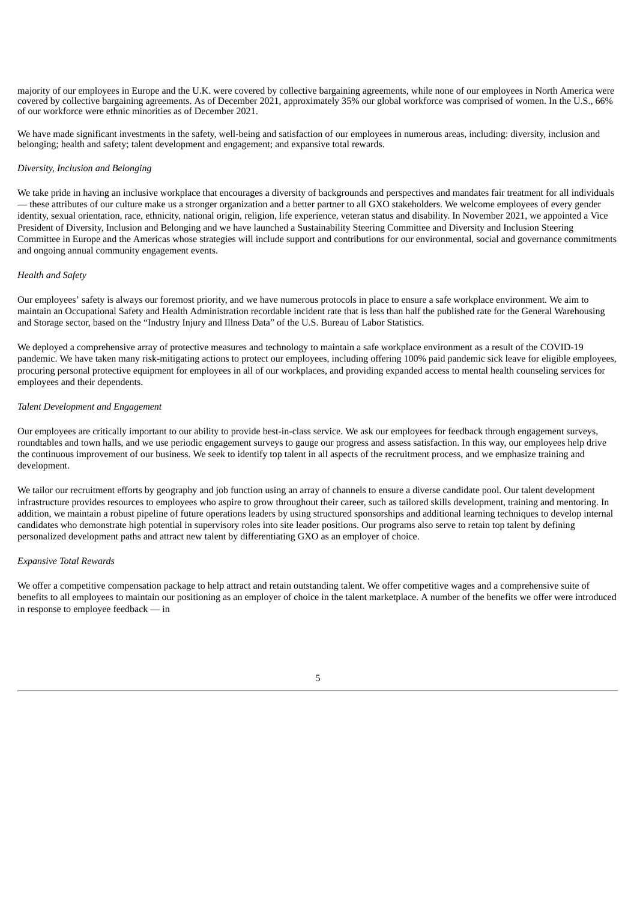majority of our employees in Europe and the U.K. were covered by collective bargaining agreements, while none of our employees in North America were covered by collective bargaining agreements. As of December 2021, approximately 35% our global workforce was comprised of women. In the U.S., 66% of our workforce were ethnic minorities as of December 2021.

We have made significant investments in the safety, well-being and satisfaction of our employees in numerous areas, including: diversity, inclusion and belonging; health and safety; talent development and engagement; and expansive total rewards.

*Diversity, Inclusion and Belonging*

We take pride in having an inclusive workplace that encourages a diversity of backgrounds and perspectives and mandates fair treatment for all individuals — these attributes of our culture make us a stronger organization and a better partner to all GXO stakeholders. We welcome employees of every gender identity, sexual orientation, race, ethnicity, national origin, religion, life experience, veteran status and disability. In November 2021, we appointed a Vice President of Diversity, Inclusion and Belonging and we have launched a Sustainability Steering Committee and Diversity and Inclusion Steering Committee in Europe and the Americas whose strategies will include support and contributions for our environmental, social and governance commitments and ongoing annual community engagement events.

*Health and Safety*

Our employees' safety is always our foremost priority, and we have numerous protocols in place to ensure a safe workplace environment. We aim to maintain an Occupational Safety and Health Administration recordable incident rate that is less than half the published rate for the General Warehousing and Storage sector, based on the "Industry Injury and Illness Data" of the U.S. Bureau of Labor Statistics.

We deployed a comprehensive array of protective measures and technology to maintain a safe workplace environment as a result of the COVID-19 pandemic. We have taken many risk-mitigating actions to protect our employees, including offering 100% paid pandemic sick leave for eligible employees, procuring personal protective equipment for employees in all of our workplaces, and providing expanded access to mental health counseling services for employees and their dependents.

*Talent Development and Engagement*

Our employees are critically important to our ability to provide best-in-class service. We ask our employees for feedback through engagement surveys, roundtables and town halls, and we use periodic engagement surveys to gauge our progress and assess satisfaction. In this way, our employees help drive the continuous improvement of our business. We seek to identify top talent in all aspects of the recruitment process, and we emphasize training and development.

We tailor our recruitment efforts by geography and job function using an array of channels to ensure a diverse candidate pool. Our talent development infrastructure provides resources to employees who aspire to grow throughout their career, such as tailored skills development, training and mentoring. In addition, we maintain a robust pipeline of future operations leaders by using structured sponsorships and additional learning techniques to develop internal candidates who demonstrate high potential in supervisory roles into site leader positions. Our programs also serve to retain top talent by defining personalized development paths and attract new talent by differentiating GXO as an employer of choice.

*Expansive Total Rewards*

We offer a competitive compensation package to help attract and retain outstanding talent. We offer competitive wages and a comprehensive suite of benefits to all employees to maintain our positioning as an employer of choice in the talent marketplace. A number of the benefits we offer were introduced in response to employee feedback — in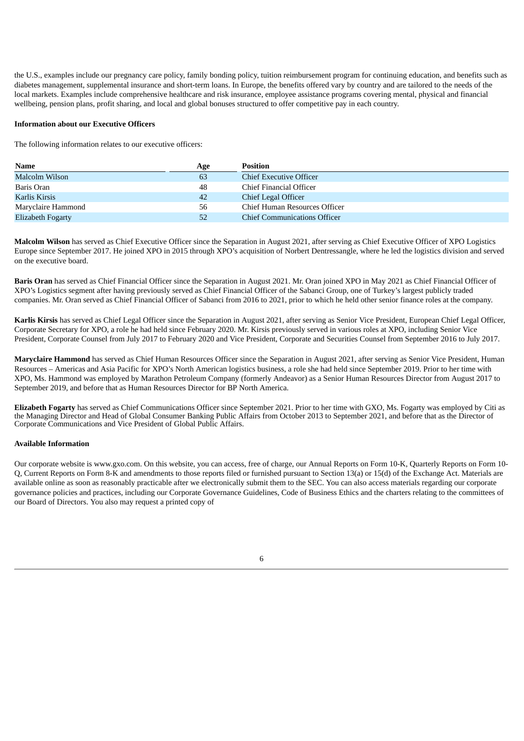the U.S., examples include our pregnancy care policy, family bonding policy, tuition reimbursement program for continuing education, and benefits such as diabetes management, supplemental insurance and short-term loans. In Europe, the benefits offered vary by country and are tailored to the needs of the local markets. Examples include comprehensive healthcare and risk insurance, employee assistance programs covering mental, physical and financial wellbeing, pension plans, profit sharing, and local and global bonuses structured to offer competitive pay in each country.

**Information about our Executive Officers**

The following information relates to our executive officers:

| Name | Age | Position |
|---|---|---|
| Malcolm Wilson | 63 | Chief Executive Officer |
| Baris Oran | 48 | Chief Financial Officer |
| Karlis Kirsis | 42 | Chief Legal Officer |
| Maryclaire Hammond | 56 | Chief Human Resources Officer |
| Elizabeth Fogarty | 52 | Chief Communications Officer |

**Malcolm Wilson** has served as Chief Executive Officer since the Separation in August 2021, after serving as Chief Executive Officer of XPO Logistics Europe since September 2017. He joined XPO in 2015 through XPO's acquisition of Norbert Dentressangle, where he led the logistics division and served on the executive board.

**Baris Oran** has served as Chief Financial Officer since the Separation in August 2021. Mr. Oran joined XPO in May 2021 as Chief Financial Officer of XPO's Logistics segment after having previously served as Chief Financial Officer of the Sabanci Group, one of Turkey's largest publicly traded companies. Mr. Oran served as Chief Financial Officer of Sabanci from 2016 to 2021, prior to which he held other senior finance roles at the company.

**Karlis Kirsis** has served as Chief Legal Officer since the Separation in August 2021, after serving as Senior Vice President, European Chief Legal Officer, Corporate Secretary for XPO, a role he had held since February 2020. Mr. Kirsis previously served in various roles at XPO, including Senior Vice President, Corporate Counsel from July 2017 to February 2020 and Vice President, Corporate and Securities Counsel from September 2016 to July 2017.

**Maryclaire Hammond** has served as Chief Human Resources Officer since the Separation in August 2021, after serving as Senior Vice President, Human Resources – Americas and Asia Pacific for XPO's North American logistics business, a role she had held since September 2019. Prior to her time with XPO, Ms. Hammond was employed by Marathon Petroleum Company (formerly Andeavor) as a Senior Human Resources Director from August 2017 to September 2019, and before that as Human Resources Director for BP North America.

**Elizabeth Fogarty** has served as Chief Communications Officer since September 2021. Prior to her time with GXO, Ms. Fogarty was employed by Citi as the Managing Director and Head of Global Consumer Banking Public Affairs from October 2013 to September 2021, and before that as the Director of Corporate Communications and Vice President of Global Public Affairs.

**Available Information**

Our corporate website is www.gxo.com. On this website, you can access, free of charge, our Annual Reports on Form 10-K, Quarterly Reports on Form 10-Q, Current Reports on Form 8-K and amendments to those reports filed or furnished pursuant to Section 13(a) or 15(d) of the Exchange Act. Materials are available online as soon as reasonably practicable after we electronically submit them to the SEC. You can also access materials regarding our corporate governance policies and practices, including our Corporate Governance Guidelines, Code of Business Ethics and the charters relating to the committees of our Board of Directors. You also may request a printed copy of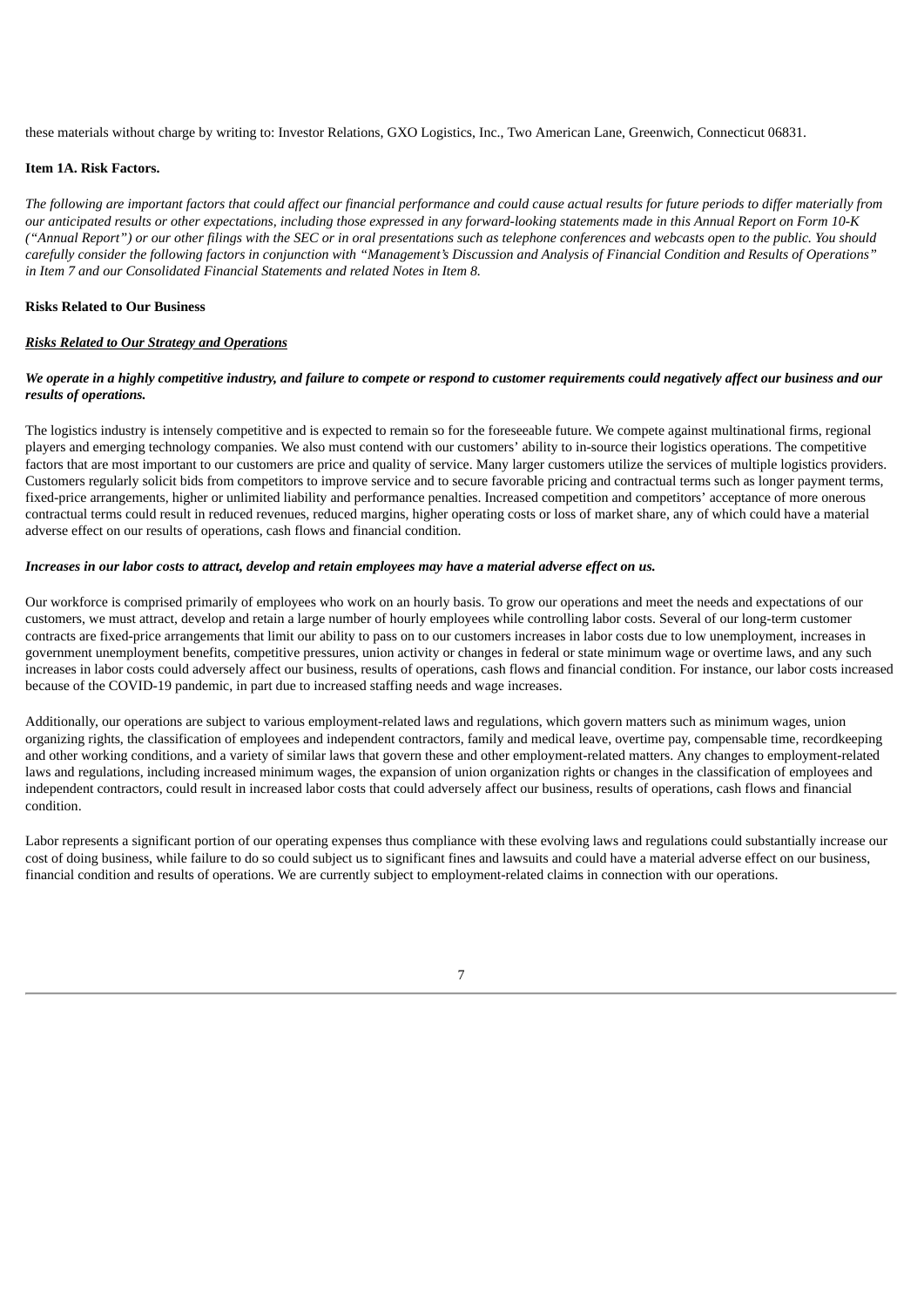these materials without charge by writing to: Investor Relations, GXO Logistics, Inc., Two American Lane, Greenwich, Connecticut 06831.

## Item 1A. Risk Factors.

*The following are important factors that could affect our financial performance and could cause actual results for future periods to differ materially from our anticipated results or other expectations, including those expressed in any forward-looking statements made in this Annual Report on Form 10-K ("Annual Report") or our other filings with the SEC or in oral presentations such as telephone conferences and webcasts open to the public. You should carefully consider the following factors in conjunction with "Management's Discussion and Analysis of Financial Condition and Results of Operations" in Item 7 and our Consolidated Financial Statements and related Notes in Item 8.*

### Risks Related to Our Business

***Risks Related to Our Strategy and Operations***

***We operate in a highly competitive industry, and failure to compete or respond to customer requirements could negatively affect our business and our results of operations.***

The logistics industry is intensely competitive and is expected to remain so for the foreseeable future. We compete against multinational firms, regional players and emerging technology companies. We also must contend with our customers' ability to in-source their logistics operations. The competitive factors that are most important to our customers are price and quality of service. Many larger customers utilize the services of multiple logistics providers. Customers regularly solicit bids from competitors to improve service and to secure favorable pricing and contractual terms such as longer payment terms, fixed-price arrangements, higher or unlimited liability and performance penalties. Increased competition and competitors' acceptance of more onerous contractual terms could result in reduced revenues, reduced margins, higher operating costs or loss of market share, any of which could have a material adverse effect on our results of operations, cash flows and financial condition.

***Increases in our labor costs to attract, develop and retain employees may have a material adverse effect on us.***

Our workforce is comprised primarily of employees who work on an hourly basis. To grow our operations and meet the needs and expectations of our customers, we must attract, develop and retain a large number of hourly employees while controlling labor costs. Several of our long-term customer contracts are fixed-price arrangements that limit our ability to pass on to our customers increases in labor costs due to low unemployment, increases in government unemployment benefits, competitive pressures, union activity or changes in federal or state minimum wage or overtime laws, and any such increases in labor costs could adversely affect our business, results of operations, cash flows and financial condition. For instance, our labor costs increased because of the COVID-19 pandemic, in part due to increased staffing needs and wage increases.

Additionally, our operations are subject to various employment-related laws and regulations, which govern matters such as minimum wages, union organizing rights, the classification of employees and independent contractors, family and medical leave, overtime pay, compensable time, recordkeeping and other working conditions, and a variety of similar laws that govern these and other employment-related matters. Any changes to employment-related laws and regulations, including increased minimum wages, the expansion of union organization rights or changes in the classification of employees and independent contractors, could result in increased labor costs that could adversely affect our business, results of operations, cash flows and financial condition.

Labor represents a significant portion of our operating expenses thus compliance with these evolving laws and regulations could substantially increase our cost of doing business, while failure to do so could subject us to significant fines and lawsuits and could have a material adverse effect on our business, financial condition and results of operations. We are currently subject to employment-related claims in connection with our operations.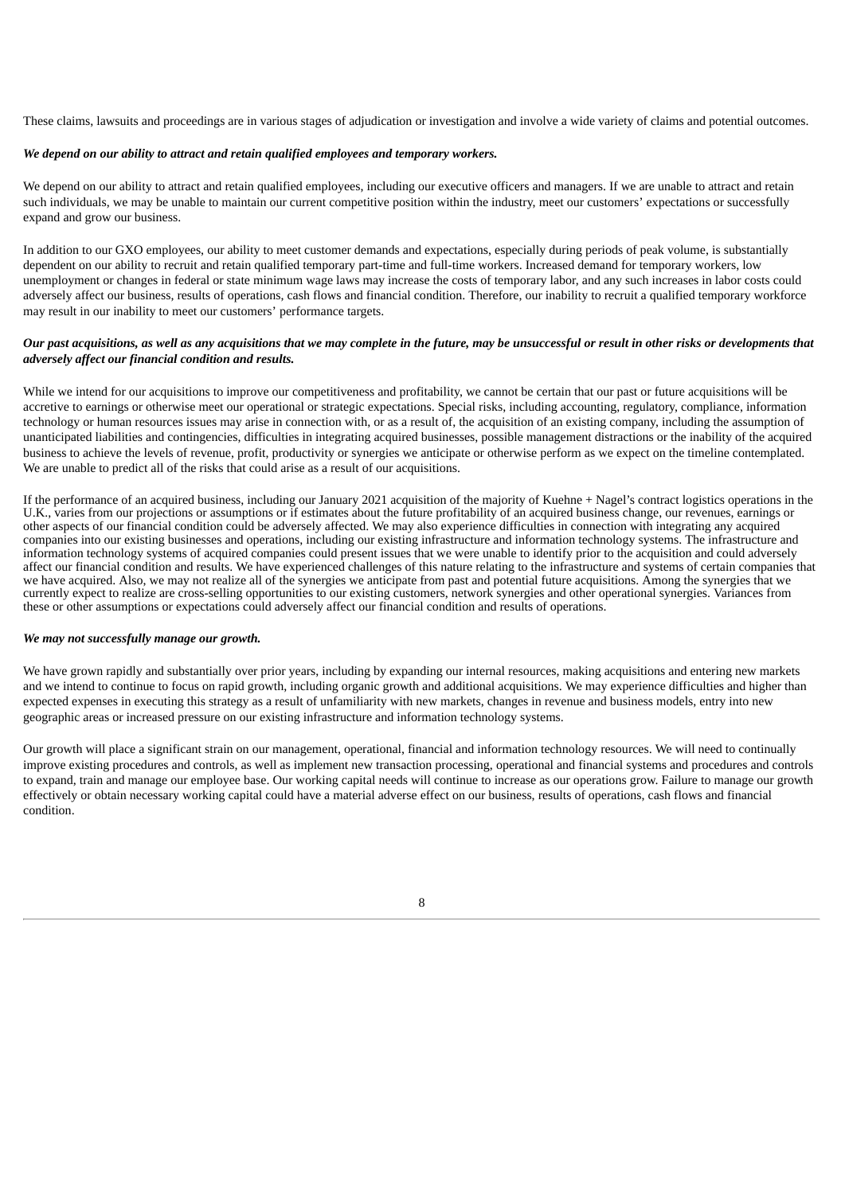These claims, lawsuits and proceedings are in various stages of adjudication or investigation and involve a wide variety of claims and potential outcomes.

***We depend on our ability to attract and retain qualified employees and temporary workers.***

We depend on our ability to attract and retain qualified employees, including our executive officers and managers. If we are unable to attract and retain such individuals, we may be unable to maintain our current competitive position within the industry, meet our customers' expectations or successfully expand and grow our business.

In addition to our GXO employees, our ability to meet customer demands and expectations, especially during periods of peak volume, is substantially dependent on our ability to recruit and retain qualified temporary part-time and full-time workers. Increased demand for temporary workers, low unemployment or changes in federal or state minimum wage laws may increase the costs of temporary labor, and any such increases in labor costs could adversely affect our business, results of operations, cash flows and financial condition. Therefore, our inability to recruit a qualified temporary workforce may result in our inability to meet our customers' performance targets.

***Our past acquisitions, as well as any acquisitions that we may complete in the future, may be unsuccessful or result in other risks or developments that adversely affect our financial condition and results.***

While we intend for our acquisitions to improve our competitiveness and profitability, we cannot be certain that our past or future acquisitions will be accretive to earnings or otherwise meet our operational or strategic expectations. Special risks, including accounting, regulatory, compliance, information technology or human resources issues may arise in connection with, or as a result of, the acquisition of an existing company, including the assumption of unanticipated liabilities and contingencies, difficulties in integrating acquired businesses, possible management distractions or the inability of the acquired business to achieve the levels of revenue, profit, productivity or synergies we anticipate or otherwise perform as we expect on the timeline contemplated. We are unable to predict all of the risks that could arise as a result of our acquisitions.

If the performance of an acquired business, including our January 2021 acquisition of the majority of Kuehne + Nagel's contract logistics operations in the U.K., varies from our projections or assumptions or if estimates about the future profitability of an acquired business change, our revenues, earnings or other aspects of our financial condition could be adversely affected. We may also experience difficulties in connection with integrating any acquired companies into our existing businesses and operations, including our existing infrastructure and information technology systems. The infrastructure and information technology systems of acquired companies could present issues that we were unable to identify prior to the acquisition and could adversely affect our financial condition and results. We have experienced challenges of this nature relating to the infrastructure and systems of certain companies that we have acquired. Also, we may not realize all of the synergies we anticipate from past and potential future acquisitions. Among the synergies that we currently expect to realize are cross-selling opportunities to our existing customers, network synergies and other operational synergies. Variances from these or other assumptions or expectations could adversely affect our financial condition and results of operations.

***We may not successfully manage our growth.***

We have grown rapidly and substantially over prior years, including by expanding our internal resources, making acquisitions and entering new markets and we intend to continue to focus on rapid growth, including organic growth and additional acquisitions. We may experience difficulties and higher than expected expenses in executing this strategy as a result of unfamiliarity with new markets, changes in revenue and business models, entry into new geographic areas or increased pressure on our existing infrastructure and information technology systems.

Our growth will place a significant strain on our management, operational, financial and information technology resources. We will need to continually improve existing procedures and controls, as well as implement new transaction processing, operational and financial systems and procedures and controls to expand, train and manage our employee base. Our working capital needs will continue to increase as our operations grow. Failure to manage our growth effectively or obtain necessary working capital could have a material adverse effect on our business, results of operations, cash flows and financial condition.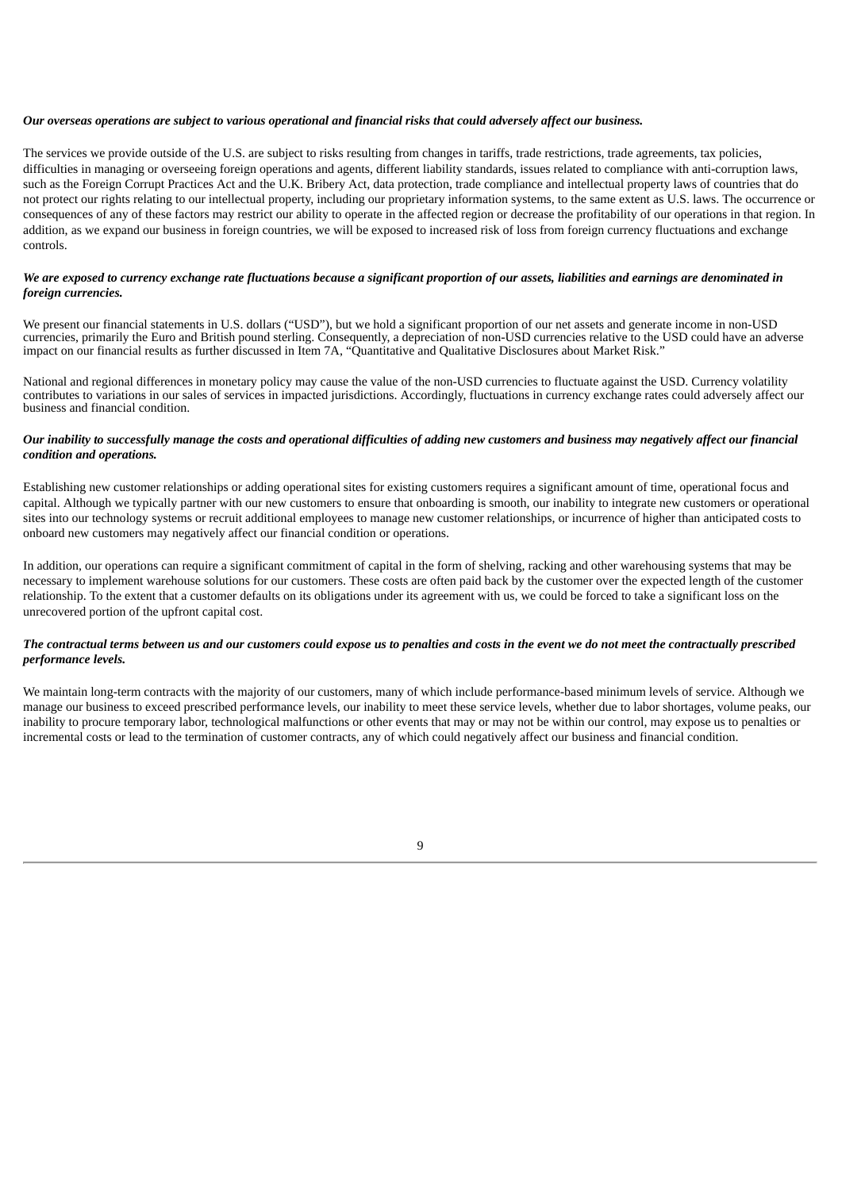***Our overseas operations are subject to various operational and financial risks that could adversely affect our business.***

The services we provide outside of the U.S. are subject to risks resulting from changes in tariffs, trade restrictions, trade agreements, tax policies, difficulties in managing or overseeing foreign operations and agents, different liability standards, issues related to compliance with anti-corruption laws, such as the Foreign Corrupt Practices Act and the U.K. Bribery Act, data protection, trade compliance and intellectual property laws of countries that do not protect our rights relating to our intellectual property, including our proprietary information systems, to the same extent as U.S. laws. The occurrence or consequences of any of these factors may restrict our ability to operate in the affected region or decrease the profitability of our operations in that region. In addition, as we expand our business in foreign countries, we will be exposed to increased risk of loss from foreign currency fluctuations and exchange controls.

***We are exposed to currency exchange rate fluctuations because a significant proportion of our assets, liabilities and earnings are denominated in foreign currencies.***

We present our financial statements in U.S. dollars ("USD"), but we hold a significant proportion of our net assets and generate income in non-USD currencies, primarily the Euro and British pound sterling. Consequently, a depreciation of non-USD currencies relative to the USD could have an adverse impact on our financial results as further discussed in Item 7A, "Quantitative and Qualitative Disclosures about Market Risk."

National and regional differences in monetary policy may cause the value of the non-USD currencies to fluctuate against the USD. Currency volatility contributes to variations in our sales of services in impacted jurisdictions. Accordingly, fluctuations in currency exchange rates could adversely affect our business and financial condition.

***Our inability to successfully manage the costs and operational difficulties of adding new customers and business may negatively affect our financial condition and operations.***

Establishing new customer relationships or adding operational sites for existing customers requires a significant amount of time, operational focus and capital. Although we typically partner with our new customers to ensure that onboarding is smooth, our inability to integrate new customers or operational sites into our technology systems or recruit additional employees to manage new customer relationships, or incurrence of higher than anticipated costs to onboard new customers may negatively affect our financial condition or operations.

In addition, our operations can require a significant commitment of capital in the form of shelving, racking and other warehousing systems that may be necessary to implement warehouse solutions for our customers. These costs are often paid back by the customer over the expected length of the customer relationship. To the extent that a customer defaults on its obligations under its agreement with us, we could be forced to take a significant loss on the unrecovered portion of the upfront capital cost.

***The contractual terms between us and our customers could expose us to penalties and costs in the event we do not meet the contractually prescribed performance levels.***

We maintain long-term contracts with the majority of our customers, many of which include performance-based minimum levels of service. Although we manage our business to exceed prescribed performance levels, our inability to meet these service levels, whether due to labor shortages, volume peaks, our inability to procure temporary labor, technological malfunctions or other events that may or may not be within our control, may expose us to penalties or incremental costs or lead to the termination of customer contracts, any of which could negatively affect our business and financial condition.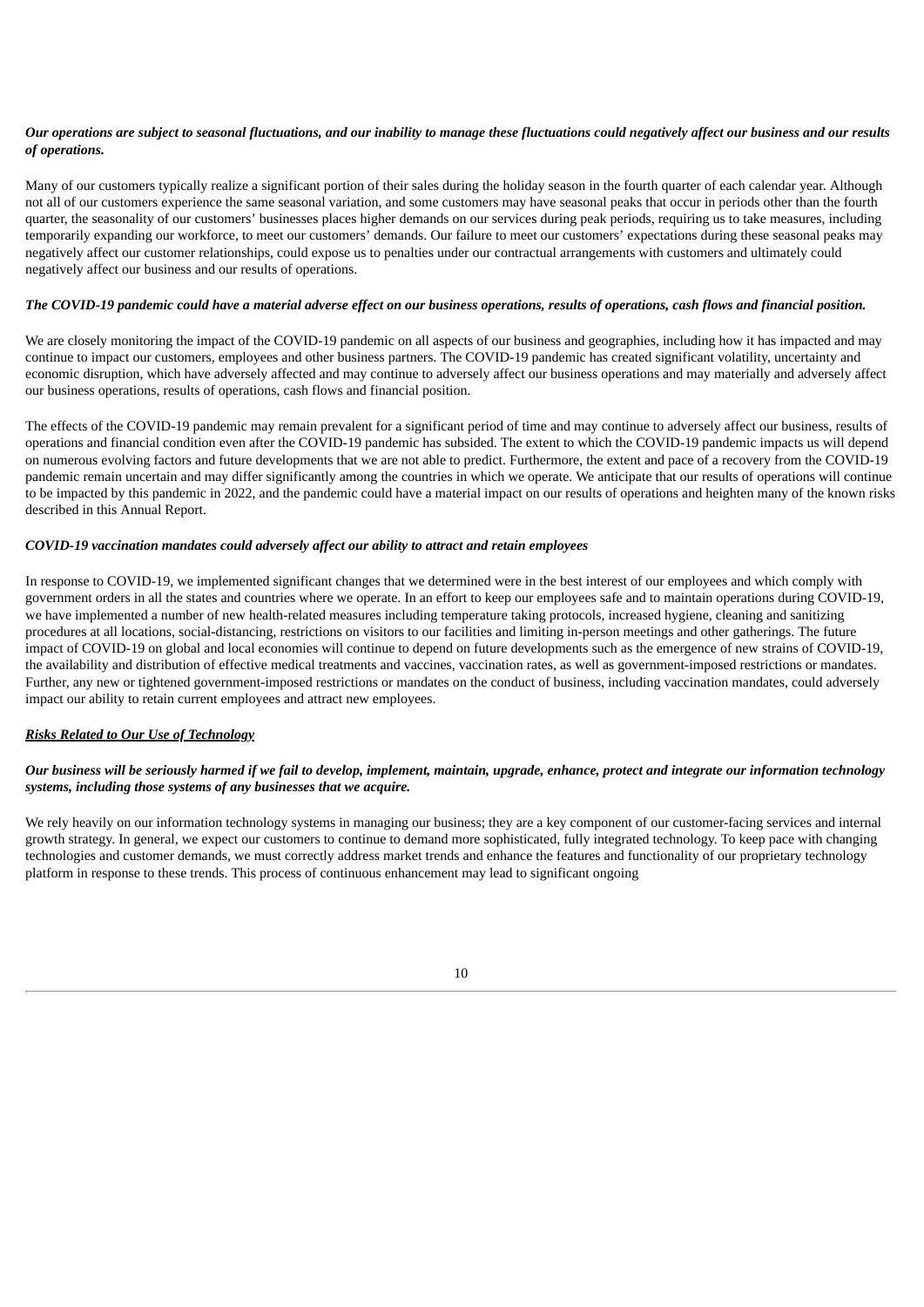***Our operations are subject to seasonal fluctuations, and our inability to manage these fluctuations could negatively affect our business and our results of operations.***

Many of our customers typically realize a significant portion of their sales during the holiday season in the fourth quarter of each calendar year. Although not all of our customers experience the same seasonal variation, and some customers may have seasonal peaks that occur in periods other than the fourth quarter, the seasonality of our customers' businesses places higher demands on our services during peak periods, requiring us to take measures, including temporarily expanding our workforce, to meet our customers' demands. Our failure to meet our customers' expectations during these seasonal peaks may negatively affect our customer relationships, could expose us to penalties under our contractual arrangements with customers and ultimately could negatively affect our business and our results of operations.

***The COVID-19 pandemic could have a material adverse effect on our business operations, results of operations, cash flows and financial position.***

We are closely monitoring the impact of the COVID-19 pandemic on all aspects of our business and geographies, including how it has impacted and may continue to impact our customers, employees and other business partners. The COVID-19 pandemic has created significant volatility, uncertainty and economic disruption, which have adversely affected and may continue to adversely affect our business operations and may materially and adversely affect our business operations, results of operations, cash flows and financial position.

The effects of the COVID-19 pandemic may remain prevalent for a significant period of time and may continue to adversely affect our business, results of operations and financial condition even after the COVID-19 pandemic has subsided. The extent to which the COVID-19 pandemic impacts us will depend on numerous evolving factors and future developments that we are not able to predict. Furthermore, the extent and pace of a recovery from the COVID-19 pandemic remain uncertain and may differ significantly among the countries in which we operate. We anticipate that our results of operations will continue to be impacted by this pandemic in 2022, and the pandemic could have a material impact on our results of operations and heighten many of the known risks described in this Annual Report.

***COVID-19 vaccination mandates could adversely affect our ability to attract and retain employees***

In response to COVID-19, we implemented significant changes that we determined were in the best interest of our employees and which comply with government orders in all the states and countries where we operate. In an effort to keep our employees safe and to maintain operations during COVID-19, we have implemented a number of new health-related measures including temperature taking protocols, increased hygiene, cleaning and sanitizing procedures at all locations, social-distancing, restrictions on visitors to our facilities and limiting in-person meetings and other gatherings. The future impact of COVID-19 on global and local economies will continue to depend on future developments such as the emergence of new strains of COVID-19, the availability and distribution of effective medical treatments and vaccines, vaccination rates, as well as government-imposed restrictions or mandates. Further, any new or tightened government-imposed restrictions or mandates on the conduct of business, including vaccination mandates, could adversely impact our ability to retain current employees and attract new employees.

***Risks Related to Our Use of Technology***

***Our business will be seriously harmed if we fail to develop, implement, maintain, upgrade, enhance, protect and integrate our information technology systems, including those systems of any businesses that we acquire.***

We rely heavily on our information technology systems in managing our business; they are a key component of our customer-facing services and internal growth strategy. In general, we expect our customers to continue to demand more sophisticated, fully integrated technology. To keep pace with changing technologies and customer demands, we must correctly address market trends and enhance the features and functionality of our proprietary technology platform in response to these trends. This process of continuous enhancement may lead to significant ongoing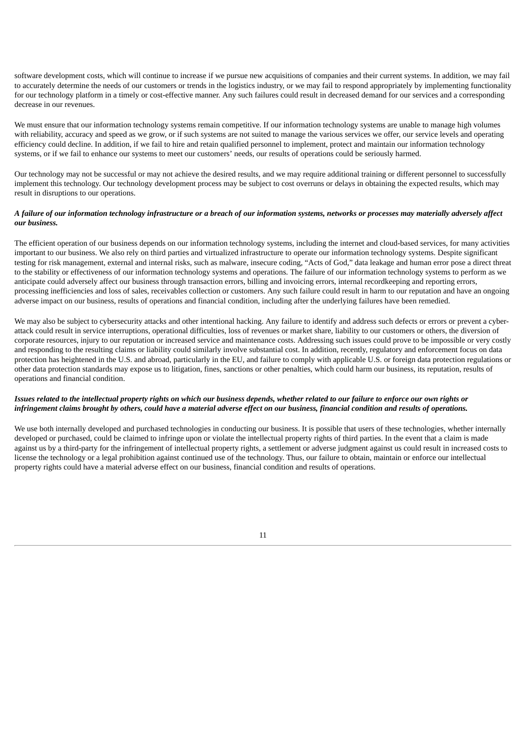software development costs, which will continue to increase if we pursue new acquisitions of companies and their current systems. In addition, we may fail to accurately determine the needs of our customers or trends in the logistics industry, or we may fail to respond appropriately by implementing functionality for our technology platform in a timely or cost-effective manner. Any such failures could result in decreased demand for our services and a corresponding decrease in our revenues.

We must ensure that our information technology systems remain competitive. If our information technology systems are unable to manage high volumes with reliability, accuracy and speed as we grow, or if such systems are not suited to manage the various services we offer, our service levels and operating efficiency could decline. In addition, if we fail to hire and retain qualified personnel to implement, protect and maintain our information technology systems, or if we fail to enhance our systems to meet our customers' needs, our results of operations could be seriously harmed.

Our technology may not be successful or may not achieve the desired results, and we may require additional training or different personnel to successfully implement this technology. Our technology development process may be subject to cost overruns or delays in obtaining the expected results, which may result in disruptions to our operations.

***A failure of our information technology infrastructure or a breach of our information systems, networks or processes may materially adversely affect our business.***

The efficient operation of our business depends on our information technology systems, including the internet and cloud-based services, for many activities important to our business. We also rely on third parties and virtualized infrastructure to operate our information technology systems. Despite significant testing for risk management, external and internal risks, such as malware, insecure coding, "Acts of God," data leakage and human error pose a direct threat to the stability or effectiveness of our information technology systems and operations. The failure of our information technology systems to perform as we anticipate could adversely affect our business through transaction errors, billing and invoicing errors, internal recordkeeping and reporting errors, processing inefficiencies and loss of sales, receivables collection or customers. Any such failure could result in harm to our reputation and have an ongoing adverse impact on our business, results of operations and financial condition, including after the underlying failures have been remedied.

We may also be subject to cybersecurity attacks and other intentional hacking. Any failure to identify and address such defects or errors or prevent a cyber-attack could result in service interruptions, operational difficulties, loss of revenues or market share, liability to our customers or others, the diversion of corporate resources, injury to our reputation or increased service and maintenance costs. Addressing such issues could prove to be impossible or very costly and responding to the resulting claims or liability could similarly involve substantial cost. In addition, recently, regulatory and enforcement focus on data protection has heightened in the U.S. and abroad, particularly in the EU, and failure to comply with applicable U.S. or foreign data protection regulations or other data protection standards may expose us to litigation, fines, sanctions or other penalties, which could harm our business, its reputation, results of operations and financial condition.

***Issues related to the intellectual property rights on which our business depends, whether related to our failure to enforce our own rights or infringement claims brought by others, could have a material adverse effect on our business, financial condition and results of operations.***

We use both internally developed and purchased technologies in conducting our business. It is possible that users of these technologies, whether internally developed or purchased, could be claimed to infringe upon or violate the intellectual property rights of third parties. In the event that a claim is made against us by a third-party for the infringement of intellectual property rights, a settlement or adverse judgment against us could result in increased costs to license the technology or a legal prohibition against continued use of the technology. Thus, our failure to obtain, maintain or enforce our intellectual property rights could have a material adverse effect on our business, financial condition and results of operations.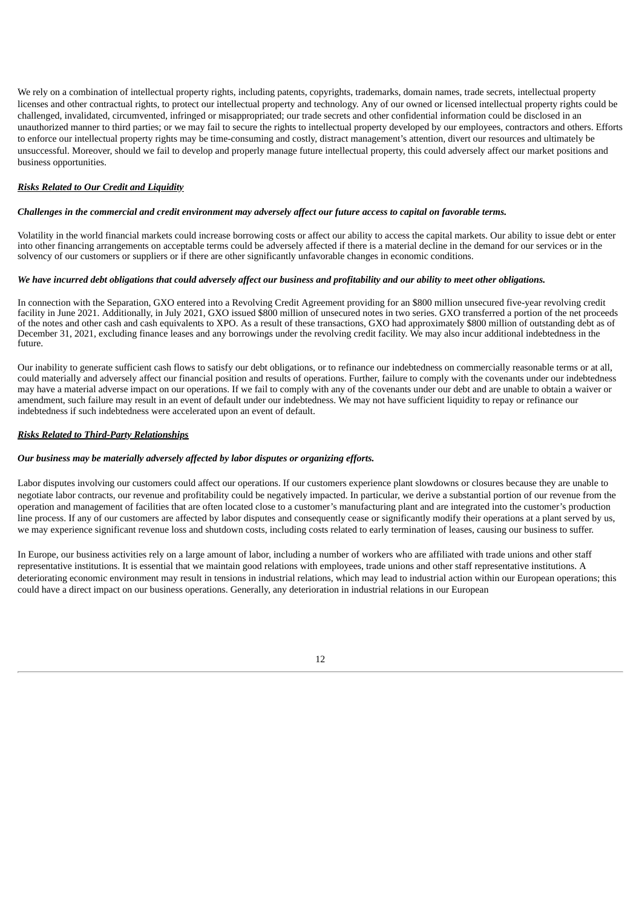We rely on a combination of intellectual property rights, including patents, copyrights, trademarks, domain names, trade secrets, intellectual property licenses and other contractual rights, to protect our intellectual property and technology. Any of our owned or licensed intellectual property rights could be challenged, invalidated, circumvented, infringed or misappropriated; our trade secrets and other confidential information could be disclosed in an unauthorized manner to third parties; or we may fail to secure the rights to intellectual property developed by our employees, contractors and others. Efforts to enforce our intellectual property rights may be time-consuming and costly, distract management's attention, divert our resources and ultimately be unsuccessful. Moreover, should we fail to develop and properly manage future intellectual property, this could adversely affect our market positions and business opportunities.

***<u>Risks Related to Our Credit and Liquidity</u>***

***Challenges in the commercial and credit environment may adversely affect our future access to capital on favorable terms.***

Volatility in the world financial markets could increase borrowing costs or affect our ability to access the capital markets. Our ability to issue debt or enter into other financing arrangements on acceptable terms could be adversely affected if there is a material decline in the demand for our services or in the solvency of our customers or suppliers or if there are other significantly unfavorable changes in economic conditions.

***We have incurred debt obligations that could adversely affect our business and profitability and our ability to meet other obligations.***

In connection with the Separation, GXO entered into a Revolving Credit Agreement providing for an $800 million unsecured five-year revolving credit facility in June 2021. Additionally, in July 2021, GXO issued $800 million of unsecured notes in two series. GXO transferred a portion of the net proceeds of the notes and other cash and cash equivalents to XPO. As a result of these transactions, GXO had approximately $800 million of outstanding debt as of December 31, 2021, excluding finance leases and any borrowings under the revolving credit facility. We may also incur additional indebtedness in the future.

Our inability to generate sufficient cash flows to satisfy our debt obligations, or to refinance our indebtedness on commercially reasonable terms or at all, could materially and adversely affect our financial position and results of operations. Further, failure to comply with the covenants under our indebtedness may have a material adverse impact on our operations. If we fail to comply with any of the covenants under our debt and are unable to obtain a waiver or amendment, such failure may result in an event of default under our indebtedness. We may not have sufficient liquidity to repay or refinance our indebtedness if such indebtedness were accelerated upon an event of default.

***<u>Risks Related to Third-Party Relationships</u>***

***Our business may be materially adversely affected by labor disputes or organizing efforts.***

Labor disputes involving our customers could affect our operations. If our customers experience plant slowdowns or closures because they are unable to negotiate labor contracts, our revenue and profitability could be negatively impacted. In particular, we derive a substantial portion of our revenue from the operation and management of facilities that are often located close to a customer's manufacturing plant and are integrated into the customer's production line process. If any of our customers are affected by labor disputes and consequently cease or significantly modify their operations at a plant served by us, we may experience significant revenue loss and shutdown costs, including costs related to early termination of leases, causing our business to suffer.

In Europe, our business activities rely on a large amount of labor, including a number of workers who are affiliated with trade unions and other staff representative institutions. It is essential that we maintain good relations with employees, trade unions and other staff representative institutions. A deteriorating economic environment may result in tensions in industrial relations, which may lead to industrial action within our European operations; this could have a direct impact on our business operations. Generally, any deterioration in industrial relations in our European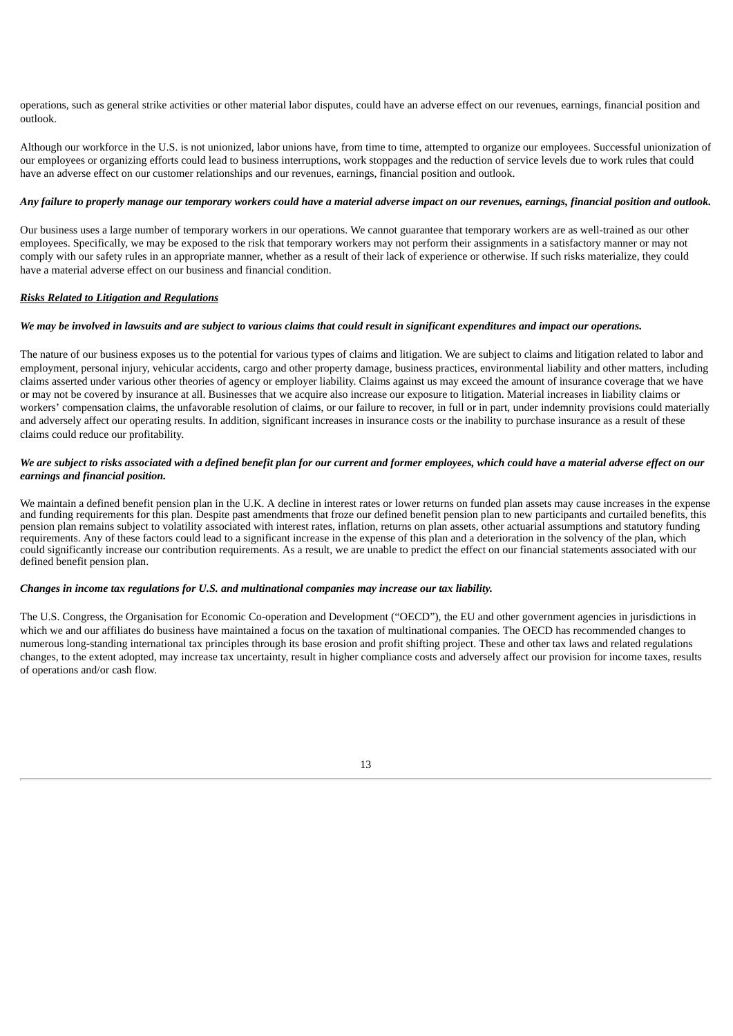operations, such as general strike activities or other material labor disputes, could have an adverse effect on our revenues, earnings, financial position and outlook.

Although our workforce in the U.S. is not unionized, labor unions have, from time to time, attempted to organize our employees. Successful unionization of our employees or organizing efforts could lead to business interruptions, work stoppages and the reduction of service levels due to work rules that could have an adverse effect on our customer relationships and our revenues, earnings, financial position and outlook.

***Any failure to properly manage our temporary workers could have a material adverse impact on our revenues, earnings, financial position and outlook.***

Our business uses a large number of temporary workers in our operations. We cannot guarantee that temporary workers are as well-trained as our other employees. Specifically, we may be exposed to the risk that temporary workers may not perform their assignments in a satisfactory manner or may not comply with our safety rules in an appropriate manner, whether as a result of their lack of experience or otherwise. If such risks materialize, they could have a material adverse effect on our business and financial condition.

***Risks Related to Litigation and Regulations***

***We may be involved in lawsuits and are subject to various claims that could result in significant expenditures and impact our operations.***

The nature of our business exposes us to the potential for various types of claims and litigation. We are subject to claims and litigation related to labor and employment, personal injury, vehicular accidents, cargo and other property damage, business practices, environmental liability and other matters, including claims asserted under various other theories of agency or employer liability. Claims against us may exceed the amount of insurance coverage that we have or may not be covered by insurance at all. Businesses that we acquire also increase our exposure to litigation. Material increases in liability claims or workers' compensation claims, the unfavorable resolution of claims, or our failure to recover, in full or in part, under indemnity provisions could materially and adversely affect our operating results. In addition, significant increases in insurance costs or the inability to purchase insurance as a result of these claims could reduce our profitability.

***We are subject to risks associated with a defined benefit plan for our current and former employees, which could have a material adverse effect on our earnings and financial position.***

We maintain a defined benefit pension plan in the U.K. A decline in interest rates or lower returns on funded plan assets may cause increases in the expense and funding requirements for this plan. Despite past amendments that froze our defined benefit pension plan to new participants and curtailed benefits, this pension plan remains subject to volatility associated with interest rates, inflation, returns on plan assets, other actuarial assumptions and statutory funding requirements. Any of these factors could lead to a significant increase in the expense of this plan and a deterioration in the solvency of the plan, which could significantly increase our contribution requirements. As a result, we are unable to predict the effect on our financial statements associated with our defined benefit pension plan.

***Changes in income tax regulations for U.S. and multinational companies may increase our tax liability.***

The U.S. Congress, the Organisation for Economic Co-operation and Development ("OECD"), the EU and other government agencies in jurisdictions in which we and our affiliates do business have maintained a focus on the taxation of multinational companies. The OECD has recommended changes to numerous long-standing international tax principles through its base erosion and profit shifting project. These and other tax laws and related regulations changes, to the extent adopted, may increase tax uncertainty, result in higher compliance costs and adversely affect our provision for income taxes, results of operations and/or cash flow.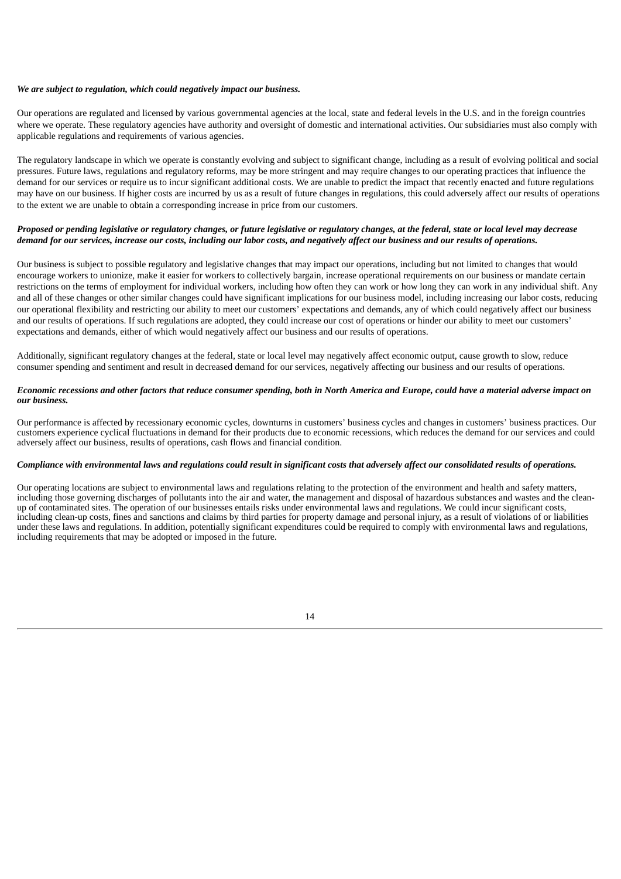***We are subject to regulation, which could negatively impact our business.***

Our operations are regulated and licensed by various governmental agencies at the local, state and federal levels in the U.S. and in the foreign countries where we operate. These regulatory agencies have authority and oversight of domestic and international activities. Our subsidiaries must also comply with applicable regulations and requirements of various agencies.

The regulatory landscape in which we operate is constantly evolving and subject to significant change, including as a result of evolving political and social pressures. Future laws, regulations and regulatory reforms, may be more stringent and may require changes to our operating practices that influence the demand for our services or require us to incur significant additional costs. We are unable to predict the impact that recently enacted and future regulations may have on our business. If higher costs are incurred by us as a result of future changes in regulations, this could adversely affect our results of operations to the extent we are unable to obtain a corresponding increase in price from our customers.

***Proposed or pending legislative or regulatory changes, or future legislative or regulatory changes, at the federal, state or local level may decrease demand for our services, increase our costs, including our labor costs, and negatively affect our business and our results of operations.***

Our business is subject to possible regulatory and legislative changes that may impact our operations, including but not limited to changes that would encourage workers to unionize, make it easier for workers to collectively bargain, increase operational requirements on our business or mandate certain restrictions on the terms of employment for individual workers, including how often they can work or how long they can work in any individual shift. Any and all of these changes or other similar changes could have significant implications for our business model, including increasing our labor costs, reducing our operational flexibility and restricting our ability to meet our customers' expectations and demands, any of which could negatively affect our business and our results of operations. If such regulations are adopted, they could increase our cost of operations or hinder our ability to meet our customers' expectations and demands, either of which would negatively affect our business and our results of operations.

Additionally, significant regulatory changes at the federal, state or local level may negatively affect economic output, cause growth to slow, reduce consumer spending and sentiment and result in decreased demand for our services, negatively affecting our business and our results of operations.

***Economic recessions and other factors that reduce consumer spending, both in North America and Europe, could have a material adverse impact on our business.***

Our performance is affected by recessionary economic cycles, downturns in customers' business cycles and changes in customers' business practices. Our customers experience cyclical fluctuations in demand for their products due to economic recessions, which reduces the demand for our services and could adversely affect our business, results of operations, cash flows and financial condition.

***Compliance with environmental laws and regulations could result in significant costs that adversely affect our consolidated results of operations.***

Our operating locations are subject to environmental laws and regulations relating to the protection of the environment and health and safety matters, including those governing discharges of pollutants into the air and water, the management and disposal of hazardous substances and wastes and the clean-up of contaminated sites. The operation of our businesses entails risks under environmental laws and regulations. We could incur significant costs, including clean-up costs, fines and sanctions and claims by third parties for property damage and personal injury, as a result of violations of or liabilities under these laws and regulations. In addition, potentially significant expenditures could be required to comply with environmental laws and regulations, including requirements that may be adopted or imposed in the future.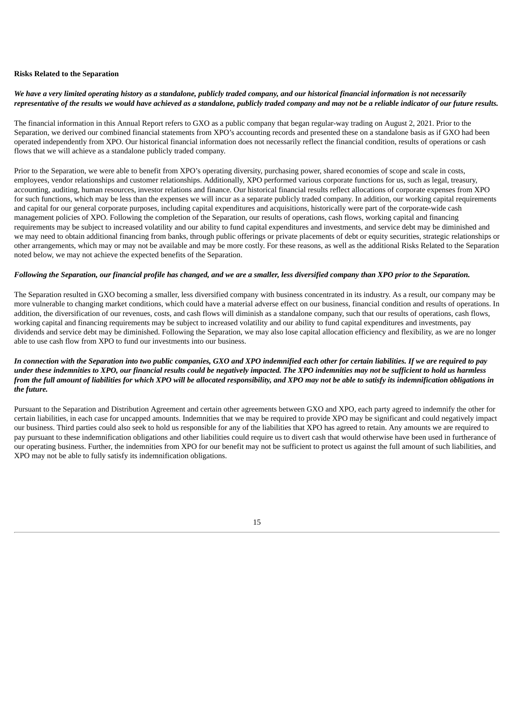**Risks Related to the Separation**

***We have a very limited operating history as a standalone, publicly traded company, and our historical financial information is not necessarily representative of the results we would have achieved as a standalone, publicly traded company and may not be a reliable indicator of our future results.***

The financial information in this Annual Report refers to GXO as a public company that began regular-way trading on August 2, 2021. Prior to the Separation, we derived our combined financial statements from XPO's accounting records and presented these on a standalone basis as if GXO had been operated independently from XPO. Our historical financial information does not necessarily reflect the financial condition, results of operations or cash flows that we will achieve as a standalone publicly traded company.

Prior to the Separation, we were able to benefit from XPO's operating diversity, purchasing power, shared economies of scope and scale in costs, employees, vendor relationships and customer relationships. Additionally, XPO performed various corporate functions for us, such as legal, treasury, accounting, auditing, human resources, investor relations and finance. Our historical financial results reflect allocations of corporate expenses from XPO for such functions, which may be less than the expenses we will incur as a separate publicly traded company. In addition, our working capital requirements and capital for our general corporate purposes, including capital expenditures and acquisitions, historically were part of the corporate-wide cash management policies of XPO. Following the completion of the Separation, our results of operations, cash flows, working capital and financing requirements may be subject to increased volatility and our ability to fund capital expenditures and investments, and service debt may be diminished and we may need to obtain additional financing from banks, through public offerings or private placements of debt or equity securities, strategic relationships or other arrangements, which may or may not be available and may be more costly. For these reasons, as well as the additional Risks Related to the Separation noted below, we may not achieve the expected benefits of the Separation.

***Following the Separation, our financial profile has changed, and we are a smaller, less diversified company than XPO prior to the Separation.***

The Separation resulted in GXO becoming a smaller, less diversified company with business concentrated in its industry. As a result, our company may be more vulnerable to changing market conditions, which could have a material adverse effect on our business, financial condition and results of operations. In addition, the diversification of our revenues, costs, and cash flows will diminish as a standalone company, such that our results of operations, cash flows, working capital and financing requirements may be subject to increased volatility and our ability to fund capital expenditures and investments, pay dividends and service debt may be diminished. Following the Separation, we may also lose capital allocation efficiency and flexibility, as we are no longer able to use cash flow from XPO to fund our investments into our business.

***In connection with the Separation into two public companies, GXO and XPO indemnified each other for certain liabilities. If we are required to pay under these indemnities to XPO, our financial results could be negatively impacted. The XPO indemnities may not be sufficient to hold us harmless from the full amount of liabilities for which XPO will be allocated responsibility, and XPO may not be able to satisfy its indemnification obligations in the future.***

Pursuant to the Separation and Distribution Agreement and certain other agreements between GXO and XPO, each party agreed to indemnify the other for certain liabilities, in each case for uncapped amounts. Indemnities that we may be required to provide XPO may be significant and could negatively impact our business. Third parties could also seek to hold us responsible for any of the liabilities that XPO has agreed to retain. Any amounts we are required to pay pursuant to these indemnification obligations and other liabilities could require us to divert cash that would otherwise have been used in furtherance of our operating business. Further, the indemnities from XPO for our benefit may not be sufficient to protect us against the full amount of such liabilities, and XPO may not be able to fully satisfy its indemnification obligations.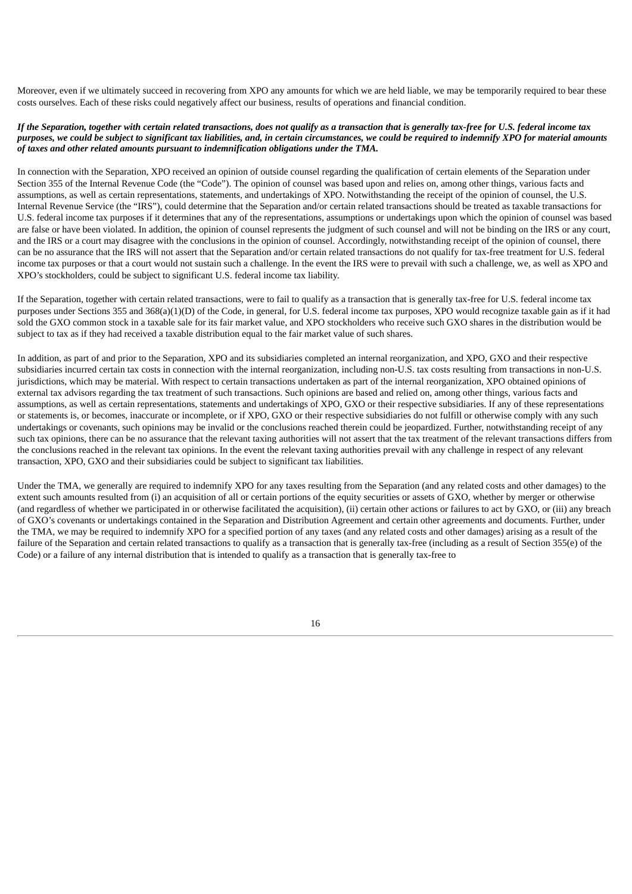Moreover, even if we ultimately succeed in recovering from XPO any amounts for which we are held liable, we may be temporarily required to bear these costs ourselves. Each of these risks could negatively affect our business, results of operations and financial condition.

***If the Separation, together with certain related transactions, does not qualify as a transaction that is generally tax-free for U.S. federal income tax purposes, we could be subject to significant tax liabilities, and, in certain circumstances, we could be required to indemnify XPO for material amounts of taxes and other related amounts pursuant to indemnification obligations under the TMA.***

In connection with the Separation, XPO received an opinion of outside counsel regarding the qualification of certain elements of the Separation under Section 355 of the Internal Revenue Code (the "Code"). The opinion of counsel was based upon and relies on, among other things, various facts and assumptions, as well as certain representations, statements, and undertakings of XPO. Notwithstanding the receipt of the opinion of counsel, the U.S. Internal Revenue Service (the "IRS"), could determine that the Separation and/or certain related transactions should be treated as taxable transactions for U.S. federal income tax purposes if it determines that any of the representations, assumptions or undertakings upon which the opinion of counsel was based are false or have been violated. In addition, the opinion of counsel represents the judgment of such counsel and will not be binding on the IRS or any court, and the IRS or a court may disagree with the conclusions in the opinion of counsel. Accordingly, notwithstanding receipt of the opinion of counsel, there can be no assurance that the IRS will not assert that the Separation and/or certain related transactions do not qualify for tax-free treatment for U.S. federal income tax purposes or that a court would not sustain such a challenge. In the event the IRS were to prevail with such a challenge, we, as well as XPO and XPO's stockholders, could be subject to significant U.S. federal income tax liability.

If the Separation, together with certain related transactions, were to fail to qualify as a transaction that is generally tax-free for U.S. federal income tax purposes under Sections 355 and 368(a)(1)(D) of the Code, in general, for U.S. federal income tax purposes, XPO would recognize taxable gain as if it had sold the GXO common stock in a taxable sale for its fair market value, and XPO stockholders who receive such GXO shares in the distribution would be subject to tax as if they had received a taxable distribution equal to the fair market value of such shares.

In addition, as part of and prior to the Separation, XPO and its subsidiaries completed an internal reorganization, and XPO, GXO and their respective subsidiaries incurred certain tax costs in connection with the internal reorganization, including non-U.S. tax costs resulting from transactions in non-U.S. jurisdictions, which may be material. With respect to certain transactions undertaken as part of the internal reorganization, XPO obtained opinions of external tax advisors regarding the tax treatment of such transactions. Such opinions are based and relied on, among other things, various facts and assumptions, as well as certain representations, statements and undertakings of XPO, GXO or their respective subsidiaries. If any of these representations or statements is, or becomes, inaccurate or incomplete, or if XPO, GXO or their respective subsidiaries do not fulfill or otherwise comply with any such undertakings or covenants, such opinions may be invalid or the conclusions reached therein could be jeopardized. Further, notwithstanding receipt of any such tax opinions, there can be no assurance that the relevant taxing authorities will not assert that the tax treatment of the relevant transactions differs from the conclusions reached in the relevant tax opinions. In the event the relevant taxing authorities prevail with any challenge in respect of any relevant transaction, XPO, GXO and their subsidiaries could be subject to significant tax liabilities.

Under the TMA, we generally are required to indemnify XPO for any taxes resulting from the Separation (and any related costs and other damages) to the extent such amounts resulted from (i) an acquisition of all or certain portions of the equity securities or assets of GXO, whether by merger or otherwise (and regardless of whether we participated in or otherwise facilitated the acquisition), (ii) certain other actions or failures to act by GXO, or (iii) any breach of GXO's covenants or undertakings contained in the Separation and Distribution Agreement and certain other agreements and documents. Further, under the TMA, we may be required to indemnify XPO for a specified portion of any taxes (and any related costs and other damages) arising as a result of the failure of the Separation and certain related transactions to qualify as a transaction that is generally tax-free (including as a result of Section 355(e) of the Code) or a failure of any internal distribution that is intended to qualify as a transaction that is generally tax-free to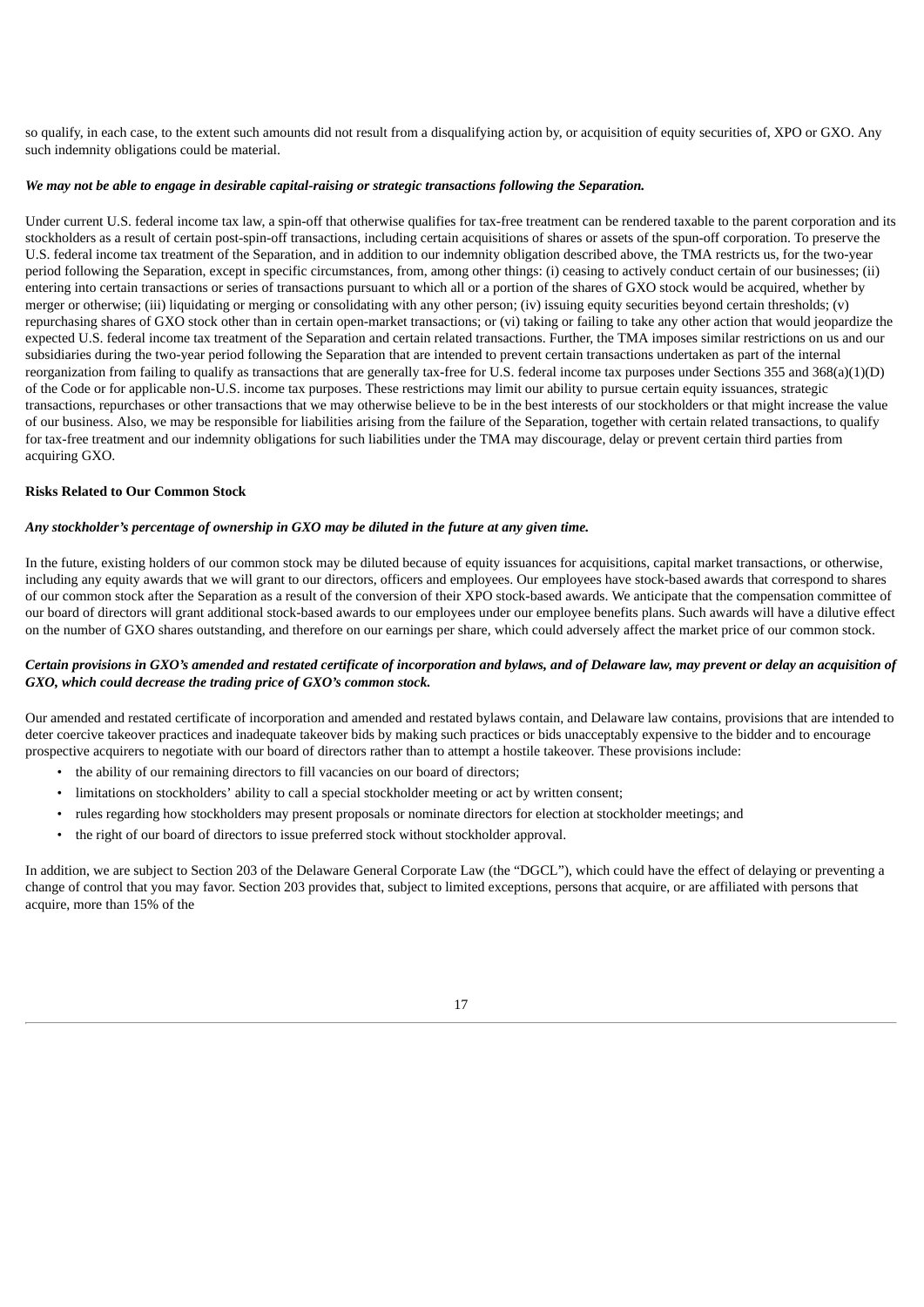so qualify, in each case, to the extent such amounts did not result from a disqualifying action by, or acquisition of equity securities of, XPO or GXO. Any such indemnity obligations could be material.

***We may not be able to engage in desirable capital-raising or strategic transactions following the Separation.***

Under current U.S. federal income tax law, a spin-off that otherwise qualifies for tax-free treatment can be rendered taxable to the parent corporation and its stockholders as a result of certain post-spin-off transactions, including certain acquisitions of shares or assets of the spun-off corporation. To preserve the U.S. federal income tax treatment of the Separation, and in addition to our indemnity obligation described above, the TMA restricts us, for the two-year period following the Separation, except in specific circumstances, from, among other things: (i) ceasing to actively conduct certain of our businesses; (ii) entering into certain transactions or series of transactions pursuant to which all or a portion of the shares of GXO stock would be acquired, whether by merger or otherwise; (iii) liquidating or merging or consolidating with any other person; (iv) issuing equity securities beyond certain thresholds; (v) repurchasing shares of GXO stock other than in certain open-market transactions; or (vi) taking or failing to take any other action that would jeopardize the expected U.S. federal income tax treatment of the Separation and certain related transactions. Further, the TMA imposes similar restrictions on us and our subsidiaries during the two-year period following the Separation that are intended to prevent certain transactions undertaken as part of the internal reorganization from failing to qualify as transactions that are generally tax-free for U.S. federal income tax purposes under Sections 355 and 368(a)(1)(D) of the Code or for applicable non-U.S. income tax purposes. These restrictions may limit our ability to pursue certain equity issuances, strategic transactions, repurchases or other transactions that we may otherwise believe to be in the best interests of our stockholders or that might increase the value of our business. Also, we may be responsible for liabilities arising from the failure of the Separation, together with certain related transactions, to qualify for tax-free treatment and our indemnity obligations for such liabilities under the TMA may discourage, delay or prevent certain third parties from acquiring GXO.

**Risks Related to Our Common Stock**

***Any stockholder's percentage of ownership in GXO may be diluted in the future at any given time.***

In the future, existing holders of our common stock may be diluted because of equity issuances for acquisitions, capital market transactions, or otherwise, including any equity awards that we will grant to our directors, officers and employees. Our employees have stock-based awards that correspond to shares of our common stock after the Separation as a result of the conversion of their XPO stock-based awards. We anticipate that the compensation committee of our board of directors will grant additional stock-based awards to our employees under our employee benefits plans. Such awards will have a dilutive effect on the number of GXO shares outstanding, and therefore on our earnings per share, which could adversely affect the market price of our common stock.

***Certain provisions in GXO's amended and restated certificate of incorporation and bylaws, and of Delaware law, may prevent or delay an acquisition of GXO, which could decrease the trading price of GXO's common stock.***

Our amended and restated certificate of incorporation and amended and restated bylaws contain, and Delaware law contains, provisions that are intended to deter coercive takeover practices and inadequate takeover bids by making such practices or bids unacceptably expensive to the bidder and to encourage prospective acquirers to negotiate with our board of directors rather than to attempt a hostile takeover. These provisions include:

- the ability of our remaining directors to fill vacancies on our board of directors;
- limitations on stockholders' ability to call a special stockholder meeting or act by written consent;
- rules regarding how stockholders may present proposals or nominate directors for election at stockholder meetings; and
- the right of our board of directors to issue preferred stock without stockholder approval.

In addition, we are subject to Section 203 of the Delaware General Corporate Law (the "DGCL"), which could have the effect of delaying or preventing a change of control that you may favor. Section 203 provides that, subject to limited exceptions, persons that acquire, or are affiliated with persons that acquire, more than 15% of the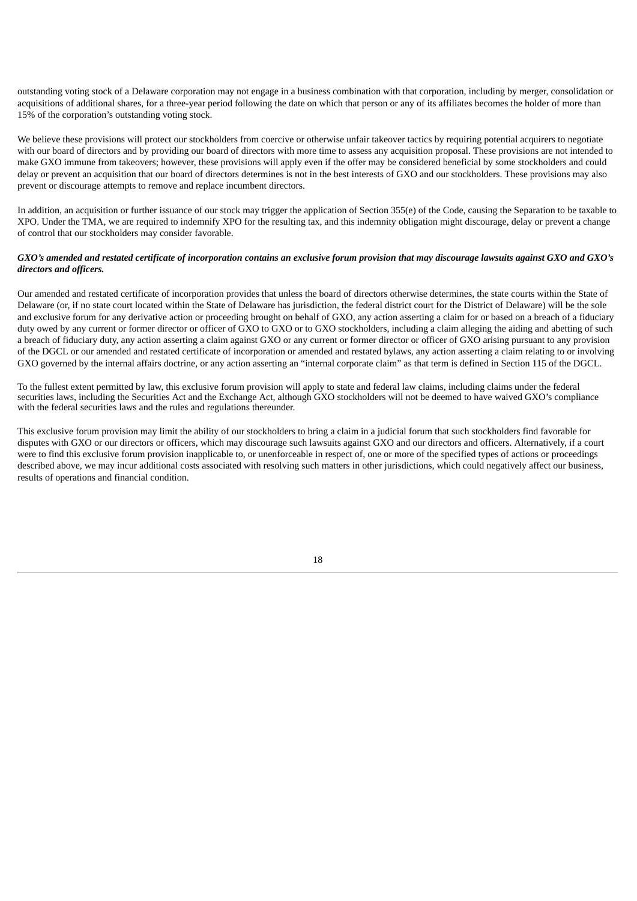outstanding voting stock of a Delaware corporation may not engage in a business combination with that corporation, including by merger, consolidation or acquisitions of additional shares, for a three-year period following the date on which that person or any of its affiliates becomes the holder of more than 15% of the corporation's outstanding voting stock.

We believe these provisions will protect our stockholders from coercive or otherwise unfair takeover tactics by requiring potential acquirers to negotiate with our board of directors and by providing our board of directors with more time to assess any acquisition proposal. These provisions are not intended to make GXO immune from takeovers; however, these provisions will apply even if the offer may be considered beneficial by some stockholders and could delay or prevent an acquisition that our board of directors determines is not in the best interests of GXO and our stockholders. These provisions may also prevent or discourage attempts to remove and replace incumbent directors.

In addition, an acquisition or further issuance of our stock may trigger the application of Section 355(e) of the Code, causing the Separation to be taxable to XPO. Under the TMA, we are required to indemnify XPO for the resulting tax, and this indemnity obligation might discourage, delay or prevent a change of control that our stockholders may consider favorable.

***GXO's amended and restated certificate of incorporation contains an exclusive forum provision that may discourage lawsuits against GXO and GXO's directors and officers.***

Our amended and restated certificate of incorporation provides that unless the board of directors otherwise determines, the state courts within the State of Delaware (or, if no state court located within the State of Delaware has jurisdiction, the federal district court for the District of Delaware) will be the sole and exclusive forum for any derivative action or proceeding brought on behalf of GXO, any action asserting a claim for or based on a breach of a fiduciary duty owed by any current or former director or officer of GXO to GXO or to GXO stockholders, including a claim alleging the aiding and abetting of such a breach of fiduciary duty, any action asserting a claim against GXO or any current or former director or officer of GXO arising pursuant to any provision of the DGCL or our amended and restated certificate of incorporation or amended and restated bylaws, any action asserting a claim relating to or involving GXO governed by the internal affairs doctrine, or any action asserting an "internal corporate claim" as that term is defined in Section 115 of the DGCL.

To the fullest extent permitted by law, this exclusive forum provision will apply to state and federal law claims, including claims under the federal securities laws, including the Securities Act and the Exchange Act, although GXO stockholders will not be deemed to have waived GXO's compliance with the federal securities laws and the rules and regulations thereunder.

This exclusive forum provision may limit the ability of our stockholders to bring a claim in a judicial forum that such stockholders find favorable for disputes with GXO or our directors or officers, which may discourage such lawsuits against GXO and our directors and officers. Alternatively, if a court were to find this exclusive forum provision inapplicable to, or unenforceable in respect of, one or more of the specified types of actions or proceedings described above, we may incur additional costs associated with resolving such matters in other jurisdictions, which could negatively affect our business, results of operations and financial condition.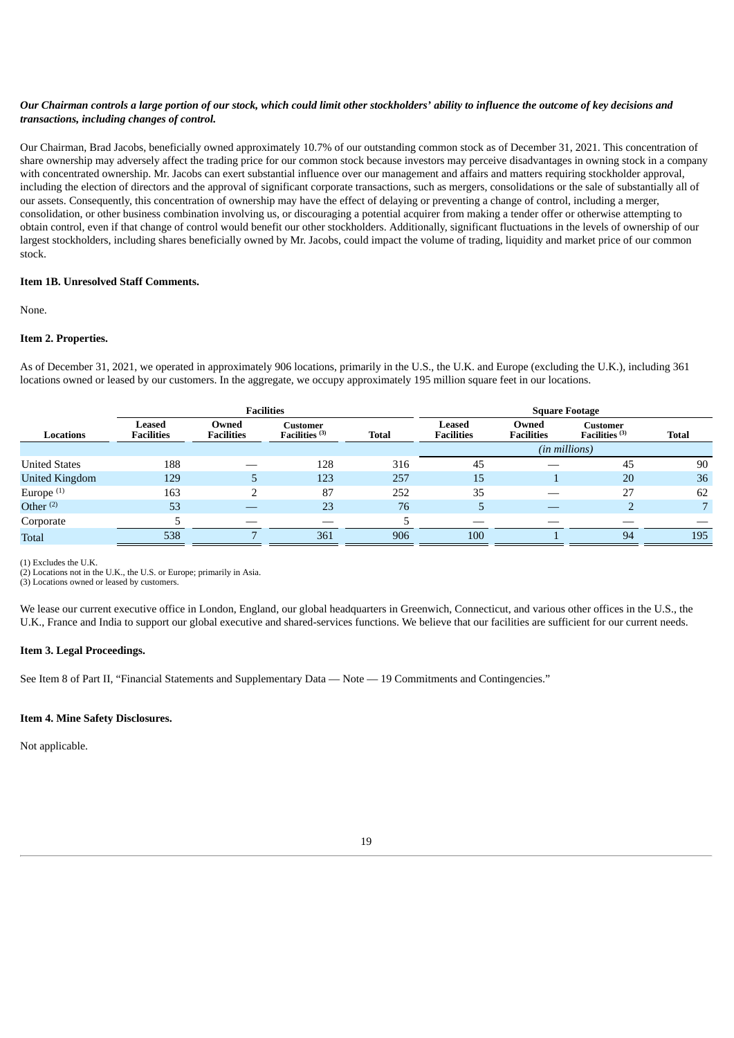***Our Chairman controls a large portion of our stock, which could limit other stockholders' ability to influence the outcome of key decisions and transactions, including changes of control.***

Our Chairman, Brad Jacobs, beneficially owned approximately 10.7% of our outstanding common stock as of December 31, 2021. This concentration of share ownership may adversely affect the trading price for our common stock because investors may perceive disadvantages in owning stock in a company with concentrated ownership. Mr. Jacobs can exert substantial influence over our management and affairs and matters requiring stockholder approval, including the election of directors and the approval of significant corporate transactions, such as mergers, consolidations or the sale of substantially all of our assets. Consequently, this concentration of ownership may have the effect of delaying or preventing a change of control, including a merger, consolidation, or other business combination involving us, or discouraging a potential acquirer from making a tender offer or otherwise attempting to obtain control, even if that change of control would benefit our other stockholders. Additionally, significant fluctuations in the levels of ownership of our largest stockholders, including shares beneficially owned by Mr. Jacobs, could impact the volume of trading, liquidity and market price of our common stock.

**Item 1B. Unresolved Staff Comments.**

None.

**Item 2. Properties.**

As of December 31, 2021, we operated in approximately 906 locations, primarily in the U.S., the U.K. and Europe (excluding the U.K.), including 361 locations owned or leased by our customers. In the aggregate, we occupy approximately 195 million square feet in our locations.

| | Facilities | | | | Square Footage | | | |
|---|---|---|---|---|---|---|---|---|
| **Locations** | **Leased Facilities** | **Owned Facilities** | **Customer Facilities (3)** | **Total** | **Leased Facilities** | **Owned Facilities** | **Customer Facilities (3)** | **Total** |
| | | | | | *(in millions)* | | | |
| United States | 188 | — | 128 | 316 | 45 | — | 45 | 90 |
| United Kingdom | 129 | 5 | 123 | 257 | 15 | 1 | 20 | 36 |
| Europe (1) | 163 | 2 | 87 | 252 | 35 | — | 27 | 62 |
| Other (2) | 53 | — | 23 | 76 | 5 | — | 2 | 7 |
| Corporate | 5 | — | — | 5 | — | — | — | — |
| Total | 538 | 7 | 361 | 906 | 100 | 1 | 94 | 195 |

(1) Excludes the U.K.
(2) Locations not in the U.K., the U.S. or Europe; primarily in Asia.
(3) Locations owned or leased by customers.

We lease our current executive office in London, England, our global headquarters in Greenwich, Connecticut, and various other offices in the U.S., the U.K., France and India to support our global executive and shared-services functions. We believe that our facilities are sufficient for our current needs.

**Item 3. Legal Proceedings.**

See Item 8 of Part II, "Financial Statements and Supplementary Data — Note — 19 Commitments and Contingencies."

**Item 4. Mine Safety Disclosures.**

Not applicable.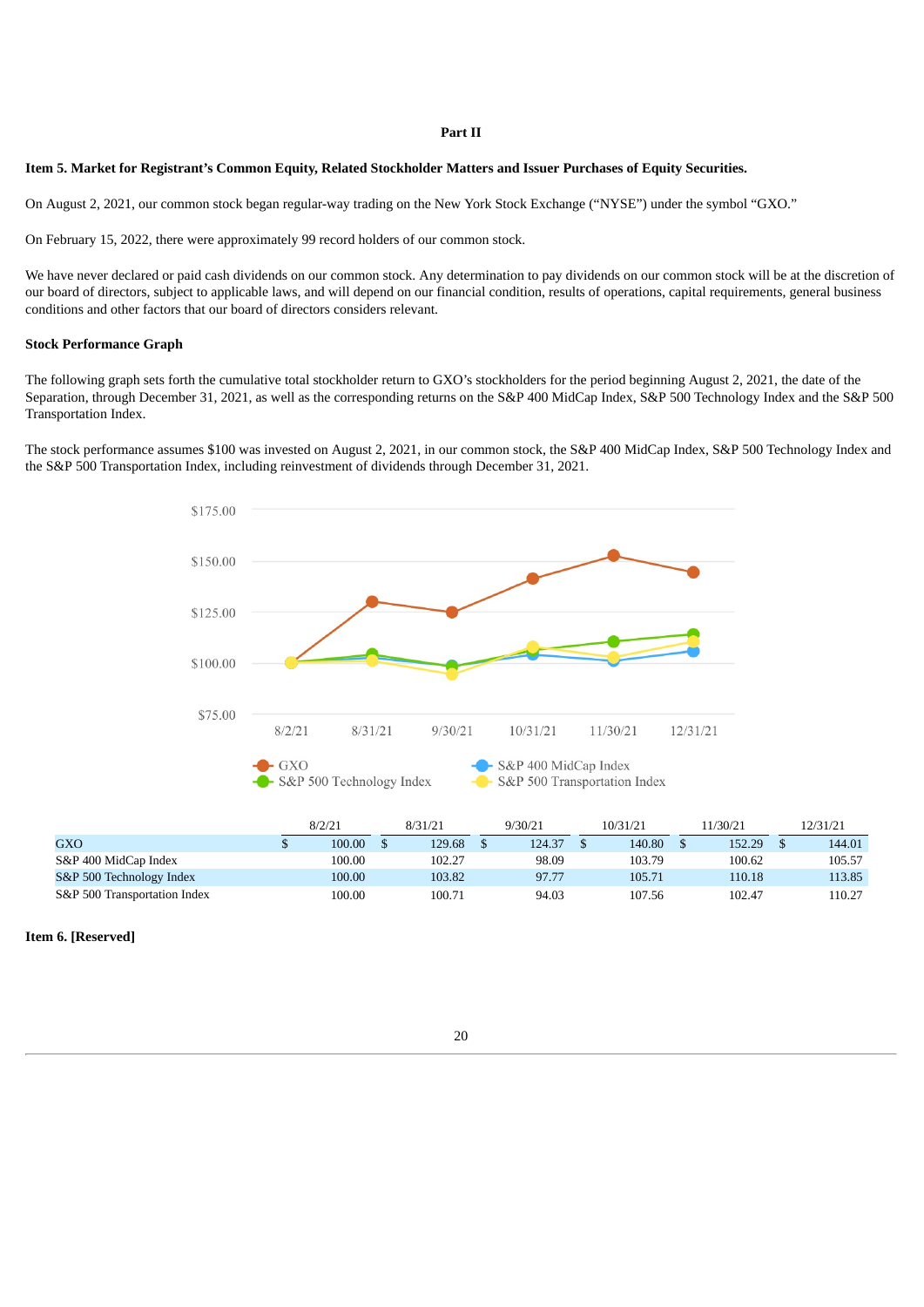## Part II

### Item 5. Market for Registrant's Common Equity, Related Stockholder Matters and Issuer Purchases of Equity Securities.

On August 2, 2021, our common stock began regular-way trading on the New York Stock Exchange ("NYSE") under the symbol "GXO."

On February 15, 2022, there were approximately 99 record holders of our common stock.

We have never declared or paid cash dividends on our common stock. Any determination to pay dividends on our common stock will be at the discretion of our board of directors, subject to applicable laws, and will depend on our financial condition, results of operations, capital requirements, general business conditions and other factors that our board of directors considers relevant.

**Stock Performance Graph**

The following graph sets forth the cumulative total stockholder return to GXO's stockholders for the period beginning August 2, 2021, the date of the Separation, through December 31, 2021, as well as the corresponding returns on the S&P 400 MidCap Index, S&P 500 Technology Index and the S&P 500 Transportation Index.

The stock performance assumes $100 was invested on August 2, 2021, in our common stock, the S&P 400 MidCap Index, S&P 500 Technology Index and the S&P 500 Transportation Index, including reinvestment of dividends through December 31, 2021.

| | 8/2/21 | 8/31/21 | 9/30/21 | 10/31/21 | 11/30/21 | 12/31/21 |
|---|---|---|---|---|---|---|
| GXO | $ 100.00 | $ 129.68 | $ 124.37 | $ 140.80 | $ 152.29 | $ 144.01 |
| S&P 400 MidCap Index | 100.00 | 102.27 | 98.09 | 103.79 | 100.62 | 105.57 |
| S&P 500 Technology Index | 100.00 | 103.82 | 97.77 | 105.71 | 110.18 | 113.85 |
| S&P 500 Transportation Index | 100.00 | 100.71 | 94.03 | 107.56 | 102.47 | 110.27 |

### Item 6. [Reserved]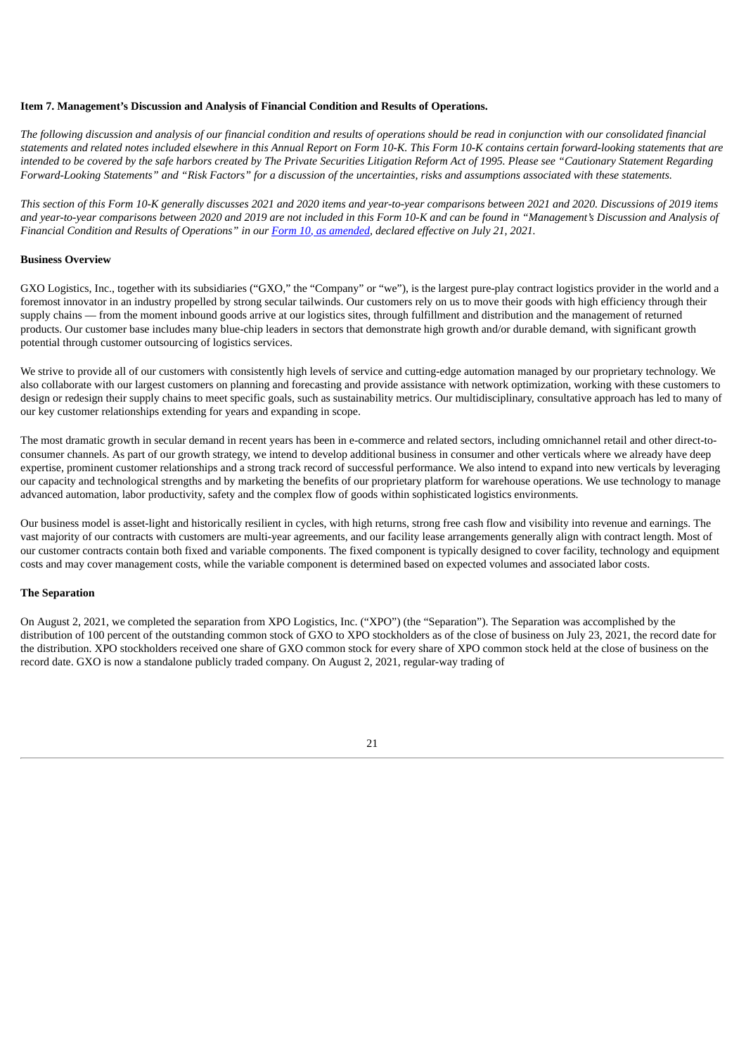**Item 7. Management's Discussion and Analysis of Financial Condition and Results of Operations.**

*The following discussion and analysis of our financial condition and results of operations should be read in conjunction with our consolidated financial statements and related notes included elsewhere in this Annual Report on Form 10-K. This Form 10-K contains certain forward-looking statements that are intended to be covered by the safe harbors created by The Private Securities Litigation Reform Act of 1995. Please see "Cautionary Statement Regarding Forward-Looking Statements" and "Risk Factors" for a discussion of the uncertainties, risks and assumptions associated with these statements.*

*This section of this Form 10-K generally discusses 2021 and 2020 items and year-to-year comparisons between 2021 and 2020. Discussions of 2019 items and year-to-year comparisons between 2020 and 2019 are not included in this Form 10-K and can be found in "Management's Discussion and Analysis of Financial Condition and Results of Operations" in our Form 10, as amended, declared effective on July 21, 2021.*

**Business Overview**

GXO Logistics, Inc., together with its subsidiaries ("GXO," the "Company" or "we"), is the largest pure-play contract logistics provider in the world and a foremost innovator in an industry propelled by strong secular tailwinds. Our customers rely on us to move their goods with high efficiency through their supply chains — from the moment inbound goods arrive at our logistics sites, through fulfillment and distribution and the management of returned products. Our customer base includes many blue-chip leaders in sectors that demonstrate high growth and/or durable demand, with significant growth potential through customer outsourcing of logistics services.

We strive to provide all of our customers with consistently high levels of service and cutting-edge automation managed by our proprietary technology. We also collaborate with our largest customers on planning and forecasting and provide assistance with network optimization, working with these customers to design or redesign their supply chains to meet specific goals, such as sustainability metrics. Our multidisciplinary, consultative approach has led to many of our key customer relationships extending for years and expanding in scope.

The most dramatic growth in secular demand in recent years has been in e-commerce and related sectors, including omnichannel retail and other direct-to-consumer channels. As part of our growth strategy, we intend to develop additional business in consumer and other verticals where we already have deep expertise, prominent customer relationships and a strong track record of successful performance. We also intend to expand into new verticals by leveraging our capacity and technological strengths and by marketing the benefits of our proprietary platform for warehouse operations. We use technology to manage advanced automation, labor productivity, safety and the complex flow of goods within sophisticated logistics environments.

Our business model is asset-light and historically resilient in cycles, with high returns, strong free cash flow and visibility into revenue and earnings. The vast majority of our contracts with customers are multi-year agreements, and our facility lease arrangements generally align with contract length. Most of our customer contracts contain both fixed and variable components. The fixed component is typically designed to cover facility, technology and equipment costs and may cover management costs, while the variable component is determined based on expected volumes and associated labor costs.

**The Separation**

On August 2, 2021, we completed the separation from XPO Logistics, Inc. ("XPO") (the "Separation"). The Separation was accomplished by the distribution of 100 percent of the outstanding common stock of GXO to XPO stockholders as of the close of business on July 23, 2021, the record date for the distribution. XPO stockholders received one share of GXO common stock for every share of XPO common stock held at the close of business on the record date. GXO is now a standalone publicly traded company. On August 2, 2021, regular-way trading of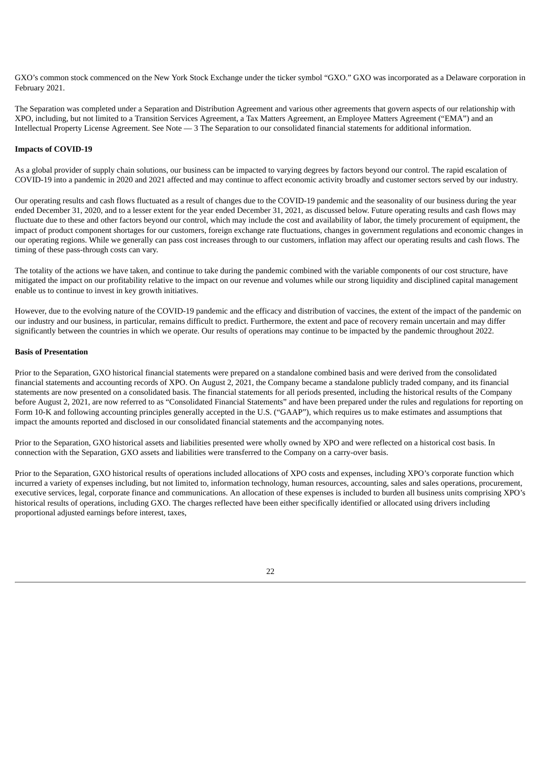GXO's common stock commenced on the New York Stock Exchange under the ticker symbol "GXO." GXO was incorporated as a Delaware corporation in February 2021.

The Separation was completed under a Separation and Distribution Agreement and various other agreements that govern aspects of our relationship with XPO, including, but not limited to a Transition Services Agreement, a Tax Matters Agreement, an Employee Matters Agreement ("EMA") and an Intellectual Property License Agreement. See Note — 3 The Separation to our consolidated financial statements for additional information.

**Impacts of COVID-19**

As a global provider of supply chain solutions, our business can be impacted to varying degrees by factors beyond our control. The rapid escalation of COVID-19 into a pandemic in 2020 and 2021 affected and may continue to affect economic activity broadly and customer sectors served by our industry.

Our operating results and cash flows fluctuated as a result of changes due to the COVID-19 pandemic and the seasonality of our business during the year ended December 31, 2020, and to a lesser extent for the year ended December 31, 2021, as discussed below. Future operating results and cash flows may fluctuate due to these and other factors beyond our control, which may include the cost and availability of labor, the timely procurement of equipment, the impact of product component shortages for our customers, foreign exchange rate fluctuations, changes in government regulations and economic changes in our operating regions. While we generally can pass cost increases through to our customers, inflation may affect our operating results and cash flows. The timing of these pass-through costs can vary.

The totality of the actions we have taken, and continue to take during the pandemic combined with the variable components of our cost structure, have mitigated the impact on our profitability relative to the impact on our revenue and volumes while our strong liquidity and disciplined capital management enable us to continue to invest in key growth initiatives.

However, due to the evolving nature of the COVID-19 pandemic and the efficacy and distribution of vaccines, the extent of the impact of the pandemic on our industry and our business, in particular, remains difficult to predict. Furthermore, the extent and pace of recovery remain uncertain and may differ significantly between the countries in which we operate. Our results of operations may continue to be impacted by the pandemic throughout 2022.

**Basis of Presentation**

Prior to the Separation, GXO historical financial statements were prepared on a standalone combined basis and were derived from the consolidated financial statements and accounting records of XPO. On August 2, 2021, the Company became a standalone publicly traded company, and its financial statements are now presented on a consolidated basis. The financial statements for all periods presented, including the historical results of the Company before August 2, 2021, are now referred to as "Consolidated Financial Statements" and have been prepared under the rules and regulations for reporting on Form 10-K and following accounting principles generally accepted in the U.S. ("GAAP"), which requires us to make estimates and assumptions that impact the amounts reported and disclosed in our consolidated financial statements and the accompanying notes.

Prior to the Separation, GXO historical assets and liabilities presented were wholly owned by XPO and were reflected on a historical cost basis. In connection with the Separation, GXO assets and liabilities were transferred to the Company on a carry-over basis.

Prior to the Separation, GXO historical results of operations included allocations of XPO costs and expenses, including XPO's corporate function which incurred a variety of expenses including, but not limited to, information technology, human resources, accounting, sales and sales operations, procurement, executive services, legal, corporate finance and communications. An allocation of these expenses is included to burden all business units comprising XPO's historical results of operations, including GXO. The charges reflected have been either specifically identified or allocated using drivers including proportional adjusted earnings before interest, taxes,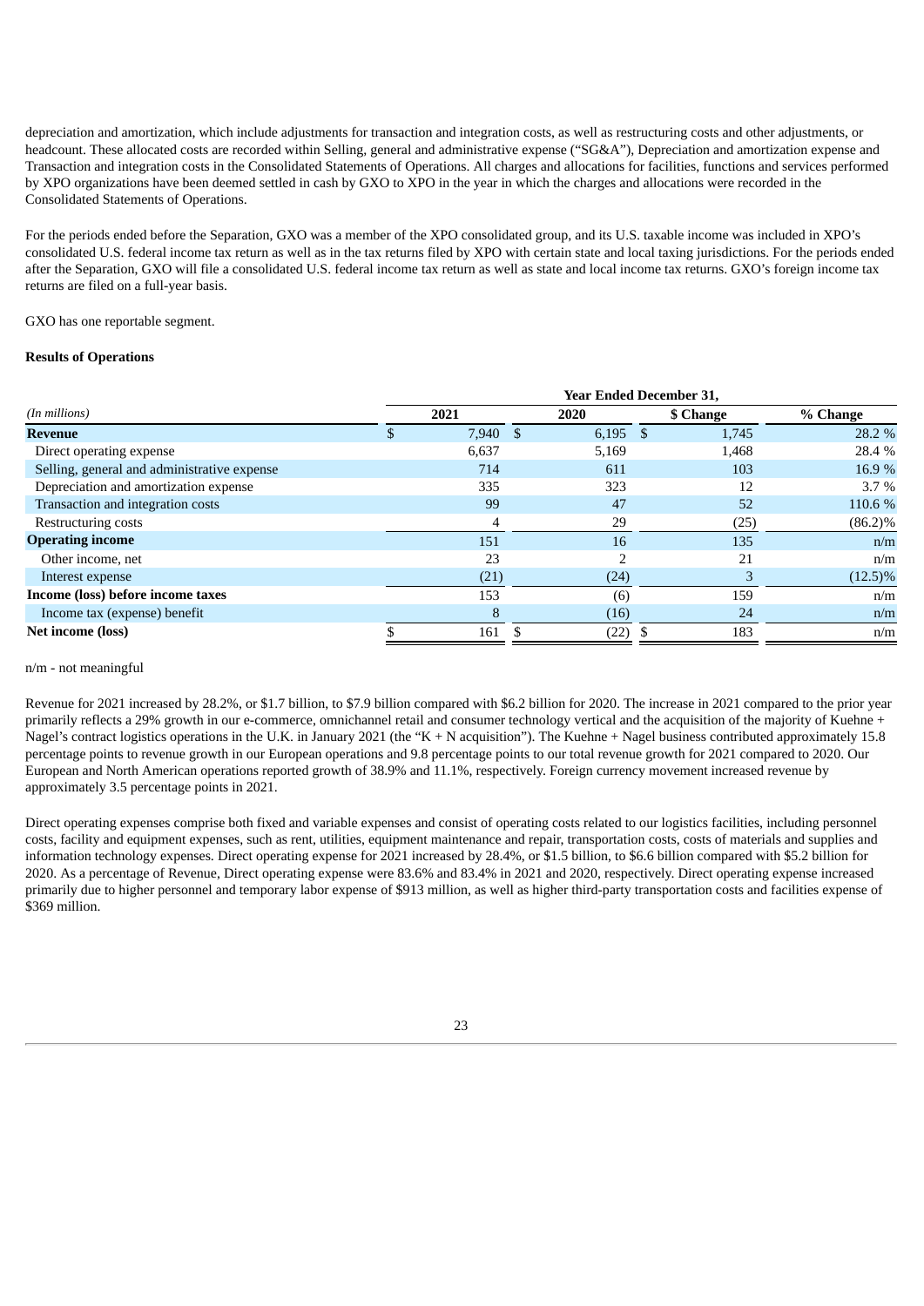depreciation and amortization, which include adjustments for transaction and integration costs, as well as restructuring costs and other adjustments, or headcount. These allocated costs are recorded within Selling, general and administrative expense ("SG&A"), Depreciation and amortization expense and Transaction and integration costs in the Consolidated Statements of Operations. All charges and allocations for facilities, functions and services performed by XPO organizations have been deemed settled in cash by GXO to XPO in the year in which the charges and allocations were recorded in the Consolidated Statements of Operations.

For the periods ended before the Separation, GXO was a member of the XPO consolidated group, and its U.S. taxable income was included in XPO's consolidated U.S. federal income tax return as well as in the tax returns filed by XPO with certain state and local taxing jurisdictions. For the periods ended after the Separation, GXO will file a consolidated U.S. federal income tax return as well as state and local income tax returns. GXO's foreign income tax returns are filed on a full-year basis.

GXO has one reportable segment.

**Results of Operations**

| | Year Ended December 31, | | | |
|---|---|---|---|---|
| *(In millions)* | 2021 | 2020 | $ Change | % Change |
| **Revenue** | $ 7,940 | $ 6,195 | $ 1,745 | 28.2 % |
| Direct operating expense | 6,637 | 5,169 | 1,468 | 28.4 % |
| Selling, general and administrative expense | 714 | 611 | 103 | 16.9 % |
| Depreciation and amortization expense | 335 | 323 | 12 | 3.7 % |
| Transaction and integration costs | 99 | 47 | 52 | 110.6 % |
| Restructuring costs | 4 | 29 | (25) | (86.2)% |
| **Operating income** | 151 | 16 | 135 | n/m |
| Other income, net | 23 | 2 | 21 | n/m |
| Interest expense | (21) | (24) | 3 | (12.5)% |
| **Income (loss) before income taxes** | 153 | (6) | 159 | n/m |
| Income tax (expense) benefit | 8 | (16) | 24 | n/m |
| **Net income (loss)** | $ 161 | $ (22) | $ 183 | n/m |

n/m - not meaningful

Revenue for 2021 increased by 28.2%, or $1.7 billion, to $7.9 billion compared with $6.2 billion for 2020. The increase in 2021 compared to the prior year primarily reflects a 29% growth in our e-commerce, omnichannel retail and consumer technology vertical and the acquisition of the majority of Kuehne + Nagel's contract logistics operations in the U.K. in January 2021 (the "K + N acquisition"). The Kuehne + Nagel business contributed approximately 15.8 percentage points to revenue growth in our European operations and 9.8 percentage points to our total revenue growth for 2021 compared to 2020. Our European and North American operations reported growth of 38.9% and 11.1%, respectively. Foreign currency movement increased revenue by approximately 3.5 percentage points in 2021.

Direct operating expenses comprise both fixed and variable expenses and consist of operating costs related to our logistics facilities, including personnel costs, facility and equipment expenses, such as rent, utilities, equipment maintenance and repair, transportation costs, costs of materials and supplies and information technology expenses. Direct operating expense for 2021 increased by 28.4%, or $1.5 billion, to $6.6 billion compared with $5.2 billion for 2020. As a percentage of Revenue, Direct operating expense were 83.6% and 83.4% in 2021 and 2020, respectively. Direct operating expense increased primarily due to higher personnel and temporary labor expense of $913 million, as well as higher third-party transportation costs and facilities expense of $369 million.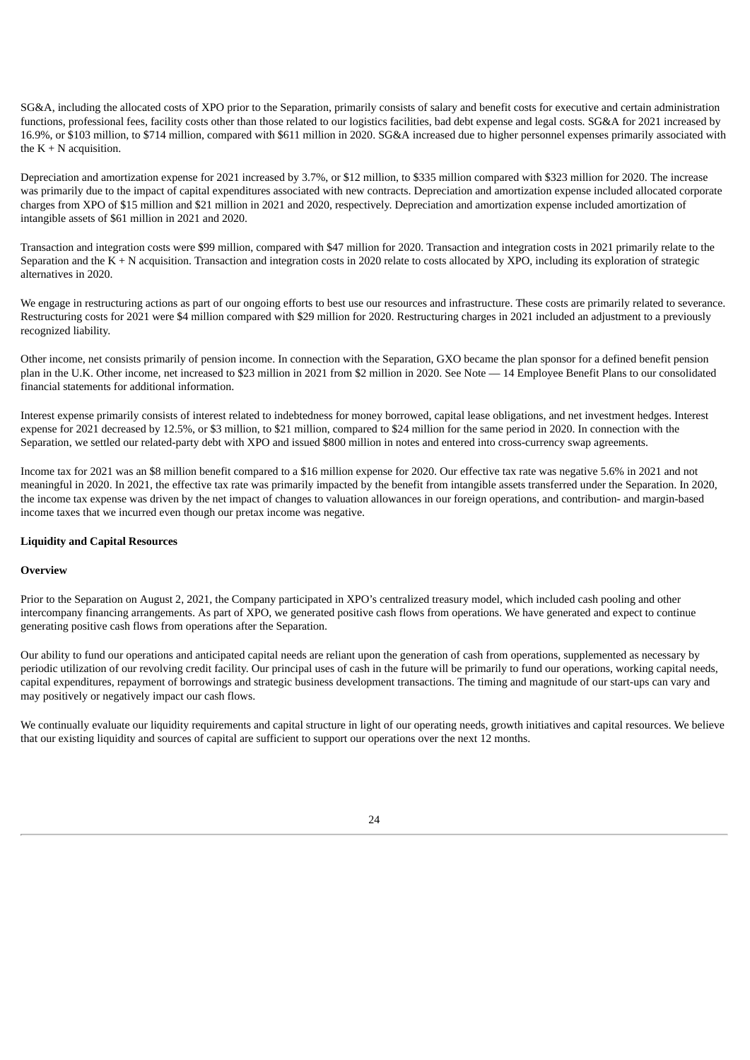SG&A, including the allocated costs of XPO prior to the Separation, primarily consists of salary and benefit costs for executive and certain administration functions, professional fees, facility costs other than those related to our logistics facilities, bad debt expense and legal costs. SG&A for 2021 increased by 16.9%, or $103 million, to $714 million, compared with $611 million in 2020. SG&A increased due to higher personnel expenses primarily associated with the K + N acquisition.

Depreciation and amortization expense for 2021 increased by 3.7%, or $12 million, to $335 million compared with $323 million for 2020. The increase was primarily due to the impact of capital expenditures associated with new contracts. Depreciation and amortization expense included allocated corporate charges from XPO of $15 million and $21 million in 2021 and 2020, respectively. Depreciation and amortization expense included amortization of intangible assets of $61 million in 2021 and 2020.

Transaction and integration costs were $99 million, compared with $47 million for 2020. Transaction and integration costs in 2021 primarily relate to the Separation and the K + N acquisition. Transaction and integration costs in 2020 relate to costs allocated by XPO, including its exploration of strategic alternatives in 2020.

We engage in restructuring actions as part of our ongoing efforts to best use our resources and infrastructure. These costs are primarily related to severance. Restructuring costs for 2021 were $4 million compared with $29 million for 2020. Restructuring charges in 2021 included an adjustment to a previously recognized liability.

Other income, net consists primarily of pension income. In connection with the Separation, GXO became the plan sponsor for a defined benefit pension plan in the U.K. Other income, net increased to $23 million in 2021 from $2 million in 2020. See Note — 14 Employee Benefit Plans to our consolidated financial statements for additional information.

Interest expense primarily consists of interest related to indebtedness for money borrowed, capital lease obligations, and net investment hedges. Interest expense for 2021 decreased by 12.5%, or $3 million, to $21 million, compared to $24 million for the same period in 2020. In connection with the Separation, we settled our related-party debt with XPO and issued $800 million in notes and entered into cross-currency swap agreements.

Income tax for 2021 was an $8 million benefit compared to a $16 million expense for 2020. Our effective tax rate was negative 5.6% in 2021 and not meaningful in 2020. In 2021, the effective tax rate was primarily impacted by the benefit from intangible assets transferred under the Separation. In 2020, the income tax expense was driven by the net impact of changes to valuation allowances in our foreign operations, and contribution- and margin-based income taxes that we incurred even though our pretax income was negative.

## Liquidity and Capital Resources

### Overview

Prior to the Separation on August 2, 2021, the Company participated in XPO's centralized treasury model, which included cash pooling and other intercompany financing arrangements. As part of XPO, we generated positive cash flows from operations. We have generated and expect to continue generating positive cash flows from operations after the Separation.

Our ability to fund our operations and anticipated capital needs are reliant upon the generation of cash from operations, supplemented as necessary by periodic utilization of our revolving credit facility. Our principal uses of cash in the future will be primarily to fund our operations, working capital needs, capital expenditures, repayment of borrowings and strategic business development transactions. The timing and magnitude of our start-ups can vary and may positively or negatively impact our cash flows.

We continually evaluate our liquidity requirements and capital structure in light of our operating needs, growth initiatives and capital resources. We believe that our existing liquidity and sources of capital are sufficient to support our operations over the next 12 months.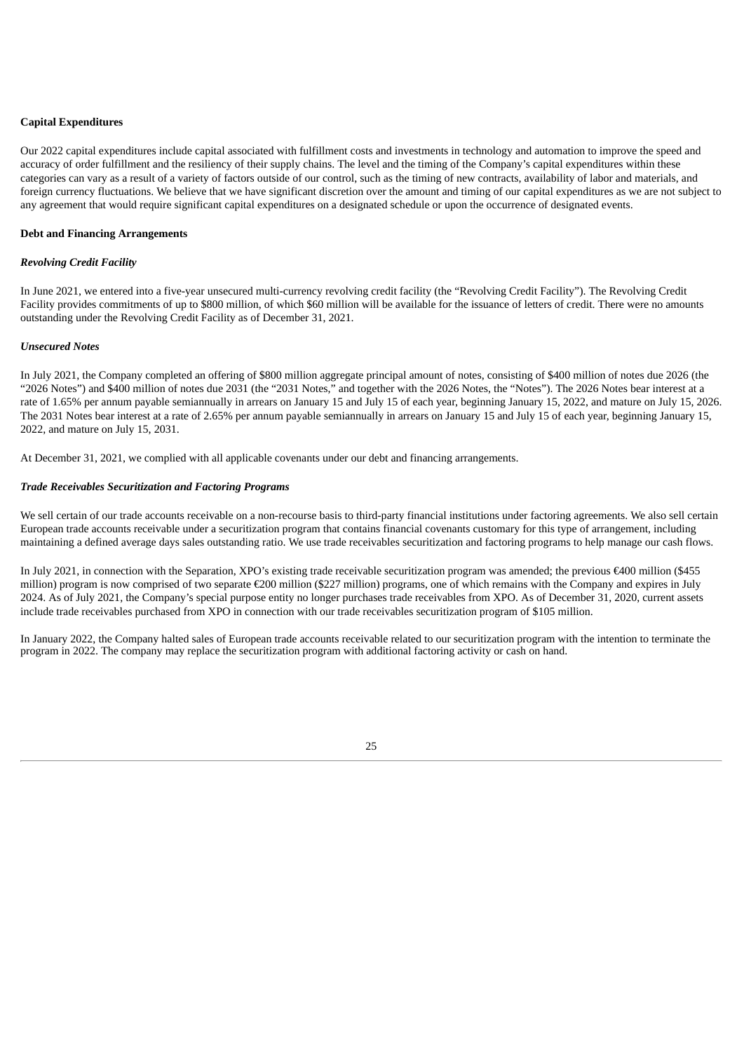**Capital Expenditures**

Our 2022 capital expenditures include capital associated with fulfillment costs and investments in technology and automation to improve the speed and accuracy of order fulfillment and the resiliency of their supply chains. The level and the timing of the Company's capital expenditures within these categories can vary as a result of a variety of factors outside of our control, such as the timing of new contracts, availability of labor and materials, and foreign currency fluctuations. We believe that we have significant discretion over the amount and timing of our capital expenditures as we are not subject to any agreement that would require significant capital expenditures on a designated schedule or upon the occurrence of designated events.

**Debt and Financing Arrangements**

***Revolving Credit Facility***

In June 2021, we entered into a five-year unsecured multi-currency revolving credit facility (the "Revolving Credit Facility"). The Revolving Credit Facility provides commitments of up to $800 million, of which $60 million will be available for the issuance of letters of credit. There were no amounts outstanding under the Revolving Credit Facility as of December 31, 2021.

***Unsecured Notes***

In July 2021, the Company completed an offering of $800 million aggregate principal amount of notes, consisting of $400 million of notes due 2026 (the "2026 Notes") and $400 million of notes due 2031 (the "2031 Notes," and together with the 2026 Notes, the "Notes"). The 2026 Notes bear interest at a rate of 1.65% per annum payable semiannually in arrears on January 15 and July 15 of each year, beginning January 15, 2022, and mature on July 15, 2026. The 2031 Notes bear interest at a rate of 2.65% per annum payable semiannually in arrears on January 15 and July 15 of each year, beginning January 15, 2022, and mature on July 15, 2031.

At December 31, 2021, we complied with all applicable covenants under our debt and financing arrangements.

***Trade Receivables Securitization and Factoring Programs***

We sell certain of our trade accounts receivable on a non-recourse basis to third-party financial institutions under factoring agreements. We also sell certain European trade accounts receivable under a securitization program that contains financial covenants customary for this type of arrangement, including maintaining a defined average days sales outstanding ratio. We use trade receivables securitization and factoring programs to help manage our cash flows.

In July 2021, in connection with the Separation, XPO's existing trade receivable securitization program was amended; the previous €400 million ($455 million) program is now comprised of two separate €200 million ($227 million) programs, one of which remains with the Company and expires in July 2024. As of July 2021, the Company's special purpose entity no longer purchases trade receivables from XPO. As of December 31, 2020, current assets include trade receivables purchased from XPO in connection with our trade receivables securitization program of $105 million.

In January 2022, the Company halted sales of European trade accounts receivable related to our securitization program with the intention to terminate the program in 2022. The company may replace the securitization program with additional factoring activity or cash on hand.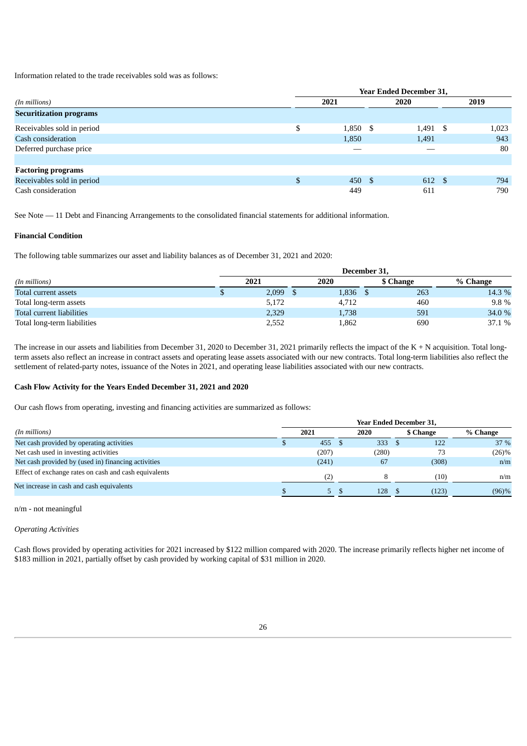Information related to the trade receivables sold was as follows:

| | Year Ended December 31, | | |
|---|---|---|---|
| *(In millions)* | 2021 | 2020 | 2019 |
| **Securitization programs** | | | |
| Receivables sold in period | $ 1,850 | $ 1,491 | $ 1,023 |
| Cash consideration | 1,850 | 1,491 | 943 |
| Deferred purchase price | — | — | 80 |
| | | | |
| **Factoring programs** | | | |
| Receivables sold in period | $ 450 | $ 612 | $ 794 |
| Cash consideration | 449 | 611 | 790 |

See Note — 11 Debt and Financing Arrangements to the consolidated financial statements for additional information.

### Financial Condition

The following table summarizes our asset and liability balances as of December 31, 2021 and 2020:

| | December 31, | | | |
|---|---|---|---|---|
| *(In millions)* | 2021 | 2020 | $ Change | % Change |
| Total current assets | $ 2,099 | $ 1,836 | $ 263 | 14.3 % |
| Total long-term assets | 5,172 | 4,712 | 460 | 9.8 % |
| Total current liabilities | 2,329 | 1,738 | 591 | 34.0 % |
| Total long-term liabilities | 2,552 | 1,862 | 690 | 37.1 % |

The increase in our assets and liabilities from December 31, 2020 to December 31, 2021 primarily reflects the impact of the K + N acquisition. Total long-term assets also reflect an increase in contract assets and operating lease assets associated with our new contracts. Total long-term liabilities also reflect the settlement of related-party notes, issuance of the Notes in 2021, and operating lease liabilities associated with our new contracts.

### Cash Flow Activity for the Years Ended December 31, 2021 and 2020

Our cash flows from operating, investing and financing activities are summarized as follows:

| | Year Ended December 31, | | | |
|---|---|---|---|---|
| *(In millions)* | 2021 | 2020 | $ Change | % Change |
| Net cash provided by operating activities | $ 455 | $ 333 | $ 122 | 37 % |
| Net cash used in investing activities | (207) | (280) | 73 | (26)% |
| Net cash provided by (used in) financing activities | (241) | 67 | (308) | n/m |
| Effect of exchange rates on cash and cash equivalents | (2) | 8 | (10) | n/m |
| Net increase in cash and cash equivalents | $ 5 | $ 128 | $ (123) | (96)% |

n/m - not meaningful

*Operating Activities*

Cash flows provided by operating activities for 2021 increased by $122 million compared with 2020. The increase primarily reflects higher net income of $183 million in 2021, partially offset by cash provided by working capital of $31 million in 2020.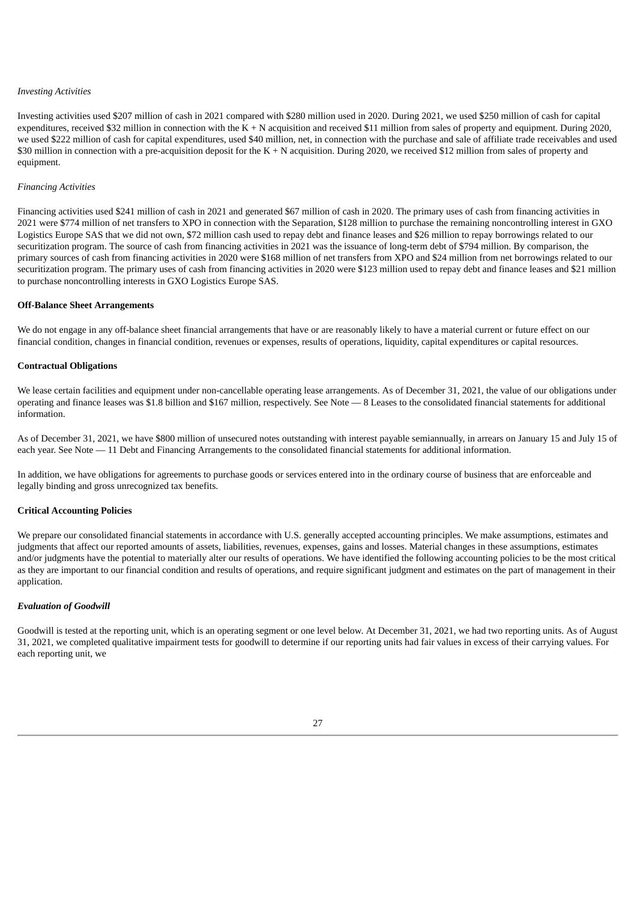*Investing Activities*

Investing activities used $207 million of cash in 2021 compared with $280 million used in 2020. During 2021, we used $250 million of cash for capital expenditures, received $32 million in connection with the K + N acquisition and received $11 million from sales of property and equipment. During 2020, we used $222 million of cash for capital expenditures, used $40 million, net, in connection with the purchase and sale of affiliate trade receivables and used $30 million in connection with a pre-acquisition deposit for the K + N acquisition. During 2020, we received $12 million from sales of property and equipment.

*Financing Activities*

Financing activities used $241 million of cash in 2021 and generated $67 million of cash in 2020. The primary uses of cash from financing activities in 2021 were $774 million of net transfers to XPO in connection with the Separation, $128 million to purchase the remaining noncontrolling interest in GXO Logistics Europe SAS that we did not own, $72 million cash used to repay debt and finance leases and $26 million to repay borrowings related to our securitization program. The source of cash from financing activities in 2021 was the issuance of long-term debt of $794 million. By comparison, the primary sources of cash from financing activities in 2020 were $168 million of net transfers from XPO and $24 million from net borrowings related to our securitization program. The primary uses of cash from financing activities in 2020 were $123 million used to repay debt and finance leases and $21 million to purchase noncontrolling interests in GXO Logistics Europe SAS.

**Off-Balance Sheet Arrangements**

We do not engage in any off-balance sheet financial arrangements that have or are reasonably likely to have a material current or future effect on our financial condition, changes in financial condition, revenues or expenses, results of operations, liquidity, capital expenditures or capital resources.

**Contractual Obligations**

We lease certain facilities and equipment under non-cancellable operating lease arrangements. As of December 31, 2021, the value of our obligations under operating and finance leases was $1.8 billion and $167 million, respectively. See Note — 8 Leases to the consolidated financial statements for additional information.

As of December 31, 2021, we have $800 million of unsecured notes outstanding with interest payable semiannually, in arrears on January 15 and July 15 of each year. See Note — 11 Debt and Financing Arrangements to the consolidated financial statements for additional information.

In addition, we have obligations for agreements to purchase goods or services entered into in the ordinary course of business that are enforceable and legally binding and gross unrecognized tax benefits.

**Critical Accounting Policies**

We prepare our consolidated financial statements in accordance with U.S. generally accepted accounting principles. We make assumptions, estimates and judgments that affect our reported amounts of assets, liabilities, revenues, expenses, gains and losses. Material changes in these assumptions, estimates and/or judgments have the potential to materially alter our results of operations. We have identified the following accounting policies to be the most critical as they are important to our financial condition and results of operations, and require significant judgment and estimates on the part of management in their application.

***Evaluation of Goodwill***

Goodwill is tested at the reporting unit, which is an operating segment or one level below. At December 31, 2021, we had two reporting units. As of August 31, 2021, we completed qualitative impairment tests for goodwill to determine if our reporting units had fair values in excess of their carrying values. For each reporting unit, we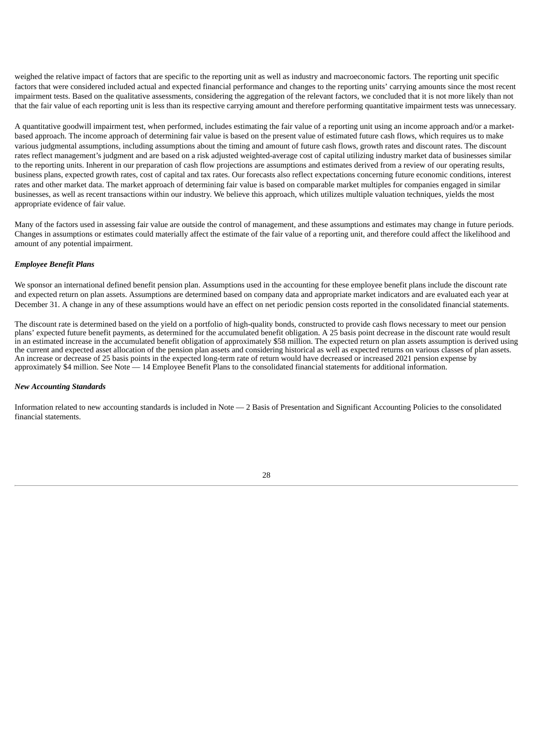weighed the relative impact of factors that are specific to the reporting unit as well as industry and macroeconomic factors. The reporting unit specific factors that were considered included actual and expected financial performance and changes to the reporting units' carrying amounts since the most recent impairment tests. Based on the qualitative assessments, considering the aggregation of the relevant factors, we concluded that it is not more likely than not that the fair value of each reporting unit is less than its respective carrying amount and therefore performing quantitative impairment tests was unnecessary.

A quantitative goodwill impairment test, when performed, includes estimating the fair value of a reporting unit using an income approach and/or a market-based approach. The income approach of determining fair value is based on the present value of estimated future cash flows, which requires us to make various judgmental assumptions, including assumptions about the timing and amount of future cash flows, growth rates and discount rates. The discount rates reflect management's judgment and are based on a risk adjusted weighted-average cost of capital utilizing industry market data of businesses similar to the reporting units. Inherent in our preparation of cash flow projections are assumptions and estimates derived from a review of our operating results, business plans, expected growth rates, cost of capital and tax rates. Our forecasts also reflect expectations concerning future economic conditions, interest rates and other market data. The market approach of determining fair value is based on comparable market multiples for companies engaged in similar businesses, as well as recent transactions within our industry. We believe this approach, which utilizes multiple valuation techniques, yields the most appropriate evidence of fair value.

Many of the factors used in assessing fair value are outside the control of management, and these assumptions and estimates may change in future periods. Changes in assumptions or estimates could materially affect the estimate of the fair value of a reporting unit, and therefore could affect the likelihood and amount of any potential impairment.

***Employee Benefit Plans***

We sponsor an international defined benefit pension plan. Assumptions used in the accounting for these employee benefit plans include the discount rate and expected return on plan assets. Assumptions are determined based on company data and appropriate market indicators and are evaluated each year at December 31. A change in any of these assumptions would have an effect on net periodic pension costs reported in the consolidated financial statements.

The discount rate is determined based on the yield on a portfolio of high-quality bonds, constructed to provide cash flows necessary to meet our pension plans' expected future benefit payments, as determined for the accumulated benefit obligation. A 25 basis point decrease in the discount rate would result in an estimated increase in the accumulated benefit obligation of approximately $58 million. The expected return on plan assets assumption is derived using the current and expected asset allocation of the pension plan assets and considering historical as well as expected returns on various classes of plan assets. An increase or decrease of 25 basis points in the expected long-term rate of return would have decreased or increased 2021 pension expense by approximately $4 million. See Note — 14 Employee Benefit Plans to the consolidated financial statements for additional information.

***New Accounting Standards***

Information related to new accounting standards is included in Note — 2 Basis of Presentation and Significant Accounting Policies to the consolidated financial statements.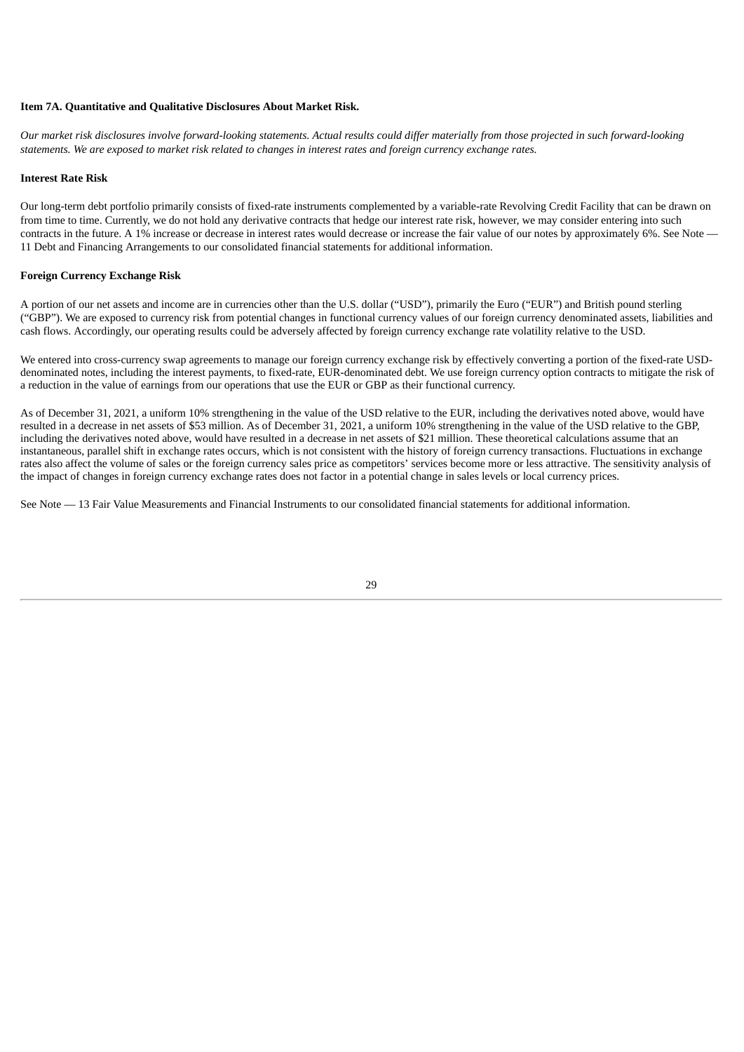**Item 7A. Quantitative and Qualitative Disclosures About Market Risk.**

*Our market risk disclosures involve forward-looking statements. Actual results could differ materially from those projected in such forward-looking statements. We are exposed to market risk related to changes in interest rates and foreign currency exchange rates.*

**Interest Rate Risk**

Our long-term debt portfolio primarily consists of fixed-rate instruments complemented by a variable-rate Revolving Credit Facility that can be drawn on from time to time. Currently, we do not hold any derivative contracts that hedge our interest rate risk, however, we may consider entering into such contracts in the future. A 1% increase or decrease in interest rates would decrease or increase the fair value of our notes by approximately 6%. See Note — 11 Debt and Financing Arrangements to our consolidated financial statements for additional information.

**Foreign Currency Exchange Risk**

A portion of our net assets and income are in currencies other than the U.S. dollar ("USD"), primarily the Euro ("EUR") and British pound sterling ("GBP"). We are exposed to currency risk from potential changes in functional currency values of our foreign currency denominated assets, liabilities and cash flows. Accordingly, our operating results could be adversely affected by foreign currency exchange rate volatility relative to the USD.

We entered into cross-currency swap agreements to manage our foreign currency exchange risk by effectively converting a portion of the fixed-rate USD-denominated notes, including the interest payments, to fixed-rate, EUR-denominated debt. We use foreign currency option contracts to mitigate the risk of a reduction in the value of earnings from our operations that use the EUR or GBP as their functional currency.

As of December 31, 2021, a uniform 10% strengthening in the value of the USD relative to the EUR, including the derivatives noted above, would have resulted in a decrease in net assets of $53 million. As of December 31, 2021, a uniform 10% strengthening in the value of the USD relative to the GBP, including the derivatives noted above, would have resulted in a decrease in net assets of $21 million. These theoretical calculations assume that an instantaneous, parallel shift in exchange rates occurs, which is not consistent with the history of foreign currency transactions. Fluctuations in exchange rates also affect the volume of sales or the foreign currency sales price as competitors' services become more or less attractive. The sensitivity analysis of the impact of changes in foreign currency exchange rates does not factor in a potential change in sales levels or local currency prices.

See Note — 13 Fair Value Measurements and Financial Instruments to our consolidated financial statements for additional information.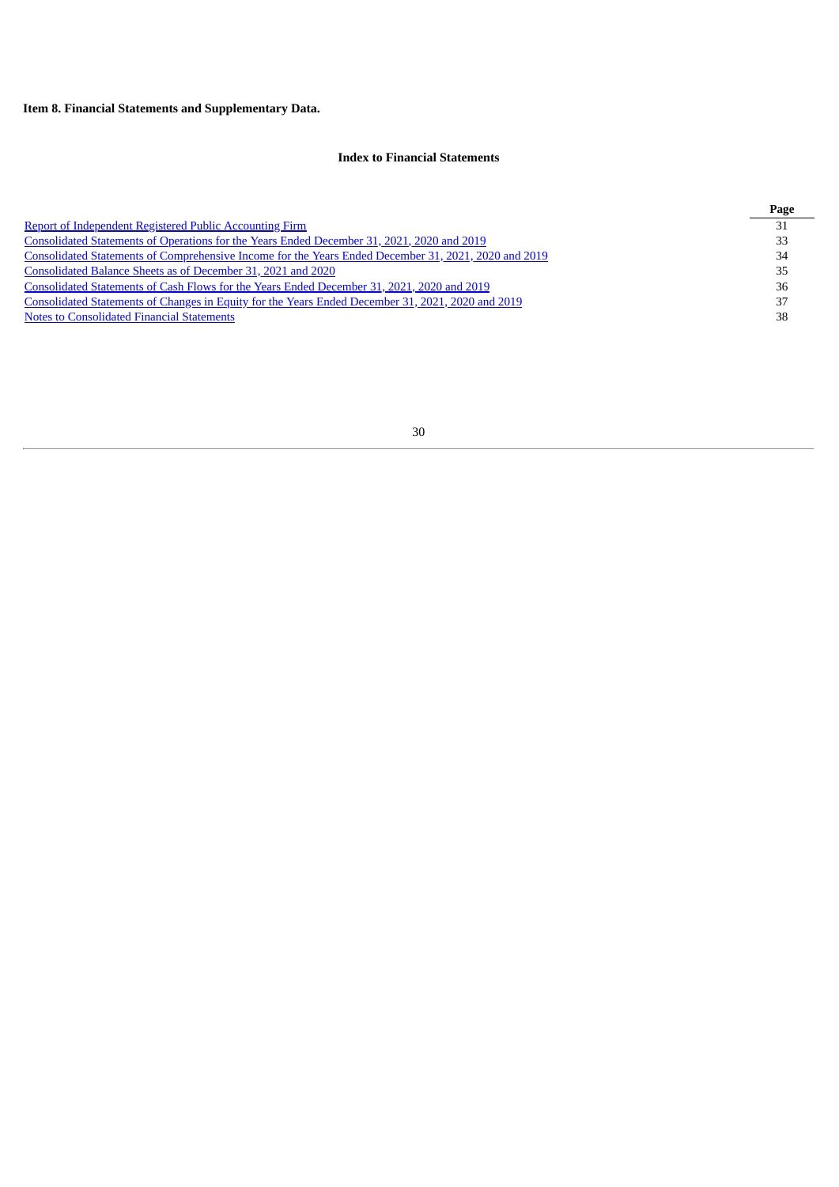**Item 8. Financial Statements and Supplementary Data.**

**Index to Financial Statements**

| | Page |
|---|---|
| Report of Independent Registered Public Accounting Firm | 31 |
| Consolidated Statements of Operations for the Years Ended December 31, 2021, 2020 and 2019 | 33 |
| Consolidated Statements of Comprehensive Income for the Years Ended December 31, 2021, 2020 and 2019 | 34 |
| Consolidated Balance Sheets as of December 31, 2021 and 2020 | 35 |
| Consolidated Statements of Cash Flows for the Years Ended December 31, 2021, 2020 and 2019 | 36 |
| Consolidated Statements of Changes in Equity for the Years Ended December 31, 2021, 2020 and 2019 | 37 |
| Notes to Consolidated Financial Statements | 38 |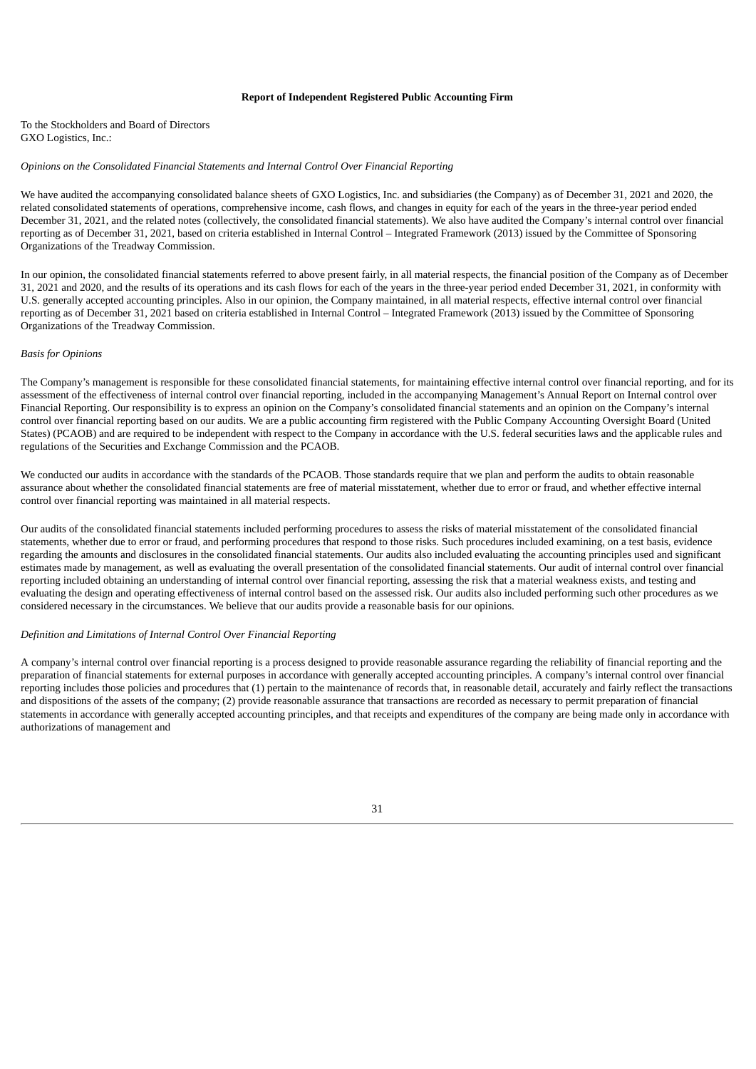**Report of Independent Registered Public Accounting Firm**

To the Stockholders and Board of Directors
GXO Logistics, Inc.:

*Opinions on the Consolidated Financial Statements and Internal Control Over Financial Reporting*

We have audited the accompanying consolidated balance sheets of GXO Logistics, Inc. and subsidiaries (the Company) as of December 31, 2021 and 2020, the related consolidated statements of operations, comprehensive income, cash flows, and changes in equity for each of the years in the three-year period ended December 31, 2021, and the related notes (collectively, the consolidated financial statements). We also have audited the Company's internal control over financial reporting as of December 31, 2021, based on criteria established in Internal Control – Integrated Framework (2013) issued by the Committee of Sponsoring Organizations of the Treadway Commission.

In our opinion, the consolidated financial statements referred to above present fairly, in all material respects, the financial position of the Company as of December 31, 2021 and 2020, and the results of its operations and its cash flows for each of the years in the three-year period ended December 31, 2021, in conformity with U.S. generally accepted accounting principles. Also in our opinion, the Company maintained, in all material respects, effective internal control over financial reporting as of December 31, 2021 based on criteria established in Internal Control – Integrated Framework (2013) issued by the Committee of Sponsoring Organizations of the Treadway Commission.

*Basis for Opinions*

The Company's management is responsible for these consolidated financial statements, for maintaining effective internal control over financial reporting, and for its assessment of the effectiveness of internal control over financial reporting, included in the accompanying Management's Annual Report on Internal control over Financial Reporting. Our responsibility is to express an opinion on the Company's consolidated financial statements and an opinion on the Company's internal control over financial reporting based on our audits. We are a public accounting firm registered with the Public Company Accounting Oversight Board (United States) (PCAOB) and are required to be independent with respect to the Company in accordance with the U.S. federal securities laws and the applicable rules and regulations of the Securities and Exchange Commission and the PCAOB.

We conducted our audits in accordance with the standards of the PCAOB. Those standards require that we plan and perform the audits to obtain reasonable assurance about whether the consolidated financial statements are free of material misstatement, whether due to error or fraud, and whether effective internal control over financial reporting was maintained in all material respects.

Our audits of the consolidated financial statements included performing procedures to assess the risks of material misstatement of the consolidated financial statements, whether due to error or fraud, and performing procedures that respond to those risks. Such procedures included examining, on a test basis, evidence regarding the amounts and disclosures in the consolidated financial statements. Our audits also included evaluating the accounting principles used and significant estimates made by management, as well as evaluating the overall presentation of the consolidated financial statements. Our audit of internal control over financial reporting included obtaining an understanding of internal control over financial reporting, assessing the risk that a material weakness exists, and testing and evaluating the design and operating effectiveness of internal control based on the assessed risk. Our audits also included performing such other procedures as we considered necessary in the circumstances. We believe that our audits provide a reasonable basis for our opinions.

*Definition and Limitations of Internal Control Over Financial Reporting*

A company's internal control over financial reporting is a process designed to provide reasonable assurance regarding the reliability of financial reporting and the preparation of financial statements for external purposes in accordance with generally accepted accounting principles. A company's internal control over financial reporting includes those policies and procedures that (1) pertain to the maintenance of records that, in reasonable detail, accurately and fairly reflect the transactions and dispositions of the assets of the company; (2) provide reasonable assurance that transactions are recorded as necessary to permit preparation of financial statements in accordance with generally accepted accounting principles, and that receipts and expenditures of the company are being made only in accordance with authorizations of management and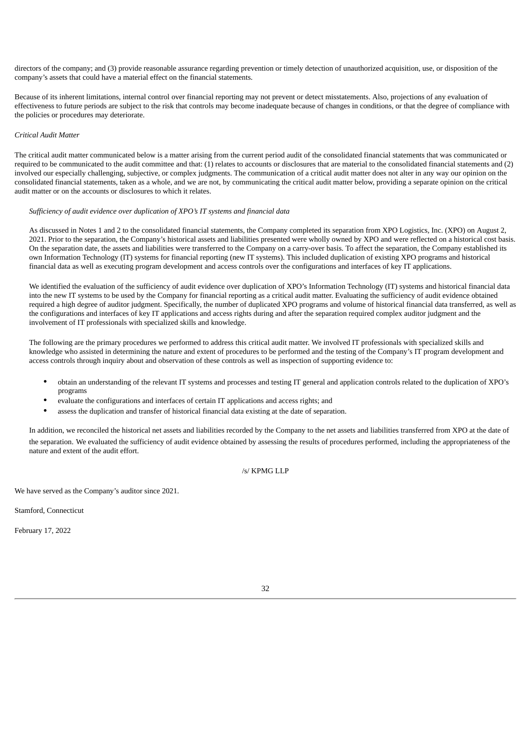directors of the company; and (3) provide reasonable assurance regarding prevention or timely detection of unauthorized acquisition, use, or disposition of the company's assets that could have a material effect on the financial statements.

Because of its inherent limitations, internal control over financial reporting may not prevent or detect misstatements. Also, projections of any evaluation of effectiveness to future periods are subject to the risk that controls may become inadequate because of changes in conditions, or that the degree of compliance with the policies or procedures may deteriorate.

*Critical Audit Matter*

The critical audit matter communicated below is a matter arising from the current period audit of the consolidated financial statements that was communicated or required to be communicated to the audit committee and that: (1) relates to accounts or disclosures that are material to the consolidated financial statements and (2) involved our especially challenging, subjective, or complex judgments. The communication of a critical audit matter does not alter in any way our opinion on the consolidated financial statements, taken as a whole, and we are not, by communicating the critical audit matter below, providing a separate opinion on the critical audit matter or on the accounts or disclosures to which it relates.

*Sufficiency of audit evidence over duplication of XPO's IT systems and financial data*

As discussed in Notes 1 and 2 to the consolidated financial statements, the Company completed its separation from XPO Logistics, Inc. (XPO) on August 2, 2021. Prior to the separation, the Company's historical assets and liabilities presented were wholly owned by XPO and were reflected on a historical cost basis. On the separation date, the assets and liabilities were transferred to the Company on a carry-over basis. To affect the separation, the Company established its own Information Technology (IT) systems for financial reporting (new IT systems). This included duplication of existing XPO programs and historical financial data as well as executing program development and access controls over the configurations and interfaces of key IT applications.

We identified the evaluation of the sufficiency of audit evidence over duplication of XPO's Information Technology (IT) systems and historical financial data into the new IT systems to be used by the Company for financial reporting as a critical audit matter. Evaluating the sufficiency of audit evidence obtained required a high degree of auditor judgment. Specifically, the number of duplicated XPO programs and volume of historical financial data transferred, as well as the configurations and interfaces of key IT applications and access rights during and after the separation required complex auditor judgment and the involvement of IT professionals with specialized skills and knowledge.

The following are the primary procedures we performed to address this critical audit matter. We involved IT professionals with specialized skills and knowledge who assisted in determining the nature and extent of procedures to be performed and the testing of the Company's IT program development and access controls through inquiry about and observation of these controls as well as inspection of supporting evidence to:

- obtain an understanding of the relevant IT systems and processes and testing IT general and application controls related to the duplication of XPO's programs
- evaluate the configurations and interfaces of certain IT applications and access rights; and
- assess the duplication and transfer of historical financial data existing at the date of separation.

In addition, we reconciled the historical net assets and liabilities recorded by the Company to the net assets and liabilities transferred from XPO at the date of the separation. We evaluated the sufficiency of audit evidence obtained by assessing the results of procedures performed, including the appropriateness of the nature and extent of the audit effort.

/s/ KPMG LLP

We have served as the Company's auditor since 2021.

Stamford, Connecticut

February 17, 2022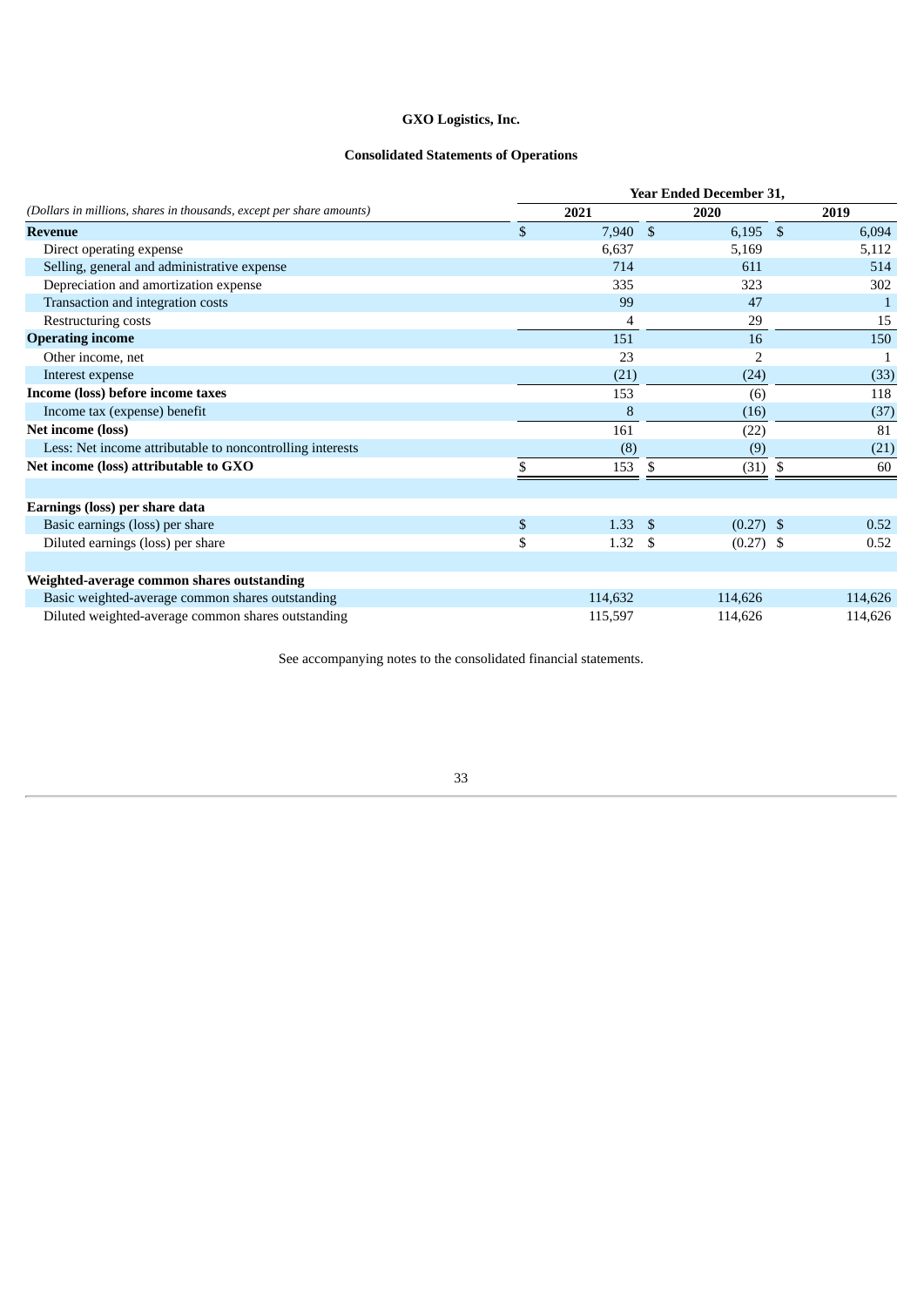# GXO Logistics, Inc.

## Consolidated Statements of Operations

| *(Dollars in millions, shares in thousands, except per share amounts)* | Year Ended December 31, 2021 | 2020 | 2019 |
|---|---|---|---|
| **Revenue** | $ 7,940 | $ 6,195 | $ 6,094 |
| Direct operating expense | 6,637 | 5,169 | 5,112 |
| Selling, general and administrative expense | 714 | 611 | 514 |
| Depreciation and amortization expense | 335 | 323 | 302 |
| Transaction and integration costs | 99 | 47 | 1 |
| Restructuring costs | 4 | 29 | 15 |
| **Operating income** | 151 | 16 | 150 |
| Other income, net | 23 | 2 | 1 |
| Interest expense | (21) | (24) | (33) |
| **Income (loss) before income taxes** | 153 | (6) | 118 |
| Income tax (expense) benefit | 8 | (16) | (37) |
| **Net income (loss)** | 161 | (22) | 81 |
| Less: Net income attributable to noncontrolling interests | (8) | (9) | (21) |
| **Net income (loss) attributable to GXO** | $ 153 | $ (31) | $ 60 |
| | | | |
| **Earnings (loss) per share data** | | | |
| Basic earnings (loss) per share | $ 1.33 | $ (0.27) | $ 0.52 |
| Diluted earnings (loss) per share | $ 1.32 | $ (0.27) | $ 0.52 |
| | | | |
| **Weighted-average common shares outstanding** | | | |
| Basic weighted-average common shares outstanding | 114,632 | 114,626 | 114,626 |
| Diluted weighted-average common shares outstanding | 115,597 | 114,626 | 114,626 |

See accompanying notes to the consolidated financial statements.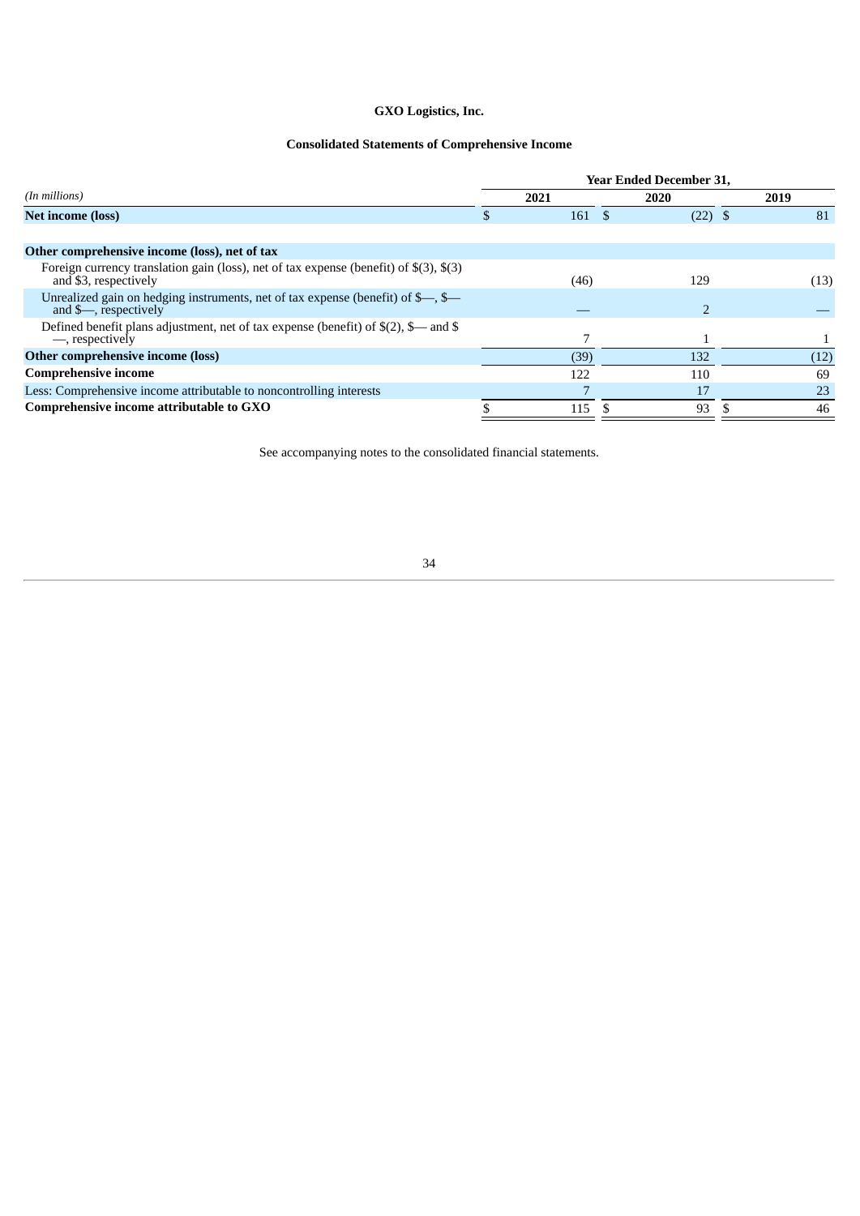**GXO Logistics, Inc.**

**Consolidated Statements of Comprehensive Income**

| *(In millions)* | Year Ended December 31, 2021 | 2020 | 2019 |
|---|---|---|---|
| **Net income (loss)** | $ 161 | $ (22) | $ 81 |
| | | | |
| **Other comprehensive income (loss), net of tax** | | | |
| Foreign currency translation gain (loss), net of tax expense (benefit) of $(3), $(3) and $3, respectively | (46) | 129 | (13) |
| Unrealized gain on hedging instruments, net of tax expense (benefit) of $—, $— and $—, respectively | — | 2 | — |
| Defined benefit plans adjustment, net of tax expense (benefit) of $(2), $— and $ —, respectively | 7 | 1 | 1 |
| **Other comprehensive income (loss)** | (39) | 132 | (12) |
| **Comprehensive income** | 122 | 110 | 69 |
| Less: Comprehensive income attributable to noncontrolling interests | 7 | 17 | 23 |
| **Comprehensive income attributable to GXO** | $ 115 | $ 93 | $ 46 |

See accompanying notes to the consolidated financial statements.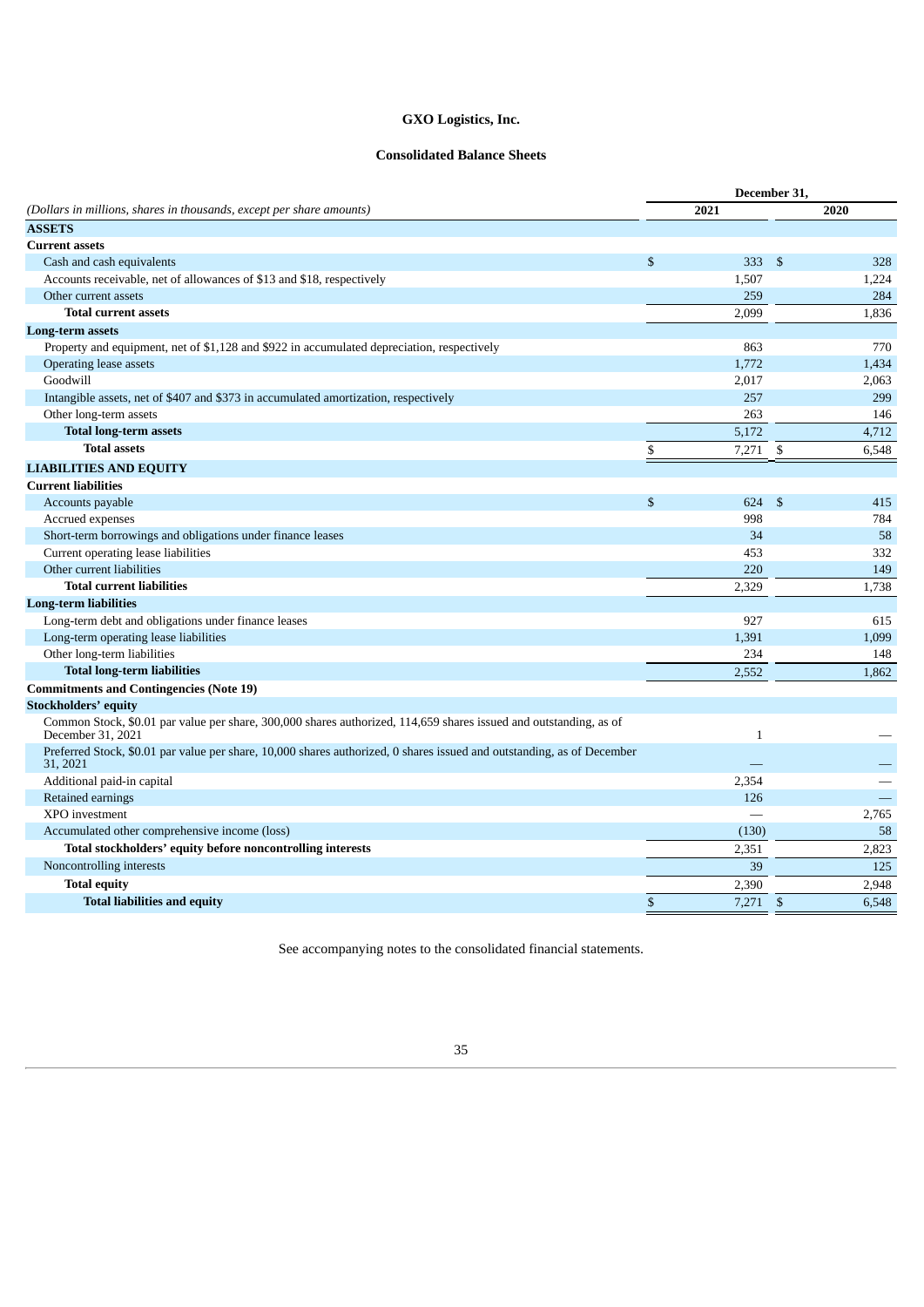# GXO Logistics, Inc.

## Consolidated Balance Sheets

| (Dollars in millions, shares in thousands, except per share amounts) | December 31, 2021 | December 31, 2020 |
|---|---|---|
| **ASSETS** | | |
| **Current assets** | | |
| Cash and cash equivalents | $ 333 | $ 328 |
| Accounts receivable, net of allowances of $13 and $18, respectively | 1,507 | 1,224 |
| Other current assets | 259 | 284 |
| **Total current assets** | 2,099 | 1,836 |
| **Long-term assets** | | |
| Property and equipment, net of $1,128 and $922 in accumulated depreciation, respectively | 863 | 770 |
| Operating lease assets | 1,772 | 1,434 |
| Goodwill | 2,017 | 2,063 |
| Intangible assets, net of $407 and $373 in accumulated amortization, respectively | 257 | 299 |
| Other long-term assets | 263 | 146 |
| **Total long-term assets** | 5,172 | 4,712 |
| **Total assets** | $ 7,271 | $ 6,548 |
| **LIABILITIES AND EQUITY** | | |
| **Current liabilities** | | |
| Accounts payable | $ 624 | $ 415 |
| Accrued expenses | 998 | 784 |
| Short-term borrowings and obligations under finance leases | 34 | 58 |
| Current operating lease liabilities | 453 | 332 |
| Other current liabilities | 220 | 149 |
| **Total current liabilities** | 2,329 | 1,738 |
| **Long-term liabilities** | | |
| Long-term debt and obligations under finance leases | 927 | 615 |
| Long-term operating lease liabilities | 1,391 | 1,099 |
| Other long-term liabilities | 234 | 148 |
| **Total long-term liabilities** | 2,552 | 1,862 |
| **Commitments and Contingencies (Note 19)** | | |
| **Stockholders' equity** | | |
| Common Stock, $0.01 par value per share, 300,000 shares authorized, 114,659 shares issued and outstanding, as of December 31, 2021 | 1 | — |
| Preferred Stock, $0.01 par value per share, 10,000 shares authorized, 0 shares issued and outstanding, as of December 31, 2021 | — | — |
| Additional paid-in capital | 2,354 | — |
| Retained earnings | 126 | — |
| XPO investment | — | 2,765 |
| Accumulated other comprehensive income (loss) | (130) | 58 |
| **Total stockholders' equity before noncontrolling interests** | 2,351 | 2,823 |
| Noncontrolling interests | 39 | 125 |
| **Total equity** | 2,390 | 2,948 |
| **Total liabilities and equity** | $ 7,271 | $ 6,548 |

See accompanying notes to the consolidated financial statements.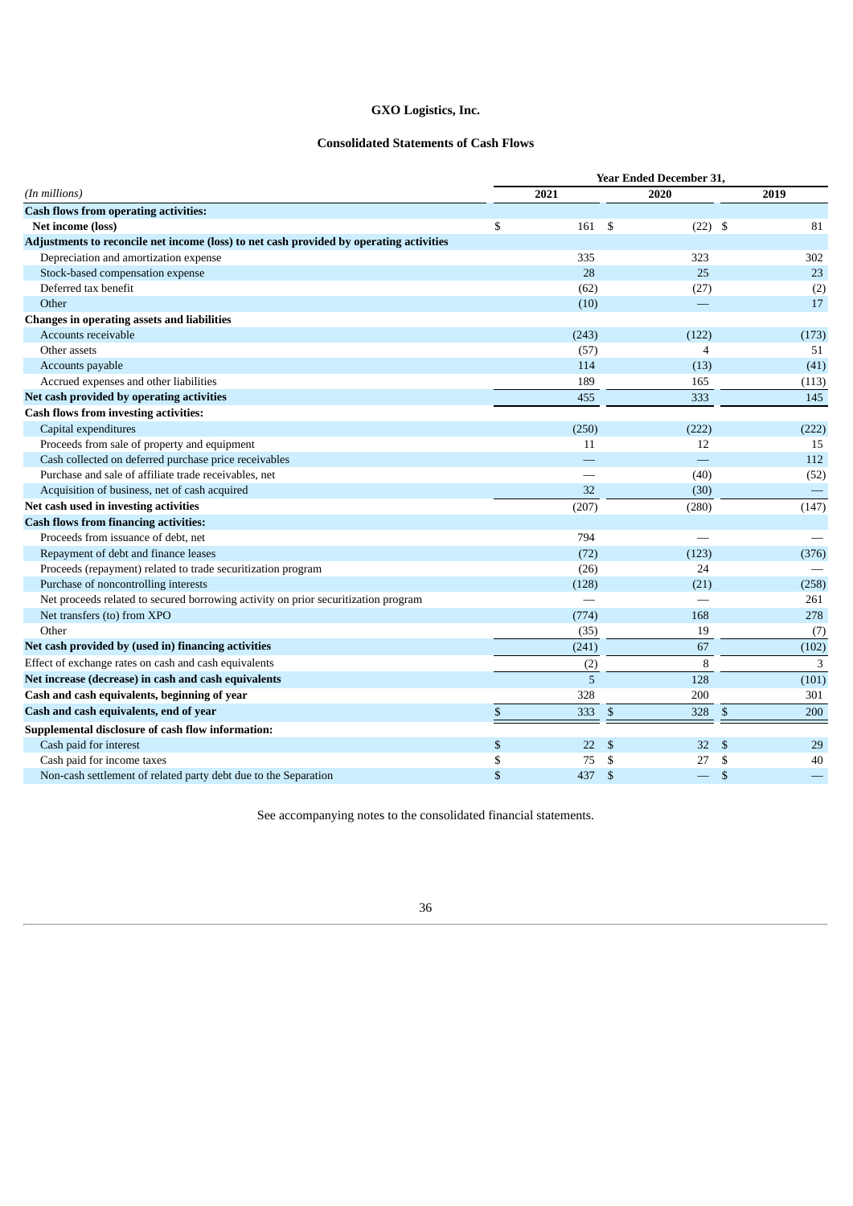# GXO Logistics, Inc.

## Consolidated Statements of Cash Flows

| *(In millions)* | Year Ended December 31, 2021 | 2020 | 2019 |
|---|---|---|---|
| **Cash flows from operating activities:** | | | |
| **Net income (loss)** | $ 161 | $ (22) | $ 81 |
| **Adjustments to reconcile net income (loss) to net cash provided by operating activities** | | | |
| Depreciation and amortization expense | 335 | 323 | 302 |
| Stock-based compensation expense | 28 | 25 | 23 |
| Deferred tax benefit | (62) | (27) | (2) |
| Other | (10) | — | 17 |
| **Changes in operating assets and liabilities** | | | |
| Accounts receivable | (243) | (122) | (173) |
| Other assets | (57) | 4 | 51 |
| Accounts payable | 114 | (13) | (41) |
| Accrued expenses and other liabilities | 189 | 165 | (113) |
| **Net cash provided by operating activities** | 455 | 333 | 145 |
| **Cash flows from investing activities:** | | | |
| Capital expenditures | (250) | (222) | (222) |
| Proceeds from sale of property and equipment | 11 | 12 | 15 |
| Cash collected on deferred purchase price receivables | — | — | 112 |
| Purchase and sale of affiliate trade receivables, net | — | (40) | (52) |
| Acquisition of business, net of cash acquired | 32 | (30) | — |
| **Net cash used in investing activities** | (207) | (280) | (147) |
| **Cash flows from financing activities:** | | | |
| Proceeds from issuance of debt, net | 794 | — | — |
| Repayment of debt and finance leases | (72) | (123) | (376) |
| Proceeds (repayment) related to trade securitization program | (26) | 24 | — |
| Purchase of noncontrolling interests | (128) | (21) | (258) |
| Net proceeds related to secured borrowing activity on prior securitization program | — | — | 261 |
| Net transfers (to) from XPO | (774) | 168 | 278 |
| Other | (35) | 19 | (7) |
| **Net cash provided by (used in) financing activities** | (241) | 67 | (102) |
| Effect of exchange rates on cash and cash equivalents | (2) | 8 | 3 |
| **Net increase (decrease) in cash and cash equivalents** | 5 | 128 | (101) |
| **Cash and cash equivalents, beginning of year** | 328 | 200 | 301 |
| **Cash and cash equivalents, end of year** | $ 333 | $ 328 | $ 200 |
| **Supplemental disclosure of cash flow information:** | | | |
| Cash paid for interest | $ 22 | $ 32 | $ 29 |
| Cash paid for income taxes | $ 75 | $ 27 | $ 40 |
| Non-cash settlement of related party debt due to the Separation | $ 437 | $ — | $ — |

See accompanying notes to the consolidated financial statements.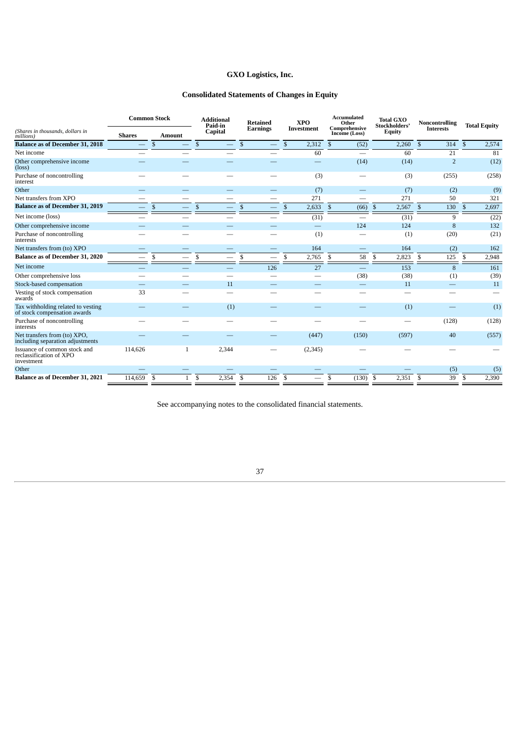# GXO Logistics, Inc.

## Consolidated Statements of Changes in Equity

| *(Shares in thousands, dollars in millions)* | Common Stock | | Additional Paid-in Capital | Retained Earnings | XPO Investment | Accumulated Other Comprehensive Income (Loss) | Total GXO Stockholders' Equity | Noncontrolling Interests | Total Equity |
|---|---|---|---|---|---|---|---|---|---|
| | Shares | Amount | | | | | | | |
| **Balance as of December 31, 2018** | — | $ — | $ — | $ — | $ 2,312 | $ (52) | 2,260 | $ 314 | $ 2,574 |
| Net income | — | — | — | — | 60 | — | 60 | 21 | 81 |
| Other comprehensive income (loss) | — | — | — | — | — | (14) | (14) | 2 | (12) |
| Purchase of noncontrolling interest | — | — | — | — | (3) | — | (3) | (255) | (258) |
| Other | — | — | — | — | (7) | — | (7) | (2) | (9) |
| Net transfers from XPO | — | — | — | — | 271 | — | 271 | 50 | 321 |
| **Balance as of December 31, 2019** | — | $ — | $ — | $ — | $ 2,633 | $ (66) | $ 2,567 | $ 130 | $ 2,697 |
| Net income (loss) | — | — | — | — | (31) | — | (31) | 9 | (22) |
| Other comprehensive income | — | — | — | — | — | 124 | 124 | 8 | 132 |
| Purchase of noncontrolling interests | — | — | — | — | (1) | — | (1) | (20) | (21) |
| Net transfers from (to) XPO | — | — | — | — | 164 | — | 164 | (2) | 162 |
| **Balance as of December 31, 2020** | — | $ — | $ — | $ — | $ 2,765 | $ 58 | $ 2,823 | $ 125 | $ 2,948 |
| Net income | — | — | — | 126 | 27 | — | 153 | 8 | 161 |
| Other comprehensive loss | — | — | — | — | — | (38) | (38) | (1) | (39) |
| Stock-based compensation | — | — | 11 | — | — | — | 11 | — | 11 |
| Vesting of stock compensation awards | 33 | — | — | — | — | — | — | — | — |
| Tax withholding related to vesting of stock compensation awards | — | — | (1) | — | — | — | (1) | — | (1) |
| Purchase of noncontrolling interests | — | — | — | — | — | — | — | (128) | (128) |
| Net transfers from (to) XPO, including separation adjustments | — | — | — | — | (447) | (150) | (597) | 40 | (557) |
| Issuance of common stock and reclassification of XPO investment | 114,626 | 1 | 2,344 | — | (2,345) | — | — | — | — |
| Other | — | — | — | — | — | — | — | (5) | (5) |
| **Balance as of December 31, 2021** | 114,659 | $ 1 | $ 2,354 | $ 126 | $ — | $ (130) | $ 2,351 | $ 39 | $ 2,390 |

See accompanying notes to the consolidated financial statements.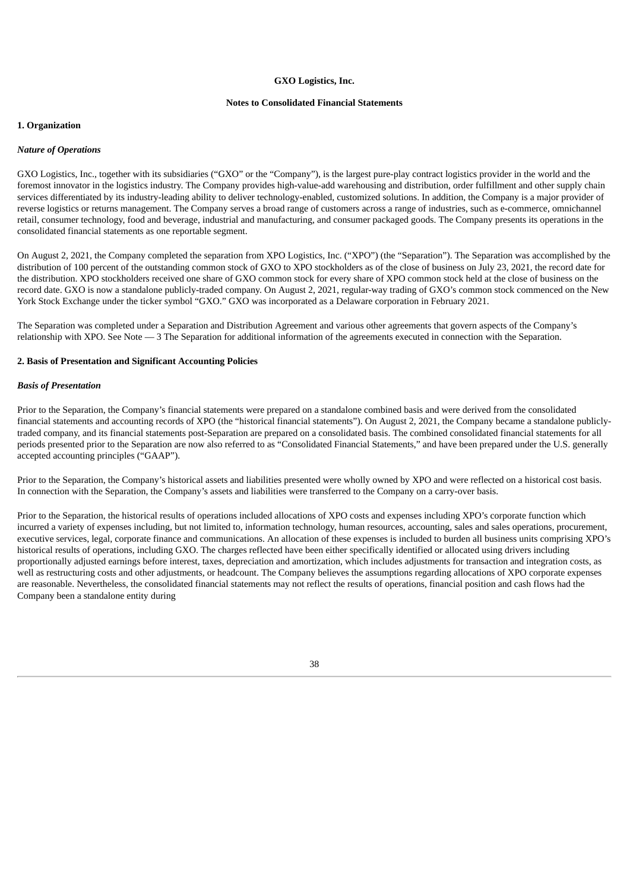**GXO Logistics, Inc.**

**Notes to Consolidated Financial Statements**

## 1. Organization

### *Nature of Operations*

GXO Logistics, Inc., together with its subsidiaries ("GXO" or the "Company"), is the largest pure-play contract logistics provider in the world and the foremost innovator in the logistics industry. The Company provides high-value-add warehousing and distribution, order fulfillment and other supply chain services differentiated by its industry-leading ability to deliver technology-enabled, customized solutions. In addition, the Company is a major provider of reverse logistics or returns management. The Company serves a broad range of customers across a range of industries, such as e-commerce, omnichannel retail, consumer technology, food and beverage, industrial and manufacturing, and consumer packaged goods. The Company presents its operations in the consolidated financial statements as one reportable segment.

On August 2, 2021, the Company completed the separation from XPO Logistics, Inc. ("XPO") (the "Separation"). The Separation was accomplished by the distribution of 100 percent of the outstanding common stock of GXO to XPO stockholders as of the close of business on July 23, 2021, the record date for the distribution. XPO stockholders received one share of GXO common stock for every share of XPO common stock held at the close of business on the record date. GXO is now a standalone publicly-traded company. On August 2, 2021, regular-way trading of GXO's common stock commenced on the New York Stock Exchange under the ticker symbol "GXO." GXO was incorporated as a Delaware corporation in February 2021.

The Separation was completed under a Separation and Distribution Agreement and various other agreements that govern aspects of the Company's relationship with XPO. See Note — 3 The Separation for additional information of the agreements executed in connection with the Separation.

## 2. Basis of Presentation and Significant Accounting Policies

### *Basis of Presentation*

Prior to the Separation, the Company's financial statements were prepared on a standalone combined basis and were derived from the consolidated financial statements and accounting records of XPO (the "historical financial statements"). On August 2, 2021, the Company became a standalone publicly-traded company, and its financial statements post-Separation are prepared on a consolidated basis. The combined consolidated financial statements for all periods presented prior to the Separation are now also referred to as "Consolidated Financial Statements," and have been prepared under the U.S. generally accepted accounting principles ("GAAP").

Prior to the Separation, the Company's historical assets and liabilities presented were wholly owned by XPO and were reflected on a historical cost basis. In connection with the Separation, the Company's assets and liabilities were transferred to the Company on a carry-over basis.

Prior to the Separation, the historical results of operations included allocations of XPO costs and expenses including XPO's corporate function which incurred a variety of expenses including, but not limited to, information technology, human resources, accounting, sales and sales operations, procurement, executive services, legal, corporate finance and communications. An allocation of these expenses is included to burden all business units comprising XPO's historical results of operations, including GXO. The charges reflected have been either specifically identified or allocated using drivers including proportionally adjusted earnings before interest, taxes, depreciation and amortization, which includes adjustments for transaction and integration costs, as well as restructuring costs and other adjustments, or headcount. The Company believes the assumptions regarding allocations of XPO corporate expenses are reasonable. Nevertheless, the consolidated financial statements may not reflect the results of operations, financial position and cash flows had the Company been a standalone entity during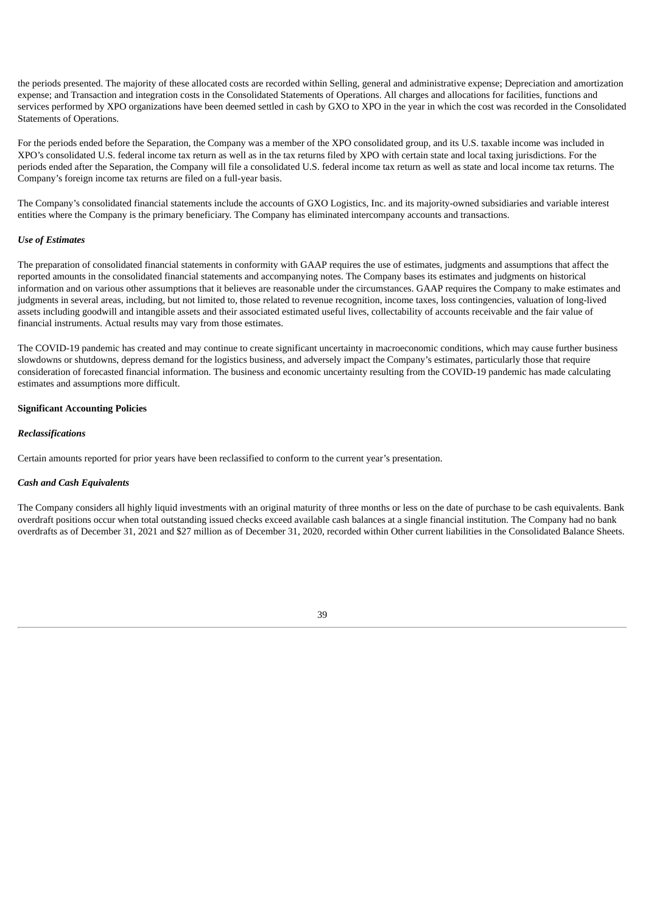the periods presented. The majority of these allocated costs are recorded within Selling, general and administrative expense; Depreciation and amortization expense; and Transaction and integration costs in the Consolidated Statements of Operations. All charges and allocations for facilities, functions and services performed by XPO organizations have been deemed settled in cash by GXO to XPO in the year in which the cost was recorded in the Consolidated Statements of Operations.

For the periods ended before the Separation, the Company was a member of the XPO consolidated group, and its U.S. taxable income was included in XPO's consolidated U.S. federal income tax return as well as in the tax returns filed by XPO with certain state and local taxing jurisdictions. For the periods ended after the Separation, the Company will file a consolidated U.S. federal income tax return as well as state and local income tax returns. The Company's foreign income tax returns are filed on a full-year basis.

The Company's consolidated financial statements include the accounts of GXO Logistics, Inc. and its majority-owned subsidiaries and variable interest entities where the Company is the primary beneficiary. The Company has eliminated intercompany accounts and transactions.

*Use of Estimates*

The preparation of consolidated financial statements in conformity with GAAP requires the use of estimates, judgments and assumptions that affect the reported amounts in the consolidated financial statements and accompanying notes. The Company bases its estimates and judgments on historical information and on various other assumptions that it believes are reasonable under the circumstances. GAAP requires the Company to make estimates and judgments in several areas, including, but not limited to, those related to revenue recognition, income taxes, loss contingencies, valuation of long-lived assets including goodwill and intangible assets and their associated estimated useful lives, collectability of accounts receivable and the fair value of financial instruments. Actual results may vary from those estimates.

The COVID-19 pandemic has created and may continue to create significant uncertainty in macroeconomic conditions, which may cause further business slowdowns or shutdowns, depress demand for the logistics business, and adversely impact the Company's estimates, particularly those that require consideration of forecasted financial information. The business and economic uncertainty resulting from the COVID-19 pandemic has made calculating estimates and assumptions more difficult.

**Significant Accounting Policies**

*Reclassifications*

Certain amounts reported for prior years have been reclassified to conform to the current year's presentation.

*Cash and Cash Equivalents*

The Company considers all highly liquid investments with an original maturity of three months or less on the date of purchase to be cash equivalents. Bank overdraft positions occur when total outstanding issued checks exceed available cash balances at a single financial institution. The Company had no bank overdrafts as of December 31, 2021 and $27 million as of December 31, 2020, recorded within Other current liabilities in the Consolidated Balance Sheets.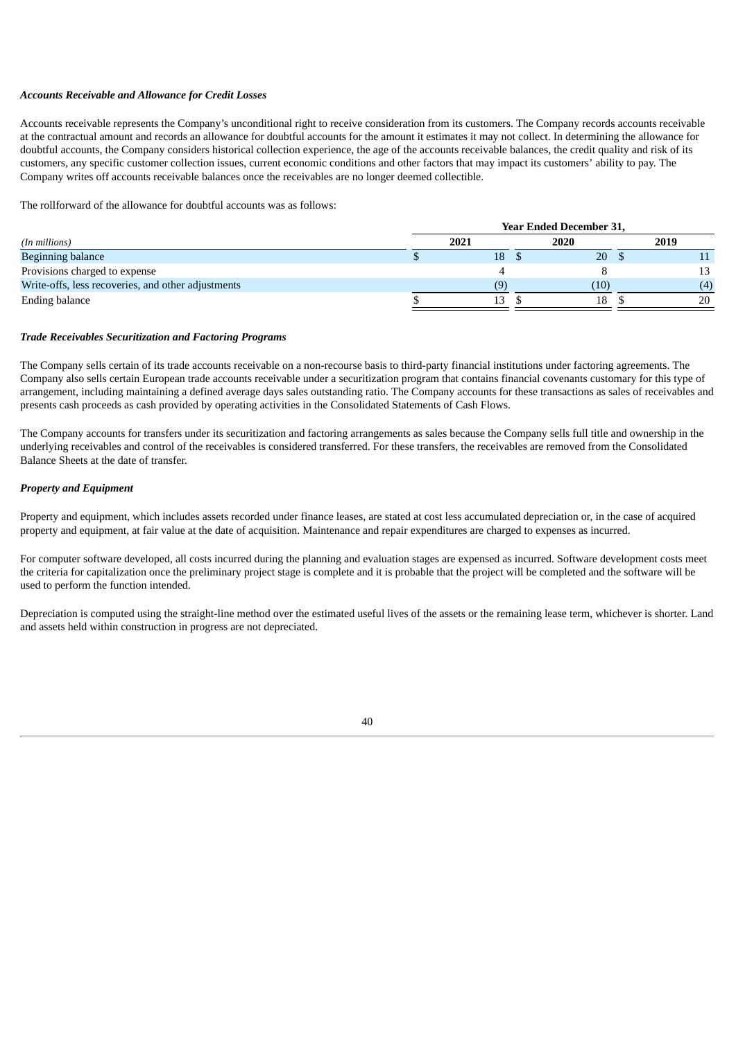***Accounts Receivable and Allowance for Credit Losses***

Accounts receivable represents the Company's unconditional right to receive consideration from its customers. The Company records accounts receivable at the contractual amount and records an allowance for doubtful accounts for the amount it estimates it may not collect. In determining the allowance for doubtful accounts, the Company considers historical collection experience, the age of the accounts receivable balances, the credit quality and risk of its customers, any specific customer collection issues, current economic conditions and other factors that may impact its customers' ability to pay. The Company writes off accounts receivable balances once the receivables are no longer deemed collectible.

The rollforward of the allowance for doubtful accounts was as follows:

| | Year Ended December 31, | | |
|---|---|---|---|
| *(In millions)* | 2021 | 2020 | 2019 |
| Beginning balance | $ 18 | $ 20 | $ 11 |
| Provisions charged to expense | 4 | 8 | 13 |
| Write-offs, less recoveries, and other adjustments | (9) | (10) | (4) |
| Ending balance | $ 13 | $ 18 | $ 20 |

***Trade Receivables Securitization and Factoring Programs***

The Company sells certain of its trade accounts receivable on a non-recourse basis to third-party financial institutions under factoring agreements. The Company also sells certain European trade accounts receivable under a securitization program that contains financial covenants customary for this type of arrangement, including maintaining a defined average days sales outstanding ratio. The Company accounts for these transactions as sales of receivables and presents cash proceeds as cash provided by operating activities in the Consolidated Statements of Cash Flows.

The Company accounts for transfers under its securitization and factoring arrangements as sales because the Company sells full title and ownership in the underlying receivables and control of the receivables is considered transferred. For these transfers, the receivables are removed from the Consolidated Balance Sheets at the date of transfer.

***Property and Equipment***

Property and equipment, which includes assets recorded under finance leases, are stated at cost less accumulated depreciation or, in the case of acquired property and equipment, at fair value at the date of acquisition. Maintenance and repair expenditures are charged to expenses as incurred.

For computer software developed, all costs incurred during the planning and evaluation stages are expensed as incurred. Software development costs meet the criteria for capitalization once the preliminary project stage is complete and it is probable that the project will be completed and the software will be used to perform the function intended.

Depreciation is computed using the straight-line method over the estimated useful lives of the assets or the remaining lease term, whichever is shorter. Land and assets held within construction in progress are not depreciated.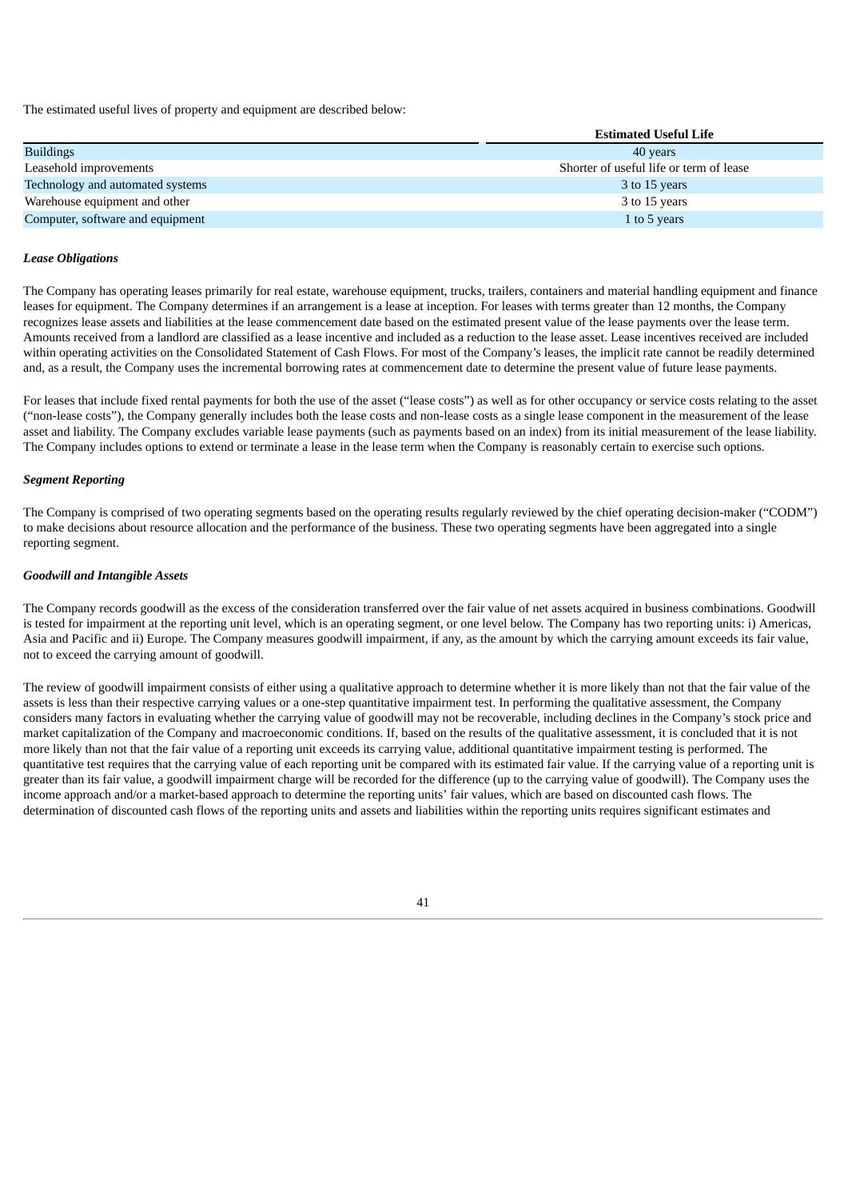The estimated useful lives of property and equipment are described below:

| | Estimated Useful Life |
|---|---|
| Buildings | 40 years |
| Leasehold improvements | Shorter of useful life or term of lease |
| Technology and automated systems | 3 to 15 years |
| Warehouse equipment and other | 3 to 15 years |
| Computer, software and equipment | 1 to 5 years |

***Lease Obligations***

The Company has operating leases primarily for real estate, warehouse equipment, trucks, trailers, containers and material handling equipment and finance leases for equipment. The Company determines if an arrangement is a lease at inception. For leases with terms greater than 12 months, the Company recognizes lease assets and liabilities at the lease commencement date based on the estimated present value of the lease payments over the lease term. Amounts received from a landlord are classified as a lease incentive and included as a reduction to the lease asset. Lease incentives received are included within operating activities on the Consolidated Statement of Cash Flows. For most of the Company's leases, the implicit rate cannot be readily determined and, as a result, the Company uses the incremental borrowing rates at commencement date to determine the present value of future lease payments.

For leases that include fixed rental payments for both the use of the asset ("lease costs") as well as for other occupancy or service costs relating to the asset ("non-lease costs"), the Company generally includes both the lease costs and non-lease costs as a single lease component in the measurement of the lease asset and liability. The Company excludes variable lease payments (such as payments based on an index) from its initial measurement of the lease liability. The Company includes options to extend or terminate a lease in the lease term when the Company is reasonably certain to exercise such options.

***Segment Reporting***

The Company is comprised of two operating segments based on the operating results regularly reviewed by the chief operating decision-maker ("CODM") to make decisions about resource allocation and the performance of the business. These two operating segments have been aggregated into a single reporting segment.

***Goodwill and Intangible Assets***

The Company records goodwill as the excess of the consideration transferred over the fair value of net assets acquired in business combinations. Goodwill is tested for impairment at the reporting unit level, which is an operating segment, or one level below. The Company has two reporting units: i) Americas, Asia and Pacific and ii) Europe. The Company measures goodwill impairment, if any, as the amount by which the carrying amount exceeds its fair value, not to exceed the carrying amount of goodwill.

The review of goodwill impairment consists of either using a qualitative approach to determine whether it is more likely than not that the fair value of the assets is less than their respective carrying values or a one-step quantitative impairment test. In performing the qualitative assessment, the Company considers many factors in evaluating whether the carrying value of goodwill may not be recoverable, including declines in the Company's stock price and market capitalization of the Company and macroeconomic conditions. If, based on the results of the qualitative assessment, it is concluded that it is not more likely than not that the fair value of a reporting unit exceeds its carrying value, additional quantitative impairment testing is performed. The quantitative test requires that the carrying value of each reporting unit be compared with its estimated fair value. If the carrying value of a reporting unit is greater than its fair value, a goodwill impairment charge will be recorded for the difference (up to the carrying value of goodwill). The Company uses the income approach and/or a market-based approach to determine the reporting units' fair values, which are based on discounted cash flows. The determination of discounted cash flows of the reporting units and assets and liabilities within the reporting units requires significant estimates and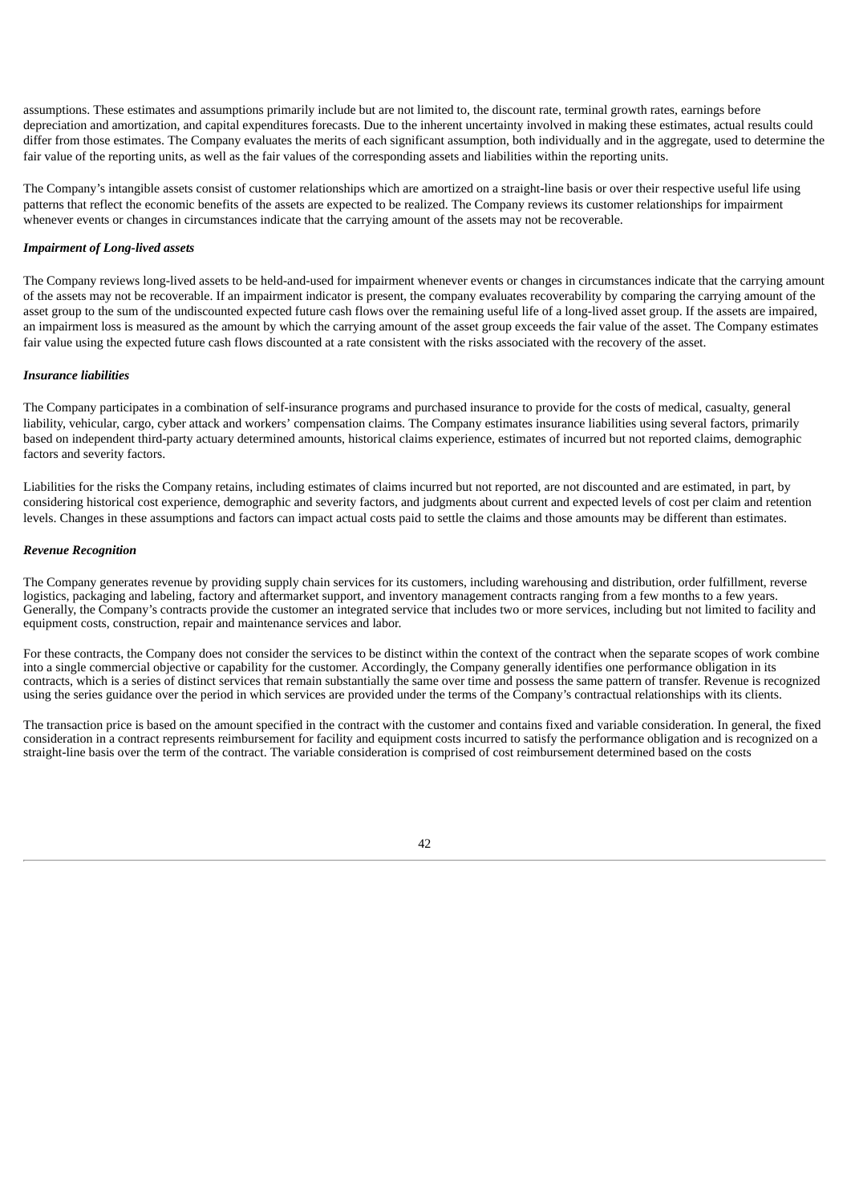assumptions. These estimates and assumptions primarily include but are not limited to, the discount rate, terminal growth rates, earnings before depreciation and amortization, and capital expenditures forecasts. Due to the inherent uncertainty involved in making these estimates, actual results could differ from those estimates. The Company evaluates the merits of each significant assumption, both individually and in the aggregate, used to determine the fair value of the reporting units, as well as the fair values of the corresponding assets and liabilities within the reporting units.

The Company's intangible assets consist of customer relationships which are amortized on a straight-line basis or over their respective useful life using patterns that reflect the economic benefits of the assets are expected to be realized. The Company reviews its customer relationships for impairment whenever events or changes in circumstances indicate that the carrying amount of the assets may not be recoverable.

***Impairment of Long-lived assets***

The Company reviews long-lived assets to be held-and-used for impairment whenever events or changes in circumstances indicate that the carrying amount of the assets may not be recoverable. If an impairment indicator is present, the company evaluates recoverability by comparing the carrying amount of the asset group to the sum of the undiscounted expected future cash flows over the remaining useful life of a long-lived asset group. If the assets are impaired, an impairment loss is measured as the amount by which the carrying amount of the asset group exceeds the fair value of the asset. The Company estimates fair value using the expected future cash flows discounted at a rate consistent with the risks associated with the recovery of the asset.

***Insurance liabilities***

The Company participates in a combination of self-insurance programs and purchased insurance to provide for the costs of medical, casualty, general liability, vehicular, cargo, cyber attack and workers' compensation claims. The Company estimates insurance liabilities using several factors, primarily based on independent third-party actuary determined amounts, historical claims experience, estimates of incurred but not reported claims, demographic factors and severity factors.

Liabilities for the risks the Company retains, including estimates of claims incurred but not reported, are not discounted and are estimated, in part, by considering historical cost experience, demographic and severity factors, and judgments about current and expected levels of cost per claim and retention levels. Changes in these assumptions and factors can impact actual costs paid to settle the claims and those amounts may be different than estimates.

***Revenue Recognition***

The Company generates revenue by providing supply chain services for its customers, including warehousing and distribution, order fulfillment, reverse logistics, packaging and labeling, factory and aftermarket support, and inventory management contracts ranging from a few months to a few years. Generally, the Company's contracts provide the customer an integrated service that includes two or more services, including but not limited to facility and equipment costs, construction, repair and maintenance services and labor.

For these contracts, the Company does not consider the services to be distinct within the context of the contract when the separate scopes of work combine into a single commercial objective or capability for the customer. Accordingly, the Company generally identifies one performance obligation in its contracts, which is a series of distinct services that remain substantially the same over time and possess the same pattern of transfer. Revenue is recognized using the series guidance over the period in which services are provided under the terms of the Company's contractual relationships with its clients.

The transaction price is based on the amount specified in the contract with the customer and contains fixed and variable consideration. In general, the fixed consideration in a contract represents reimbursement for facility and equipment costs incurred to satisfy the performance obligation and is recognized on a straight-line basis over the term of the contract. The variable consideration is comprised of cost reimbursement determined based on the costs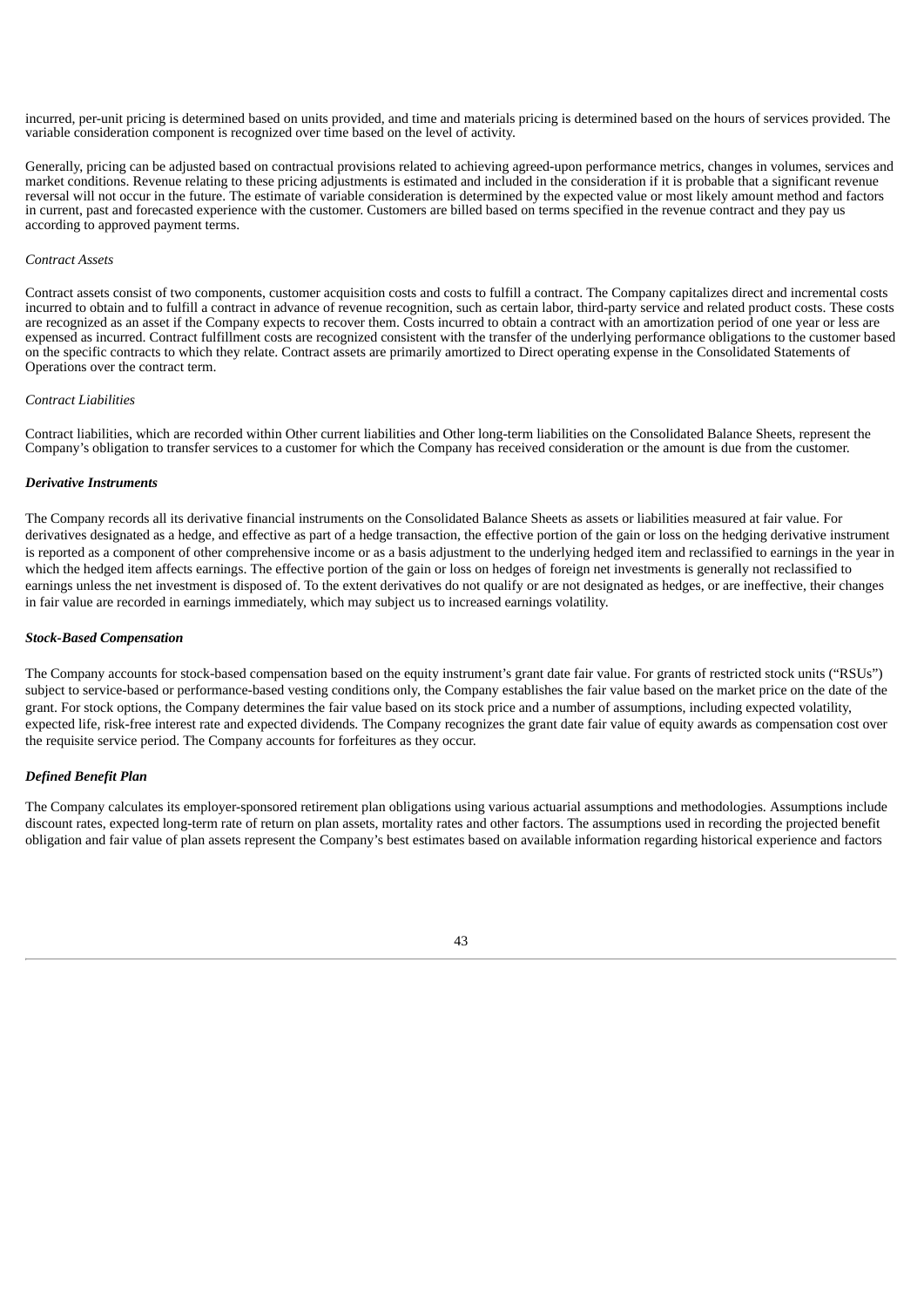incurred, per-unit pricing is determined based on units provided, and time and materials pricing is determined based on the hours of services provided. The variable consideration component is recognized over time based on the level of activity.

Generally, pricing can be adjusted based on contractual provisions related to achieving agreed-upon performance metrics, changes in volumes, services and market conditions. Revenue relating to these pricing adjustments is estimated and included in the consideration if it is probable that a significant revenue reversal will not occur in the future. The estimate of variable consideration is determined by the expected value or most likely amount method and factors in current, past and forecasted experience with the customer. Customers are billed based on terms specified in the revenue contract and they pay us according to approved payment terms.

*Contract Assets*

Contract assets consist of two components, customer acquisition costs and costs to fulfill a contract. The Company capitalizes direct and incremental costs incurred to obtain and to fulfill a contract in advance of revenue recognition, such as certain labor, third-party service and related product costs. These costs are recognized as an asset if the Company expects to recover them. Costs incurred to obtain a contract with an amortization period of one year or less are expensed as incurred. Contract fulfillment costs are recognized consistent with the transfer of the underlying performance obligations to the customer based on the specific contracts to which they relate. Contract assets are primarily amortized to Direct operating expense in the Consolidated Statements of Operations over the contract term.

*Contract Liabilities*

Contract liabilities, which are recorded within Other current liabilities and Other long-term liabilities on the Consolidated Balance Sheets, represent the Company's obligation to transfer services to a customer for which the Company has received consideration or the amount is due from the customer.

***Derivative Instruments***

The Company records all its derivative financial instruments on the Consolidated Balance Sheets as assets or liabilities measured at fair value. For derivatives designated as a hedge, and effective as part of a hedge transaction, the effective portion of the gain or loss on the hedging derivative instrument is reported as a component of other comprehensive income or as a basis adjustment to the underlying hedged item and reclassified to earnings in the year in which the hedged item affects earnings. The effective portion of the gain or loss on hedges of foreign net investments is generally not reclassified to earnings unless the net investment is disposed of. To the extent derivatives do not qualify or are not designated as hedges, or are ineffective, their changes in fair value are recorded in earnings immediately, which may subject us to increased earnings volatility.

***Stock-Based Compensation***

The Company accounts for stock-based compensation based on the equity instrument's grant date fair value. For grants of restricted stock units ("RSUs") subject to service-based or performance-based vesting conditions only, the Company establishes the fair value based on the market price on the date of the grant. For stock options, the Company determines the fair value based on its stock price and a number of assumptions, including expected volatility, expected life, risk-free interest rate and expected dividends. The Company recognizes the grant date fair value of equity awards as compensation cost over the requisite service period. The Company accounts for forfeitures as they occur.

***Defined Benefit Plan***

The Company calculates its employer-sponsored retirement plan obligations using various actuarial assumptions and methodologies. Assumptions include discount rates, expected long-term rate of return on plan assets, mortality rates and other factors. The assumptions used in recording the projected benefit obligation and fair value of plan assets represent the Company's best estimates based on available information regarding historical experience and factors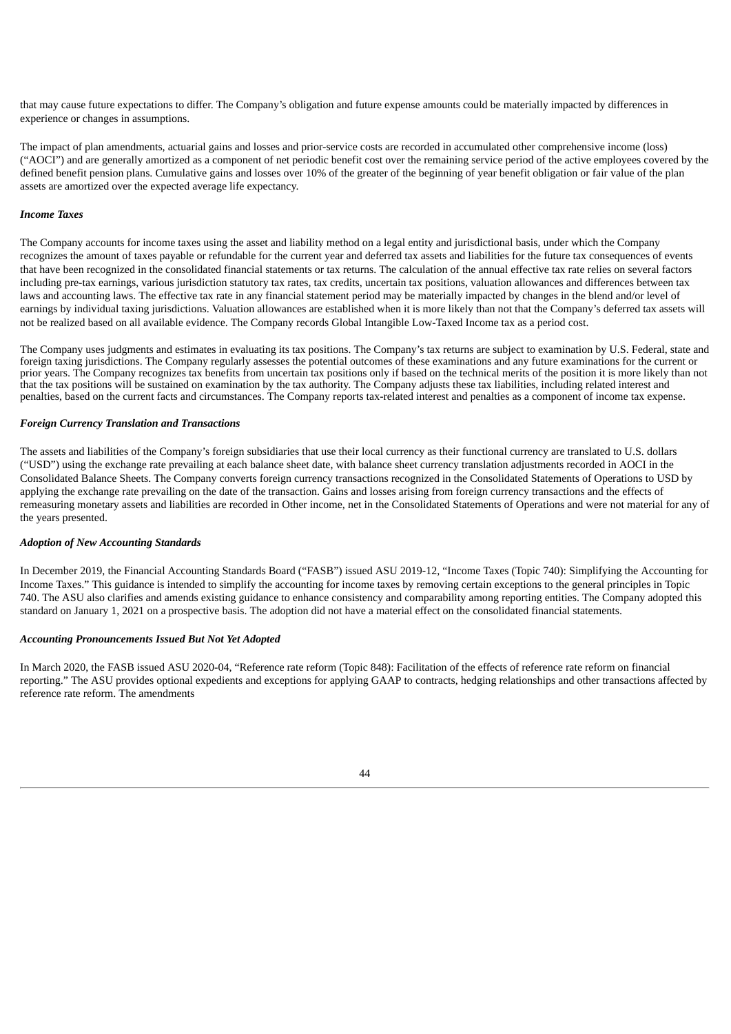that may cause future expectations to differ. The Company's obligation and future expense amounts could be materially impacted by differences in experience or changes in assumptions.

The impact of plan amendments, actuarial gains and losses and prior-service costs are recorded in accumulated other comprehensive income (loss) ("AOCI") and are generally amortized as a component of net periodic benefit cost over the remaining service period of the active employees covered by the defined benefit pension plans. Cumulative gains and losses over 10% of the greater of the beginning of year benefit obligation or fair value of the plan assets are amortized over the expected average life expectancy.

***Income Taxes***

The Company accounts for income taxes using the asset and liability method on a legal entity and jurisdictional basis, under which the Company recognizes the amount of taxes payable or refundable for the current year and deferred tax assets and liabilities for the future tax consequences of events that have been recognized in the consolidated financial statements or tax returns. The calculation of the annual effective tax rate relies on several factors including pre-tax earnings, various jurisdiction statutory tax rates, tax credits, uncertain tax positions, valuation allowances and differences between tax laws and accounting laws. The effective tax rate in any financial statement period may be materially impacted by changes in the blend and/or level of earnings by individual taxing jurisdictions. Valuation allowances are established when it is more likely than not that the Company's deferred tax assets will not be realized based on all available evidence. The Company records Global Intangible Low-Taxed Income tax as a period cost.

The Company uses judgments and estimates in evaluating its tax positions. The Company's tax returns are subject to examination by U.S. Federal, state and foreign taxing jurisdictions. The Company regularly assesses the potential outcomes of these examinations and any future examinations for the current or prior years. The Company recognizes tax benefits from uncertain tax positions only if based on the technical merits of the position it is more likely than not that the tax positions will be sustained on examination by the tax authority. The Company adjusts these tax liabilities, including related interest and penalties, based on the current facts and circumstances. The Company reports tax-related interest and penalties as a component of income tax expense.

***Foreign Currency Translation and Transactions***

The assets and liabilities of the Company's foreign subsidiaries that use their local currency as their functional currency are translated to U.S. dollars ("USD") using the exchange rate prevailing at each balance sheet date, with balance sheet currency translation adjustments recorded in AOCI in the Consolidated Balance Sheets. The Company converts foreign currency transactions recognized in the Consolidated Statements of Operations to USD by applying the exchange rate prevailing on the date of the transaction. Gains and losses arising from foreign currency transactions and the effects of remeasuring monetary assets and liabilities are recorded in Other income, net in the Consolidated Statements of Operations and were not material for any of the years presented.

***Adoption of New Accounting Standards***

In December 2019, the Financial Accounting Standards Board ("FASB") issued ASU 2019-12, "Income Taxes (Topic 740): Simplifying the Accounting for Income Taxes." This guidance is intended to simplify the accounting for income taxes by removing certain exceptions to the general principles in Topic 740. The ASU also clarifies and amends existing guidance to enhance consistency and comparability among reporting entities. The Company adopted this standard on January 1, 2021 on a prospective basis. The adoption did not have a material effect on the consolidated financial statements.

***Accounting Pronouncements Issued But Not Yet Adopted***

In March 2020, the FASB issued ASU 2020-04, "Reference rate reform (Topic 848): Facilitation of the effects of reference rate reform on financial reporting." The ASU provides optional expedients and exceptions for applying GAAP to contracts, hedging relationships and other transactions affected by reference rate reform. The amendments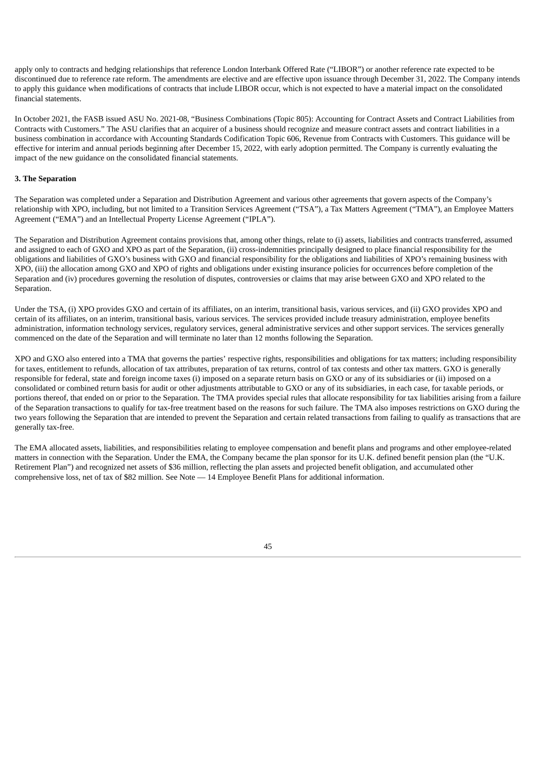apply only to contracts and hedging relationships that reference London Interbank Offered Rate ("LIBOR") or another reference rate expected to be discontinued due to reference rate reform. The amendments are elective and are effective upon issuance through December 31, 2022. The Company intends to apply this guidance when modifications of contracts that include LIBOR occur, which is not expected to have a material impact on the consolidated financial statements.

In October 2021, the FASB issued ASU No. 2021-08, "Business Combinations (Topic 805): Accounting for Contract Assets and Contract Liabilities from Contracts with Customers." The ASU clarifies that an acquirer of a business should recognize and measure contract assets and contract liabilities in a business combination in accordance with Accounting Standards Codification Topic 606, Revenue from Contracts with Customers. This guidance will be effective for interim and annual periods beginning after December 15, 2022, with early adoption permitted. The Company is currently evaluating the impact of the new guidance on the consolidated financial statements.

**3. The Separation**

The Separation was completed under a Separation and Distribution Agreement and various other agreements that govern aspects of the Company's relationship with XPO, including, but not limited to a Transition Services Agreement ("TSA"), a Tax Matters Agreement ("TMA"), an Employee Matters Agreement ("EMA") and an Intellectual Property License Agreement ("IPLA").

The Separation and Distribution Agreement contains provisions that, among other things, relate to (i) assets, liabilities and contracts transferred, assumed and assigned to each of GXO and XPO as part of the Separation, (ii) cross-indemnities principally designed to place financial responsibility for the obligations and liabilities of GXO's business with GXO and financial responsibility for the obligations and liabilities of XPO's remaining business with XPO, (iii) the allocation among GXO and XPO of rights and obligations under existing insurance policies for occurrences before completion of the Separation and (iv) procedures governing the resolution of disputes, controversies or claims that may arise between GXO and XPO related to the Separation.

Under the TSA, (i) XPO provides GXO and certain of its affiliates, on an interim, transitional basis, various services, and (ii) GXO provides XPO and certain of its affiliates, on an interim, transitional basis, various services. The services provided include treasury administration, employee benefits administration, information technology services, regulatory services, general administrative services and other support services. The services generally commenced on the date of the Separation and will terminate no later than 12 months following the Separation.

XPO and GXO also entered into a TMA that governs the parties' respective rights, responsibilities and obligations for tax matters; including responsibility for taxes, entitlement to refunds, allocation of tax attributes, preparation of tax returns, control of tax contests and other tax matters. GXO is generally responsible for federal, state and foreign income taxes (i) imposed on a separate return basis on GXO or any of its subsidiaries or (ii) imposed on a consolidated or combined return basis for audit or other adjustments attributable to GXO or any of its subsidiaries, in each case, for taxable periods, or portions thereof, that ended on or prior to the Separation. The TMA provides special rules that allocate responsibility for tax liabilities arising from a failure of the Separation transactions to qualify for tax-free treatment based on the reasons for such failure. The TMA also imposes restrictions on GXO during the two years following the Separation that are intended to prevent the Separation and certain related transactions from failing to qualify as transactions that are generally tax-free.

The EMA allocated assets, liabilities, and responsibilities relating to employee compensation and benefit plans and programs and other employee-related matters in connection with the Separation. Under the EMA, the Company became the plan sponsor for its U.K. defined benefit pension plan (the "U.K. Retirement Plan") and recognized net assets of $36 million, reflecting the plan assets and projected benefit obligation, and accumulated other comprehensive loss, net of tax of $82 million. See Note — 14 Employee Benefit Plans for additional information.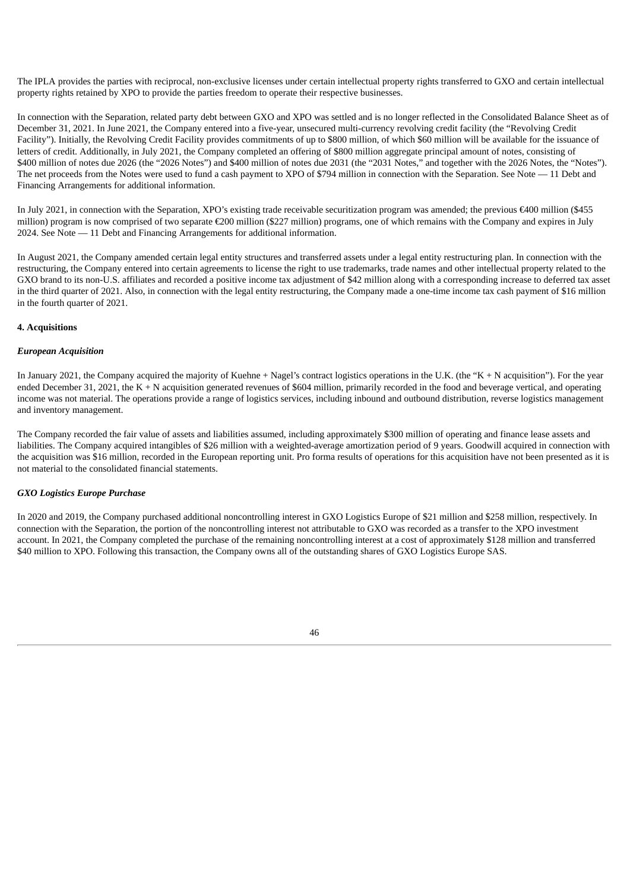The IPLA provides the parties with reciprocal, non-exclusive licenses under certain intellectual property rights transferred to GXO and certain intellectual property rights retained by XPO to provide the parties freedom to operate their respective businesses.

In connection with the Separation, related party debt between GXO and XPO was settled and is no longer reflected in the Consolidated Balance Sheet as of December 31, 2021. In June 2021, the Company entered into a five-year, unsecured multi-currency revolving credit facility (the "Revolving Credit Facility"). Initially, the Revolving Credit Facility provides commitments of up to $800 million, of which $60 million will be available for the issuance of letters of credit. Additionally, in July 2021, the Company completed an offering of $800 million aggregate principal amount of notes, consisting of $400 million of notes due 2026 (the "2026 Notes") and $400 million of notes due 2031 (the "2031 Notes," and together with the 2026 Notes, the "Notes"). The net proceeds from the Notes were used to fund a cash payment to XPO of $794 million in connection with the Separation. See Note — 11 Debt and Financing Arrangements for additional information.

In July 2021, in connection with the Separation, XPO's existing trade receivable securitization program was amended; the previous €400 million ($455 million) program is now comprised of two separate €200 million ($227 million) programs, one of which remains with the Company and expires in July 2024. See Note — 11 Debt and Financing Arrangements for additional information.

In August 2021, the Company amended certain legal entity structures and transferred assets under a legal entity restructuring plan. In connection with the restructuring, the Company entered into certain agreements to license the right to use trademarks, trade names and other intellectual property related to the GXO brand to its non-U.S. affiliates and recorded a positive income tax adjustment of $42 million along with a corresponding increase to deferred tax asset in the third quarter of 2021. Also, in connection with the legal entity restructuring, the Company made a one-time income tax cash payment of $16 million in the fourth quarter of 2021.

## 4. Acquisitions

### *European Acquisition*

In January 2021, the Company acquired the majority of Kuehne + Nagel's contract logistics operations in the U.K. (the "K + N acquisition"). For the year ended December 31, 2021, the K + N acquisition generated revenues of $604 million, primarily recorded in the food and beverage vertical, and operating income was not material. The operations provide a range of logistics services, including inbound and outbound distribution, reverse logistics management and inventory management.

The Company recorded the fair value of assets and liabilities assumed, including approximately $300 million of operating and finance lease assets and liabilities. The Company acquired intangibles of $26 million with a weighted-average amortization period of 9 years. Goodwill acquired in connection with the acquisition was $16 million, recorded in the European reporting unit. Pro forma results of operations for this acquisition have not been presented as it is not material to the consolidated financial statements.

### *GXO Logistics Europe Purchase*

In 2020 and 2019, the Company purchased additional noncontrolling interest in GXO Logistics Europe of $21 million and $258 million, respectively. In connection with the Separation, the portion of the noncontrolling interest not attributable to GXO was recorded as a transfer to the XPO investment account. In 2021, the Company completed the purchase of the remaining noncontrolling interest at a cost of approximately $128 million and transferred $40 million to XPO. Following this transaction, the Company owns all of the outstanding shares of GXO Logistics Europe SAS.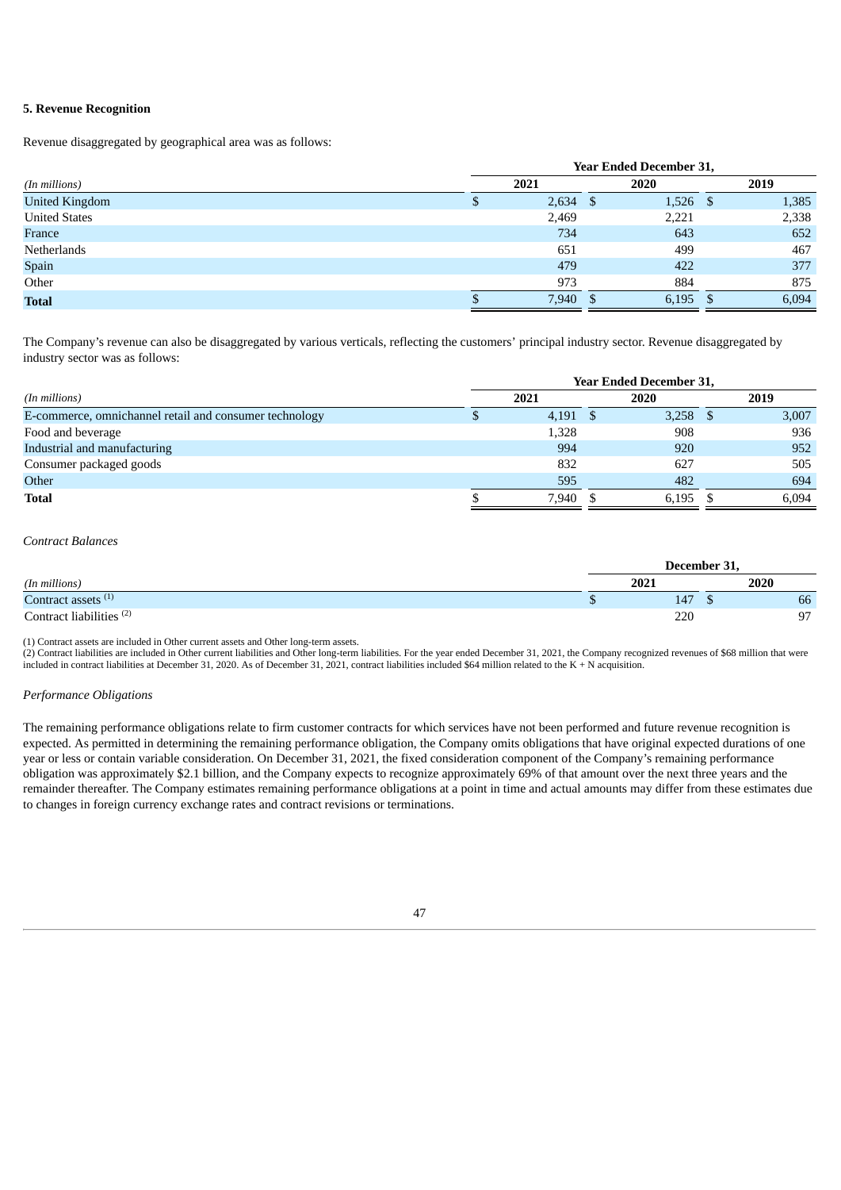### 5. Revenue Recognition

Revenue disaggregated by geographical area was as follows:

| (In millions) | Year Ended December 31, 2021 | 2020 | 2019 |
|---|---|---|---|
| United Kingdom | $ 2,634 | $ 1,526 | $ 1,385 |
| United States | 2,469 | 2,221 | 2,338 |
| France | 734 | 643 | 652 |
| Netherlands | 651 | 499 | 467 |
| Spain | 479 | 422 | 377 |
| Other | 973 | 884 | 875 |
| **Total** | $ 7,940 | $ 6,195 | $ 6,094 |

The Company's revenue can also be disaggregated by various verticals, reflecting the customers' principal industry sector. Revenue disaggregated by industry sector was as follows:

| (In millions) | Year Ended December 31, 2021 | 2020 | 2019 |
|---|---|---|---|
| E-commerce, omnichannel retail and consumer technology | $ 4,191 | $ 3,258 | $ 3,007 |
| Food and beverage | 1,328 | 908 | 936 |
| Industrial and manufacturing | 994 | 920 | 952 |
| Consumer packaged goods | 832 | 627 | 505 |
| Other | 595 | 482 | 694 |
| **Total** | $ 7,940 | $ 6,195 | $ 6,094 |

*Contract Balances*

| (In millions) | December 31, 2021 | 2020 |
|---|---|---|
| Contract assets [(1)] | $ 147 | $ 66 |
| Contract liabilities [(2)] | 220 | 97 |

(1) Contract assets are included in Other current assets and Other long-term assets.
(2) Contract liabilities are included in Other current liabilities and Other long-term liabilities. For the year ended December 31, 2021, the Company recognized revenues of $68 million that were included in contract liabilities at December 31, 2020. As of December 31, 2021, contract liabilities included $64 million related to the K + N acquisition.

*Performance Obligations*

The remaining performance obligations relate to firm customer contracts for which services have not been performed and future revenue recognition is expected. As permitted in determining the remaining performance obligation, the Company omits obligations that have original expected durations of one year or less or contain variable consideration. On December 31, 2021, the fixed consideration component of the Company's remaining performance obligation was approximately $2.1 billion, and the Company expects to recognize approximately 69% of that amount over the next three years and the remainder thereafter. The Company estimates remaining performance obligations at a point in time and actual amounts may differ from these estimates due to changes in foreign currency exchange rates and contract revisions or terminations.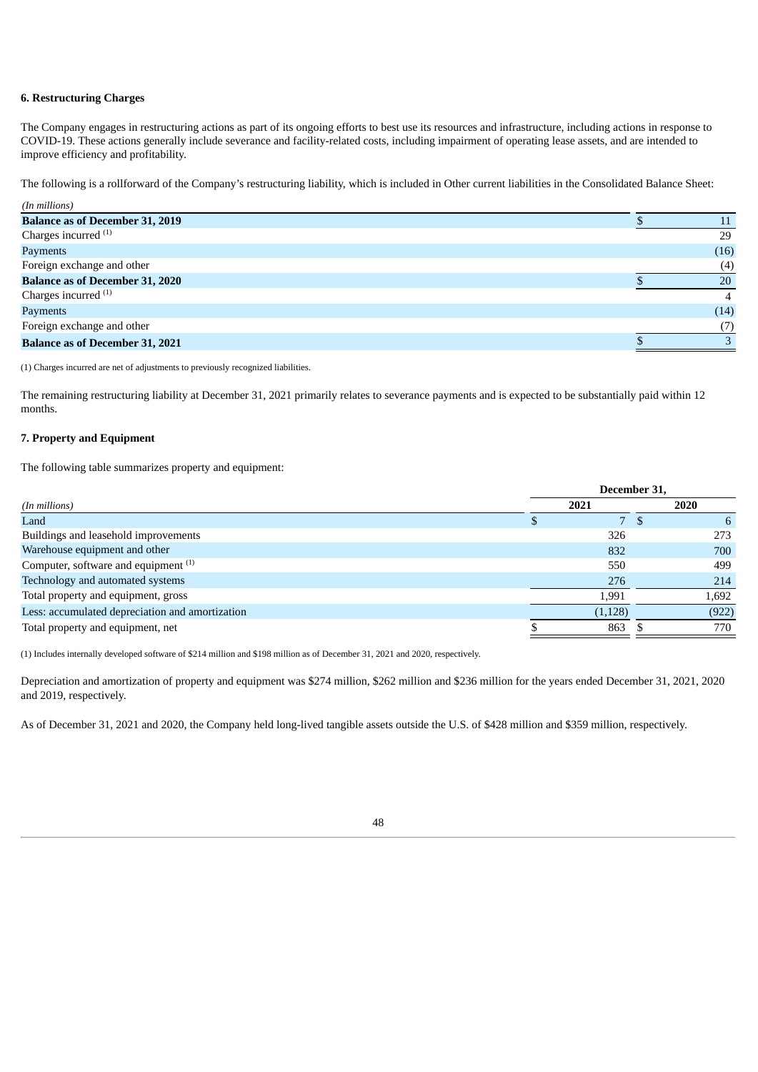### 6. Restructuring Charges

The Company engages in restructuring actions as part of its ongoing efforts to best use its resources and infrastructure, including actions in response to COVID-19. These actions generally include severance and facility-related costs, including impairment of operating lease assets, and are intended to improve efficiency and profitability.

The following is a rollforward of the Company's restructuring liability, which is included in Other current liabilities in the Consolidated Balance Sheet:

| *(In millions)* | |
|---|---|
| **Balance as of December 31, 2019** | $ 11 |
| Charges incurred [(1)] | 29 |
| Payments | (16) |
| Foreign exchange and other | (4) |
| **Balance as of December 31, 2020** | $ 20 |
| Charges incurred [(1)] | 4 |
| Payments | (14) |
| Foreign exchange and other | (7) |
| **Balance as of December 31, 2021** | $ 3 |

(1) Charges incurred are net of adjustments to previously recognized liabilities.

The remaining restructuring liability at December 31, 2021 primarily relates to severance payments and is expected to be substantially paid within 12 months.

### 7. Property and Equipment

The following table summarizes property and equipment:

| | December 31, | |
|---|---|---|
| *(In millions)* | 2021 | 2020 |
| Land | $ 7 | $ 6 |
| Buildings and leasehold improvements | 326 | 273 |
| Warehouse equipment and other | 832 | 700 |
| Computer, software and equipment [(1)] | 550 | 499 |
| Technology and automated systems | 276 | 214 |
| Total property and equipment, gross | 1,991 | 1,692 |
| Less: accumulated depreciation and amortization | (1,128) | (922) |
| Total property and equipment, net | $ 863 | $ 770 |

(1) Includes internally developed software of $214 million and $198 million as of December 31, 2021 and 2020, respectively.

Depreciation and amortization of property and equipment was $274 million, $262 million and $236 million for the years ended December 31, 2021, 2020 and 2019, respectively.

As of December 31, 2021 and 2020, the Company held long-lived tangible assets outside the U.S. of $428 million and $359 million, respectively.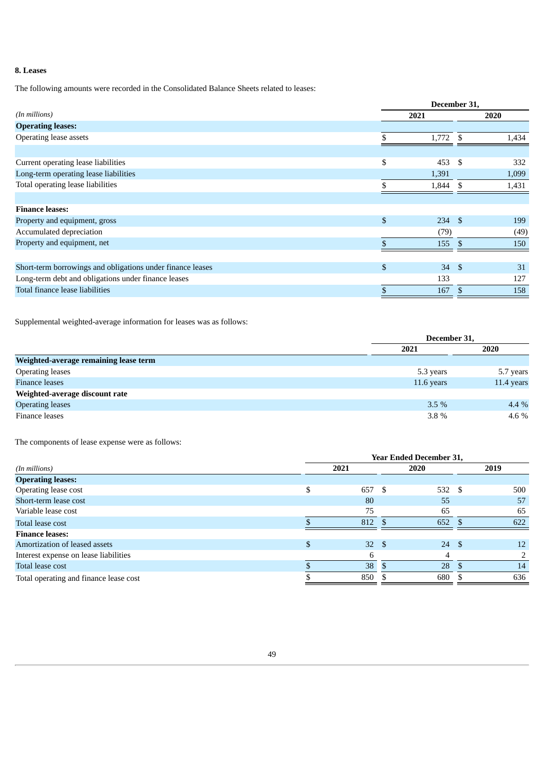### 8. Leases

The following amounts were recorded in the Consolidated Balance Sheets related to leases:

| *(In millions)* | December 31, 2021 | December 31, 2020 |
|---|---|---|
| **Operating leases:** | | |
| Operating lease assets | $ 1,772 | $ 1,434 |
| | | |
| Current operating lease liabilities | $ 453 | $ 332 |
| Long-term operating lease liabilities | 1,391 | 1,099 |
| Total operating lease liabilities | $ 1,844 | $ 1,431 |
| | | |
| **Finance leases:** | | |
| Property and equipment, gross | $ 234 | $ 199 |
| Accumulated depreciation | (79) | (49) |
| Property and equipment, net | $ 155 | $ 150 |
| | | |
| Short-term borrowings and obligations under finance leases | $ 34 | $ 31 |
| Long-term debt and obligations under finance leases | 133 | 127 |
| Total finance lease liabilities | $ 167 | $ 158 |

Supplemental weighted-average information for leases was as follows:

| | December 31, 2021 | December 31, 2020 |
|---|---|---|
| **Weighted-average remaining lease term** | | |
| Operating leases | 5.3 years | 5.7 years |
| Finance leases | 11.6 years | 11.4 years |
| **Weighted-average discount rate** | | |
| Operating leases | 3.5 % | 4.4 % |
| Finance leases | 3.8 % | 4.6 % |

The components of lease expense were as follows:

| *(In millions)* | Year Ended December 31, 2021 | 2020 | 2019 |
|---|---|---|---|
| **Operating leases:** | | | |
| Operating lease cost | $ 657 | $ 532 | $ 500 |
| Short-term lease cost | 80 | 55 | 57 |
| Variable lease cost | 75 | 65 | 65 |
| Total lease cost | $ 812 | $ 652 | $ 622 |
| **Finance leases:** | | | |
| Amortization of leased assets | $ 32 | $ 24 | $ 12 |
| Interest expense on lease liabilities | 6 | 4 | 2 |
| Total lease cost | $ 38 | $ 28 | $ 14 |
| Total operating and finance lease cost | $ 850 | $ 680 | $ 636 |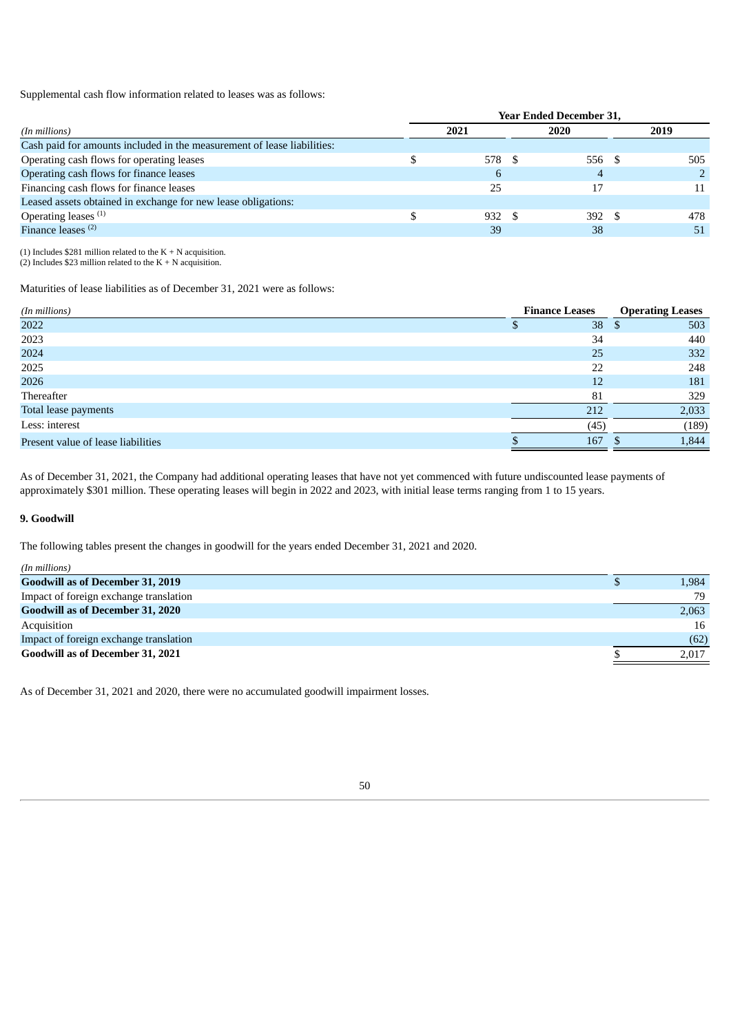Supplemental cash flow information related to leases was as follows:

| | Year Ended December 31, | | |
|---|---|---|---|
| *(In millions)* | 2021 | 2020 | 2019 |
| Cash paid for amounts included in the measurement of lease liabilities: | | | |
| Operating cash flows for operating leases | $ 578 | $ 556 | $ 505 |
| Operating cash flows for finance leases | 6 | 4 | 2 |
| Financing cash flows for finance leases | 25 | 17 | 11 |
| Leased assets obtained in exchange for new lease obligations: | | | |
| Operating leases [(1)] | $ 932 | $ 392 | $ 478 |
| Finance leases [(2)] | 39 | 38 | 51 |

(1) Includes $281 million related to the K + N acquisition.
(2) Includes $23 million related to the K + N acquisition.

Maturities of lease liabilities as of December 31, 2021 were as follows:

| *(In millions)* | Finance Leases | Operating Leases |
|---|---|---|
| 2022 | $ 38 | $ 503 |
| 2023 | 34 | 440 |
| 2024 | 25 | 332 |
| 2025 | 22 | 248 |
| 2026 | 12 | 181 |
| Thereafter | 81 | 329 |
| Total lease payments | 212 | 2,033 |
| Less: interest | (45) | (189) |
| Present value of lease liabilities | $ 167 | $ 1,844 |

As of December 31, 2021, the Company had additional operating leases that have not yet commenced with future undiscounted lease payments of approximately $301 million. These operating leases will begin in 2022 and 2023, with initial lease terms ranging from 1 to 15 years.

## 9. Goodwill

The following tables present the changes in goodwill for the years ended December 31, 2021 and 2020.

| *(In millions)* | |
|---|---|
| **Goodwill as of December 31, 2019** | $ 1,984 |
| Impact of foreign exchange translation | 79 |
| **Goodwill as of December 31, 2020** | 2,063 |
| Acquisition | 16 |
| Impact of foreign exchange translation | (62) |
| **Goodwill as of December 31, 2021** | $ 2,017 |

As of December 31, 2021 and 2020, there were no accumulated goodwill impairment losses.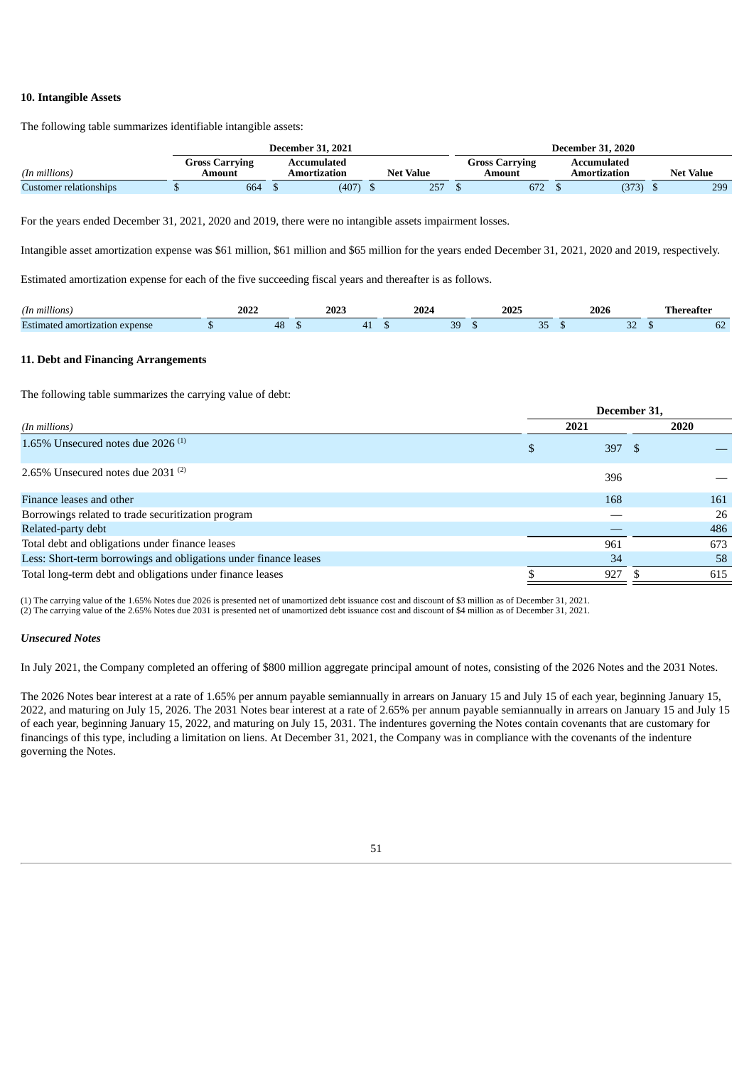## 10. Intangible Assets

The following table summarizes identifiable intangible assets:

| | December 31, 2021 | | | December 31, 2020 | | |
|---|---|---|---|---|---|---|
| *(In millions)* | Gross Carrying Amount | Accumulated Amortization | Net Value | Gross Carrying Amount | Accumulated Amortization | Net Value |
| Customer relationships | $ 664 | $ (407) | $ 257 | $ 672 | $ (373) | $ 299 |

For the years ended December 31, 2021, 2020 and 2019, there were no intangible assets impairment losses.

Intangible asset amortization expense was $61 million, $61 million and $65 million for the years ended December 31, 2021, 2020 and 2019, respectively.

Estimated amortization expense for each of the five succeeding fiscal years and thereafter is as follows.

| *(In millions)* | 2022 | 2023 | 2024 | 2025 | 2026 | Thereafter |
|---|---|---|---|---|---|---|
| Estimated amortization expense | $ 48 | $ 41 | $ 39 | $ 35 | $ 32 | $ 62 |

## 11. Debt and Financing Arrangements

The following table summarizes the carrying value of debt:

| | December 31, | |
|---|---|---|
| *(In millions)* | 2021 | 2020 |
| 1.65% Unsecured notes due 2026 [(1)] | $ 397 | $ — |
| 2.65% Unsecured notes due 2031 [(2)] | 396 | — |
| Finance leases and other | 168 | 161 |
| Borrowings related to trade securitization program | — | 26 |
| Related-party debt | — | 486 |
| Total debt and obligations under finance leases | 961 | 673 |
| Less: Short-term borrowings and obligations under finance leases | 34 | 58 |
| Total long-term debt and obligations under finance leases | $ 927 | $ 615 |

(1) The carrying value of the 1.65% Notes due 2026 is presented net of unamortized debt issuance cost and discount of $3 million as of December 31, 2021.
(2) The carrying value of the 2.65% Notes due 2031 is presented net of unamortized debt issuance cost and discount of $4 million as of December 31, 2021.

### *Unsecured Notes*

In July 2021, the Company completed an offering of $800 million aggregate principal amount of notes, consisting of the 2026 Notes and the 2031 Notes.

The 2026 Notes bear interest at a rate of 1.65% per annum payable semiannually in arrears on January 15 and July 15 of each year, beginning January 15, 2022, and maturing on July 15, 2026. The 2031 Notes bear interest at a rate of 2.65% per annum payable semiannually in arrears on January 15 and July 15 of each year, beginning January 15, 2022, and maturing on July 15, 2031. The indentures governing the Notes contain covenants that are customary for financings of this type, including a limitation on liens. At December 31, 2021, the Company was in compliance with the covenants of the indenture governing the Notes.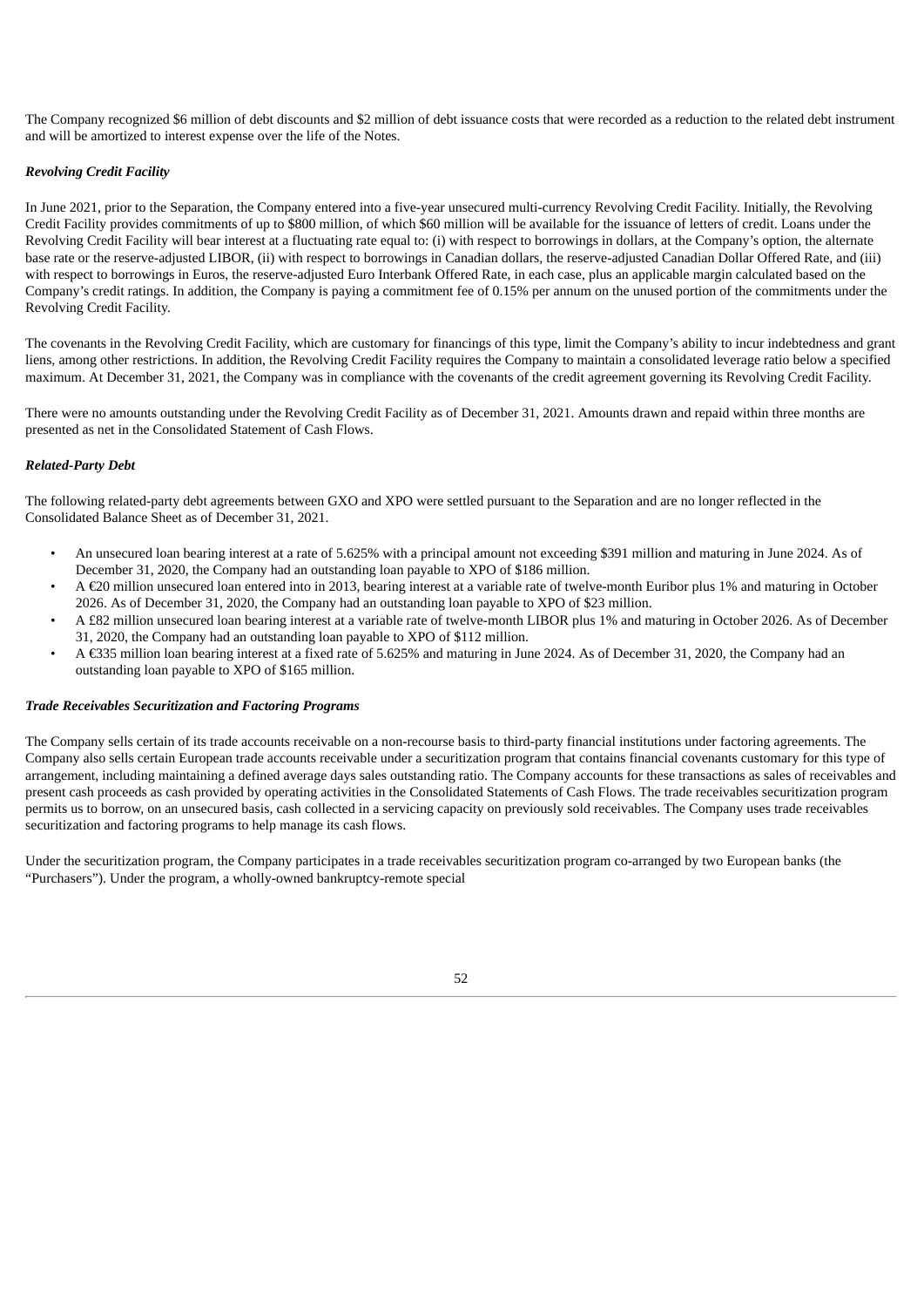The Company recognized $6 million of debt discounts and $2 million of debt issuance costs that were recorded as a reduction to the related debt instrument and will be amortized to interest expense over the life of the Notes.

***Revolving Credit Facility***

In June 2021, prior to the Separation, the Company entered into a five-year unsecured multi-currency Revolving Credit Facility. Initially, the Revolving Credit Facility provides commitments of up to $800 million, of which $60 million will be available for the issuance of letters of credit. Loans under the Revolving Credit Facility will bear interest at a fluctuating rate equal to: (i) with respect to borrowings in dollars, at the Company's option, the alternate base rate or the reserve-adjusted LIBOR, (ii) with respect to borrowings in Canadian dollars, the reserve-adjusted Canadian Dollar Offered Rate, and (iii) with respect to borrowings in Euros, the reserve-adjusted Euro Interbank Offered Rate, in each case, plus an applicable margin calculated based on the Company's credit ratings. In addition, the Company is paying a commitment fee of 0.15% per annum on the unused portion of the commitments under the Revolving Credit Facility.

The covenants in the Revolving Credit Facility, which are customary for financings of this type, limit the Company's ability to incur indebtedness and grant liens, among other restrictions. In addition, the Revolving Credit Facility requires the Company to maintain a consolidated leverage ratio below a specified maximum. At December 31, 2021, the Company was in compliance with the covenants of the credit agreement governing its Revolving Credit Facility.

There were no amounts outstanding under the Revolving Credit Facility as of December 31, 2021. Amounts drawn and repaid within three months are presented as net in the Consolidated Statement of Cash Flows.

***Related-Party Debt***

The following related-party debt agreements between GXO and XPO were settled pursuant to the Separation and are no longer reflected in the Consolidated Balance Sheet as of December 31, 2021.

- An unsecured loan bearing interest at a rate of 5.625% with a principal amount not exceeding $391 million and maturing in June 2024. As of December 31, 2020, the Company had an outstanding loan payable to XPO of $186 million.
- A €20 million unsecured loan entered into in 2013, bearing interest at a variable rate of twelve-month Euribor plus 1% and maturing in October 2026. As of December 31, 2020, the Company had an outstanding loan payable to XPO of $23 million.
- A £82 million unsecured loan bearing interest at a variable rate of twelve-month LIBOR plus 1% and maturing in October 2026. As of December 31, 2020, the Company had an outstanding loan payable to XPO of $112 million.
- A €335 million loan bearing interest at a fixed rate of 5.625% and maturing in June 2024. As of December 31, 2020, the Company had an outstanding loan payable to XPO of $165 million.

***Trade Receivables Securitization and Factoring Programs***

The Company sells certain of its trade accounts receivable on a non-recourse basis to third-party financial institutions under factoring agreements. The Company also sells certain European trade accounts receivable under a securitization program that contains financial covenants customary for this type of arrangement, including maintaining a defined average days sales outstanding ratio. The Company accounts for these transactions as sales of receivables and present cash proceeds as cash provided by operating activities in the Consolidated Statements of Cash Flows. The trade receivables securitization program permits us to borrow, on an unsecured basis, cash collected in a servicing capacity on previously sold receivables. The Company uses trade receivables securitization and factoring programs to help manage its cash flows.

Under the securitization program, the Company participates in a trade receivables securitization program co-arranged by two European banks (the "Purchasers"). Under the program, a wholly-owned bankruptcy-remote special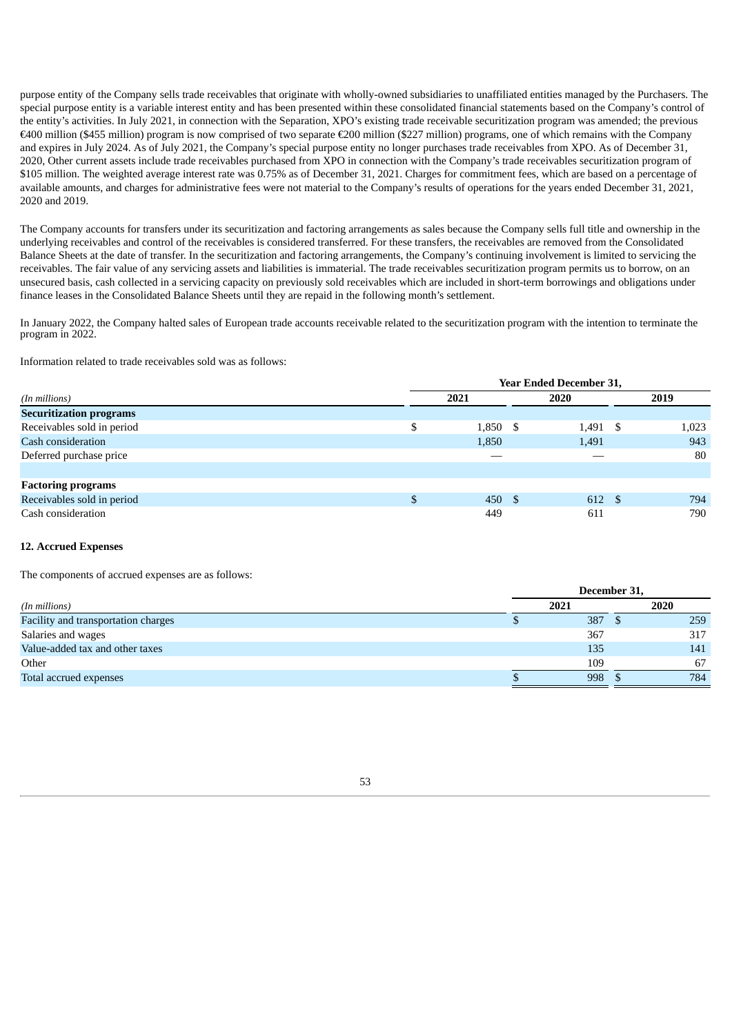purpose entity of the Company sells trade receivables that originate with wholly-owned subsidiaries to unaffiliated entities managed by the Purchasers. The special purpose entity is a variable interest entity and has been presented within these consolidated financial statements based on the Company's control of the entity's activities. In July 2021, in connection with the Separation, XPO's existing trade receivable securitization program was amended; the previous €400 million ($455 million) program is now comprised of two separate €200 million ($227 million) programs, one of which remains with the Company and expires in July 2024. As of July 2021, the Company's special purpose entity no longer purchases trade receivables from XPO. As of December 31, 2020, Other current assets include trade receivables purchased from XPO in connection with the Company's trade receivables securitization program of $105 million. The weighted average interest rate was 0.75% as of December 31, 2021. Charges for commitment fees, which are based on a percentage of available amounts, and charges for administrative fees were not material to the Company's results of operations for the years ended December 31, 2021, 2020 and 2019.

The Company accounts for transfers under its securitization and factoring arrangements as sales because the Company sells full title and ownership in the underlying receivables and control of the receivables is considered transferred. For these transfers, the receivables are removed from the Consolidated Balance Sheets at the date of transfer. In the securitization and factoring arrangements, the Company's continuing involvement is limited to servicing the receivables. The fair value of any servicing assets and liabilities is immaterial. The trade receivables securitization program permits us to borrow, on an unsecured basis, cash collected in a servicing capacity on previously sold receivables which are included in short-term borrowings and obligations under finance leases in the Consolidated Balance Sheets until they are repaid in the following month's settlement.

In January 2022, the Company halted sales of European trade accounts receivable related to the securitization program with the intention to terminate the program in 2022.

Information related to trade receivables sold was as follows:

| | Year Ended December 31, | | |
|---|---|---|---|
| *(In millions)* | 2021 | 2020 | 2019 |
| **Securitization programs** | | | |
| Receivables sold in period | $ 1,850 | $ 1,491 | $ 1,023 |
| Cash consideration | 1,850 | 1,491 | 943 |
| Deferred purchase price | — | — | 80 |
| | | | |
| **Factoring programs** | | | |
| Receivables sold in period | $ 450 | $ 612 | $ 794 |
| Cash consideration | 449 | 611 | 790 |

### 12. Accrued Expenses

The components of accrued expenses are as follows:

| | December 31, | |
|---|---|---|
| *(In millions)* | 2021 | 2020 |
| Facility and transportation charges | $ 387 | $ 259 |
| Salaries and wages | 367 | 317 |
| Value-added tax and other taxes | 135 | 141 |
| Other | 109 | 67 |
| Total accrued expenses | $ 998 | $ 784 |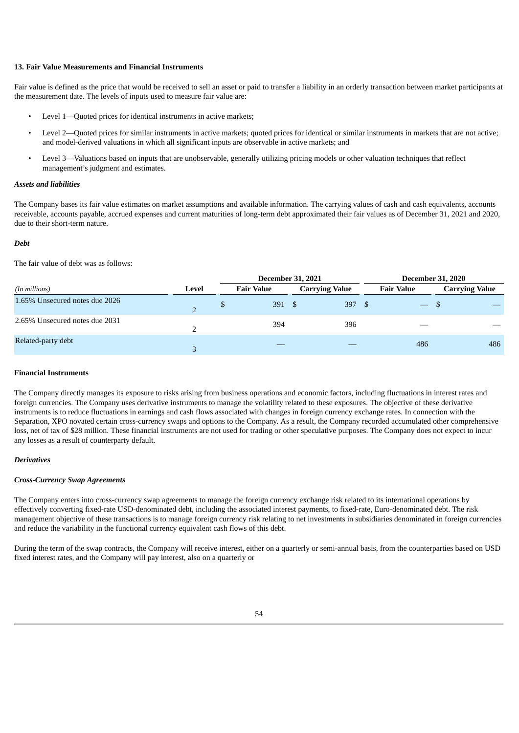### 13. Fair Value Measurements and Financial Instruments

Fair value is defined as the price that would be received to sell an asset or paid to transfer a liability in an orderly transaction between market participants at the measurement date. The levels of inputs used to measure fair value are:

- Level 1—Quoted prices for identical instruments in active markets;
- Level 2—Quoted prices for similar instruments in active markets; quoted prices for identical or similar instruments in markets that are not active; and model-derived valuations in which all significant inputs are observable in active markets; and
- Level 3—Valuations based on inputs that are unobservable, generally utilizing pricing models or other valuation techniques that reflect management's judgment and estimates.

***Assets and liabilities***

The Company bases its fair value estimates on market assumptions and available information. The carrying values of cash and cash equivalents, accounts receivable, accounts payable, accrued expenses and current maturities of long-term debt approximated their fair values as of December 31, 2021 and 2020, due to their short-term nature.

***Debt***

The fair value of debt was as follows:

| | | December 31, 2021 | | December 31, 2020 | |
|---|---|---|---|---|---|
| *(In millions)* | Level | Fair Value | Carrying Value | Fair Value | Carrying Value |
| 1.65% Unsecured notes due 2026 | 2 | $ 391 | $ 397 | $ — | $ — |
| 2.65% Unsecured notes due 2031 | 2 | 394 | 396 | — | — |
| Related-party debt | 3 | — | — | 486 | 486 |

**Financial Instruments**

The Company directly manages its exposure to risks arising from business operations and economic factors, including fluctuations in interest rates and foreign currencies. The Company uses derivative instruments to manage the volatility related to these exposures. The objective of these derivative instruments is to reduce fluctuations in earnings and cash flows associated with changes in foreign currency exchange rates. In connection with the Separation, XPO novated certain cross-currency swaps and options to the Company. As a result, the Company recorded accumulated other comprehensive loss, net of tax of $28 million. These financial instruments are not used for trading or other speculative purposes. The Company does not expect to incur any losses as a result of counterparty default.

***Derivatives***

***Cross-Currency Swap Agreements***

The Company enters into cross-currency swap agreements to manage the foreign currency exchange risk related to its international operations by effectively converting fixed-rate USD-denominated debt, including the associated interest payments, to fixed-rate, Euro-denominated debt. The risk management objective of these transactions is to manage foreign currency risk relating to net investments in subsidiaries denominated in foreign currencies and reduce the variability in the functional currency equivalent cash flows of this debt.

During the term of the swap contracts, the Company will receive interest, either on a quarterly or semi-annual basis, from the counterparties based on USD fixed interest rates, and the Company will pay interest, also on a quarterly or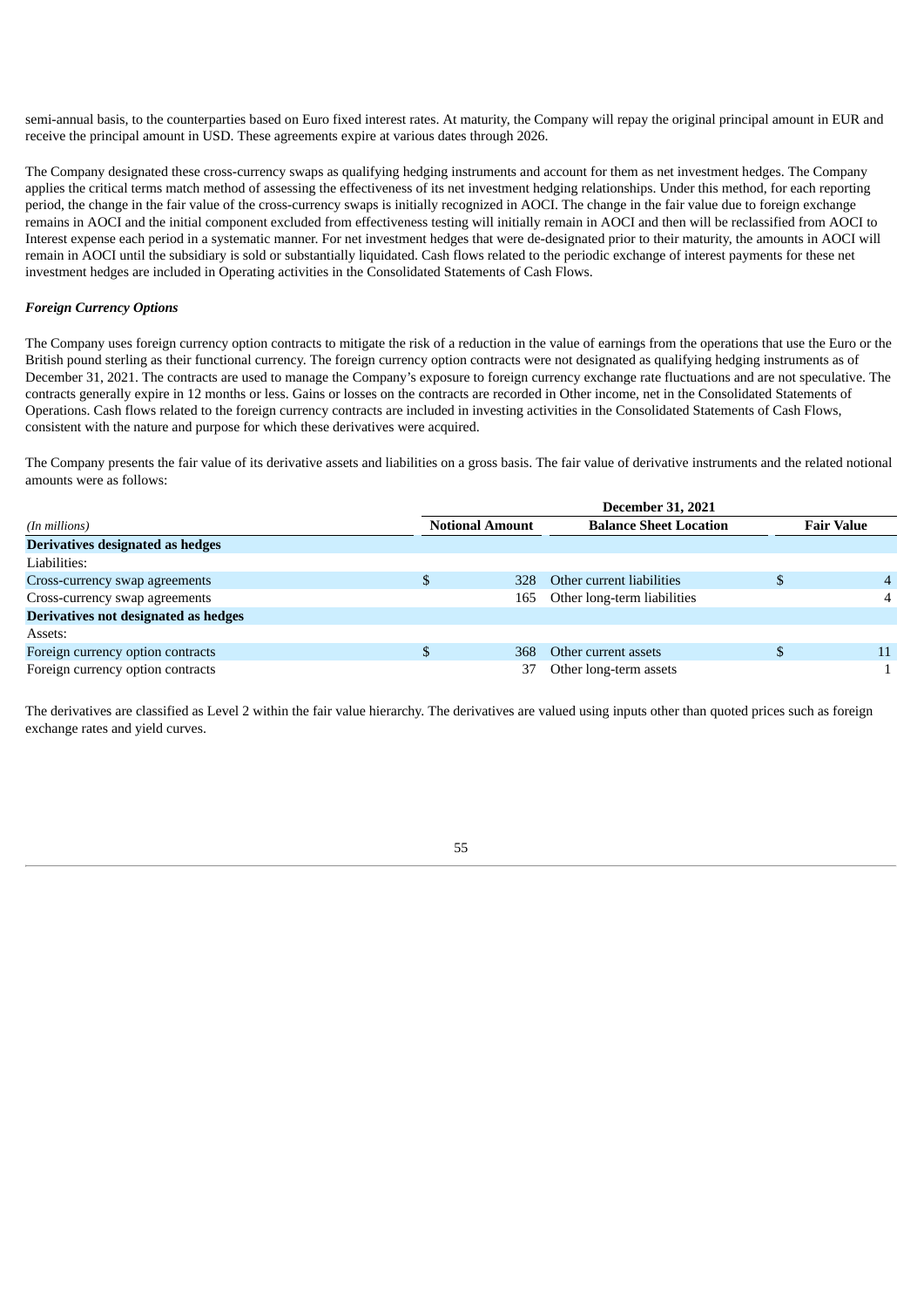semi-annual basis, to the counterparties based on Euro fixed interest rates. At maturity, the Company will repay the original principal amount in EUR and receive the principal amount in USD. These agreements expire at various dates through 2026.

The Company designated these cross-currency swaps as qualifying hedging instruments and account for them as net investment hedges. The Company applies the critical terms match method of assessing the effectiveness of its net investment hedging relationships. Under this method, for each reporting period, the change in the fair value of the cross-currency swaps is initially recognized in AOCI. The change in the fair value due to foreign exchange remains in AOCI and the initial component excluded from effectiveness testing will initially remain in AOCI and then will be reclassified from AOCI to Interest expense each period in a systematic manner. For net investment hedges that were de-designated prior to their maturity, the amounts in AOCI will remain in AOCI until the subsidiary is sold or substantially liquidated. Cash flows related to the periodic exchange of interest payments for these net investment hedges are included in Operating activities in the Consolidated Statements of Cash Flows.

***Foreign Currency Options***

The Company uses foreign currency option contracts to mitigate the risk of a reduction in the value of earnings from the operations that use the Euro or the British pound sterling as their functional currency. The foreign currency option contracts were not designated as qualifying hedging instruments as of December 31, 2021. The contracts are used to manage the Company's exposure to foreign currency exchange rate fluctuations and are not speculative. The contracts generally expire in 12 months or less. Gains or losses on the contracts are recorded in Other income, net in the Consolidated Statements of Operations. Cash flows related to the foreign currency contracts are included in investing activities in the Consolidated Statements of Cash Flows, consistent with the nature and purpose for which these derivatives were acquired.

The Company presents the fair value of its derivative assets and liabilities on a gross basis. The fair value of derivative instruments and the related notional amounts were as follows:

| | December 31, 2021 | | |
|---|---|---|---|
| *(In millions)* | **Notional Amount** | **Balance Sheet Location** | **Fair Value** |
| **Derivatives designated as hedges** | | | |
| Liabilities: | | | |
| Cross-currency swap agreements | $ 328 | Other current liabilities | $ 4 |
| Cross-currency swap agreements | 165 | Other long-term liabilities | 4 |
| **Derivatives not designated as hedges** | | | |
| Assets: | | | |
| Foreign currency option contracts | $ 368 | Other current assets | $ 11 |
| Foreign currency option contracts | 37 | Other long-term assets | 1 |

The derivatives are classified as Level 2 within the fair value hierarchy. The derivatives are valued using inputs other than quoted prices such as foreign exchange rates and yield curves.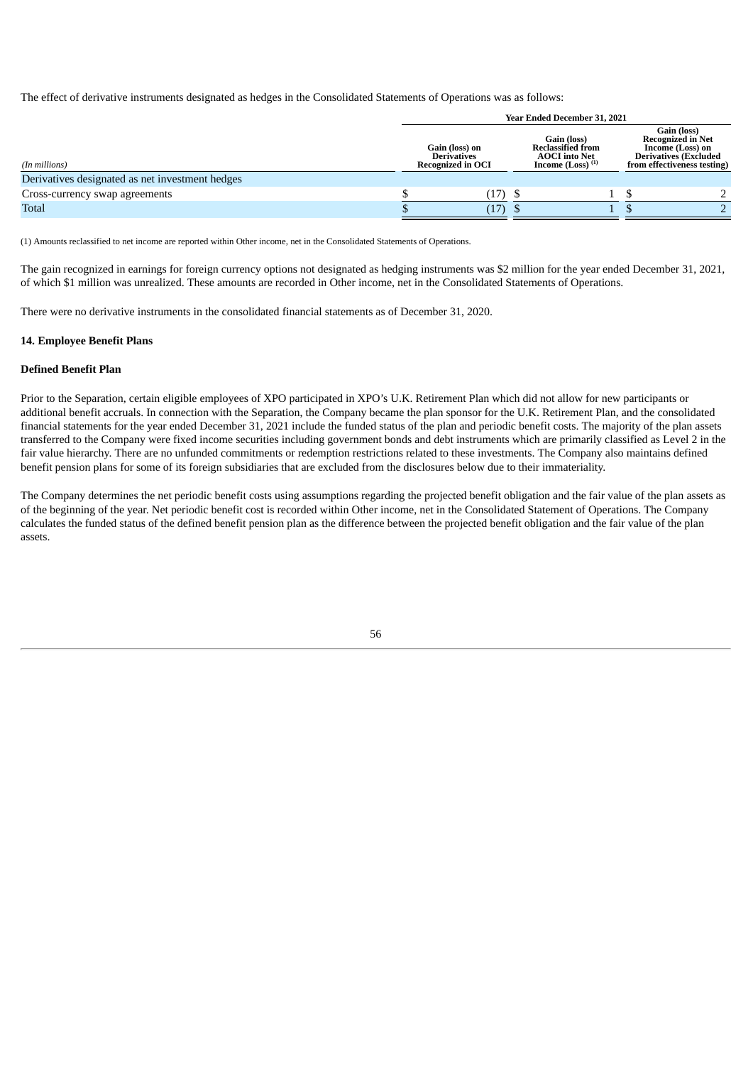The effect of derivative instruments designated as hedges in the Consolidated Statements of Operations was as follows:

| | Year Ended December 31, 2021 | | |
|---|---|---|---|
| *(In millions)* | Gain (loss) on Derivatives Recognized in OCI | Gain (loss) Reclassified from AOCI into Net Income (Loss) (1) | Gain (loss) Recognized in Net Income (Loss) on Derivatives (Excluded from effectiveness testing) |
| Derivatives designated as net investment hedges | | | |
| Cross-currency swap agreements | $ (17) | $ 1 | $ 2 |
| Total | $ (17) | $ 1 | $ 2 |

(1) Amounts reclassified to net income are reported within Other income, net in the Consolidated Statements of Operations.

The gain recognized in earnings for foreign currency options not designated as hedging instruments was $2 million for the year ended December 31, 2021, of which $1 million was unrealized. These amounts are recorded in Other income, net in the Consolidated Statements of Operations.

There were no derivative instruments in the consolidated financial statements as of December 31, 2020.

### 14. Employee Benefit Plans

#### Defined Benefit Plan

Prior to the Separation, certain eligible employees of XPO participated in XPO's U.K. Retirement Plan which did not allow for new participants or additional benefit accruals. In connection with the Separation, the Company became the plan sponsor for the U.K. Retirement Plan, and the consolidated financial statements for the year ended December 31, 2021 include the funded status of the plan and periodic benefit costs. The majority of the plan assets transferred to the Company were fixed income securities including government bonds and debt instruments which are primarily classified as Level 2 in the fair value hierarchy. There are no unfunded commitments or redemption restrictions related to these investments. The Company also maintains defined benefit pension plans for some of its foreign subsidiaries that are excluded from the disclosures below due to their immateriality.

The Company determines the net periodic benefit costs using assumptions regarding the projected benefit obligation and the fair value of the plan assets as of the beginning of the year. Net periodic benefit cost is recorded within Other income, net in the Consolidated Statement of Operations. The Company calculates the funded status of the defined benefit pension plan as the difference between the projected benefit obligation and the fair value of the plan assets.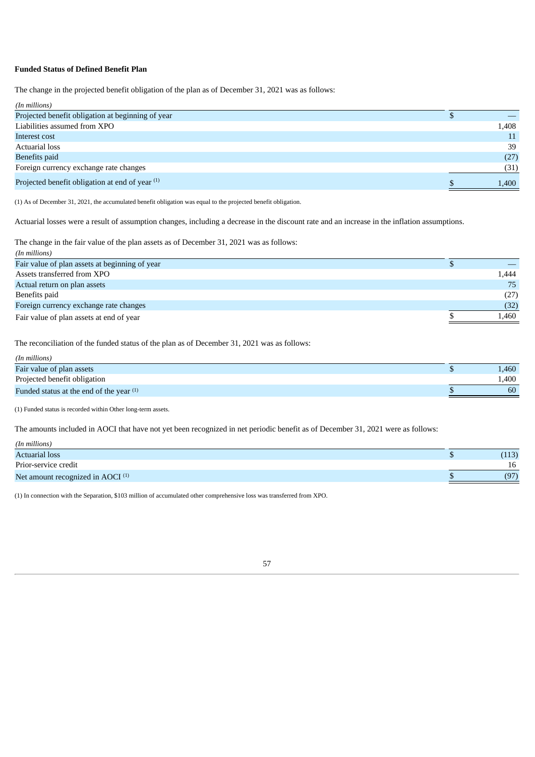**Funded Status of Defined Benefit Plan**

The change in the projected benefit obligation of the plan as of December 31, 2021 was as follows:

| *(In millions)* | |
|---|---|
| Projected benefit obligation at beginning of year | $ — |
| Liabilities assumed from XPO | 1,408 |
| Interest cost | 11 |
| Actuarial loss | 39 |
| Benefits paid | (27) |
| Foreign currency exchange rate changes | (31) |
| Projected benefit obligation at end of year [(1)] | $ 1,400 |

(1) As of December 31, 2021, the accumulated benefit obligation was equal to the projected benefit obligation.

Actuarial losses were a result of assumption changes, including a decrease in the discount rate and an increase in the inflation assumptions.

The change in the fair value of the plan assets as of December 31, 2021 was as follows:

| *(In millions)* | |
|---|---|
| Fair value of plan assets at beginning of year | $ — |
| Assets transferred from XPO | 1,444 |
| Actual return on plan assets | 75 |
| Benefits paid | (27) |
| Foreign currency exchange rate changes | (32) |
| Fair value of plan assets at end of year | $ 1,460 |

The reconciliation of the funded status of the plan as of December 31, 2021 was as follows:

| *(In millions)* | |
|---|---|
| Fair value of plan assets | $ 1,460 |
| Projected benefit obligation | 1,400 |
| Funded status at the end of the year [(1)] | $ 60 |

(1) Funded status is recorded within Other long-term assets.

The amounts included in AOCI that have not yet been recognized in net periodic benefit as of December 31, 2021 were as follows:

| *(In millions)* | |
|---|---|
| Actuarial loss | $ (113) |
| Prior-service credit | 16 |
| Net amount recognized in AOCI [(1)] | $ (97) |

(1) In connection with the Separation, $103 million of accumulated other comprehensive loss was transferred from XPO.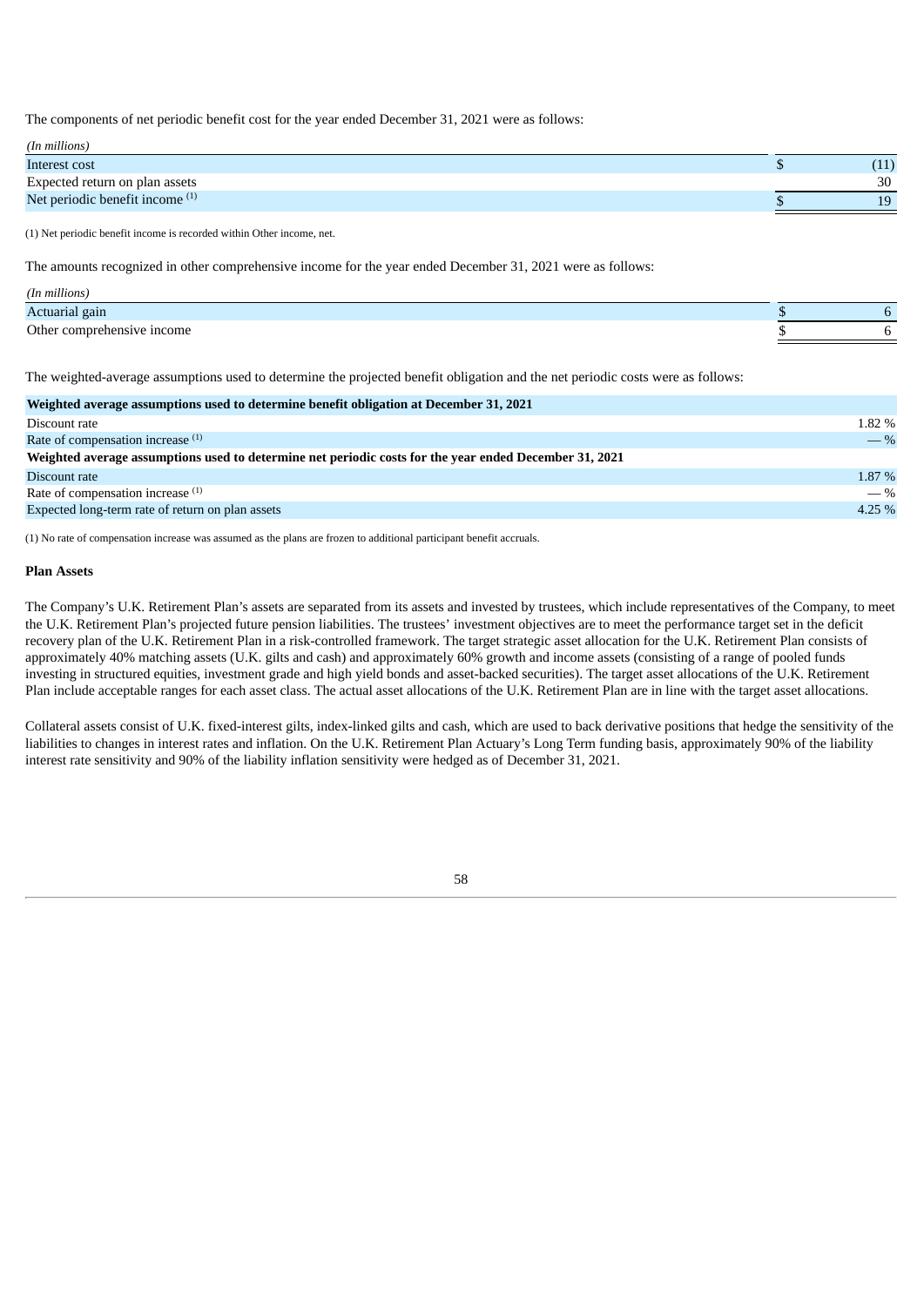The components of net periodic benefit cost for the year ended December 31, 2021 were as follows:

| *(In millions)* | | |
|---|---|---|
| Interest cost | $ | (11) |
| Expected return on plan assets | | 30 |
| Net periodic benefit income [(1)] | $ | 19 |

(1) Net periodic benefit income is recorded within Other income, net.

The amounts recognized in other comprehensive income for the year ended December 31, 2021 were as follows:

| *(In millions)* | | |
|---|---|---|
| Actuarial gain | $ | 6 |
| Other comprehensive income | $ | 6 |

The weighted-average assumptions used to determine the projected benefit obligation and the net periodic costs were as follows:

| | |
|---|---|
| **Weighted average assumptions used to determine benefit obligation at December 31, 2021** | |
| Discount rate | 1.82 % |
| Rate of compensation increase [(1)] | — % |
| **Weighted average assumptions used to determine net periodic costs for the year ended December 31, 2021** | |
| Discount rate | 1.87 % |
| Rate of compensation increase [(1)] | — % |
| Expected long-term rate of return on plan assets | 4.25 % |

(1) No rate of compensation increase was assumed as the plans are frozen to additional participant benefit accruals.

**Plan Assets**

The Company's U.K. Retirement Plan's assets are separated from its assets and invested by trustees, which include representatives of the Company, to meet the U.K. Retirement Plan's projected future pension liabilities. The trustees' investment objectives are to meet the performance target set in the deficit recovery plan of the U.K. Retirement Plan in a risk-controlled framework. The target strategic asset allocation for the U.K. Retirement Plan consists of approximately 40% matching assets (U.K. gilts and cash) and approximately 60% growth and income assets (consisting of a range of pooled funds investing in structured equities, investment grade and high yield bonds and asset-backed securities). The target asset allocations of the U.K. Retirement Plan include acceptable ranges for each asset class. The actual asset allocations of the U.K. Retirement Plan are in line with the target asset allocations.

Collateral assets consist of U.K. fixed-interest gilts, index-linked gilts and cash, which are used to back derivative positions that hedge the sensitivity of the liabilities to changes in interest rates and inflation. On the U.K. Retirement Plan Actuary's Long Term funding basis, approximately 90% of the liability interest rate sensitivity and 90% of the liability inflation sensitivity were hedged as of December 31, 2021.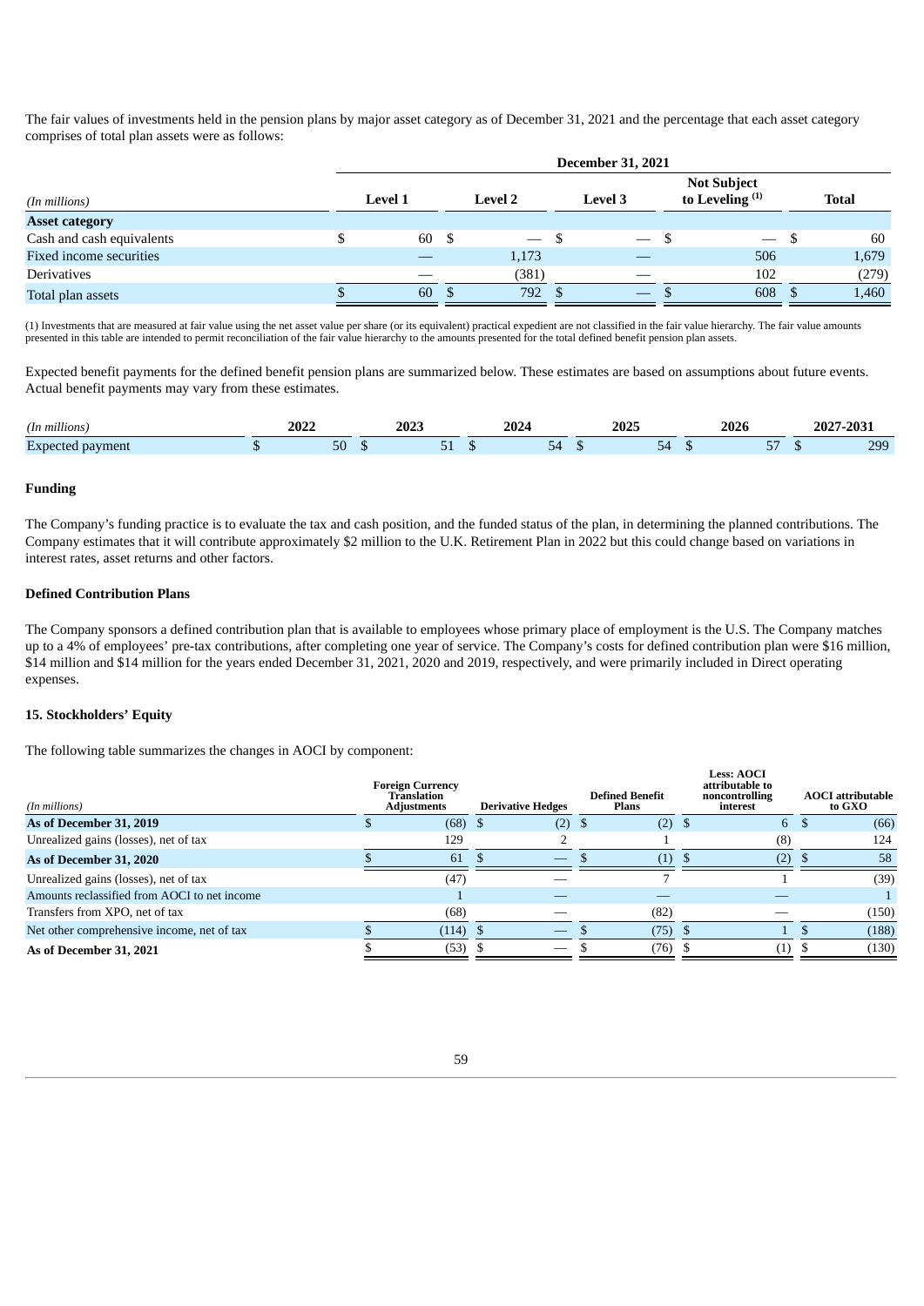The fair values of investments held in the pension plans by major asset category as of December 31, 2021 and the percentage that each asset category comprises of total plan assets were as follows:

| | December 31, 2021 | | | | |
|---|---|---|---|---|---|
| *(In millions)* | Level 1 | Level 2 | Level 3 | Not Subject to Leveling [(1)] | Total |
| **Asset category** | | | | | |
| Cash and cash equivalents | $ 60 | $ — | $ — | $ — | $ 60 |
| Fixed income securities | — | 1,173 | — | 506 | 1,679 |
| Derivatives | — | (381) | — | 102 | (279) |
| Total plan assets | $ 60 | $ 792 | $ — | $ 608 | $ 1,460 |

(1) Investments that are measured at fair value using the net asset value per share (or its equivalent) practical expedient are not classified in the fair value hierarchy. The fair value amounts presented in this table are intended to permit reconciliation of the fair value hierarchy to the amounts presented for the total defined benefit pension plan assets.

Expected benefit payments for the defined benefit pension plans are summarized below. These estimates are based on assumptions about future events. Actual benefit payments may vary from these estimates.

| *(In millions)* | 2022 | 2023 | 2024 | 2025 | 2026 | 2027-2031 |
|---|---|---|---|---|---|---|
| Expected payment | $ 50 | $ 51 | $ 54 | $ 54 | $ 57 | $ 299 |

### Funding

The Company's funding practice is to evaluate the tax and cash position, and the funded status of the plan, in determining the planned contributions. The Company estimates that it will contribute approximately $2 million to the U.K. Retirement Plan in 2022 but this could change based on variations in interest rates, asset returns and other factors.

### Defined Contribution Plans

The Company sponsors a defined contribution plan that is available to employees whose primary place of employment is the U.S. The Company matches up to a 4% of employees' pre-tax contributions, after completing one year of service. The Company's costs for defined contribution plan were $16 million, $14 million and $14 million for the years ended December 31, 2021, 2020 and 2019, respectively, and were primarily included in Direct operating expenses.

## 15. Stockholders' Equity

The following table summarizes the changes in AOCI by component:

| *(In millions)* | Foreign Currency Translation Adjustments | Derivative Hedges | Defined Benefit Plans | Less: AOCI attributable to noncontrolling interest | AOCI attributable to GXO |
|---|---|---|---|---|---|
| **As of December 31, 2019** | $ (68) | $ (2) | $ (2) | $ 6 | $ (66) |
| Unrealized gains (losses), net of tax | 129 | 2 | 1 | (8) | 124 |
| **As of December 31, 2020** | $ 61 | $ — | $ (1) | $ (2) | $ 58 |
| Unrealized gains (losses), net of tax | (47) | — | 7 | 1 | (39) |
| Amounts reclassified from AOCI to net income | 1 | — | — | — | 1 |
| Transfers from XPO, net of tax | (68) | — | (82) | — | (150) |
| Net other comprehensive income, net of tax | $ (114) | $ — | $ (75) | $ 1 | $ (188) |
| **As of December 31, 2021** | $ (53) | $ — | $ (76) | $ (1) | $ (130) |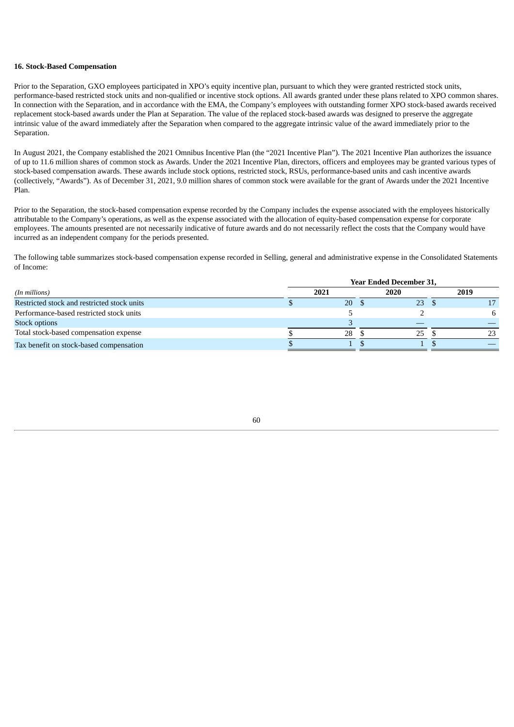### 16. Stock-Based Compensation

Prior to the Separation, GXO employees participated in XPO's equity incentive plan, pursuant to which they were granted restricted stock units, performance-based restricted stock units and non-qualified or incentive stock options. All awards granted under these plans related to XPO common shares. In connection with the Separation, and in accordance with the EMA, the Company's employees with outstanding former XPO stock-based awards received replacement stock-based awards under the Plan at Separation. The value of the replaced stock-based awards was designed to preserve the aggregate intrinsic value of the award immediately after the Separation when compared to the aggregate intrinsic value of the award immediately prior to the Separation.

In August 2021, the Company established the 2021 Omnibus Incentive Plan (the "2021 Incentive Plan"). The 2021 Incentive Plan authorizes the issuance of up to 11.6 million shares of common stock as Awards. Under the 2021 Incentive Plan, directors, officers and employees may be granted various types of stock-based compensation awards. These awards include stock options, restricted stock, RSUs, performance-based units and cash incentive awards (collectively, "Awards"). As of December 31, 2021, 9.0 million shares of common stock were available for the grant of Awards under the 2021 Incentive Plan.

Prior to the Separation, the stock-based compensation expense recorded by the Company includes the expense associated with the employees historically attributable to the Company's operations, as well as the expense associated with the allocation of equity-based compensation expense for corporate employees. The amounts presented are not necessarily indicative of future awards and do not necessarily reflect the costs that the Company would have incurred as an independent company for the periods presented.

The following table summarizes stock-based compensation expense recorded in Selling, general and administrative expense in the Consolidated Statements of Income:

| | Year Ended December 31, | | |
|---|---|---|---|
| *(In millions)* | 2021 | 2020 | 2019 |
| Restricted stock and restricted stock units | $ 20 | $ 23 | $ 17 |
| Performance-based restricted stock units | 5 | 2 | 6 |
| Stock options | 3 | — | — |
| Total stock-based compensation expense | $ 28 | $ 25 | $ 23 |
| Tax benefit on stock-based compensation | $ 1 | $ 1 | $ — |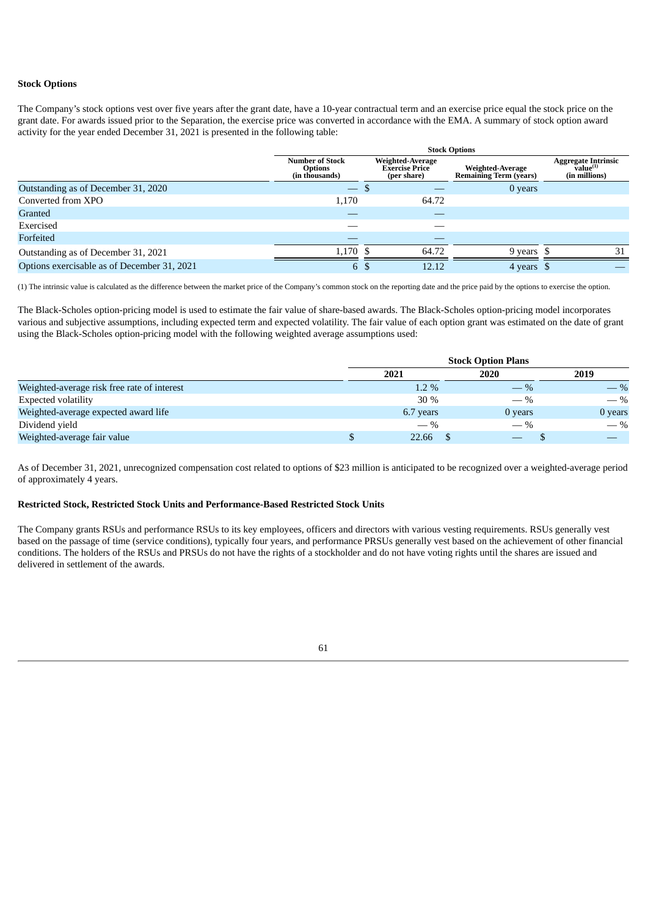**Stock Options**

The Company's stock options vest over five years after the grant date, have a 10-year contractual term and an exercise price equal the stock price on the grant date. For awards issued prior to the Separation, the exercise price was converted in accordance with the EMA. A summary of stock option award activity for the year ended December 31, 2021 is presented in the following table:

| | Stock Options | | | |
|---|---|---|---|---|
| | Number of Stock Options (in thousands) | Weighted-Average Exercise Price (per share) | Weighted-Average Remaining Term (years) | Aggregate Intrinsic value[(1)] (in millions) |
| Outstanding as of December 31, 2020 | — | $ — | 0 years | |
| Converted from XPO | 1,170 | 64.72 | | |
| Granted | — | — | | |
| Exercised | — | — | | |
| Forfeited | — | — | | |
| Outstanding as of December 31, 2021 | 1,170 | $ 64.72 | 9 years | $ 31 |
| Options exercisable as of December 31, 2021 | 6 | $ 12.12 | 4 years | $ — |

(1) The intrinsic value is calculated as the difference between the market price of the Company's common stock on the reporting date and the price paid by the options to exercise the option.

The Black-Scholes option-pricing model is used to estimate the fair value of share-based awards. The Black-Scholes option-pricing model incorporates various and subjective assumptions, including expected term and expected volatility. The fair value of each option grant was estimated on the date of grant using the Black-Scholes option-pricing model with the following weighted average assumptions used:

| | Stock Option Plans | | |
|---|---|---|---|
| | 2021 | 2020 | 2019 |
| Weighted-average risk free rate of interest | 1.2 % | — % | — % |
| Expected volatility | 30 % | — % | — % |
| Weighted-average expected award life | 6.7 years | 0 years | 0 years |
| Dividend yield | — % | — % | — % |
| Weighted-average fair value | $ 22.66 | $ — | $ — |

As of December 31, 2021, unrecognized compensation cost related to options of $23 million is anticipated to be recognized over a weighted-average period of approximately 4 years.

**Restricted Stock, Restricted Stock Units and Performance-Based Restricted Stock Units**

The Company grants RSUs and performance RSUs to its key employees, officers and directors with various vesting requirements. RSUs generally vest based on the passage of time (service conditions), typically four years, and performance PRSUs generally vest based on the achievement of other financial conditions. The holders of the RSUs and PRSUs do not have the rights of a stockholder and do not have voting rights until the shares are issued and delivered in settlement of the awards.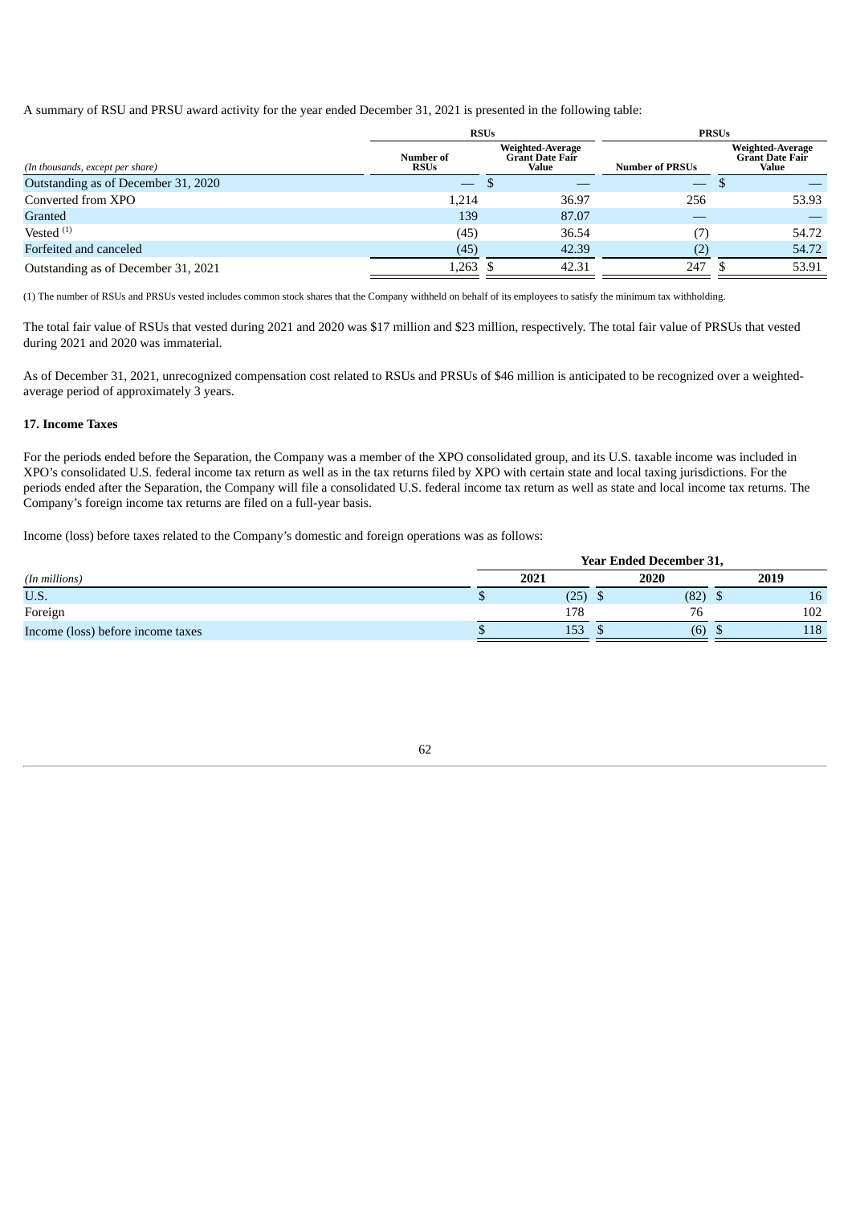A summary of RSU and PRSU award activity for the year ended December 31, 2021 is presented in the following table:

| *(In thousands, except per share)* | RSUs | | PRSUs | |
|---|---|---|---|---|
| | Number of RSUs | Weighted-Average Grant Date Fair Value | Number of PRSUs | Weighted-Average Grant Date Fair Value |
| Outstanding as of December 31, 2020 | — | $ — | — | $ — |
| Converted from XPO | 1,214 | 36.97 | 256 | 53.93 |
| Granted | 139 | 87.07 | — | — |
| Vested [(1)] | (45) | 36.54 | (7) | 54.72 |
| Forfeited and canceled | (45) | 42.39 | (2) | 54.72 |
| Outstanding as of December 31, 2021 | 1,263 | $ 42.31 | 247 | $ 53.91 |

(1) The number of RSUs and PRSUs vested includes common stock shares that the Company withheld on behalf of its employees to satisfy the minimum tax withholding.

The total fair value of RSUs that vested during 2021 and 2020 was $17 million and $23 million, respectively. The total fair value of PRSUs that vested during 2021 and 2020 was immaterial.

As of December 31, 2021, unrecognized compensation cost related to RSUs and PRSUs of $46 million is anticipated to be recognized over a weighted-average period of approximately 3 years.

### 17. Income Taxes

For the periods ended before the Separation, the Company was a member of the XPO consolidated group, and its U.S. taxable income was included in XPO's consolidated U.S. federal income tax return as well as in the tax returns filed by XPO with certain state and local taxing jurisdictions. For the periods ended after the Separation, the Company will file a consolidated U.S. federal income tax return as well as state and local income tax returns. The Company's foreign income tax returns are filed on a full-year basis.

Income (loss) before taxes related to the Company's domestic and foreign operations was as follows:

| *(In millions)* | Year Ended December 31, | | |
|---|---|---|---|
| | 2021 | 2020 | 2019 |
| U.S. | $ (25) | $ (82) | $ 16 |
| Foreign | 178 | 76 | 102 |
| Income (loss) before income taxes | $ 153 | $ (6) | $ 118 |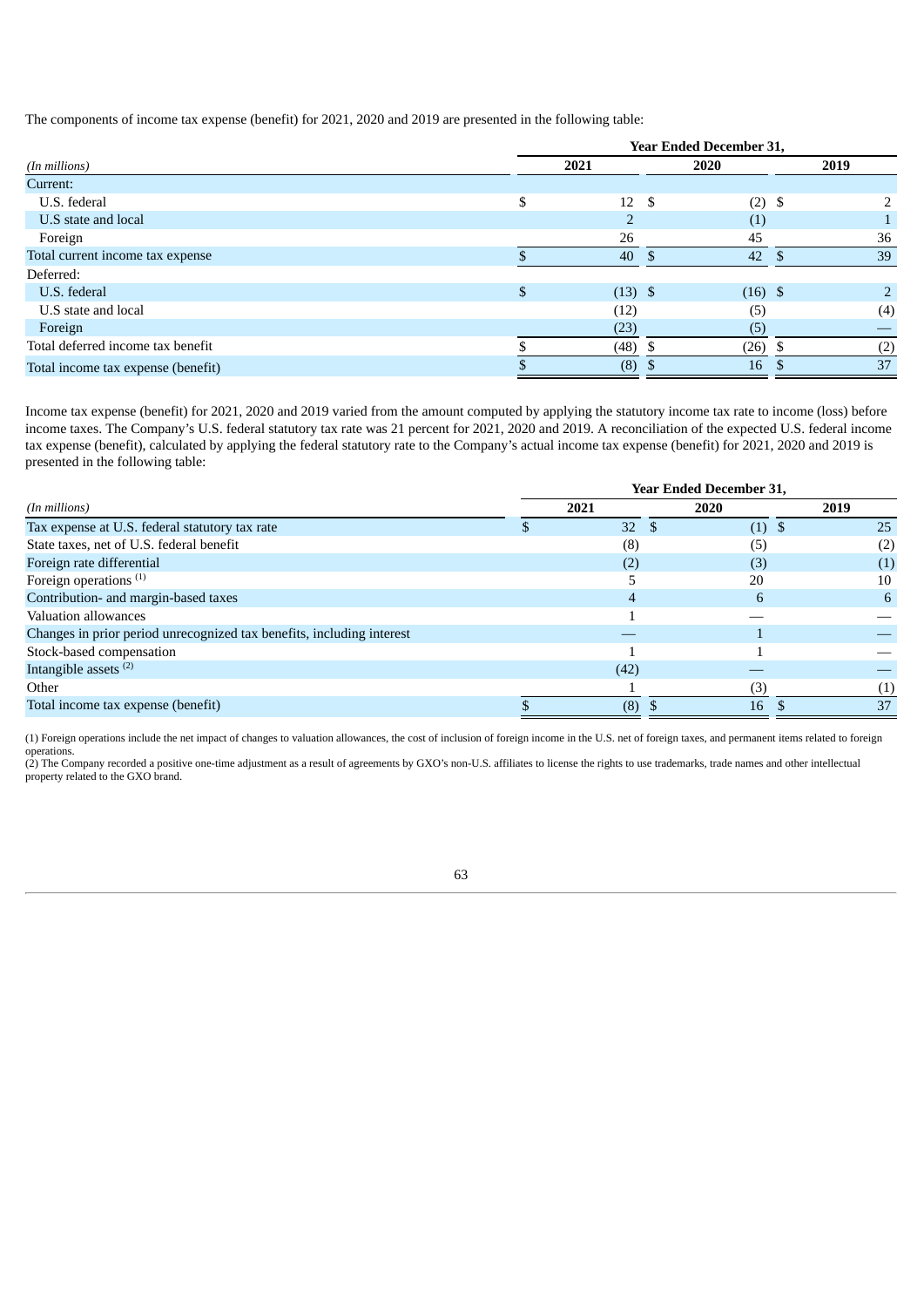The components of income tax expense (benefit) for 2021, 2020 and 2019 are presented in the following table:

| | Year Ended December 31, | | |
|---|---|---|---|
| *(In millions)* | 2021 | 2020 | 2019 |
| Current: | | | |
| U.S. federal | $ 12 | $ (2) | $ 2 |
| U.S state and local | 2 | (1) | 1 |
| Foreign | 26 | 45 | 36 |
| Total current income tax expense | $ 40 | $ 42 | $ 39 |
| Deferred: | | | |
| U.S. federal | $ (13) | $ (16) | $ 2 |
| U.S state and local | (12) | (5) | (4) |
| Foreign | (23) | (5) | — |
| Total deferred income tax benefit | $ (48) | $ (26) | $ (2) |
| Total income tax expense (benefit) | $ (8) | $ 16 | $ 37 |

Income tax expense (benefit) for 2021, 2020 and 2019 varied from the amount computed by applying the statutory income tax rate to income (loss) before income taxes. The Company's U.S. federal statutory tax rate was 21 percent for 2021, 2020 and 2019. A reconciliation of the expected U.S. federal income tax expense (benefit), calculated by applying the federal statutory rate to the Company's actual income tax expense (benefit) for 2021, 2020 and 2019 is presented in the following table:

| | Year Ended December 31, | | |
|---|---|---|---|
| *(In millions)* | 2021 | 2020 | 2019 |
| Tax expense at U.S. federal statutory tax rate | $ 32 | $ (1) | $ 25 |
| State taxes, net of U.S. federal benefit | (8) | (5) | (2) |
| Foreign rate differential | (2) | (3) | (1) |
| Foreign operations [1] | 5 | 20 | 10 |
| Contribution- and margin-based taxes | 4 | 6 | 6 |
| Valuation allowances | 1 | — | — |
| Changes in prior period unrecognized tax benefits, including interest | — | 1 | — |
| Stock-based compensation | 1 | 1 | — |
| Intangible assets [2] | (42) | — | — |
| Other | 1 | (3) | (1) |
| Total income tax expense (benefit) | $ (8) | $ 16 | $ 37 |

(1) Foreign operations include the net impact of changes to valuation allowances, the cost of inclusion of foreign income in the U.S. net of foreign taxes, and permanent items related to foreign operations.
(2) The Company recorded a positive one-time adjustment as a result of agreements by GXO's non-U.S. affiliates to license the rights to use trademarks, trade names and other intellectual property related to the GXO brand.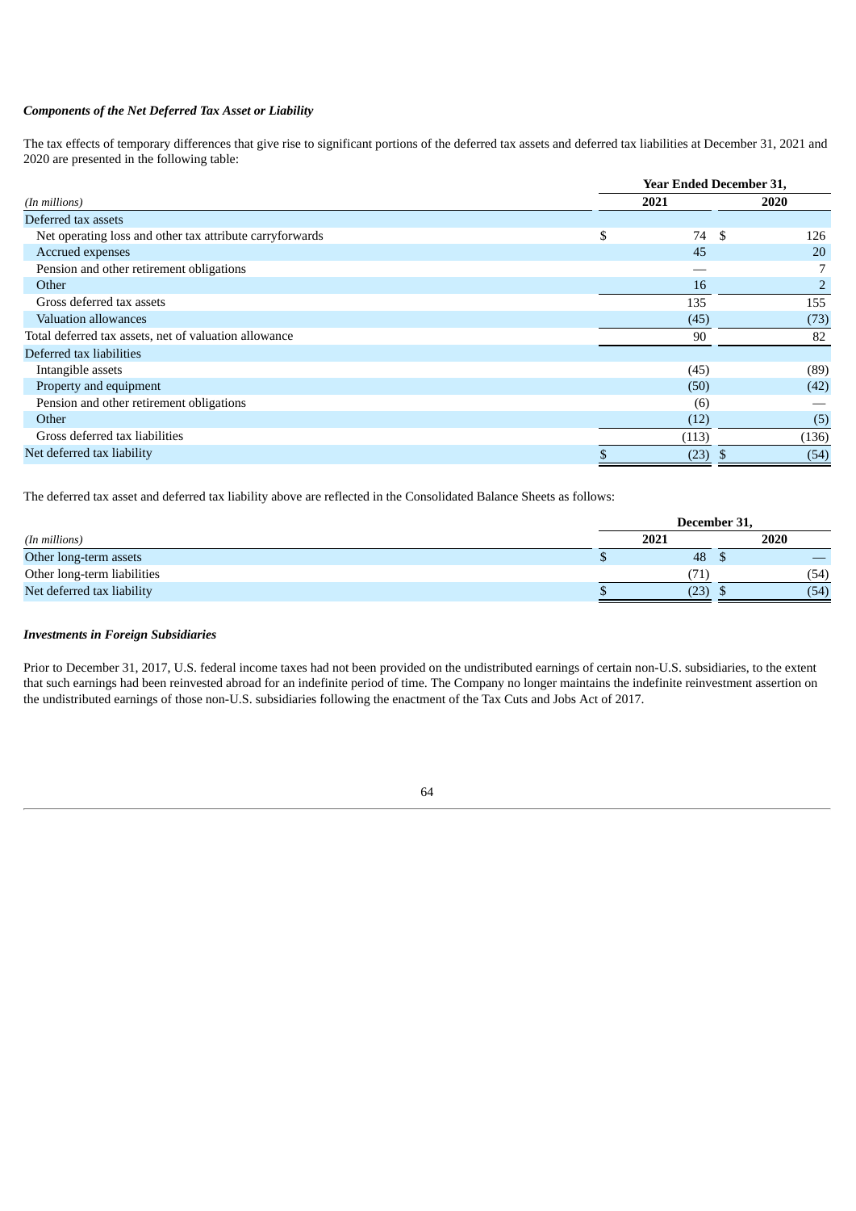***Components of the Net Deferred Tax Asset or Liability***

The tax effects of temporary differences that give rise to significant portions of the deferred tax assets and deferred tax liabilities at December 31, 2021 and 2020 are presented in the following table:

| *(In millions)* | Year Ended December 31, 2021 | Year Ended December 31, 2020 |
|---|---|---|
| Deferred tax assets | | |
| Net operating loss and other tax attribute carryforwards | $ 74 | $ 126 |
| Accrued expenses | 45 | 20 |
| Pension and other retirement obligations | — | 7 |
| Other | 16 | 2 |
| Gross deferred tax assets | 135 | 155 |
| Valuation allowances | (45) | (73) |
| Total deferred tax assets, net of valuation allowance | 90 | 82 |
| Deferred tax liabilities | | |
| Intangible assets | (45) | (89) |
| Property and equipment | (50) | (42) |
| Pension and other retirement obligations | (6) | — |
| Other | (12) | (5) |
| Gross deferred tax liabilities | (113) | (136) |
| Net deferred tax liability | $ (23) | $ (54) |

The deferred tax asset and deferred tax liability above are reflected in the Consolidated Balance Sheets as follows:

| *(In millions)* | December 31, 2021 | December 31, 2020 |
|---|---|---|
| Other long-term assets | $ 48 | $ — |
| Other long-term liabilities | (71) | (54) |
| Net deferred tax liability | $ (23) | $ (54) |

***Investments in Foreign Subsidiaries***

Prior to December 31, 2017, U.S. federal income taxes had not been provided on the undistributed earnings of certain non-U.S. subsidiaries, to the extent that such earnings had been reinvested abroad for an indefinite period of time. The Company no longer maintains the indefinite reinvestment assertion on the undistributed earnings of those non-U.S. subsidiaries following the enactment of the Tax Cuts and Jobs Act of 2017.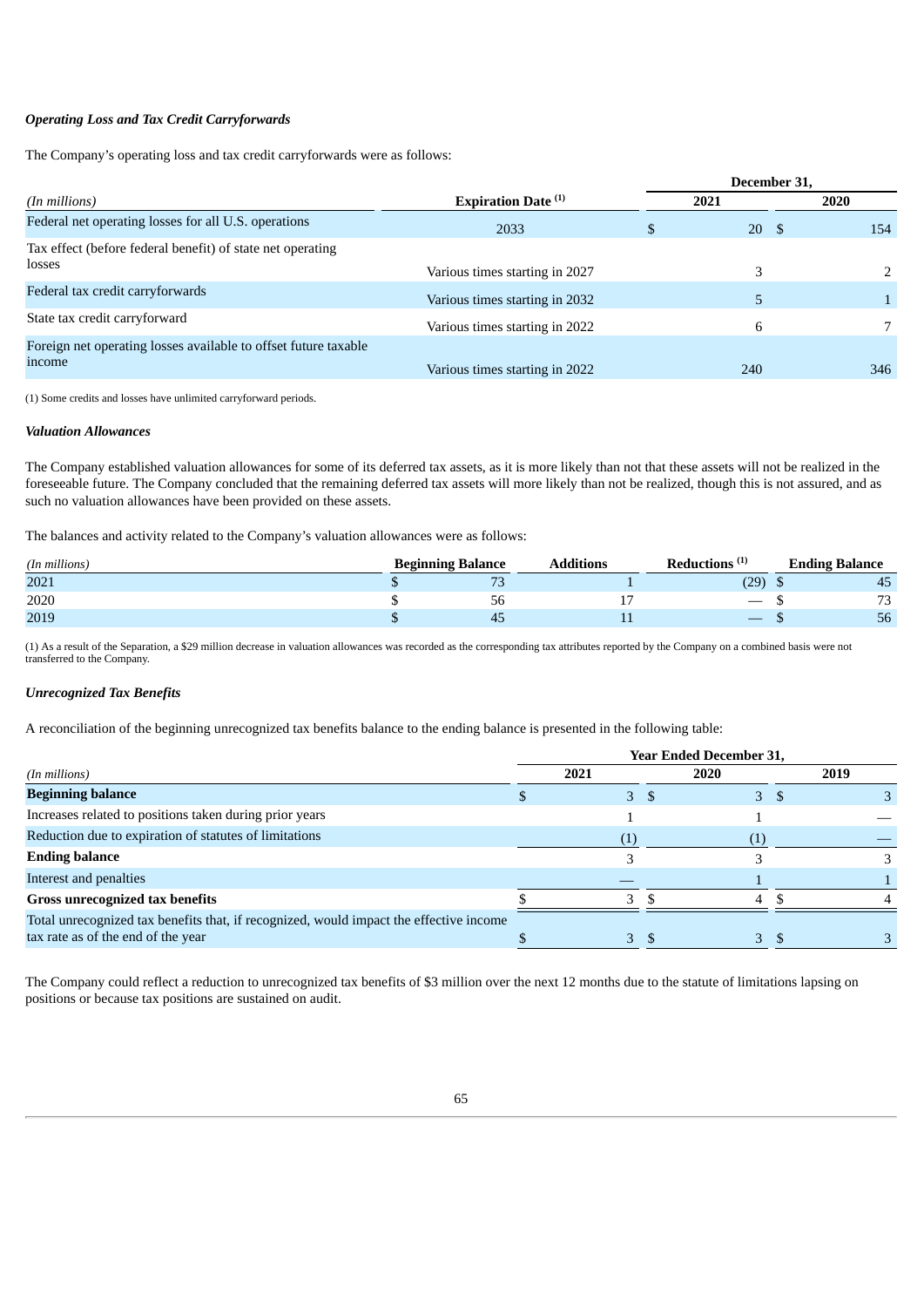***Operating Loss and Tax Credit Carryforwards***

The Company's operating loss and tax credit carryforwards were as follows:

| | | December 31, | |
|---|---|---|---|
| *(In millions)* | **Expiration Date [(1)]** | **2021** | **2020** |
| Federal net operating losses for all U.S. operations | 2033 | $ 20 | $ 154 |
| Tax effect (before federal benefit) of state net operating losses | Various times starting in 2027 | 3 | 2 |
| Federal tax credit carryforwards | Various times starting in 2032 | 5 | 1 |
| State tax credit carryforward | Various times starting in 2022 | 6 | 7 |
| Foreign net operating losses available to offset future taxable income | Various times starting in 2022 | 240 | 346 |

(1) Some credits and losses have unlimited carryforward periods.

***Valuation Allowances***

The Company established valuation allowances for some of its deferred tax assets, as it is more likely than not that these assets will not be realized in the foreseeable future. The Company concluded that the remaining deferred tax assets will more likely than not be realized, though this is not assured, and as such no valuation allowances have been provided on these assets.

The balances and activity related to the Company's valuation allowances were as follows:

| *(In millions)* | **Beginning Balance** | **Additions** | **Reductions [(1)]** | **Ending Balance** |
|---|---|---|---|---|
| 2021 | $ 73 | 1 | (29) | $ 45 |
| 2020 | $ 56 | 17 | — | $ 73 |
| 2019 | $ 45 | 11 | — | $ 56 |

(1) As a result of the Separation, a $29 million decrease in valuation allowances was recorded as the corresponding tax attributes reported by the Company on a combined basis were not transferred to the Company.

***Unrecognized Tax Benefits***

A reconciliation of the beginning unrecognized tax benefits balance to the ending balance is presented in the following table:

| | Year Ended December 31, | | |
|---|---|---|---|
| *(In millions)* | **2021** | **2020** | **2019** |
| **Beginning balance** | $ 3 | $ 3 | $ 3 |
| Increases related to positions taken during prior years | 1 | 1 | — |
| Reduction due to expiration of statutes of limitations | (1) | (1) | — |
| **Ending balance** | 3 | 3 | 3 |
| Interest and penalties | — | 1 | 1 |
| **Gross unrecognized tax benefits** | $ 3 | $ 4 | $ 4 |
| Total unrecognized tax benefits that, if recognized, would impact the effective income tax rate as of the end of the year | $ 3 | $ 3 | $ 3 |

The Company could reflect a reduction to unrecognized tax benefits of $3 million over the next 12 months due to the statute of limitations lapsing on positions or because tax positions are sustained on audit.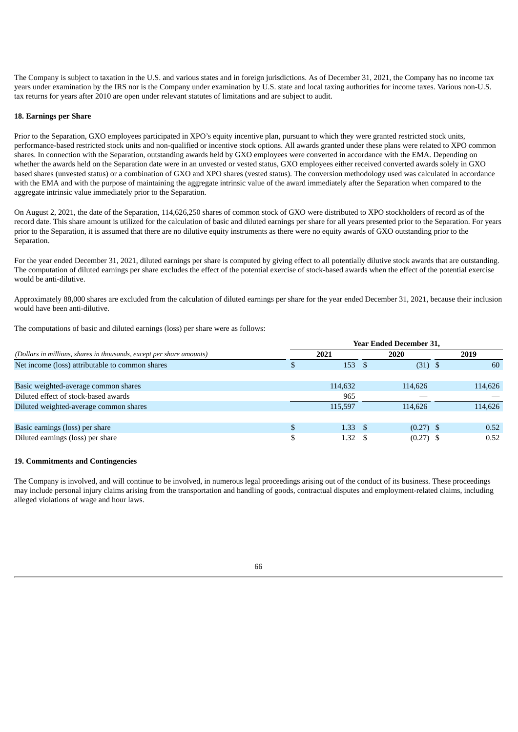The Company is subject to taxation in the U.S. and various states and in foreign jurisdictions. As of December 31, 2021, the Company has no income tax years under examination by the IRS nor is the Company under examination by U.S. state and local taxing authorities for income taxes. Various non-U.S. tax returns for years after 2010 are open under relevant statutes of limitations and are subject to audit.

### 18. Earnings per Share

Prior to the Separation, GXO employees participated in XPO's equity incentive plan, pursuant to which they were granted restricted stock units, performance-based restricted stock units and non-qualified or incentive stock options. All awards granted under these plans were related to XPO common shares. In connection with the Separation, outstanding awards held by GXO employees were converted in accordance with the EMA. Depending on whether the awards held on the Separation date were in an unvested or vested status, GXO employees either received converted awards solely in GXO based shares (unvested status) or a combination of GXO and XPO shares (vested status). The conversion methodology used was calculated in accordance with the EMA and with the purpose of maintaining the aggregate intrinsic value of the award immediately after the Separation when compared to the aggregate intrinsic value immediately prior to the Separation.

On August 2, 2021, the date of the Separation, 114,626,250 shares of common stock of GXO were distributed to XPO stockholders of record as of the record date. This share amount is utilized for the calculation of basic and diluted earnings per share for all years presented prior to the Separation. For years prior to the Separation, it is assumed that there are no dilutive equity instruments as there were no equity awards of GXO outstanding prior to the Separation.

For the year ended December 31, 2021, diluted earnings per share is computed by giving effect to all potentially dilutive stock awards that are outstanding. The computation of diluted earnings per share excludes the effect of the potential exercise of stock-based awards when the effect of the potential exercise would be anti-dilutive.

Approximately 88,000 shares are excluded from the calculation of diluted earnings per share for the year ended December 31, 2021, because their inclusion would have been anti-dilutive.

The computations of basic and diluted earnings (loss) per share were as follows:

| | Year Ended December 31, | | |
|---|---|---|---|
| *(Dollars in millions, shares in thousands, except per share amounts)* | 2021 | 2020 | 2019 |
| Net income (loss) attributable to common shares | $ 153 | $ (31) | $ 60 |
| Basic weighted-average common shares | 114,632 | 114,626 | 114,626 |
| Diluted effect of stock-based awards | 965 | — | — |
| Diluted weighted-average common shares | 115,597 | 114,626 | 114,626 |
| Basic earnings (loss) per share | $ 1.33 | $ (0.27) | $ 0.52 |
| Diluted earnings (loss) per share | $ 1.32 | $ (0.27) | $ 0.52 |

### 19. Commitments and Contingencies

The Company is involved, and will continue to be involved, in numerous legal proceedings arising out of the conduct of its business. These proceedings may include personal injury claims arising from the transportation and handling of goods, contractual disputes and employment-related claims, including alleged violations of wage and hour laws.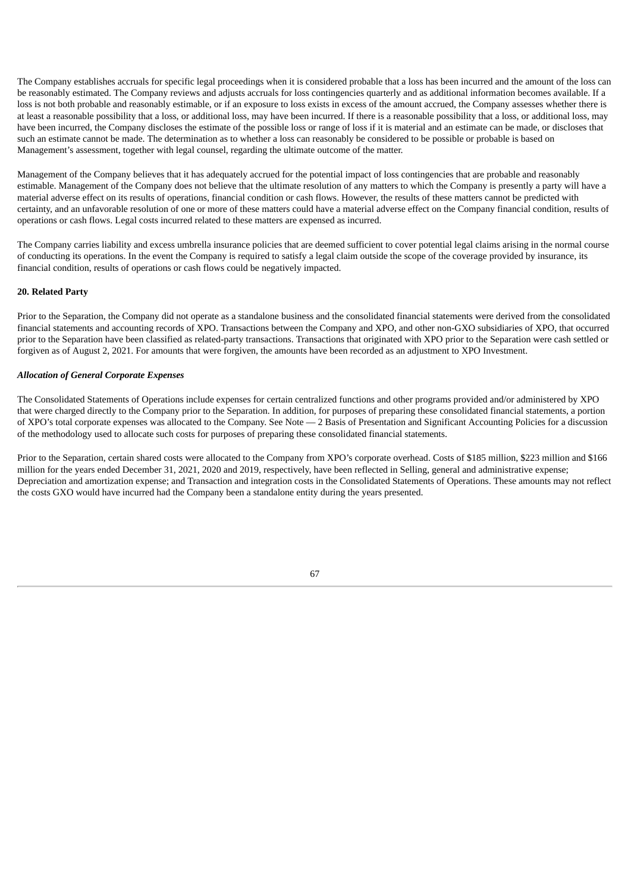The Company establishes accruals for specific legal proceedings when it is considered probable that a loss has been incurred and the amount of the loss can be reasonably estimated. The Company reviews and adjusts accruals for loss contingencies quarterly and as additional information becomes available. If a loss is not both probable and reasonably estimable, or if an exposure to loss exists in excess of the amount accrued, the Company assesses whether there is at least a reasonable possibility that a loss, or additional loss, may have been incurred. If there is a reasonable possibility that a loss, or additional loss, may have been incurred, the Company discloses the estimate of the possible loss or range of loss if it is material and an estimate can be made, or discloses that such an estimate cannot be made. The determination as to whether a loss can reasonably be considered to be possible or probable is based on Management's assessment, together with legal counsel, regarding the ultimate outcome of the matter.

Management of the Company believes that it has adequately accrued for the potential impact of loss contingencies that are probable and reasonably estimable. Management of the Company does not believe that the ultimate resolution of any matters to which the Company is presently a party will have a material adverse effect on its results of operations, financial condition or cash flows. However, the results of these matters cannot be predicted with certainty, and an unfavorable resolution of one or more of these matters could have a material adverse effect on the Company financial condition, results of operations or cash flows. Legal costs incurred related to these matters are expensed as incurred.

The Company carries liability and excess umbrella insurance policies that are deemed sufficient to cover potential legal claims arising in the normal course of conducting its operations. In the event the Company is required to satisfy a legal claim outside the scope of the coverage provided by insurance, its financial condition, results of operations or cash flows could be negatively impacted.

## 20. Related Party

Prior to the Separation, the Company did not operate as a standalone business and the consolidated financial statements were derived from the consolidated financial statements and accounting records of XPO. Transactions between the Company and XPO, and other non-GXO subsidiaries of XPO, that occurred prior to the Separation have been classified as related-party transactions. Transactions that originated with XPO prior to the Separation were cash settled or forgiven as of August 2, 2021. For amounts that were forgiven, the amounts have been recorded as an adjustment to XPO Investment.

### *Allocation of General Corporate Expenses*

The Consolidated Statements of Operations include expenses for certain centralized functions and other programs provided and/or administered by XPO that were charged directly to the Company prior to the Separation. In addition, for purposes of preparing these consolidated financial statements, a portion of XPO's total corporate expenses was allocated to the Company. See Note — 2 Basis of Presentation and Significant Accounting Policies for a discussion of the methodology used to allocate such costs for purposes of preparing these consolidated financial statements.

Prior to the Separation, certain shared costs were allocated to the Company from XPO's corporate overhead. Costs of $185 million, $223 million and $166 million for the years ended December 31, 2021, 2020 and 2019, respectively, have been reflected in Selling, general and administrative expense; Depreciation and amortization expense; and Transaction and integration costs in the Consolidated Statements of Operations. These amounts may not reflect the costs GXO would have incurred had the Company been a standalone entity during the years presented.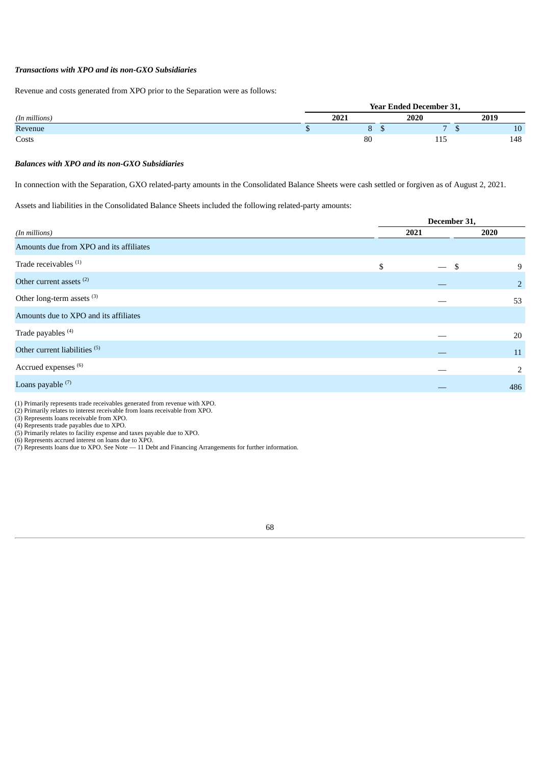***Transactions with XPO and its non-GXO Subsidiaries***

Revenue and costs generated from XPO prior to the Separation were as follows:

| | Year Ended December 31, | | |
|---|---|---|---|
| *(In millions)* | 2021 | 2020 | 2019 |
| Revenue | $ 8 | $ 7 | $ 10 |
| Costs | 80 | 115 | 148 |

***Balances with XPO and its non-GXO Subsidiaries***

In connection with the Separation, GXO related-party amounts in the Consolidated Balance Sheets were cash settled or forgiven as of August 2, 2021.

Assets and liabilities in the Consolidated Balance Sheets included the following related-party amounts:

| | December 31, | |
|---|---|---|
| *(In millions)* | 2021 | 2020 |
| Amounts due from XPO and its affiliates | | |
| Trade receivables [(1)] | $ — | $ 9 |
| Other current assets [(2)] | — | 2 |
| Other long-term assets [(3)] | — | 53 |
| Amounts due to XPO and its affiliates | | |
| Trade payables [(4)] | — | 20 |
| Other current liabilities [(5)] | — | 11 |
| Accrued expenses [(6)] | — | 2 |
| Loans payable [(7)] | — | 486 |

(1) Primarily represents trade receivables generated from revenue with XPO.
(2) Primarily relates to interest receivable from loans receivable from XPO.
(3) Represents loans receivable from XPO.
(4) Represents trade payables due to XPO.
(5) Primarily relates to facility expense and taxes payable due to XPO.
(6) Represents accrued interest on loans due to XPO.
(7) Represents loans due to XPO. See Note — 11 Debt and Financing Arrangements for further information.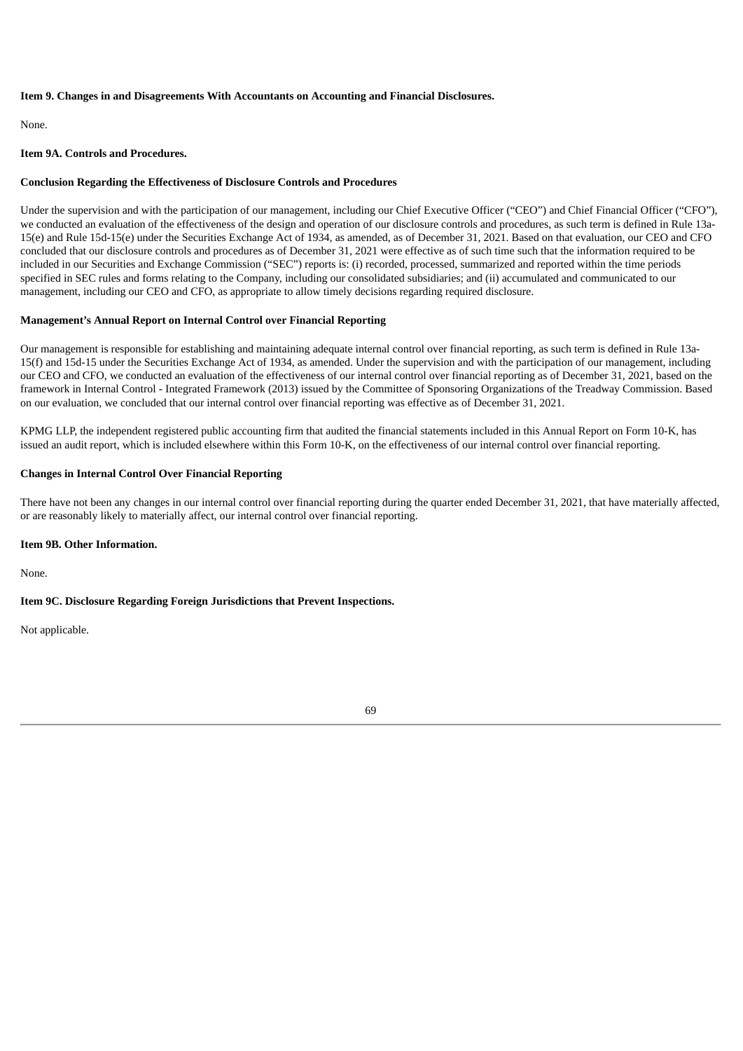**Item 9. Changes in and Disagreements With Accountants on Accounting and Financial Disclosures.**

None.

**Item 9A. Controls and Procedures.**

**Conclusion Regarding the Effectiveness of Disclosure Controls and Procedures**

Under the supervision and with the participation of our management, including our Chief Executive Officer ("CEO") and Chief Financial Officer ("CFO"), we conducted an evaluation of the effectiveness of the design and operation of our disclosure controls and procedures, as such term is defined in Rule 13a-15(e) and Rule 15d-15(e) under the Securities Exchange Act of 1934, as amended, as of December 31, 2021. Based on that evaluation, our CEO and CFO concluded that our disclosure controls and procedures as of December 31, 2021 were effective as of such time such that the information required to be included in our Securities and Exchange Commission ("SEC") reports is: (i) recorded, processed, summarized and reported within the time periods specified in SEC rules and forms relating to the Company, including our consolidated subsidiaries; and (ii) accumulated and communicated to our management, including our CEO and CFO, as appropriate to allow timely decisions regarding required disclosure.

**Management's Annual Report on Internal Control over Financial Reporting**

Our management is responsible for establishing and maintaining adequate internal control over financial reporting, as such term is defined in Rule 13a-15(f) and 15d-15 under the Securities Exchange Act of 1934, as amended. Under the supervision and with the participation of our management, including our CEO and CFO, we conducted an evaluation of the effectiveness of our internal control over financial reporting as of December 31, 2021, based on the framework in Internal Control - Integrated Framework (2013) issued by the Committee of Sponsoring Organizations of the Treadway Commission. Based on our evaluation, we concluded that our internal control over financial reporting was effective as of December 31, 2021.

KPMG LLP, the independent registered public accounting firm that audited the financial statements included in this Annual Report on Form 10-K, has issued an audit report, which is included elsewhere within this Form 10-K, on the effectiveness of our internal control over financial reporting.

**Changes in Internal Control Over Financial Reporting**

There have not been any changes in our internal control over financial reporting during the quarter ended December 31, 2021, that have materially affected, or are reasonably likely to materially affect, our internal control over financial reporting.

**Item 9B. Other Information.**

None.

**Item 9C. Disclosure Regarding Foreign Jurisdictions that Prevent Inspections.**

Not applicable.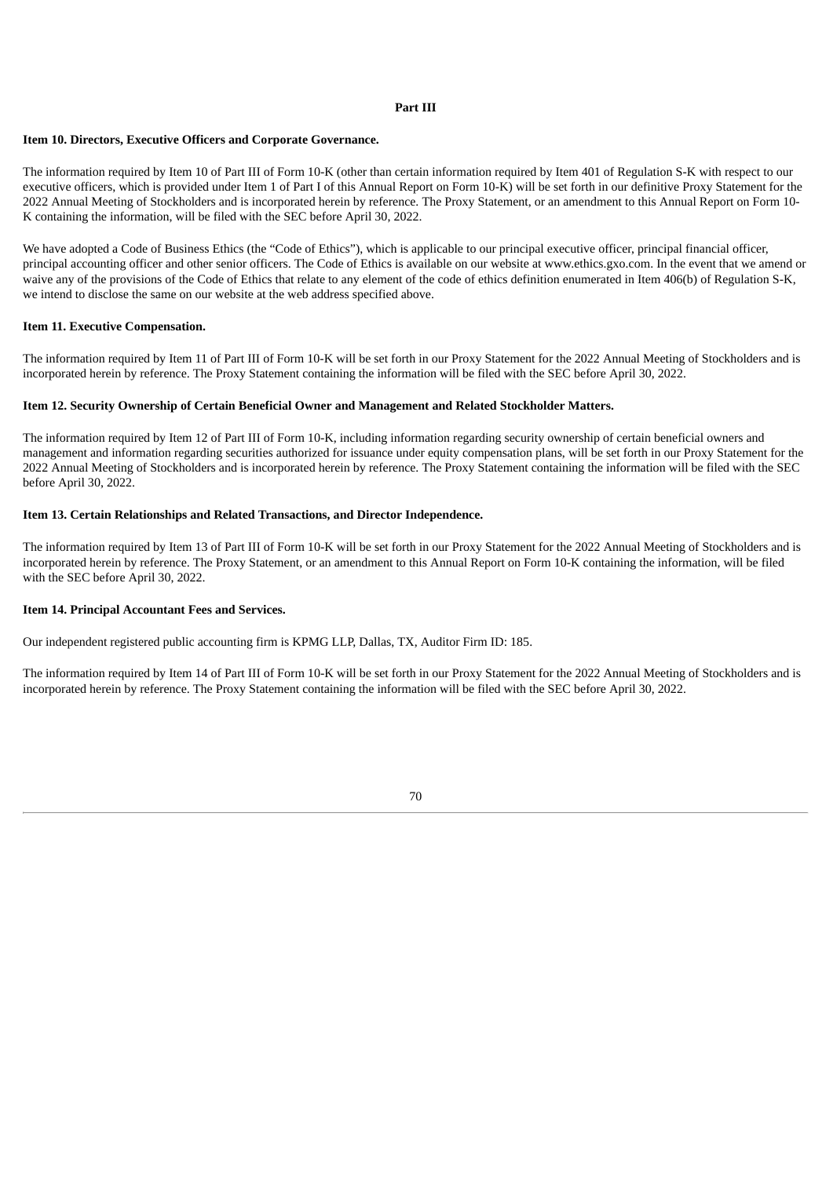## Part III

### Item 10. Directors, Executive Officers and Corporate Governance.

The information required by Item 10 of Part III of Form 10-K (other than certain information required by Item 401 of Regulation S-K with respect to our executive officers, which is provided under Item 1 of Part I of this Annual Report on Form 10-K) will be set forth in our definitive Proxy Statement for the 2022 Annual Meeting of Stockholders and is incorporated herein by reference. The Proxy Statement, or an amendment to this Annual Report on Form 10-K containing the information, will be filed with the SEC before April 30, 2022.

We have adopted a Code of Business Ethics (the "Code of Ethics"), which is applicable to our principal executive officer, principal financial officer, principal accounting officer and other senior officers. The Code of Ethics is available on our website at www.ethics.gxo.com. In the event that we amend or waive any of the provisions of the Code of Ethics that relate to any element of the code of ethics definition enumerated in Item 406(b) of Regulation S-K, we intend to disclose the same on our website at the web address specified above.

### Item 11. Executive Compensation.

The information required by Item 11 of Part III of Form 10-K will be set forth in our Proxy Statement for the 2022 Annual Meeting of Stockholders and is incorporated herein by reference. The Proxy Statement containing the information will be filed with the SEC before April 30, 2022.

### Item 12. Security Ownership of Certain Beneficial Owner and Management and Related Stockholder Matters.

The information required by Item 12 of Part III of Form 10-K, including information regarding security ownership of certain beneficial owners and management and information regarding securities authorized for issuance under equity compensation plans, will be set forth in our Proxy Statement for the 2022 Annual Meeting of Stockholders and is incorporated herein by reference. The Proxy Statement containing the information will be filed with the SEC before April 30, 2022.

### Item 13. Certain Relationships and Related Transactions, and Director Independence.

The information required by Item 13 of Part III of Form 10-K will be set forth in our Proxy Statement for the 2022 Annual Meeting of Stockholders and is incorporated herein by reference. The Proxy Statement, or an amendment to this Annual Report on Form 10-K containing the information, will be filed with the SEC before April 30, 2022.

### Item 14. Principal Accountant Fees and Services.

Our independent registered public accounting firm is KPMG LLP, Dallas, TX, Auditor Firm ID: 185.

The information required by Item 14 of Part III of Form 10-K will be set forth in our Proxy Statement for the 2022 Annual Meeting of Stockholders and is incorporated herein by reference. The Proxy Statement containing the information will be filed with the SEC before April 30, 2022.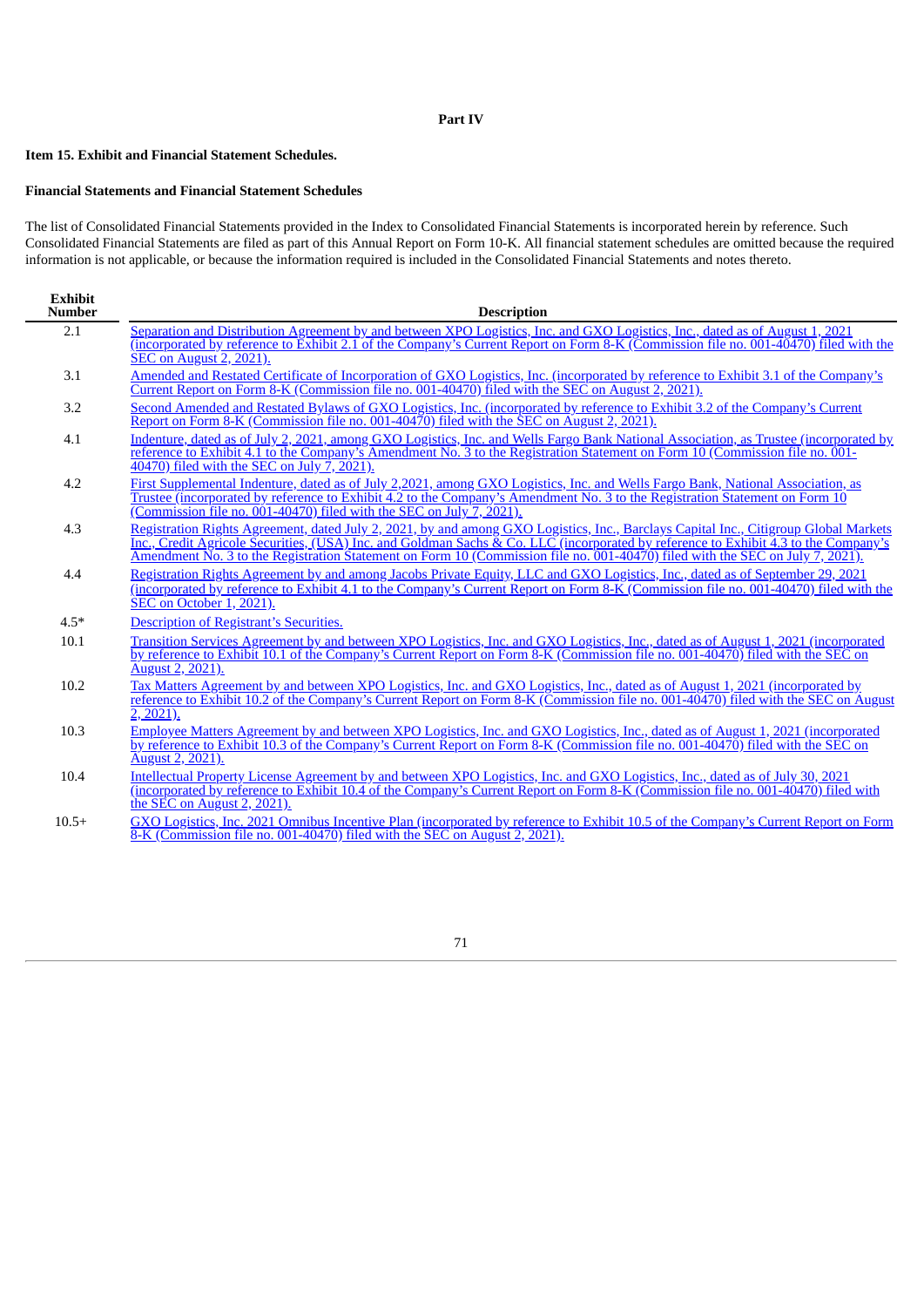# Part IV

## Item 15. Exhibit and Financial Statement Schedules.

### Financial Statements and Financial Statement Schedules

The list of Consolidated Financial Statements provided in the Index to Consolidated Financial Statements is incorporated herein by reference. Such Consolidated Financial Statements are filed as part of this Annual Report on Form 10-K. All financial statement schedules are omitted because the required information is not applicable, or because the information required is included in the Consolidated Financial Statements and notes thereto.

| Exhibit Number | Description |
|---|---|
| 2.1 | Separation and Distribution Agreement by and between XPO Logistics, Inc. and GXO Logistics, Inc., dated as of August 1, 2021 (incorporated by reference to Exhibit 2.1 of the Company's Current Report on Form 8-K (Commission file no. 001-40470) filed with the SEC on August 2, 2021). |
| 3.1 | Amended and Restated Certificate of Incorporation of GXO Logistics, Inc. (incorporated by reference to Exhibit 3.1 of the Company's Current Report on Form 8-K (Commission file no. 001-40470) filed with the SEC on August 2, 2021). |
| 3.2 | Second Amended and Restated Bylaws of GXO Logistics, Inc. (incorporated by reference to Exhibit 3.2 of the Company's Current Report on Form 8-K (Commission file no. 001-40470) filed with the SEC on August 2, 2021). |
| 4.1 | Indenture, dated as of July 2, 2021, among GXO Logistics, Inc. and Wells Fargo Bank National Association, as Trustee (incorporated by reference to Exhibit 4.1 to the Company's Amendment No. 3 to the Registration Statement on Form 10 (Commission file no. 001-40470) filed with the SEC on July 7, 2021). |
| 4.2 | First Supplemental Indenture, dated as of July 2,2021, among GXO Logistics, Inc. and Wells Fargo Bank, National Association, as Trustee (incorporated by reference to Exhibit 4.2 to the Company's Amendment No. 3 to the Registration Statement on Form 10 (Commission file no. 001-40470) filed with the SEC on July 7, 2021). |
| 4.3 | Registration Rights Agreement, dated July 2, 2021, by and among GXO Logistics, Inc., Barclays Capital Inc., Citigroup Global Markets Inc., Credit Agricole Securities, (USA) Inc. and Goldman Sachs & Co. LLC (incorporated by reference to Exhibit 4.3 to the Company's Amendment No. 3 to the Registration Statement on Form 10 (Commission file no. 001-40470) filed with the SEC on July 7, 2021). |
| 4.4 | Registration Rights Agreement by and among Jacobs Private Equity, LLC and GXO Logistics, Inc., dated as of September 29, 2021 (incorporated by reference to Exhibit 4.1 to the Company's Current Report on Form 8-K (Commission file no. 001-40470) filed with the SEC on October 1, 2021). |
| 4.5* | Description of Registrant's Securities. |
| 10.1 | Transition Services Agreement by and between XPO Logistics, Inc. and GXO Logistics, Inc., dated as of August 1, 2021 (incorporated by reference to Exhibit 10.1 of the Company's Current Report on Form 8-K (Commission file no. 001-40470) filed with the SEC on August 2, 2021). |
| 10.2 | Tax Matters Agreement by and between XPO Logistics, Inc. and GXO Logistics, Inc., dated as of August 1, 2021 (incorporated by reference to Exhibit 10.2 of the Company's Current Report on Form 8-K (Commission file no. 001-40470) filed with the SEC on August 2, 2021). |
| 10.3 | Employee Matters Agreement by and between XPO Logistics, Inc. and GXO Logistics, Inc., dated as of August 1, 2021 (incorporated by reference to Exhibit 10.3 of the Company's Current Report on Form 8-K (Commission file no. 001-40470) filed with the SEC on August 2, 2021). |
| 10.4 | Intellectual Property License Agreement by and between XPO Logistics, Inc. and GXO Logistics, Inc., dated as of July 30, 2021 (incorporated by reference to Exhibit 10.4 of the Company's Current Report on Form 8-K (Commission file no. 001-40470) filed with the SEC on August 2, 2021). |
| 10.5+ | GXO Logistics, Inc. 2021 Omnibus Incentive Plan (incorporated by reference to Exhibit 10.5 of the Company's Current Report on Form 8-K (Commission file no. 001-40470) filed with the SEC on August 2, 2021). |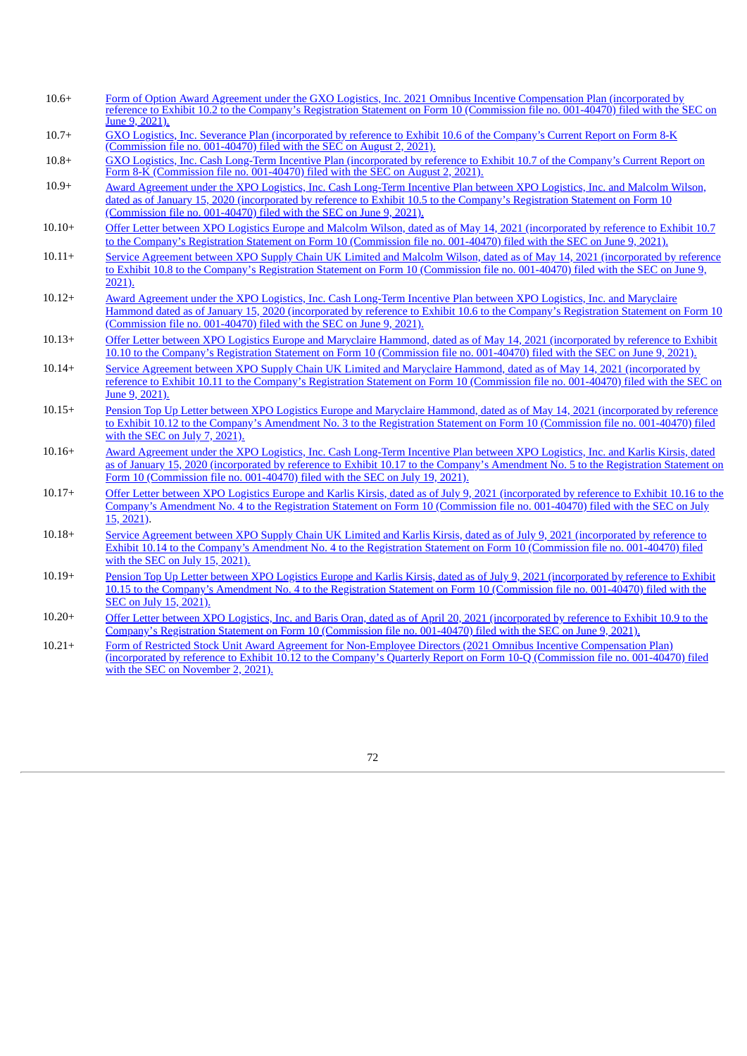| | |
|---|---|
| 10.6+ | Form of Option Award Agreement under the GXO Logistics, Inc. 2021 Omnibus Incentive Compensation Plan (incorporated by reference to Exhibit 10.2 to the Company's Registration Statement on Form 10 (Commission file no. 001-40470) filed with the SEC on June 9, 2021). |
| 10.7+ | GXO Logistics, Inc. Severance Plan (incorporated by reference to Exhibit 10.6 of the Company's Current Report on Form 8-K (Commission file no. 001-40470) filed with the SEC on August 2, 2021). |
| 10.8+ | GXO Logistics, Inc. Cash Long-Term Incentive Plan (incorporated by reference to Exhibit 10.7 of the Company's Current Report on Form 8-K (Commission file no. 001-40470) filed with the SEC on August 2, 2021). |
| 10.9+ | Award Agreement under the XPO Logistics, Inc. Cash Long-Term Incentive Plan between XPO Logistics, Inc. and Malcolm Wilson, dated as of January 15, 2020 (incorporated by reference to Exhibit 10.5 to the Company's Registration Statement on Form 10 (Commission file no. 001-40470) filed with the SEC on June 9, 2021). |
| 10.10+ | Offer Letter between XPO Logistics Europe and Malcolm Wilson, dated as of May 14, 2021 (incorporated by reference to Exhibit 10.7 to the Company's Registration Statement on Form 10 (Commission file no. 001-40470) filed with the SEC on June 9, 2021). |
| 10.11+ | Service Agreement between XPO Supply Chain UK Limited and Malcolm Wilson, dated as of May 14, 2021 (incorporated by reference to Exhibit 10.8 to the Company's Registration Statement on Form 10 (Commission file no. 001-40470) filed with the SEC on June 9, 2021). |
| 10.12+ | Award Agreement under the XPO Logistics, Inc. Cash Long-Term Incentive Plan between XPO Logistics, Inc. and Maryclaire Hammond dated as of January 15, 2020 (incorporated by reference to Exhibit 10.6 to the Company's Registration Statement on Form 10 (Commission file no. 001-40470) filed with the SEC on June 9, 2021). |
| 10.13+ | Offer Letter between XPO Logistics Europe and Maryclaire Hammond, dated as of May 14, 2021 (incorporated by reference to Exhibit 10.10 to the Company's Registration Statement on Form 10 (Commission file no. 001-40470) filed with the SEC on June 9, 2021). |
| 10.14+ | Service Agreement between XPO Supply Chain UK Limited and Maryclaire Hammond, dated as of May 14, 2021 (incorporated by reference to Exhibit 10.11 to the Company's Registration Statement on Form 10 (Commission file no. 001-40470) filed with the SEC on June 9, 2021). |
| 10.15+ | Pension Top Up Letter between XPO Logistics Europe and Maryclaire Hammond, dated as of May 14, 2021 (incorporated by reference to Exhibit 10.12 to the Company's Amendment No. 3 to the Registration Statement on Form 10 (Commission file no. 001-40470) filed with the SEC on July 7, 2021). |
| 10.16+ | Award Agreement under the XPO Logistics, Inc. Cash Long-Term Incentive Plan between XPO Logistics, Inc. and Karlis Kirsis, dated as of January 15, 2020 (incorporated by reference to Exhibit 10.17 to the Company's Amendment No. 5 to the Registration Statement on Form 10 (Commission file no. 001-40470) filed with the SEC on July 19, 2021). |
| 10.17+ | Offer Letter between XPO Logistics Europe and Karlis Kirsis, dated as of July 9, 2021 (incorporated by reference to Exhibit 10.16 to the Company's Amendment No. 4 to the Registration Statement on Form 10 (Commission file no. 001-40470) filed with the SEC on July 15, 2021). |
| 10.18+ | Service Agreement between XPO Supply Chain UK Limited and Karlis Kirsis, dated as of July 9, 2021 (incorporated by reference to Exhibit 10.14 to the Company's Amendment No. 4 to the Registration Statement on Form 10 (Commission file no. 001-40470) filed with the SEC on July 15, 2021). |
| 10.19+ | Pension Top Up Letter between XPO Logistics Europe and Karlis Kirsis, dated as of July 9, 2021 (incorporated by reference to Exhibit 10.15 to the Company's Amendment No. 4 to the Registration Statement on Form 10 (Commission file no. 001-40470) filed with the SEC on July 15, 2021). |
| 10.20+ | Offer Letter between XPO Logistics, Inc. and Baris Oran, dated as of April 20, 2021 (incorporated by reference to Exhibit 10.9 to the Company's Registration Statement on Form 10 (Commission file no. 001-40470) filed with the SEC on June 9, 2021). |
| 10.21+ | Form of Restricted Stock Unit Award Agreement for Non-Employee Directors (2021 Omnibus Incentive Compensation Plan) (incorporated by reference to Exhibit 10.12 to the Company's Quarterly Report on Form 10-Q (Commission file no. 001-40470) filed with the SEC on November 2, 2021). |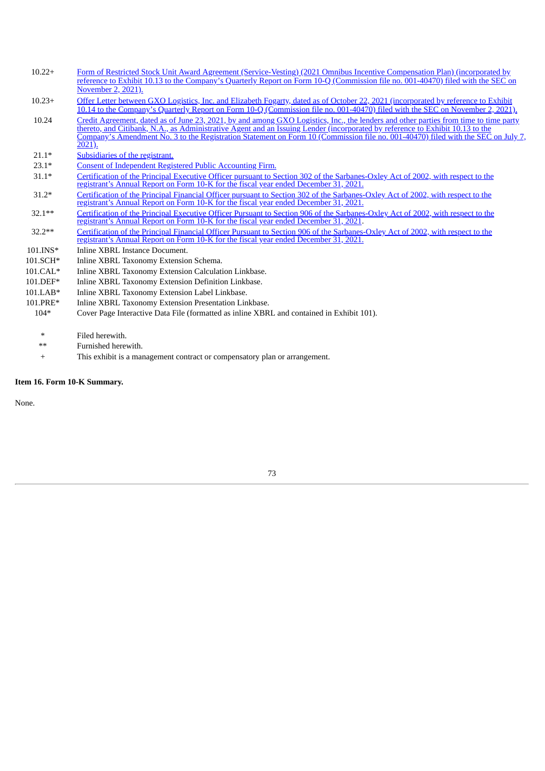| | |
|---|---|
| 10.22+ | Form of Restricted Stock Unit Award Agreement (Service-Vesting) (2021 Omnibus Incentive Compensation Plan) (incorporated by reference to Exhibit 10.13 to the Company's Quarterly Report on Form 10-Q (Commission file no. 001-40470) filed with the SEC on November 2, 2021). |
| 10.23+ | Offer Letter between GXO Logistics, Inc. and Elizabeth Fogarty, dated as of October 22, 2021 (incorporated by reference to Exhibit 10.14 to the Company's Quarterly Report on Form 10-Q (Commission file no. 001-40470) filed with the SEC on November 2, 2021). |
| 10.24 | Credit Agreement, dated as of June 23, 2021, by and among GXO Logistics, Inc., the lenders and other parties from time to time party thereto, and Citibank, N.A., as Administrative Agent and an Issuing Lender (incorporated by reference to Exhibit 10.13 to the Company's Amendment No. 3 to the Registration Statement on Form 10 (Commission file no. 001-40470) filed with the SEC on July 7, 2021). |
| 21.1* | Subsidiaries of the registrant. |
| 23.1* | Consent of Independent Registered Public Accounting Firm. |
| 31.1* | Certification of the Principal Executive Officer pursuant to Section 302 of the Sarbanes-Oxley Act of 2002, with respect to the registrant's Annual Report on Form 10-K for the fiscal year ended December 31, 2021. |
| 31.2* | Certification of the Principal Financial Officer pursuant to Section 302 of the Sarbanes-Oxley Act of 2002, with respect to the registrant's Annual Report on Form 10-K for the fiscal year ended December 31, 2021. |
| 32.1** | Certification of the Principal Executive Officer Pursuant to Section 906 of the Sarbanes-Oxley Act of 2002, with respect to the registrant's Annual Report on Form 10-K for the fiscal year ended December 31, 2021. |
| 32.2** | Certification of the Principal Financial Officer Pursuant to Section 906 of the Sarbanes-Oxley Act of 2002, with respect to the registrant's Annual Report on Form 10-K for the fiscal year ended December 31, 2021. |
| 101.INS* | Inline XBRL Instance Document. |
| 101.SCH* | Inline XBRL Taxonomy Extension Schema. |
| 101.CAL* | Inline XBRL Taxonomy Extension Calculation Linkbase. |
| 101.DEF* | Inline XBRL Taxonomy Extension Definition Linkbase. |
| 101.LAB* | Inline XBRL Taxonomy Extension Label Linkbase. |
| 101.PRE* | Inline XBRL Taxonomy Extension Presentation Linkbase. |
| 104* | Cover Page Interactive Data File (formatted as inline XBRL and contained in Exhibit 101). |

| | |
|---|---|
| * | Filed herewith. |
| ** | Furnished herewith. |
| + | This exhibit is a management contract or compensatory plan or arrangement. |

**Item 16. Form 10-K Summary.**

None.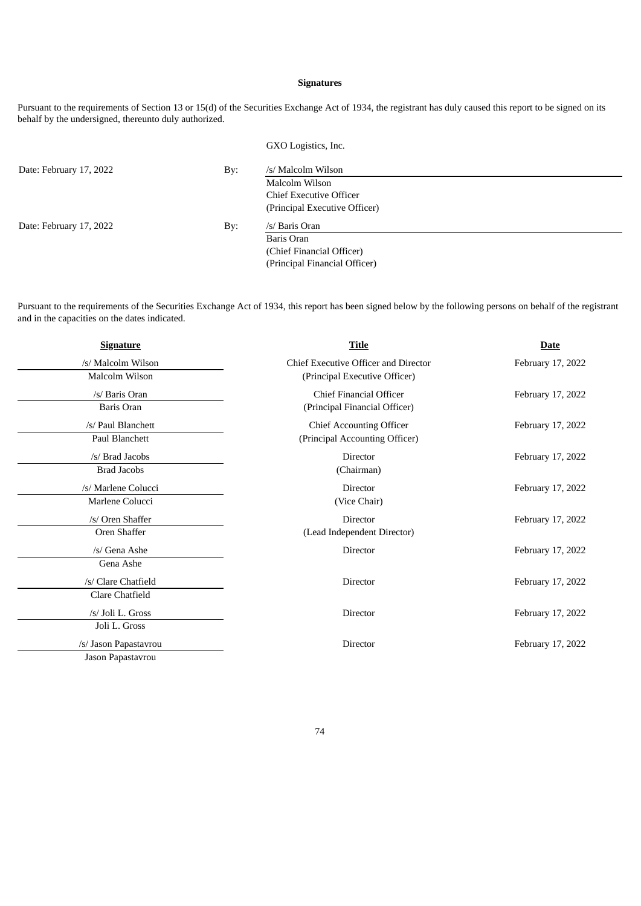**Signatures**

Pursuant to the requirements of Section 13 or 15(d) of the Securities Exchange Act of 1934, the registrant has duly caused this report to be signed on its behalf by the undersigned, thereunto duly authorized.

GXO Logistics, Inc.

| | | |
|---|---|---|
| Date: February 17, 2022 | By: | /s/ Malcolm Wilson |
| | | Malcolm Wilson |
| | | Chief Executive Officer |
| | | (Principal Executive Officer) |
| Date: February 17, 2022 | By: | /s/ Baris Oran |
| | | Baris Oran |
| | | (Chief Financial Officer) |
| | | (Principal Financial Officer) |

Pursuant to the requirements of the Securities Exchange Act of 1934, this report has been signed below by the following persons on behalf of the registrant and in the capacities on the dates indicated.

| Signature | Title | Date |
|---|---|---|
| /s/ Malcolm Wilson<br>Malcolm Wilson | Chief Executive Officer and Director<br>(Principal Executive Officer) | February 17, 2022 |
| /s/ Baris Oran<br>Baris Oran | Chief Financial Officer<br>(Principal Financial Officer) | February 17, 2022 |
| /s/ Paul Blanchett<br>Paul Blanchett | Chief Accounting Officer<br>(Principal Accounting Officer) | February 17, 2022 |
| /s/ Brad Jacobs<br>Brad Jacobs | Director<br>(Chairman) | February 17, 2022 |
| /s/ Marlene Colucci<br>Marlene Colucci | Director<br>(Vice Chair) | February 17, 2022 |
| /s/ Oren Shaffer<br>Oren Shaffer | Director<br>(Lead Independent Director) | February 17, 2022 |
| /s/ Gena Ashe<br>Gena Ashe | Director | February 17, 2022 |
| /s/ Clare Chatfield<br>Clare Chatfield | Director | February 17, 2022 |
| /s/ Joli L. Gross<br>Joli L. Gross | Director | February 17, 2022 |
| /s/ Jason Papastavrou<br>Jason Papastavrou | Director | February 17, 2022 |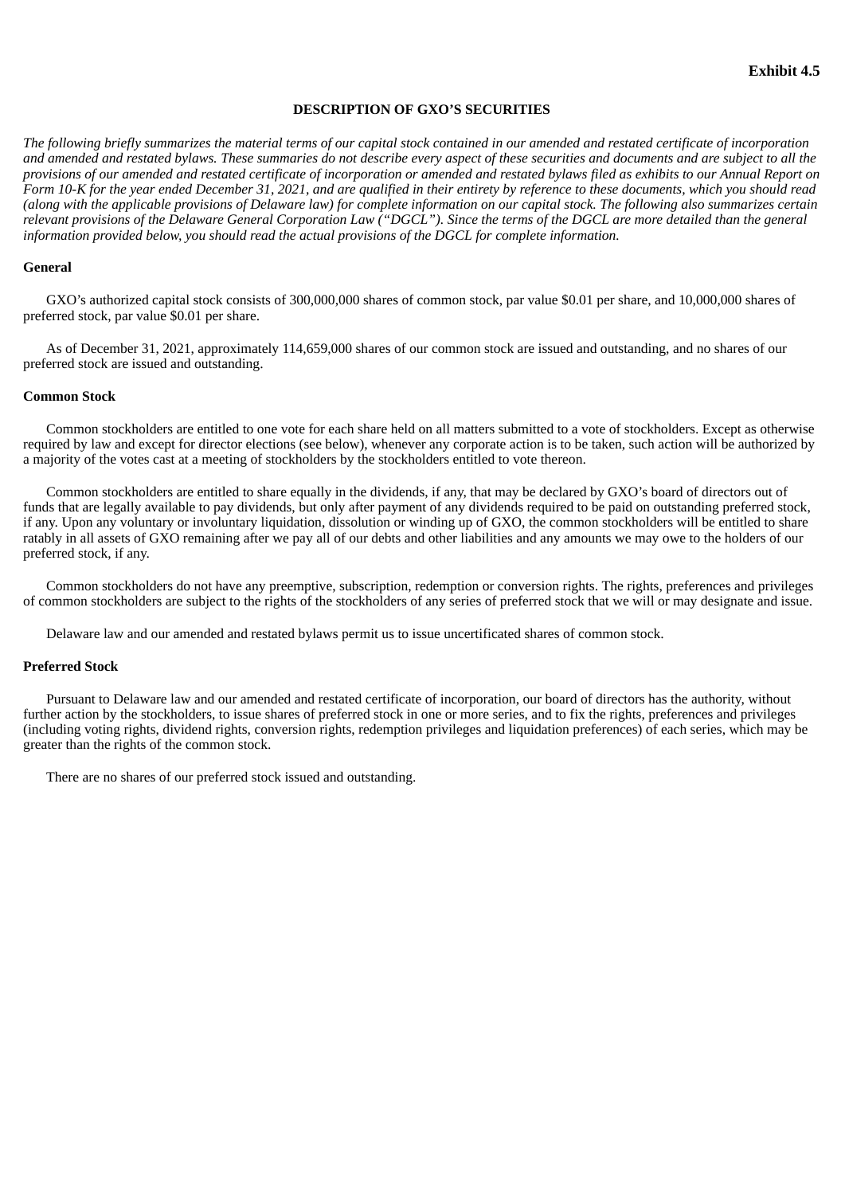**Exhibit 4.5**

# DESCRIPTION OF GXO'S SECURITIES

*The following briefly summarizes the material terms of our capital stock contained in our amended and restated certificate of incorporation and amended and restated bylaws. These summaries do not describe every aspect of these securities and documents and are subject to all the provisions of our amended and restated certificate of incorporation or amended and restated bylaws filed as exhibits to our Annual Report on Form 10-K for the year ended December 31, 2021, and are qualified in their entirety by reference to these documents, which you should read (along with the applicable provisions of Delaware law) for complete information on our capital stock. The following also summarizes certain relevant provisions of the Delaware General Corporation Law ("DGCL"). Since the terms of the DGCL are more detailed than the general information provided below, you should read the actual provisions of the DGCL for complete information.*

## General

GXO's authorized capital stock consists of 300,000,000 shares of common stock, par value $0.01 per share, and 10,000,000 shares of preferred stock, par value $0.01 per share.

As of December 31, 2021, approximately 114,659,000 shares of our common stock are issued and outstanding, and no shares of our preferred stock are issued and outstanding.

## Common Stock

Common stockholders are entitled to one vote for each share held on all matters submitted to a vote of stockholders. Except as otherwise required by law and except for director elections (see below), whenever any corporate action is to be taken, such action will be authorized by a majority of the votes cast at a meeting of stockholders by the stockholders entitled to vote thereon.

Common stockholders are entitled to share equally in the dividends, if any, that may be declared by GXO's board of directors out of funds that are legally available to pay dividends, but only after payment of any dividends required to be paid on outstanding preferred stock, if any. Upon any voluntary or involuntary liquidation, dissolution or winding up of GXO, the common stockholders will be entitled to share ratably in all assets of GXO remaining after we pay all of our debts and other liabilities and any amounts we may owe to the holders of our preferred stock, if any.

Common stockholders do not have any preemptive, subscription, redemption or conversion rights. The rights, preferences and privileges of common stockholders are subject to the rights of the stockholders of any series of preferred stock that we will or may designate and issue.

Delaware law and our amended and restated bylaws permit us to issue uncertificated shares of common stock.

## Preferred Stock

Pursuant to Delaware law and our amended and restated certificate of incorporation, our board of directors has the authority, without further action by the stockholders, to issue shares of preferred stock in one or more series, and to fix the rights, preferences and privileges (including voting rights, dividend rights, conversion rights, redemption privileges and liquidation preferences) of each series, which may be greater than the rights of the common stock.

There are no shares of our preferred stock issued and outstanding.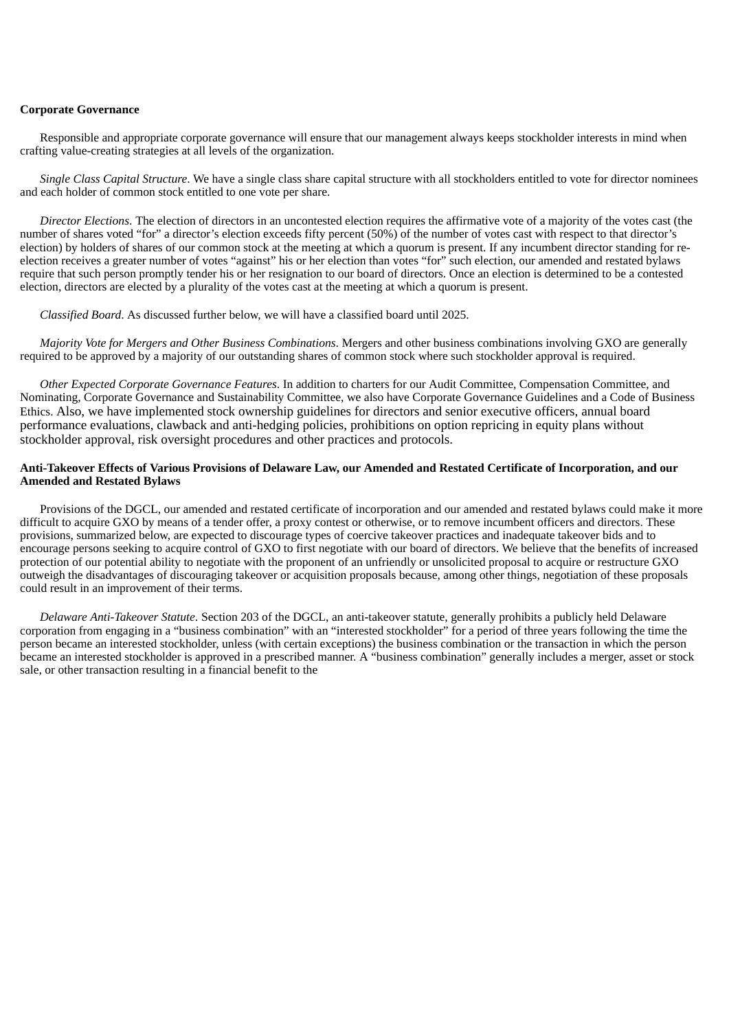**Corporate Governance**

Responsible and appropriate corporate governance will ensure that our management always keeps stockholder interests in mind when crafting value-creating strategies at all levels of the organization.

*Single Class Capital Structure*. We have a single class share capital structure with all stockholders entitled to vote for director nominees and each holder of common stock entitled to one vote per share.

*Director Elections*. The election of directors in an uncontested election requires the affirmative vote of a majority of the votes cast (the number of shares voted "for" a director's election exceeds fifty percent (50%) of the number of votes cast with respect to that director's election) by holders of shares of our common stock at the meeting at which a quorum is present. If any incumbent director standing for re-election receives a greater number of votes "against" his or her election than votes "for" such election, our amended and restated bylaws require that such person promptly tender his or her resignation to our board of directors. Once an election is determined to be a contested election, directors are elected by a plurality of the votes cast at the meeting at which a quorum is present.

*Classified Board*. As discussed further below, we will have a classified board until 2025.

*Majority Vote for Mergers and Other Business Combinations*. Mergers and other business combinations involving GXO are generally required to be approved by a majority of our outstanding shares of common stock where such stockholder approval is required.

*Other Expected Corporate Governance Features*. In addition to charters for our Audit Committee, Compensation Committee, and Nominating, Corporate Governance and Sustainability Committee, we also have Corporate Governance Guidelines and a Code of Business Ethics. Also, we have implemented stock ownership guidelines for directors and senior executive officers, annual board performance evaluations, clawback and anti-hedging policies, prohibitions on option repricing in equity plans without stockholder approval, risk oversight procedures and other practices and protocols.

**Anti-Takeover Effects of Various Provisions of Delaware Law, our Amended and Restated Certificate of Incorporation, and our Amended and Restated Bylaws**

Provisions of the DGCL, our amended and restated certificate of incorporation and our amended and restated bylaws could make it more difficult to acquire GXO by means of a tender offer, a proxy contest or otherwise, or to remove incumbent officers and directors. These provisions, summarized below, are expected to discourage types of coercive takeover practices and inadequate takeover bids and to encourage persons seeking to acquire control of GXO to first negotiate with our board of directors. We believe that the benefits of increased protection of our potential ability to negotiate with the proponent of an unfriendly or unsolicited proposal to acquire or restructure GXO outweigh the disadvantages of discouraging takeover or acquisition proposals because, among other things, negotiation of these proposals could result in an improvement of their terms.

*Delaware Anti-Takeover Statute*. Section 203 of the DGCL, an anti-takeover statute, generally prohibits a publicly held Delaware corporation from engaging in a "business combination" with an "interested stockholder" for a period of three years following the time the person became an interested stockholder, unless (with certain exceptions) the business combination or the transaction in which the person became an interested stockholder is approved in a prescribed manner. A "business combination" generally includes a merger, asset or stock sale, or other transaction resulting in a financial benefit to the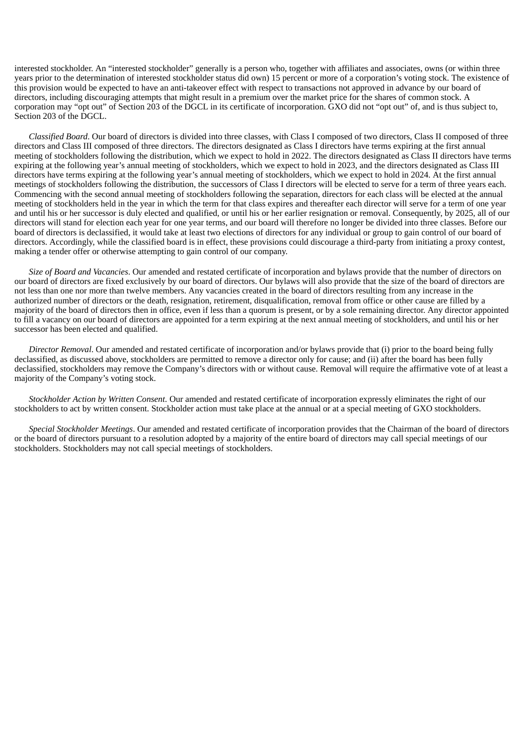interested stockholder. An “interested stockholder” generally is a person who, together with affiliates and associates, owns (or within three years prior to the determination of interested stockholder status did own) 15 percent or more of a corporation’s voting stock. The existence of this provision would be expected to have an anti-takeover effect with respect to transactions not approved in advance by our board of directors, including discouraging attempts that might result in a premium over the market price for the shares of common stock. A corporation may “opt out” of Section 203 of the DGCL in its certificate of incorporation. GXO did not “opt out” of, and is thus subject to, Section 203 of the DGCL.

*Classified Board*. Our board of directors is divided into three classes, with Class I composed of two directors, Class II composed of three directors and Class III composed of three directors. The directors designated as Class I directors have terms expiring at the first annual meeting of stockholders following the distribution, which we expect to hold in 2022. The directors designated as Class II directors have terms expiring at the following year’s annual meeting of stockholders, which we expect to hold in 2023, and the directors designated as Class III directors have terms expiring at the following year’s annual meeting of stockholders, which we expect to hold in 2024. At the first annual meetings of stockholders following the distribution, the successors of Class I directors will be elected to serve for a term of three years each. Commencing with the second annual meeting of stockholders following the separation, directors for each class will be elected at the annual meeting of stockholders held in the year in which the term for that class expires and thereafter each director will serve for a term of one year and until his or her successor is duly elected and qualified, or until his or her earlier resignation or removal. Consequently, by 2025, all of our directors will stand for election each year for one year terms, and our board will therefore no longer be divided into three classes. Before our board of directors is declassified, it would take at least two elections of directors for any individual or group to gain control of our board of directors. Accordingly, while the classified board is in effect, these provisions could discourage a third-party from initiating a proxy contest, making a tender offer or otherwise attempting to gain control of our company.

*Size of Board and Vacancies*. Our amended and restated certificate of incorporation and bylaws provide that the number of directors on our board of directors are fixed exclusively by our board of directors. Our bylaws will also provide that the size of the board of directors are not less than one nor more than twelve members. Any vacancies created in the board of directors resulting from any increase in the authorized number of directors or the death, resignation, retirement, disqualification, removal from office or other cause are filled by a majority of the board of directors then in office, even if less than a quorum is present, or by a sole remaining director. Any director appointed to fill a vacancy on our board of directors are appointed for a term expiring at the next annual meeting of stockholders, and until his or her successor has been elected and qualified.

*Director Removal*. Our amended and restated certificate of incorporation and/or bylaws provide that (i) prior to the board being fully declassified, as discussed above, stockholders are permitted to remove a director only for cause; and (ii) after the board has been fully declassified, stockholders may remove the Company’s directors with or without cause. Removal will require the affirmative vote of at least a majority of the Company’s voting stock.

*Stockholder Action by Written Consent*. Our amended and restated certificate of incorporation expressly eliminates the right of our stockholders to act by written consent. Stockholder action must take place at the annual or at a special meeting of GXO stockholders.

*Special Stockholder Meetings*. Our amended and restated certificate of incorporation provides that the Chairman of the board of directors or the board of directors pursuant to a resolution adopted by a majority of the entire board of directors may call special meetings of our stockholders. Stockholders may not call special meetings of stockholders.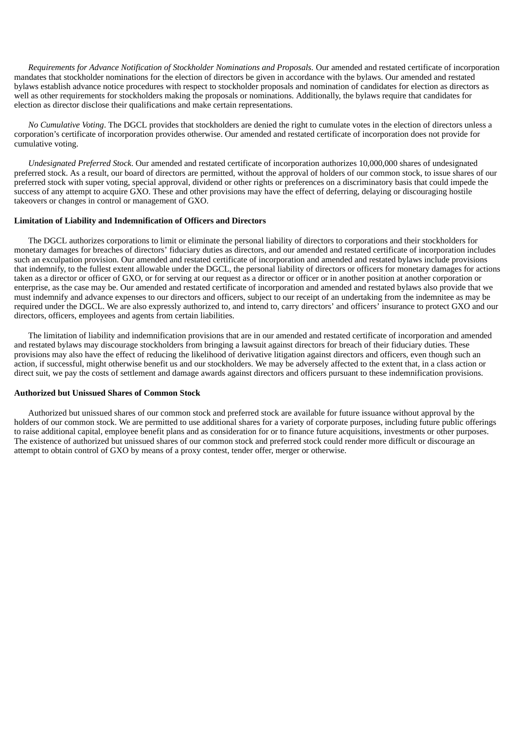*Requirements for Advance Notification of Stockholder Nominations and Proposals.* Our amended and restated certificate of incorporation mandates that stockholder nominations for the election of directors be given in accordance with the bylaws. Our amended and restated bylaws establish advance notice procedures with respect to stockholder proposals and nomination of candidates for election as directors as well as other requirements for stockholders making the proposals or nominations. Additionally, the bylaws require that candidates for election as director disclose their qualifications and make certain representations.

*No Cumulative Voting*. The DGCL provides that stockholders are denied the right to cumulate votes in the election of directors unless a corporation's certificate of incorporation provides otherwise. Our amended and restated certificate of incorporation does not provide for cumulative voting.

*Undesignated Preferred Stock*. Our amended and restated certificate of incorporation authorizes 10,000,000 shares of undesignated preferred stock. As a result, our board of directors are permitted, without the approval of holders of our common stock, to issue shares of our preferred stock with super voting, special approval, dividend or other rights or preferences on a discriminatory basis that could impede the success of any attempt to acquire GXO. These and other provisions may have the effect of deferring, delaying or discouraging hostile takeovers or changes in control or management of GXO.

**Limitation of Liability and Indemnification of Officers and Directors**

The DGCL authorizes corporations to limit or eliminate the personal liability of directors to corporations and their stockholders for monetary damages for breaches of directors' fiduciary duties as directors, and our amended and restated certificate of incorporation includes such an exculpation provision. Our amended and restated certificate of incorporation and amended and restated bylaws include provisions that indemnify, to the fullest extent allowable under the DGCL, the personal liability of directors or officers for monetary damages for actions taken as a director or officer of GXO, or for serving at our request as a director or officer or in another position at another corporation or enterprise, as the case may be. Our amended and restated certificate of incorporation and amended and restated bylaws also provide that we must indemnify and advance expenses to our directors and officers, subject to our receipt of an undertaking from the indemnitee as may be required under the DGCL. We are also expressly authorized to, and intend to, carry directors' and officers' insurance to protect GXO and our directors, officers, employees and agents from certain liabilities.

The limitation of liability and indemnification provisions that are in our amended and restated certificate of incorporation and amended and restated bylaws may discourage stockholders from bringing a lawsuit against directors for breach of their fiduciary duties. These provisions may also have the effect of reducing the likelihood of derivative litigation against directors and officers, even though such an action, if successful, might otherwise benefit us and our stockholders. We may be adversely affected to the extent that, in a class action or direct suit, we pay the costs of settlement and damage awards against directors and officers pursuant to these indemnification provisions.

**Authorized but Unissued Shares of Common Stock**

Authorized but unissued shares of our common stock and preferred stock are available for future issuance without approval by the holders of our common stock. We are permitted to use additional shares for a variety of corporate purposes, including future public offerings to raise additional capital, employee benefit plans and as consideration for or to finance future acquisitions, investments or other purposes. The existence of authorized but unissued shares of our common stock and preferred stock could render more difficult or discourage an attempt to obtain control of GXO by means of a proxy contest, tender offer, merger or otherwise.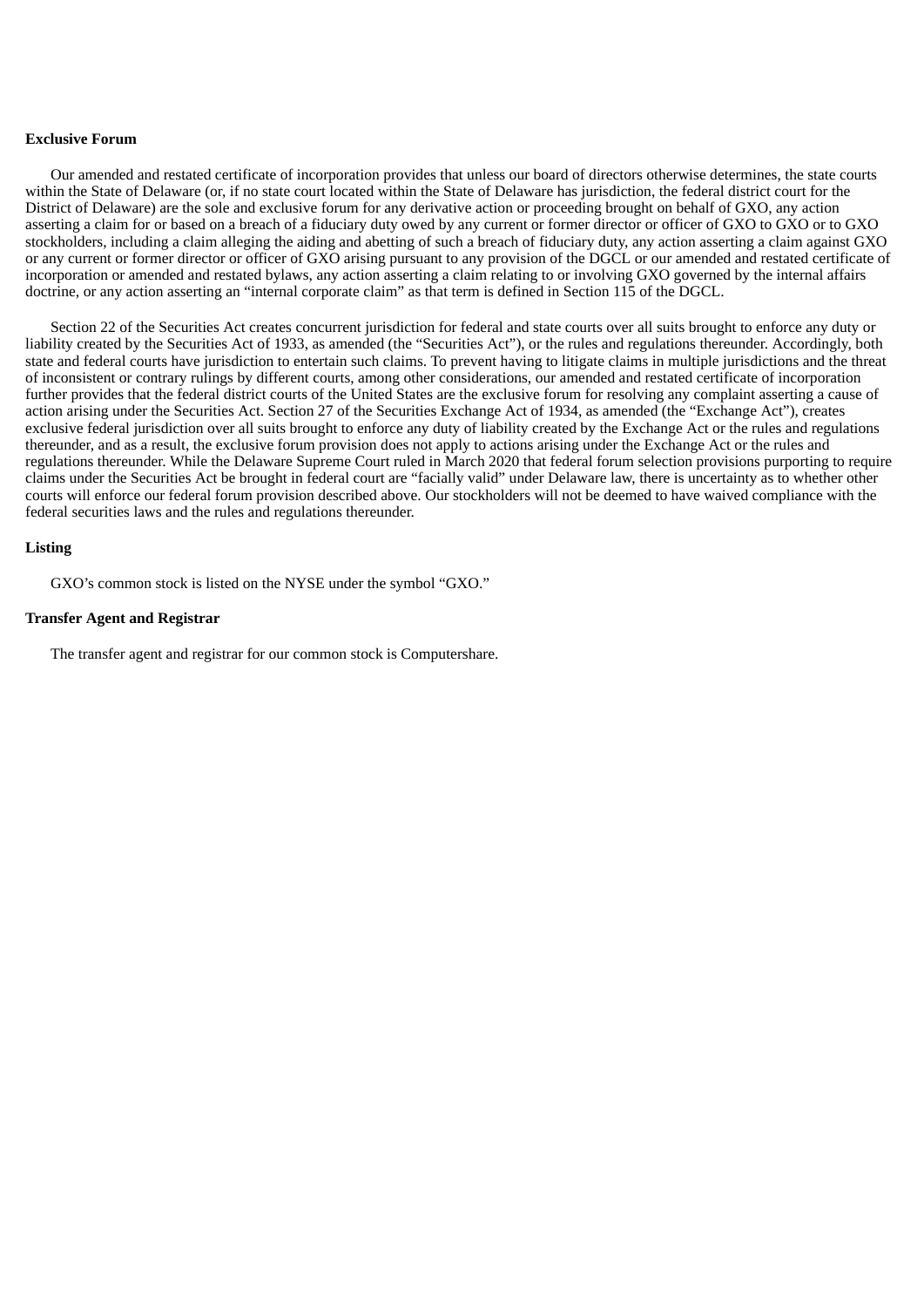**Exclusive Forum**

Our amended and restated certificate of incorporation provides that unless our board of directors otherwise determines, the state courts within the State of Delaware (or, if no state court located within the State of Delaware has jurisdiction, the federal district court for the District of Delaware) are the sole and exclusive forum for any derivative action or proceeding brought on behalf of GXO, any action asserting a claim for or based on a breach of a fiduciary duty owed by any current or former director or officer of GXO to GXO or to GXO stockholders, including a claim alleging the aiding and abetting of such a breach of fiduciary duty, any action asserting a claim against GXO or any current or former director or officer of GXO arising pursuant to any provision of the DGCL or our amended and restated certificate of incorporation or amended and restated bylaws, any action asserting a claim relating to or involving GXO governed by the internal affairs doctrine, or any action asserting an "internal corporate claim" as that term is defined in Section 115 of the DGCL.

Section 22 of the Securities Act creates concurrent jurisdiction for federal and state courts over all suits brought to enforce any duty or liability created by the Securities Act of 1933, as amended (the "Securities Act"), or the rules and regulations thereunder. Accordingly, both state and federal courts have jurisdiction to entertain such claims. To prevent having to litigate claims in multiple jurisdictions and the threat of inconsistent or contrary rulings by different courts, among other considerations, our amended and restated certificate of incorporation further provides that the federal district courts of the United States are the exclusive forum for resolving any complaint asserting a cause of action arising under the Securities Act. Section 27 of the Securities Exchange Act of 1934, as amended (the "Exchange Act"), creates exclusive federal jurisdiction over all suits brought to enforce any duty of liability created by the Exchange Act or the rules and regulations thereunder, and as a result, the exclusive forum provision does not apply to actions arising under the Exchange Act or the rules and regulations thereunder. While the Delaware Supreme Court ruled in March 2020 that federal forum selection provisions purporting to require claims under the Securities Act be brought in federal court are "facially valid" under Delaware law, there is uncertainty as to whether other courts will enforce our federal forum provision described above. Our stockholders will not be deemed to have waived compliance with the federal securities laws and the rules and regulations thereunder.

**Listing**

GXO's common stock is listed on the NYSE under the symbol "GXO."

**Transfer Agent and Registrar**

The transfer agent and registrar for our common stock is Computershare.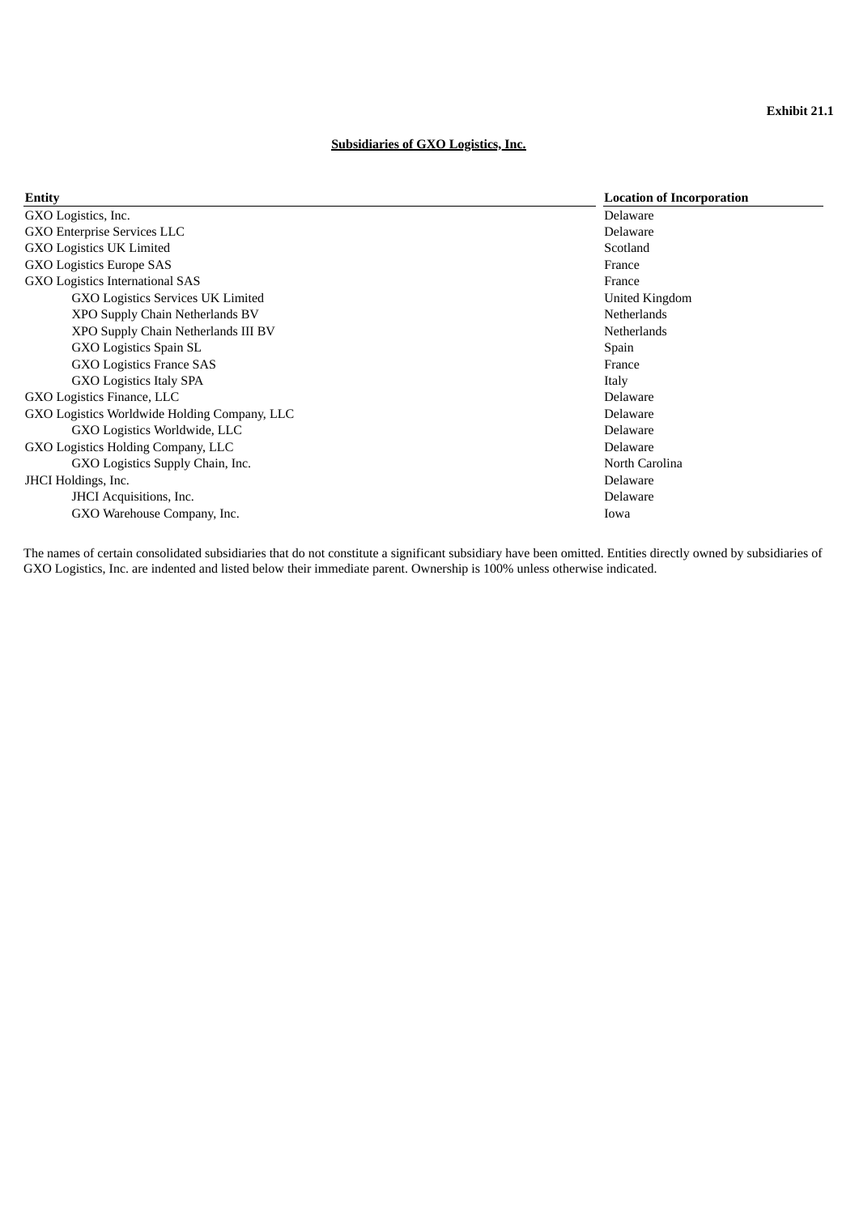**Exhibit 21.1**

**Subsidiaries of GXO Logistics, Inc.**

| **Entity** | **Location of Incorporation** |
| --- | --- |
| GXO Logistics, Inc. | Delaware |
| GXO Enterprise Services LLC | Delaware |
| GXO Logistics UK Limited | Scotland |
| GXO Logistics Europe SAS | France |
| GXO Logistics International SAS | France |
|     GXO Logistics Services UK Limited | United Kingdom |
|     XPO Supply Chain Netherlands BV | Netherlands |
|     XPO Supply Chain Netherlands III BV | Netherlands |
|     GXO Logistics Spain SL | Spain |
|     GXO Logistics France SAS | France |
|     GXO Logistics Italy SPA | Italy |
| GXO Logistics Finance, LLC | Delaware |
| GXO Logistics Worldwide Holding Company, LLC | Delaware |
|     GXO Logistics Worldwide, LLC | Delaware |
| GXO Logistics Holding Company, LLC | Delaware |
|     GXO Logistics Supply Chain, Inc. | North Carolina |
| JHCI Holdings, Inc. | Delaware |
|     JHCI Acquisitions, Inc. | Delaware |
|     GXO Warehouse Company, Inc. | Iowa |

The names of certain consolidated subsidiaries that do not constitute a significant subsidiary have been omitted. Entities directly owned by subsidiaries of GXO Logistics, Inc. are indented and listed below their immediate parent. Ownership is 100% unless otherwise indicated.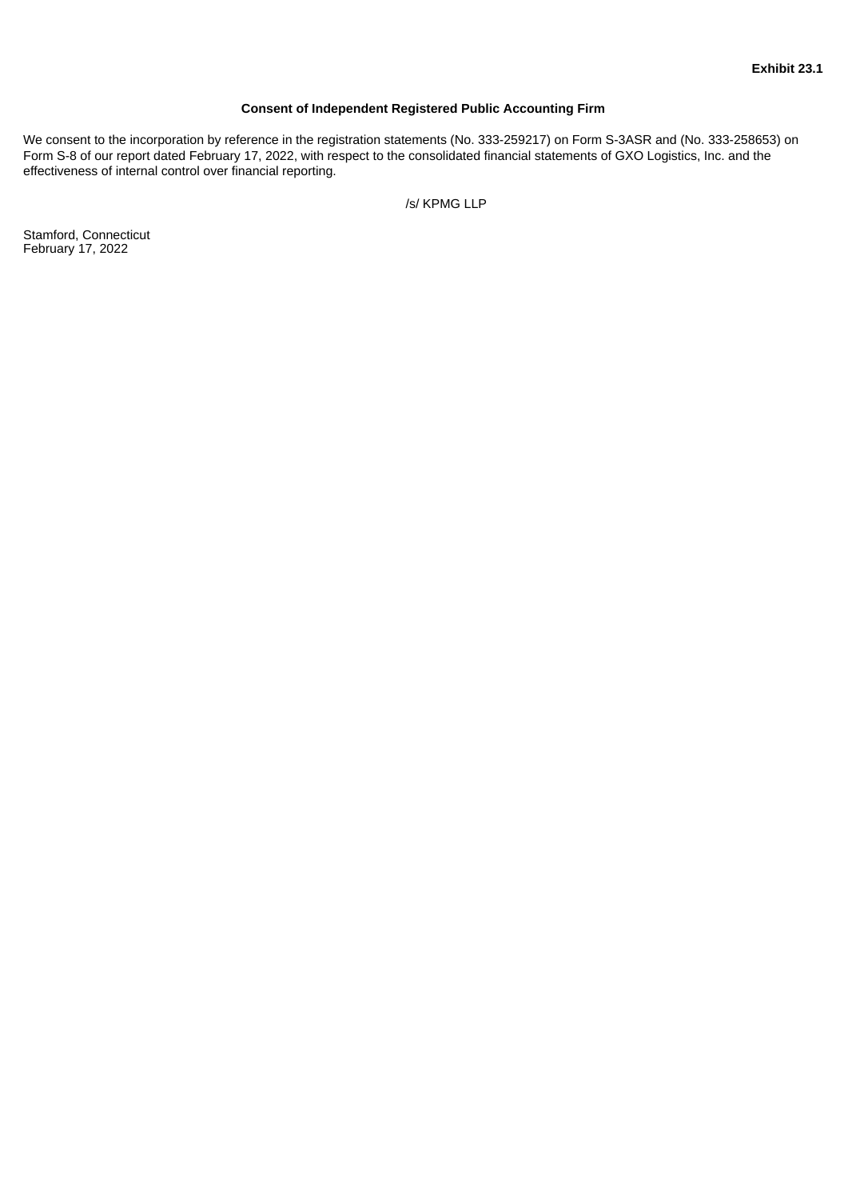**Exhibit 23.1**

**Consent of Independent Registered Public Accounting Firm**

We consent to the incorporation by reference in the registration statements (No. 333-259217) on Form S-3ASR and (No. 333-258653) on Form S-8 of our report dated February 17, 2022, with respect to the consolidated financial statements of GXO Logistics, Inc. and the effectiveness of internal control over financial reporting.

/s/ KPMG LLP

Stamford, Connecticut
February 17, 2022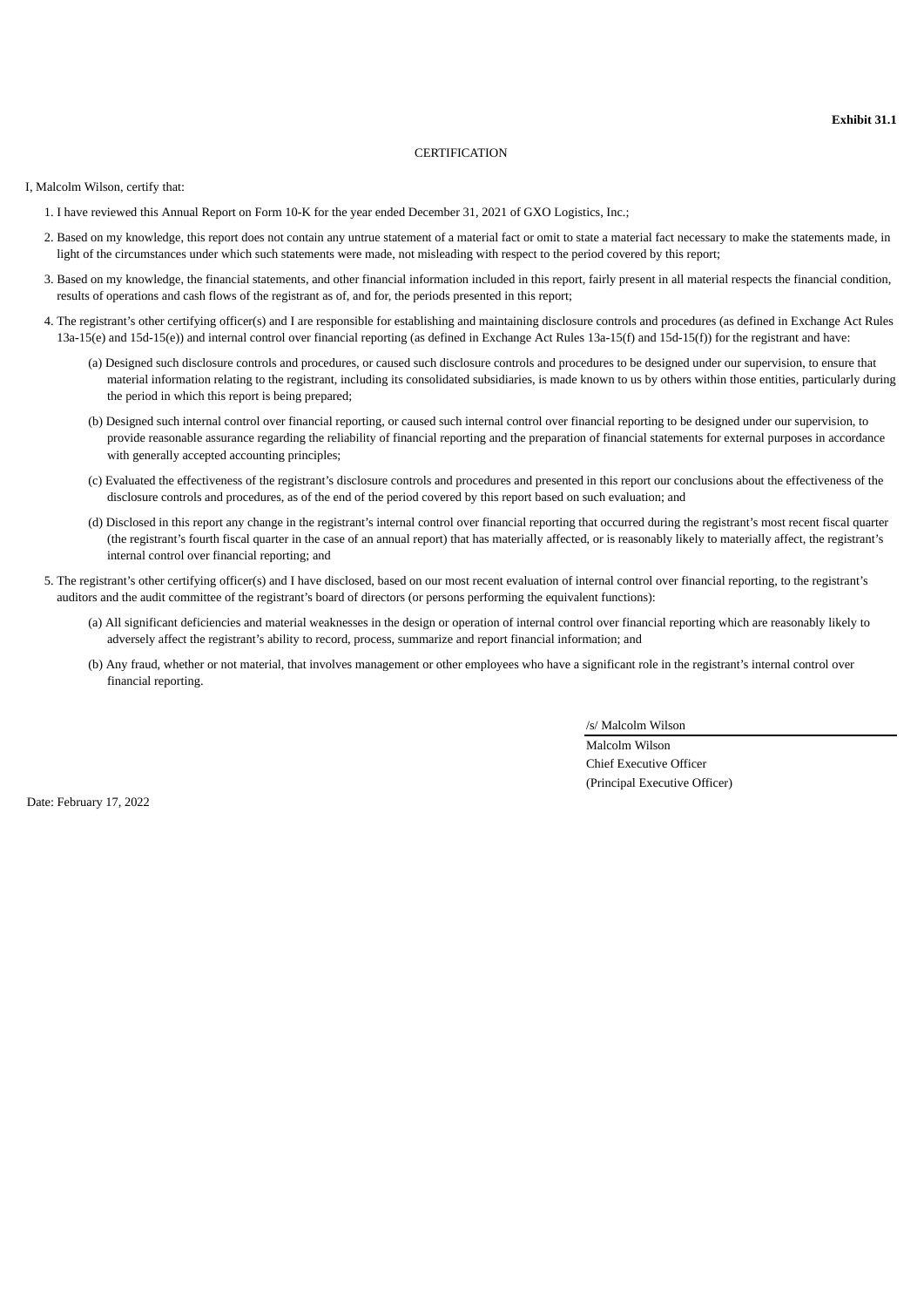**Exhibit 31.1**

CERTIFICATION

I, Malcolm Wilson, certify that:

1. I have reviewed this Annual Report on Form 10-K for the year ended December 31, 2021 of GXO Logistics, Inc.;
2. Based on my knowledge, this report does not contain any untrue statement of a material fact or omit to state a material fact necessary to make the statements made, in light of the circumstances under which such statements were made, not misleading with respect to the period covered by this report;
3. Based on my knowledge, the financial statements, and other financial information included in this report, fairly present in all material respects the financial condition, results of operations and cash flows of the registrant as of, and for, the periods presented in this report;
4. The registrant's other certifying officer(s) and I are responsible for establishing and maintaining disclosure controls and procedures (as defined in Exchange Act Rules 13a-15(e) and 15d-15(e)) and internal control over financial reporting (as defined in Exchange Act Rules 13a-15(f) and 15d-15(f)) for the registrant and have:

    (a) Designed such disclosure controls and procedures, or caused such disclosure controls and procedures to be designed under our supervision, to ensure that material information relating to the registrant, including its consolidated subsidiaries, is made known to us by others within those entities, particularly during the period in which this report is being prepared;

    (b) Designed such internal control over financial reporting, or caused such internal control over financial reporting to be designed under our supervision, to provide reasonable assurance regarding the reliability of financial reporting and the preparation of financial statements for external purposes in accordance with generally accepted accounting principles;

    (c) Evaluated the effectiveness of the registrant's disclosure controls and procedures and presented in this report our conclusions about the effectiveness of the disclosure controls and procedures, as of the end of the period covered by this report based on such evaluation; and

    (d) Disclosed in this report any change in the registrant's internal control over financial reporting that occurred during the registrant's most recent fiscal quarter (the registrant's fourth fiscal quarter in the case of an annual report) that has materially affected, or is reasonably likely to materially affect, the registrant's internal control over financial reporting; and

5. The registrant's other certifying officer(s) and I have disclosed, based on our most recent evaluation of internal control over financial reporting, to the registrant's auditors and the audit committee of the registrant's board of directors (or persons performing the equivalent functions):

    (a) All significant deficiencies and material weaknesses in the design or operation of internal control over financial reporting which are reasonably likely to adversely affect the registrant's ability to record, process, summarize and report financial information; and

    (b) Any fraud, whether or not material, that involves management or other employees who have a significant role in the registrant's internal control over financial reporting.

/s/ Malcolm Wilson

Malcolm Wilson
Chief Executive Officer
(Principal Executive Officer)

Date: February 17, 2022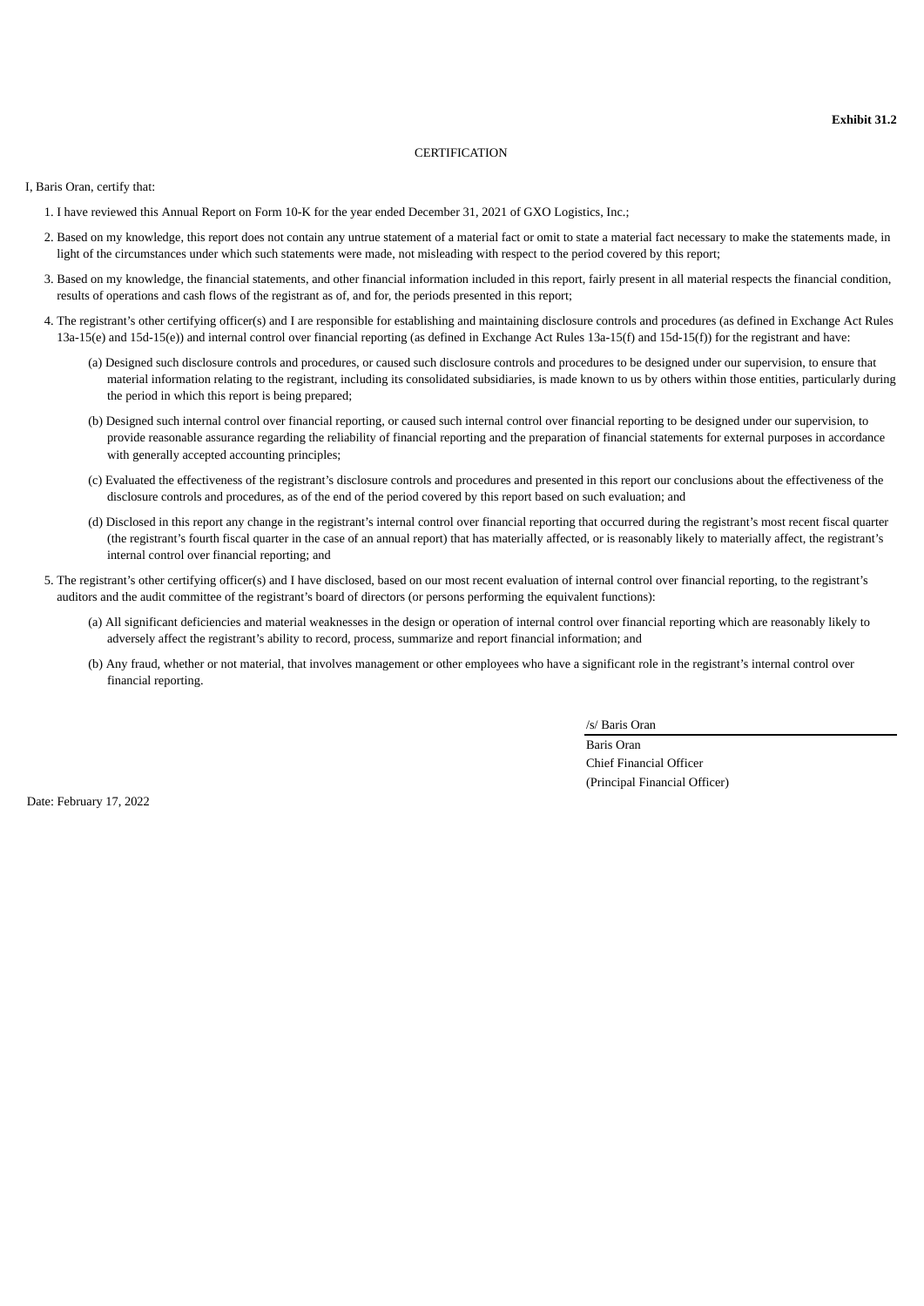**Exhibit 31.2**

CERTIFICATION

I, Baris Oran, certify that:

1. I have reviewed this Annual Report on Form 10-K for the year ended December 31, 2021 of GXO Logistics, Inc.;

2. Based on my knowledge, this report does not contain any untrue statement of a material fact or omit to state a material fact necessary to make the statements made, in light of the circumstances under which such statements were made, not misleading with respect to the period covered by this report;

3. Based on my knowledge, the financial statements, and other financial information included in this report, fairly present in all material respects the financial condition, results of operations and cash flows of the registrant as of, and for, the periods presented in this report;

4. The registrant's other certifying officer(s) and I are responsible for establishing and maintaining disclosure controls and procedures (as defined in Exchange Act Rules 13a-15(e) and 15d-15(e)) and internal control over financial reporting (as defined in Exchange Act Rules 13a-15(f) and 15d-15(f)) for the registrant and have:

   (a) Designed such disclosure controls and procedures, or caused such disclosure controls and procedures to be designed under our supervision, to ensure that material information relating to the registrant, including its consolidated subsidiaries, is made known to us by others within those entities, particularly during the period in which this report is being prepared;

   (b) Designed such internal control over financial reporting, or caused such internal control over financial reporting to be designed under our supervision, to provide reasonable assurance regarding the reliability of financial reporting and the preparation of financial statements for external purposes in accordance with generally accepted accounting principles;

   (c) Evaluated the effectiveness of the registrant's disclosure controls and procedures and presented in this report our conclusions about the effectiveness of the disclosure controls and procedures, as of the end of the period covered by this report based on such evaluation; and

   (d) Disclosed in this report any change in the registrant's internal control over financial reporting that occurred during the registrant's most recent fiscal quarter (the registrant's fourth fiscal quarter in the case of an annual report) that has materially affected, or is reasonably likely to materially affect, the registrant's internal control over financial reporting; and

5. The registrant's other certifying officer(s) and I have disclosed, based on our most recent evaluation of internal control over financial reporting, to the registrant's auditors and the audit committee of the registrant's board of directors (or persons performing the equivalent functions):

   (a) All significant deficiencies and material weaknesses in the design or operation of internal control over financial reporting which are reasonably likely to adversely affect the registrant's ability to record, process, summarize and report financial information; and

   (b) Any fraud, whether or not material, that involves management or other employees who have a significant role in the registrant's internal control over financial reporting.

/s/ Baris Oran

Baris Oran
Chief Financial Officer
(Principal Financial Officer)

Date: February 17, 2022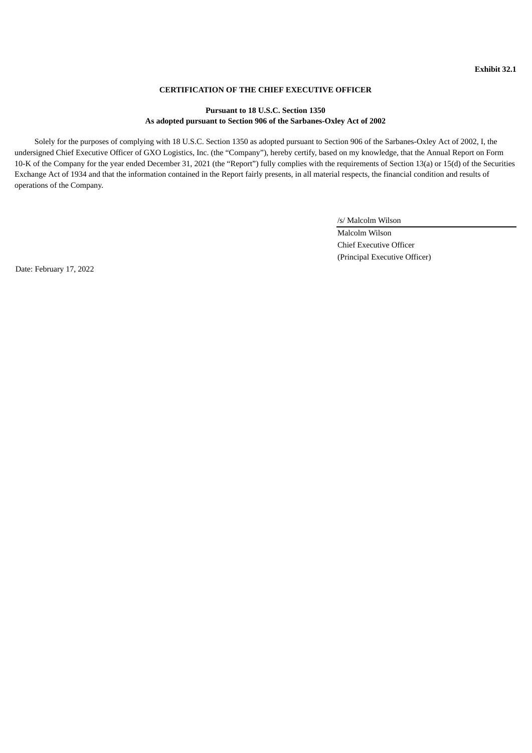**Exhibit 32.1**

**CERTIFICATION OF THE CHIEF EXECUTIVE OFFICER**

**Pursuant to 18 U.S.C. Section 1350**
**As adopted pursuant to Section 906 of the Sarbanes-Oxley Act of 2002**

Solely for the purposes of complying with 18 U.S.C. Section 1350 as adopted pursuant to Section 906 of the Sarbanes-Oxley Act of 2002, I, the undersigned Chief Executive Officer of GXO Logistics, Inc. (the "Company"), hereby certify, based on my knowledge, that the Annual Report on Form 10-K of the Company for the year ended December 31, 2021 (the "Report") fully complies with the requirements of Section 13(a) or 15(d) of the Securities Exchange Act of 1934 and that the information contained in the Report fairly presents, in all material respects, the financial condition and results of operations of the Company.

/s/ Malcolm Wilson

Malcolm Wilson
Chief Executive Officer
(Principal Executive Officer)

Date: February 17, 2022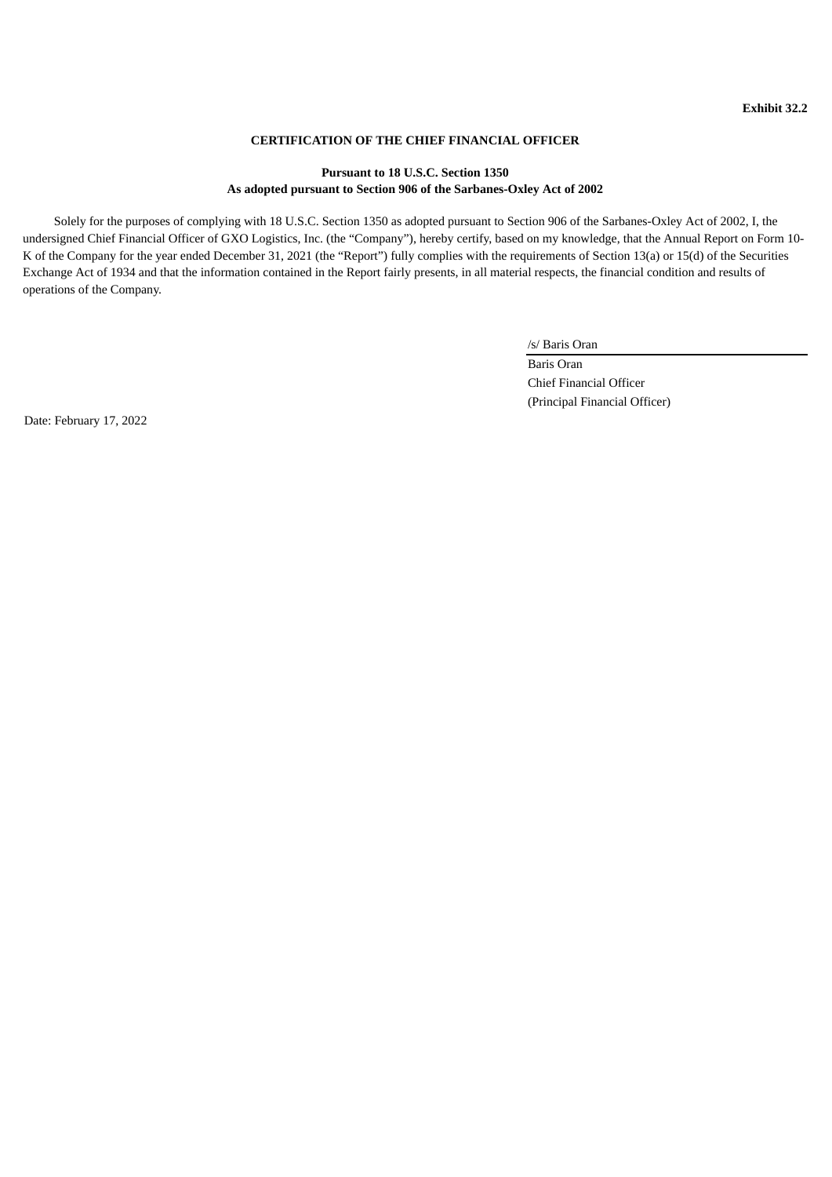**Exhibit 32.2**

**CERTIFICATION OF THE CHIEF FINANCIAL OFFICER**

**Pursuant to 18 U.S.C. Section 1350**
**As adopted pursuant to Section 906 of the Sarbanes-Oxley Act of 2002**

Solely for the purposes of complying with 18 U.S.C. Section 1350 as adopted pursuant to Section 906 of the Sarbanes-Oxley Act of 2002, I, the undersigned Chief Financial Officer of GXO Logistics, Inc. (the "Company"), hereby certify, based on my knowledge, that the Annual Report on Form 10-K of the Company for the year ended December 31, 2021 (the "Report") fully complies with the requirements of Section 13(a) or 15(d) of the Securities Exchange Act of 1934 and that the information contained in the Report fairly presents, in all material respects, the financial condition and results of operations of the Company.

/s/ Baris Oran

Baris Oran
Chief Financial Officer
(Principal Financial Officer)

Date: February 17, 2022